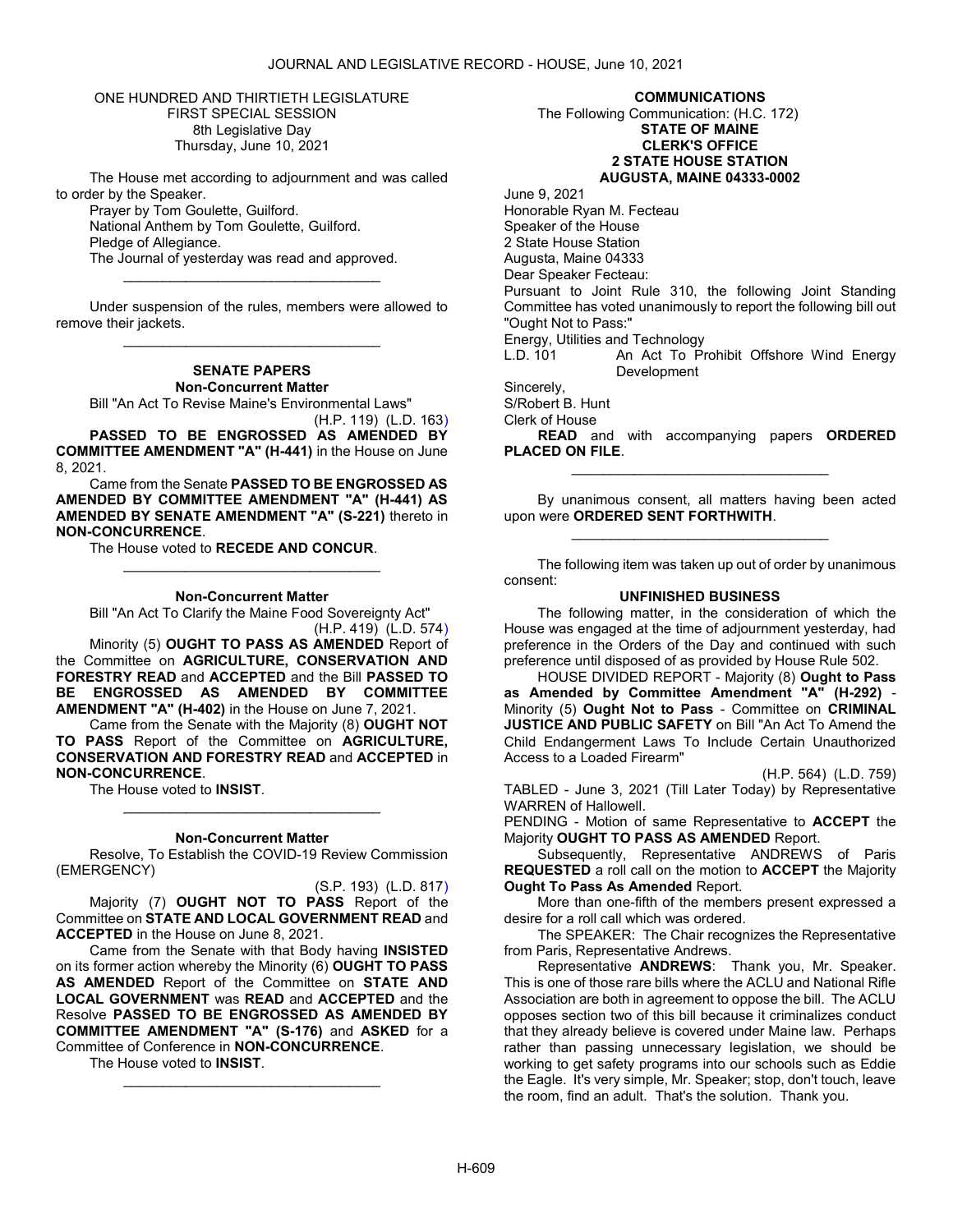ONE HUNDRED AND THIRTIETH LEGISLATURE
FIRST SPECIAL SESSION
8th Legislative Day
Thursday, June 10, 2021

The House met according to adjournment and was called to order by the Speaker.

Prayer by Tom Goulette, Guilford.

National Anthem by Tom Goulette, Guilford.

Pledge of Allegiance.

The Journal of yesterday was read and approved.

_________________________________

Under suspension of the rules, members were allowed to remove their jackets.

_________________________________

**SENATE PAPERS**

**Non-Concurrent Matter**

Bill "An Act To Revise Maine's Environmental Laws"

(H.P. 119) (L.D. 163)

**PASSED TO BE ENGROSSED AS AMENDED BY COMMITTEE AMENDMENT "A" (H-441)** in the House on June 8, 2021.

Came from the Senate **PASSED TO BE ENGROSSED AS AMENDED BY COMMITTEE AMENDMENT "A" (H-441) AS AMENDED BY SENATE AMENDMENT "A" (S-221)** thereto in **NON-CONCURRENCE**.

The House voted to **RECEDE AND CONCUR**.

_________________________________

**Non-Concurrent Matter**

Bill "An Act To Clarify the Maine Food Sovereignty Act"

(H.P. 419) (L.D. 574)

Minority (5) **OUGHT TO PASS AS AMENDED** Report of the Committee on **AGRICULTURE, CONSERVATION AND FORESTRY READ** and **ACCEPTED** and the Bill **PASSED TO BE ENGROSSED AS AMENDED BY COMMITTEE AMENDMENT "A" (H-402)** in the House on June 7, 2021.

Came from the Senate with the Majority (8) **OUGHT NOT TO PASS** Report of the Committee on **AGRICULTURE, CONSERVATION AND FORESTRY READ** and **ACCEPTED** in **NON-CONCURRENCE**.

The House voted to **INSIST**.

_________________________________

**Non-Concurrent Matter**

Resolve, To Establish the COVID-19 Review Commission (EMERGENCY)

(S.P. 193) (L.D. 817)

Majority (7) **OUGHT NOT TO PASS** Report of the Committee on **STATE AND LOCAL GOVERNMENT READ** and **ACCEPTED** in the House on June 8, 2021.

Came from the Senate with that Body having **INSISTED** on its former action whereby the Minority (6) **OUGHT TO PASS AS AMENDED** Report of the Committee on **STATE AND LOCAL GOVERNMENT** was **READ** and **ACCEPTED** and the Resolve **PASSED TO BE ENGROSSED AS AMENDED BY COMMITTEE AMENDMENT "A" (S-176)** and **ASKED** for a Committee of Conference in **NON-CONCURRENCE**.

The House voted to **INSIST**.

_________________________________

**COMMUNICATIONS**

The Following Communication: (H.C. 172)

**STATE OF MAINE**
**CLERK'S OFFICE**
**2 STATE HOUSE STATION**
**AUGUSTA, MAINE 04333-0002**

June 9, 2021

Honorable Ryan M. Fecteau
Speaker of the House
2 State House Station
Augusta, Maine 04333

Dear Speaker Fecteau:

Pursuant to Joint Rule 310, the following Joint Standing Committee has voted unanimously to report the following bill out "Ought Not to Pass:"

Energy, Utilities and Technology

L.D. 101 An Act To Prohibit Offshore Wind Energy Development

Sincerely,

S/Robert B. Hunt
Clerk of House

**READ** and with accompanying papers **ORDERED PLACED ON FILE**.

_________________________________

By unanimous consent, all matters having been acted upon were **ORDERED SENT FORTHWITH**.

_________________________________

The following item was taken up out of order by unanimous consent:

**UNFINISHED BUSINESS**

The following matter, in the consideration of which the House was engaged at the time of adjournment yesterday, had preference in the Orders of the Day and continued with such preference until disposed of as provided by House Rule 502.

HOUSE DIVIDED REPORT - Majority (8) **Ought to Pass as Amended by Committee Amendment "A" (H-292)** - Minority (5) **Ought Not to Pass** - Committee on **CRIMINAL JUSTICE AND PUBLIC SAFETY** on Bill "An Act To Amend the Child Endangerment Laws To Include Certain Unauthorized Access to a Loaded Firearm"

(H.P. 564) (L.D. 759)

TABLED - June 3, 2021 (Till Later Today) by Representative WARREN of Hallowell.

PENDING - Motion of same Representative to **ACCEPT** the Majority **OUGHT TO PASS AS AMENDED** Report.

Subsequently, Representative ANDREWS of Paris **REQUESTED** a roll call on the motion to **ACCEPT** the Majority **Ought To Pass As Amended** Report.

More than one-fifth of the members present expressed a desire for a roll call which was ordered.

The SPEAKER: The Chair recognizes the Representative from Paris, Representative Andrews.

Representative **ANDREWS**: Thank you, Mr. Speaker. This is one of those rare bills where the ACLU and National Rifle Association are both in agreement to oppose the bill. The ACLU opposes section two of this bill because it criminalizes conduct that they already believe is covered under Maine law. Perhaps rather than passing unnecessary legislation, we should be working to get safety programs into our schools such as Eddie the Eagle. It's very simple, Mr. Speaker; stop, don't touch, leave the room, find an adult. That's the solution. Thank you.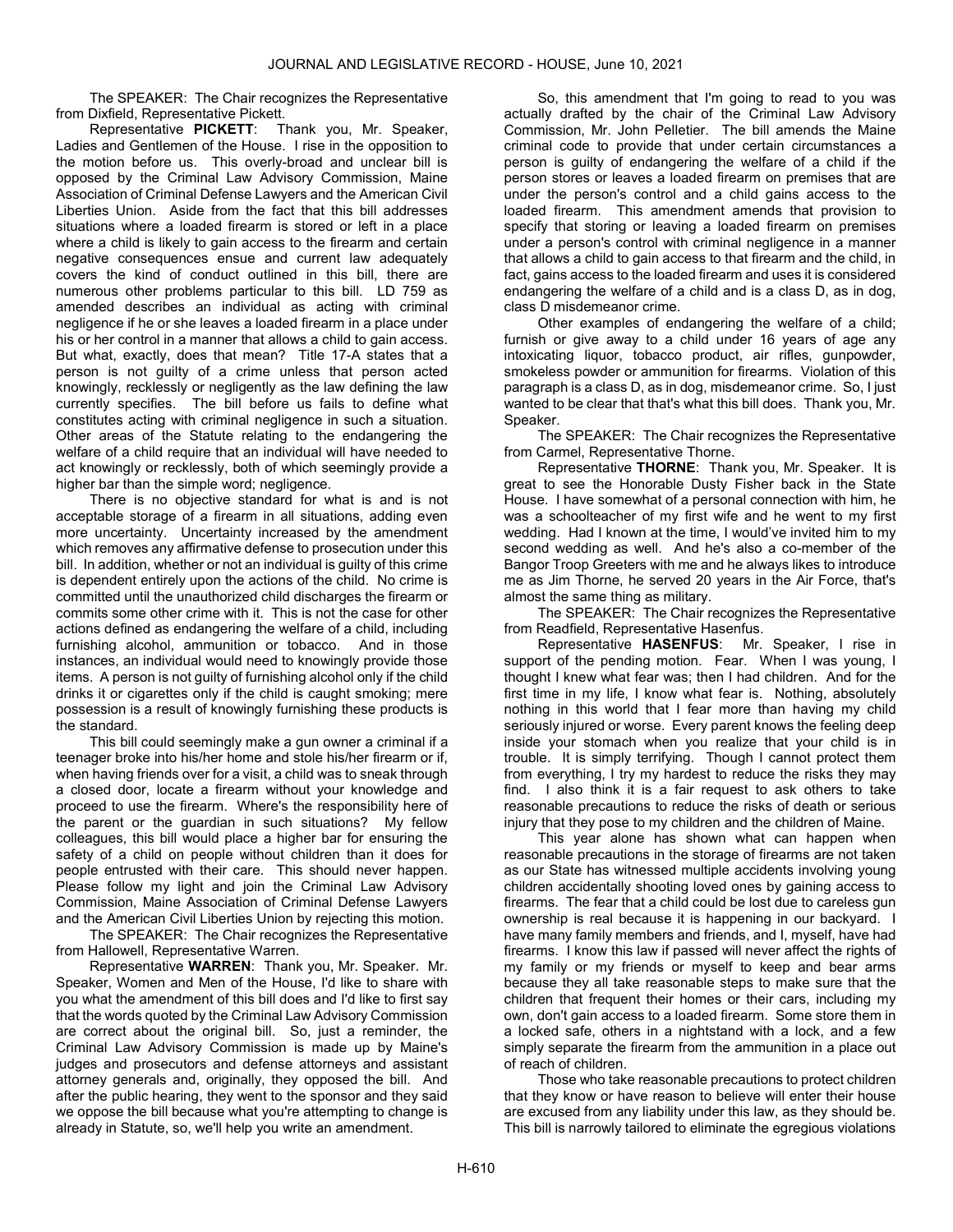The SPEAKER: The Chair recognizes the Representative from Dixfield, Representative Pickett.

Representative **PICKETT**: Thank you, Mr. Speaker, Ladies and Gentlemen of the House. I rise in the opposition to the motion before us. This overly-broad and unclear bill is opposed by the Criminal Law Advisory Commission, Maine Association of Criminal Defense Lawyers and the American Civil Liberties Union. Aside from the fact that this bill addresses situations where a loaded firearm is stored or left in a place where a child is likely to gain access to the firearm and certain negative consequences ensue and current law adequately covers the kind of conduct outlined in this bill, there are numerous other problems particular to this bill. LD 759 as amended describes an individual as acting with criminal negligence if he or she leaves a loaded firearm in a place under his or her control in a manner that allows a child to gain access. But what, exactly, does that mean? Title 17-A states that a person is not guilty of a crime unless that person acted knowingly, recklessly or negligently as the law defining the law currently specifies. The bill before us fails to define what constitutes acting with criminal negligence in such a situation. Other areas of the Statute relating to the endangering the welfare of a child require that an individual will have needed to act knowingly or recklessly, both of which seemingly provide a higher bar than the simple word; negligence.

There is no objective standard for what is and is not acceptable storage of a firearm in all situations, adding even more uncertainty. Uncertainty increased by the amendment which removes any affirmative defense to prosecution under this bill. In addition, whether or not an individual is guilty of this crime is dependent entirely upon the actions of the child. No crime is committed until the unauthorized child discharges the firearm or commits some other crime with it. This is not the case for other actions defined as endangering the welfare of a child, including furnishing alcohol, ammunition or tobacco. And in those instances, an individual would need to knowingly provide those items. A person is not guilty of furnishing alcohol only if the child drinks it or cigarettes only if the child is caught smoking; mere possession is a result of knowingly furnishing these products is the standard.

This bill could seemingly make a gun owner a criminal if a teenager broke into his/her home and stole his/her firearm or if, when having friends over for a visit, a child was to sneak through a closed door, locate a firearm without your knowledge and proceed to use the firearm. Where's the responsibility here of the parent or the guardian in such situations? My fellow colleagues, this bill would place a higher bar for ensuring the safety of a child on people without children than it does for people entrusted with their care. This should never happen. Please follow my light and join the Criminal Law Advisory Commission, Maine Association of Criminal Defense Lawyers and the American Civil Liberties Union by rejecting this motion.

The SPEAKER: The Chair recognizes the Representative from Hallowell, Representative Warren.

Representative **WARREN**: Thank you, Mr. Speaker. Mr. Speaker, Women and Men of the House, I'd like to share with you what the amendment of this bill does and I'd like to first say that the words quoted by the Criminal Law Advisory Commission are correct about the original bill. So, just a reminder, the Criminal Law Advisory Commission is made up by Maine's judges and prosecutors and defense attorneys and assistant attorney generals and, originally, they opposed the bill. And after the public hearing, they went to the sponsor and they said we oppose the bill because what you're attempting to change is already in Statute, so, we'll help you write an amendment.

So, this amendment that I'm going to read to you was actually drafted by the chair of the Criminal Law Advisory Commission, Mr. John Pelletier. The bill amends the Maine criminal code to provide that under certain circumstances a person is guilty of endangering the welfare of a child if the person stores or leaves a loaded firearm on premises that are under the person's control and a child gains access to the loaded firearm. This amendment amends that provision to specify that storing or leaving a loaded firearm on premises under a person's control with criminal negligence in a manner that allows a child to gain access to that firearm and the child, in fact, gains access to the loaded firearm and uses it is considered endangering the welfare of a child and is a class D, as in dog, class D misdemeanor crime.

Other examples of endangering the welfare of a child; furnish or give away to a child under 16 years of age any intoxicating liquor, tobacco product, air rifles, gunpowder, smokeless powder or ammunition for firearms. Violation of this paragraph is a class D, as in dog, misdemeanor crime. So, I just wanted to be clear that that's what this bill does. Thank you, Mr. Speaker.

The SPEAKER: The Chair recognizes the Representative from Carmel, Representative Thorne.

Representative **THORNE**: Thank you, Mr. Speaker. It is great to see the Honorable Dusty Fisher back in the State House. I have somewhat of a personal connection with him, he was a schoolteacher of my first wife and he went to my first wedding. Had I known at the time, I would've invited him to my second wedding as well. And he's also a co-member of the Bangor Troop Greeters with me and he always likes to introduce me as Jim Thorne, he served 20 years in the Air Force, that's almost the same thing as military.

The SPEAKER: The Chair recognizes the Representative from Readfield, Representative Hasenfus.

Representative **HASENFUS**: Mr. Speaker, I rise in support of the pending motion. Fear. When I was young, I thought I knew what fear was; then I had children. And for the first time in my life, I know what fear is. Nothing, absolutely nothing in this world that I fear more than having my child seriously injured or worse. Every parent knows the feeling deep inside your stomach when you realize that your child is in trouble. It is simply terrifying. Though I cannot protect them from everything, I try my hardest to reduce the risks they may find. I also think it is a fair request to ask others to take reasonable precautions to reduce the risks of death or serious injury that they pose to my children and the children of Maine.

This year alone has shown what can happen when reasonable precautions in the storage of firearms are not taken as our State has witnessed multiple accidents involving young children accidentally shooting loved ones by gaining access to firearms. The fear that a child could be lost due to careless gun ownership is real because it is happening in our backyard. I have many family members and friends, and I, myself, have had firearms. I know this law if passed will never affect the rights of my family or my friends or myself to keep and bear arms because they all take reasonable steps to make sure that the children that frequent their homes or their cars, including my own, don't gain access to a loaded firearm. Some store them in a locked safe, others in a nightstand with a lock, and a few simply separate the firearm from the ammunition in a place out of reach of children.

Those who take reasonable precautions to protect children that they know or have reason to believe will enter their house are excused from any liability under this law, as they should be. This bill is narrowly tailored to eliminate the egregious violations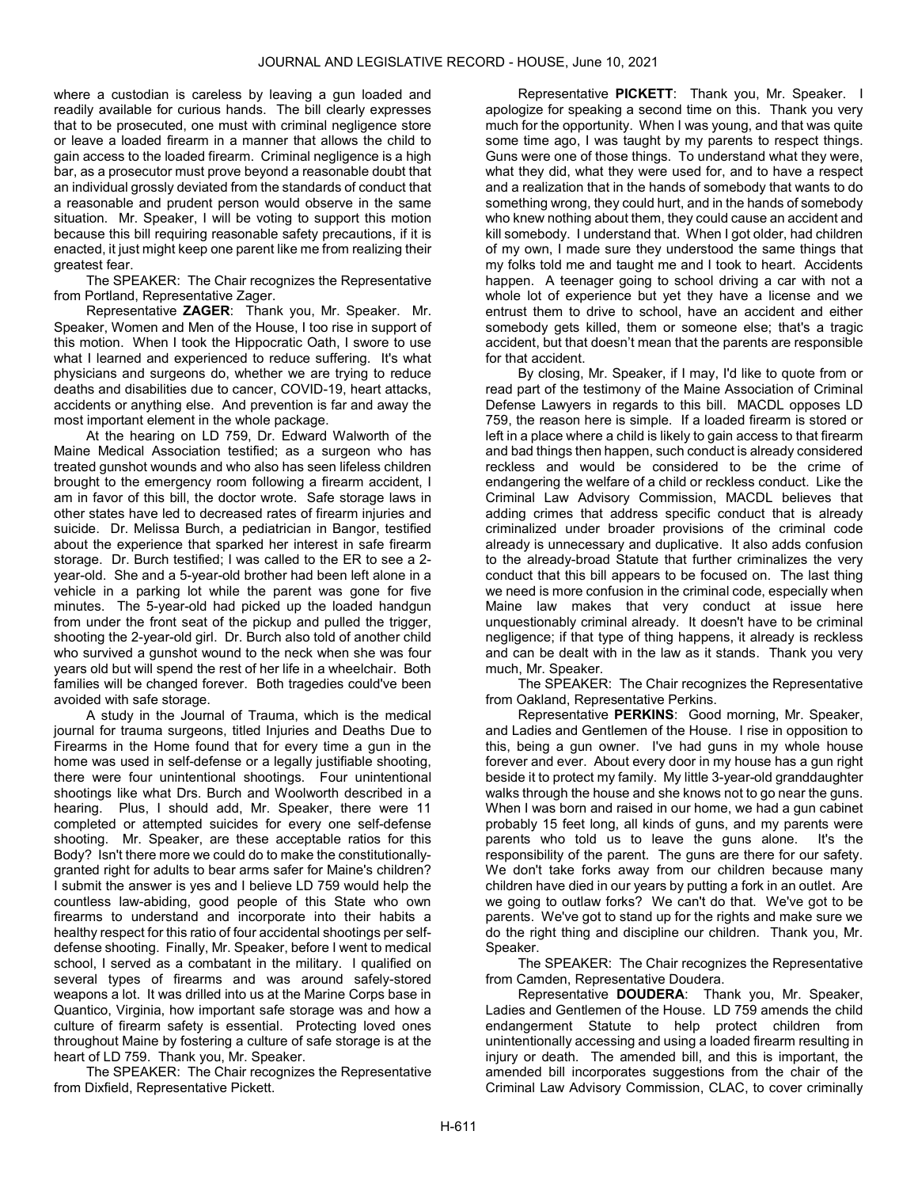where a custodian is careless by leaving a gun loaded and readily available for curious hands. The bill clearly expresses that to be prosecuted, one must with criminal negligence store or leave a loaded firearm in a manner that allows the child to gain access to the loaded firearm. Criminal negligence is a high bar, as a prosecutor must prove beyond a reasonable doubt that an individual grossly deviated from the standards of conduct that a reasonable and prudent person would observe in the same situation. Mr. Speaker, I will be voting to support this motion because this bill requiring reasonable safety precautions, if it is enacted, it just might keep one parent like me from realizing their greatest fear.

The SPEAKER: The Chair recognizes the Representative from Portland, Representative Zager.

Representative **ZAGER**: Thank you, Mr. Speaker. Mr. Speaker, Women and Men of the House, I too rise in support of this motion. When I took the Hippocratic Oath, I swore to use what I learned and experienced to reduce suffering. It's what physicians and surgeons do, whether we are trying to reduce deaths and disabilities due to cancer, COVID-19, heart attacks, accidents or anything else. And prevention is far and away the most important element in the whole package.

At the hearing on LD 759, Dr. Edward Walworth of the Maine Medical Association testified; as a surgeon who has treated gunshot wounds and who also has seen lifeless children brought to the emergency room following a firearm accident, I am in favor of this bill, the doctor wrote. Safe storage laws in other states have led to decreased rates of firearm injuries and suicide. Dr. Melissa Burch, a pediatrician in Bangor, testified about the experience that sparked her interest in safe firearm storage. Dr. Burch testified; I was called to the ER to see a 2-year-old. She and a 5-year-old brother had been left alone in a vehicle in a parking lot while the parent was gone for five minutes. The 5-year-old had picked up the loaded handgun from under the front seat of the pickup and pulled the trigger, shooting the 2-year-old girl. Dr. Burch also told of another child who survived a gunshot wound to the neck when she was four years old but will spend the rest of her life in a wheelchair. Both families will be changed forever. Both tragedies could've been avoided with safe storage.

A study in the Journal of Trauma, which is the medical journal for trauma surgeons, titled Injuries and Deaths Due to Firearms in the Home found that for every time a gun in the home was used in self-defense or a legally justifiable shooting, there were four unintentional shootings. Four unintentional shootings like what Drs. Burch and Woolworth described in a hearing. Plus, I should add, Mr. Speaker, there were 11 completed or attempted suicides for every one self-defense shooting. Mr. Speaker, are these acceptable ratios for this Body? Isn't there more we could do to make the constitutionally-granted right for adults to bear arms safer for Maine's children? I submit the answer is yes and I believe LD 759 would help the countless law-abiding, good people of this State who own firearms to understand and incorporate into their habits a healthy respect for this ratio of four accidental shootings per self-defense shooting. Finally, Mr. Speaker, before I went to medical school, I served as a combatant in the military. I qualified on several types of firearms and was around safely-stored weapons a lot. It was drilled into us at the Marine Corps base in Quantico, Virginia, how important safe storage was and how a culture of firearm safety is essential. Protecting loved ones throughout Maine by fostering a culture of safe storage is at the heart of LD 759. Thank you, Mr. Speaker.

The SPEAKER: The Chair recognizes the Representative from Dixfield, Representative Pickett.

Representative **PICKETT**: Thank you, Mr. Speaker. I apologize for speaking a second time on this. Thank you very much for the opportunity. When I was young, and that was quite some time ago, I was taught by my parents to respect things. Guns were one of those things. To understand what they were, what they did, what they were used for, and to have a respect and a realization that in the hands of somebody that wants to do something wrong, they could hurt, and in the hands of somebody who knew nothing about them, they could cause an accident and kill somebody. I understand that. When I got older, had children of my own, I made sure they understood the same things that my folks told me and taught me and I took to heart. Accidents happen. A teenager going to school driving a car with not a whole lot of experience but yet they have a license and we entrust them to drive to school, have an accident and either somebody gets killed, them or someone else; that's a tragic accident, but that doesn't mean that the parents are responsible for that accident.

By closing, Mr. Speaker, if I may, I'd like to quote from or read part of the testimony of the Maine Association of Criminal Defense Lawyers in regards to this bill. MACDL opposes LD 759, the reason here is simple. If a loaded firearm is stored or left in a place where a child is likely to gain access to that firearm and bad things then happen, such conduct is already considered reckless and would be considered to be the crime of endangering the welfare of a child or reckless conduct. Like the Criminal Law Advisory Commission, MACDL believes that adding crimes that address specific conduct that is already criminalized under broader provisions of the criminal code already is unnecessary and duplicative. It also adds confusion to the already-broad Statute that further criminalizes the very conduct that this bill appears to be focused on. The last thing we need is more confusion in the criminal code, especially when Maine law makes that very conduct at issue here unquestionably criminal already. It doesn't have to be criminal negligence; if that type of thing happens, it already is reckless and can be dealt with in the law as it stands. Thank you very much, Mr. Speaker.

The SPEAKER: The Chair recognizes the Representative from Oakland, Representative Perkins.

Representative **PERKINS**: Good morning, Mr. Speaker, and Ladies and Gentlemen of the House. I rise in opposition to this, being a gun owner. I've had guns in my whole house forever and ever. About every door in my house has a gun right beside it to protect my family. My little 3-year-old granddaughter walks through the house and she knows not to go near the guns. When I was born and raised in our home, we had a gun cabinet probably 15 feet long, all kinds of guns, and my parents were parents who told us to leave the guns alone. It's the responsibility of the parent. The guns are there for our safety. We don't take forks away from our children because many children have died in our years by putting a fork in an outlet. Are we going to outlaw forks? We can't do that. We've got to be parents. We've got to stand up for the rights and make sure we do the right thing and discipline our children. Thank you, Mr. Speaker.

The SPEAKER: The Chair recognizes the Representative from Camden, Representative Doudera.

Representative **DOUDERA**: Thank you, Mr. Speaker, Ladies and Gentlemen of the House. LD 759 amends the child endangerment Statute to help protect children from unintentionally accessing and using a loaded firearm resulting in injury or death. The amended bill, and this is important, the amended bill incorporates suggestions from the chair of the Criminal Law Advisory Commission, CLAC, to cover criminally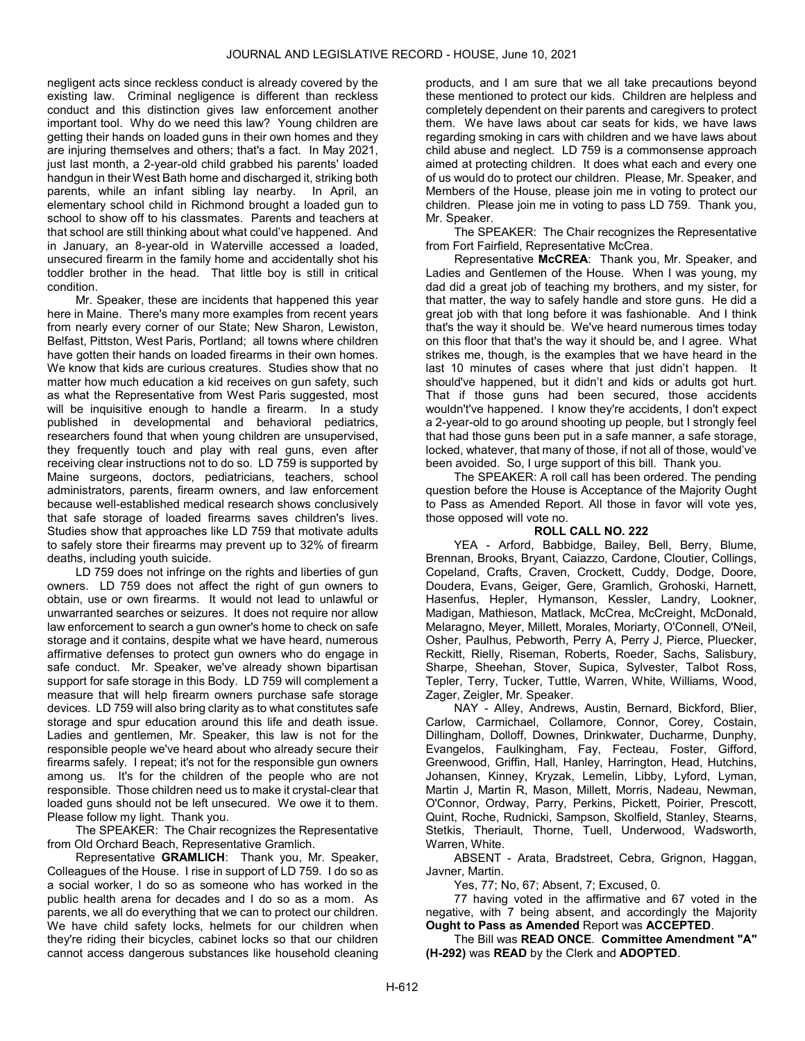negligent acts since reckless conduct is already covered by the existing law. Criminal negligence is different than reckless conduct and this distinction gives law enforcement another important tool. Why do we need this law? Young children are getting their hands on loaded guns in their own homes and they are injuring themselves and others; that's a fact. In May 2021, just last month, a 2-year-old child grabbed his parents' loaded handgun in their West Bath home and discharged it, striking both parents, while an infant sibling lay nearby. In April, an elementary school child in Richmond brought a loaded gun to school to show off to his classmates. Parents and teachers at that school are still thinking about what could've happened. And in January, an 8-year-old in Waterville accessed a loaded, unsecured firearm in the family home and accidentally shot his toddler brother in the head. That little boy is still in critical condition.

Mr. Speaker, these are incidents that happened this year here in Maine. There's many more examples from recent years from nearly every corner of our State; New Sharon, Lewiston, Belfast, Pittston, West Paris, Portland; all towns where children have gotten their hands on loaded firearms in their own homes. We know that kids are curious creatures. Studies show that no matter how much education a kid receives on gun safety, such as what the Representative from West Paris suggested, most will be inquisitive enough to handle a firearm. In a study published in developmental and behavioral pediatrics, researchers found that when young children are unsupervised, they frequently touch and play with real guns, even after receiving clear instructions not to do so. LD 759 is supported by Maine surgeons, doctors, pediatricians, teachers, school administrators, parents, firearm owners, and law enforcement because well-established medical research shows conclusively that safe storage of loaded firearms saves children's lives. Studies show that approaches like LD 759 that motivate adults to safely store their firearms may prevent up to 32% of firearm deaths, including youth suicide.

LD 759 does not infringe on the rights and liberties of gun owners. LD 759 does not affect the right of gun owners to obtain, use or own firearms. It would not lead to unlawful or unwarranted searches or seizures. It does not require nor allow law enforcement to search a gun owner's home to check on safe storage and it contains, despite what we have heard, numerous affirmative defenses to protect gun owners who do engage in safe conduct. Mr. Speaker, we've already shown bipartisan support for safe storage in this Body. LD 759 will complement a measure that will help firearm owners purchase safe storage devices. LD 759 will also bring clarity as to what constitutes safe storage and spur education around this life and death issue. Ladies and gentlemen, Mr. Speaker, this law is not for the responsible people we've heard about who already secure their firearms safely. I repeat; it's not for the responsible gun owners among us. It's for the children of the people who are not responsible. Those children need us to make it crystal-clear that loaded guns should not be left unsecured. We owe it to them. Please follow my light. Thank you.

The SPEAKER: The Chair recognizes the Representative from Old Orchard Beach, Representative Gramlich.

Representative **GRAMLICH**: Thank you, Mr. Speaker, Colleagues of the House. I rise in support of LD 759. I do so as a social worker, I do so as someone who has worked in the public health arena for decades and I do so as a mom. As parents, we all do everything that we can to protect our children. We have child safety locks, helmets for our children when they're riding their bicycles, cabinet locks so that our children cannot access dangerous substances like household cleaning products, and I am sure that we all take precautions beyond these mentioned to protect our kids. Children are helpless and completely dependent on their parents and caregivers to protect them. We have laws about car seats for kids, we have laws regarding smoking in cars with children and we have laws about child abuse and neglect. LD 759 is a commonsense approach aimed at protecting children. It does what each and every one of us would do to protect our children. Please, Mr. Speaker, and Members of the House, please join me in voting to protect our children. Please join me in voting to pass LD 759. Thank you, Mr. Speaker.

The SPEAKER: The Chair recognizes the Representative from Fort Fairfield, Representative McCrea.

Representative **McCREA**: Thank you, Mr. Speaker, and Ladies and Gentlemen of the House. When I was young, my dad did a great job of teaching my brothers, and my sister, for that matter, the way to safely handle and store guns. He did a great job with that long before it was fashionable. And I think that's the way it should be. We've heard numerous times today on this floor that that's the way it should be, and I agree. What strikes me, though, is the examples that we have heard in the last 10 minutes of cases where that just didn't happen. It should've happened, but it didn't and kids or adults got hurt. That if those guns had been secured, those accidents wouldn't've happened. I know they're accidents, I don't expect a 2-year-old to go around shooting up people, but I strongly feel that had those guns been put in a safe manner, a safe storage, locked, whatever, that many of those, if not all of those, would've been avoided. So, I urge support of this bill. Thank you.

The SPEAKER: A roll call has been ordered. The pending question before the House is Acceptance of the Majority Ought to Pass as Amended Report. All those in favor will vote yes, those opposed will vote no.

**ROLL CALL NO. 222**

YEA - Arford, Babbidge, Bailey, Bell, Berry, Blume, Brennan, Brooks, Bryant, Caiazzo, Cardone, Cloutier, Collings, Copeland, Crafts, Craven, Crockett, Cuddy, Dodge, Doore, Doudera, Evans, Geiger, Gere, Gramlich, Grohoski, Harnett, Hasenfus, Hepler, Hymanson, Kessler, Landry, Lookner, Madigan, Mathieson, Matlack, McCrea, McCreight, McDonald, Melaragno, Meyer, Millett, Morales, Moriarty, O'Connell, O'Neil, Osher, Paulhus, Pebworth, Perry A, Perry J, Pierce, Pluecker, Reckitt, Rielly, Riseman, Roberts, Roeder, Sachs, Salisbury, Sharpe, Sheehan, Stover, Supica, Sylvester, Talbot Ross, Tepler, Terry, Tucker, Tuttle, Warren, White, Williams, Wood, Zager, Zeigler, Mr. Speaker.

NAY - Alley, Andrews, Austin, Bernard, Bickford, Blier, Carlow, Carmichael, Collamore, Connor, Corey, Costain, Dillingham, Dolloff, Downes, Drinkwater, Ducharme, Dunphy, Evangelos, Faulkingham, Fay, Fecteau, Foster, Gifford, Greenwood, Griffin, Hall, Hanley, Harrington, Head, Hutchins, Johansen, Kinney, Kryzak, Lemelin, Libby, Lyford, Lyman, Martin J, Martin R, Mason, Millett, Morris, Nadeau, Newman, O'Connor, Ordway, Parry, Perkins, Pickett, Poirier, Prescott, Quint, Roche, Rudnicki, Sampson, Skolfield, Stanley, Stearns, Stetkis, Theriault, Thorne, Tuell, Underwood, Wadsworth, Warren, White.

ABSENT - Arata, Bradstreet, Cebra, Grignon, Haggan, Javner, Martin.

Yes, 77; No, 67; Absent, 7; Excused, 0.

77 having voted in the affirmative and 67 voted in the negative, with 7 being absent, and accordingly the Majority **Ought to Pass as Amended** Report was **ACCEPTED**.

The Bill was **READ ONCE**. **Committee Amendment "A" (H-292)** was **READ** by the Clerk and **ADOPTED**.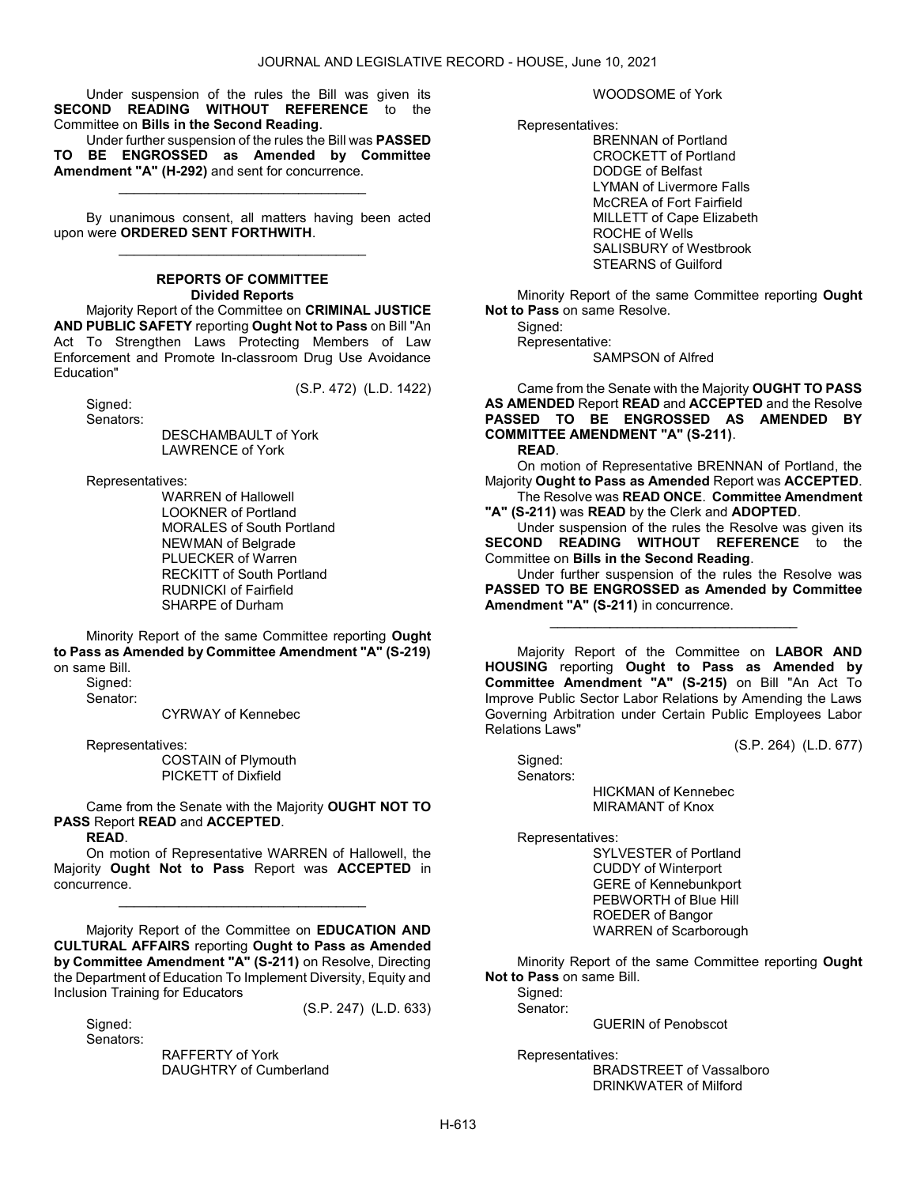Under suspension of the rules the Bill was given its **SECOND READING WITHOUT REFERENCE** to the Committee on **Bills in the Second Reading**.

Under further suspension of the rules the Bill was **PASSED TO BE ENGROSSED as Amended by Committee Amendment "A" (H-292)** and sent for concurrence.

_________________________________

By unanimous consent, all matters having been acted upon were **ORDERED SENT FORTHWITH**.

_________________________________

**REPORTS OF COMMITTEE**
**Divided Reports**

Majority Report of the Committee on **CRIMINAL JUSTICE AND PUBLIC SAFETY** reporting **Ought Not to Pass** on Bill "An Act To Strengthen Laws Protecting Members of Law Enforcement and Promote In-classroom Drug Use Avoidance Education"

(S.P. 472) (L.D. 1422)

Signed:
Senators:
DESCHAMBAULT of York
LAWRENCE of York

Representatives:
WARREN of Hallowell
LOOKNER of Portland
MORALES of South Portland
NEWMAN of Belgrade
PLUECKER of Warren
RECKITT of South Portland
RUDNICKI of Fairfield
SHARPE of Durham

Minority Report of the same Committee reporting **Ought to Pass as Amended by Committee Amendment "A" (S-219)** on same Bill.

Signed:
Senator:
CYRWAY of Kennebec

Representatives:
COSTAIN of Plymouth
PICKETT of Dixfield

Came from the Senate with the Majority **OUGHT NOT TO PASS** Report **READ** and **ACCEPTED**.

**READ**.

On motion of Representative WARREN of Hallowell, the Majority **Ought Not to Pass** Report was **ACCEPTED** in concurrence.

_________________________________

Majority Report of the Committee on **EDUCATION AND CULTURAL AFFAIRS** reporting **Ought to Pass as Amended by Committee Amendment "A" (S-211)** on Resolve, Directing the Department of Education To Implement Diversity, Equity and Inclusion Training for Educators

(S.P. 247) (L.D. 633)

Signed:
Senators:
RAFFERTY of York
DAUGHTRY of Cumberland
WOODSOME of York

Representatives:
BRENNAN of Portland
CROCKETT of Portland
DODGE of Belfast
LYMAN of Livermore Falls
McCREA of Fort Fairfield
MILLETT of Cape Elizabeth
ROCHE of Wells
SALISBURY of Westbrook
STEARNS of Guilford

Minority Report of the same Committee reporting **Ought Not to Pass** on same Resolve.

Signed:
Representative:
SAMPSON of Alfred

Came from the Senate with the Majority **OUGHT TO PASS AS AMENDED** Report **READ** and **ACCEPTED** and the Resolve **PASSED TO BE ENGROSSED AS AMENDED BY COMMITTEE AMENDMENT "A" (S-211)**.

**READ**.

On motion of Representative BRENNAN of Portland, the Majority **Ought to Pass as Amended** Report was **ACCEPTED**.

The Resolve was **READ ONCE**. **Committee Amendment "A" (S-211)** was **READ** by the Clerk and **ADOPTED**.

Under suspension of the rules the Resolve was given its **SECOND READING WITHOUT REFERENCE** to the Committee on **Bills in the Second Reading**.

Under further suspension of the rules the Resolve was **PASSED TO BE ENGROSSED as Amended by Committee Amendment "A" (S-211)** in concurrence.

_________________________________

Majority Report of the Committee on **LABOR AND HOUSING** reporting **Ought to Pass as Amended by Committee Amendment "A" (S-215)** on Bill "An Act To Improve Public Sector Labor Relations by Amending the Laws Governing Arbitration under Certain Public Employees Labor Relations Laws"

(S.P. 264) (L.D. 677)

Signed:
Senators:
HICKMAN of Kennebec
MIRAMANT of Knox

Representatives:
SYLVESTER of Portland
CUDDY of Winterport
GERE of Kennebunkport
PEBWORTH of Blue Hill
ROEDER of Bangor
WARREN of Scarborough

Minority Report of the same Committee reporting **Ought Not to Pass** on same Bill.

Signed:
Senator:
GUERIN of Penobscot

Representatives:
BRADSTREET of Vassalboro
DRINKWATER of Milford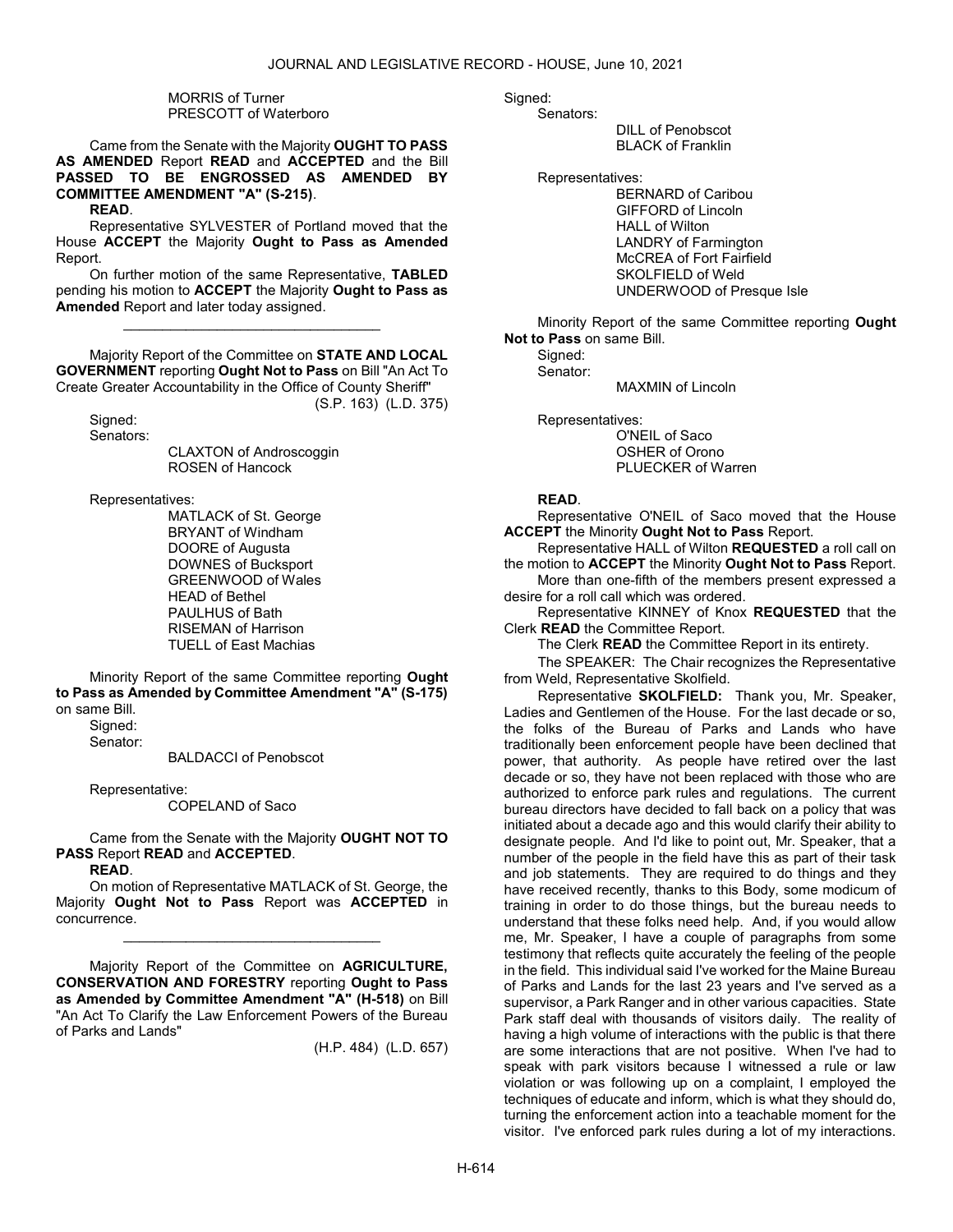MORRIS of Turner
PRESCOTT of Waterboro

Came from the Senate with the Majority **OUGHT TO PASS AS AMENDED** Report **READ** and **ACCEPTED** and the Bill **PASSED TO BE ENGROSSED AS AMENDED BY COMMITTEE AMENDMENT "A" (S-215)**.

**READ**.

Representative SYLVESTER of Portland moved that the House **ACCEPT** the Majority **Ought to Pass as Amended** Report.

On further motion of the same Representative, **TABLED** pending his motion to **ACCEPT** the Majority **Ought to Pass as Amended** Report and later today assigned.

_________________________________

Majority Report of the Committee on **STATE AND LOCAL GOVERNMENT** reporting **Ought Not to Pass** on Bill "An Act To Create Greater Accountability in the Office of County Sheriff"
(S.P. 163) (L.D. 375)

Signed:
Senators:
CLAXTON of Androscoggin
ROSEN of Hancock

Representatives:
MATLACK of St. George
BRYANT of Windham
DOORE of Augusta
DOWNES of Bucksport
GREENWOOD of Wales
HEAD of Bethel
PAULHUS of Bath
RISEMAN of Harrison
TUELL of East Machias

Minority Report of the same Committee reporting **Ought to Pass as Amended by Committee Amendment "A" (S-175)** on same Bill.

Signed:
Senator:
BALDACCI of Penobscot

Representative:
COPELAND of Saco

Came from the Senate with the Majority **OUGHT NOT TO PASS** Report **READ** and **ACCEPTED**.

**READ**.

On motion of Representative MATLACK of St. George, the Majority **Ought Not to Pass** Report was **ACCEPTED** in concurrence.

_________________________________

Majority Report of the Committee on **AGRICULTURE, CONSERVATION AND FORESTRY** reporting **Ought to Pass as Amended by Committee Amendment "A" (H-518)** on Bill "An Act To Clarify the Law Enforcement Powers of the Bureau of Parks and Lands"
(H.P. 484) (L.D. 657)

Signed:
Senators:
DILL of Penobscot
BLACK of Franklin

Representatives:
BERNARD of Caribou
GIFFORD of Lincoln
HALL of Wilton
LANDRY of Farmington
McCREA of Fort Fairfield
SKOLFIELD of Weld
UNDERWOOD of Presque Isle

Minority Report of the same Committee reporting **Ought Not to Pass** on same Bill.

Signed:
Senator:
MAXMIN of Lincoln

Representatives:
O'NEIL of Saco
OSHER of Orono
PLUECKER of Warren

**READ**.

Representative O'NEIL of Saco moved that the House **ACCEPT** the Minority **Ought Not to Pass** Report.

Representative HALL of Wilton **REQUESTED** a roll call on the motion to **ACCEPT** the Minority **Ought Not to Pass** Report.

More than one-fifth of the members present expressed a desire for a roll call which was ordered.

Representative KINNEY of Knox **REQUESTED** that the Clerk **READ** the Committee Report.

The Clerk **READ** the Committee Report in its entirety.

The SPEAKER: The Chair recognizes the Representative from Weld, Representative Skolfield.

Representative **SKOLFIELD:** Thank you, Mr. Speaker, Ladies and Gentlemen of the House. For the last decade or so, the folks of the Bureau of Parks and Lands who have traditionally been enforcement people have been declined that power, that authority. As people have retired over the last decade or so, they have not been replaced with those who are authorized to enforce park rules and regulations. The current bureau directors have decided to fall back on a policy that was initiated about a decade ago and this would clarify their ability to designate people. And I'd like to point out, Mr. Speaker, that a number of the people in the field have this as part of their task and job statements. They are required to do things and they have received recently, thanks to this Body, some modicum of training in order to do those things, but the bureau needs to understand that these folks need help. And, if you would allow me, Mr. Speaker, I have a couple of paragraphs from some testimony that reflects quite accurately the feeling of the people in the field. This individual said I've worked for the Maine Bureau of Parks and Lands for the last 23 years and I've served as a supervisor, a Park Ranger and in other various capacities. State Park staff deal with thousands of visitors daily. The reality of having a high volume of interactions with the public is that there are some interactions that are not positive. When I've had to speak with park visitors because I witnessed a rule or law violation or was following up on a complaint, I employed the techniques of educate and inform, which is what they should do, turning the enforcement action into a teachable moment for the visitor. I've enforced park rules during a lot of my interactions.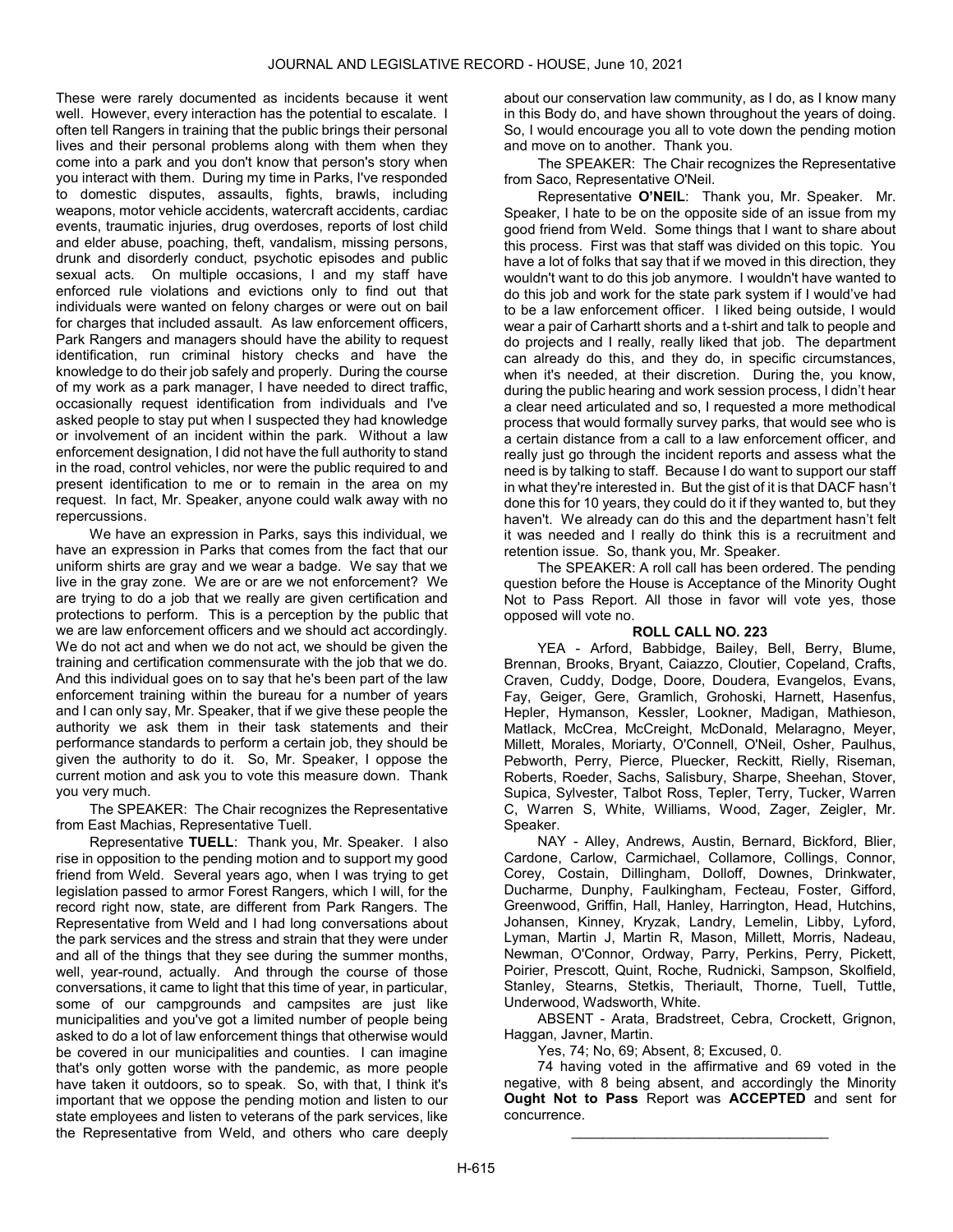These were rarely documented as incidents because it went well. However, every interaction has the potential to escalate. I often tell Rangers in training that the public brings their personal lives and their personal problems along with them when they come into a park and you don't know that person's story when you interact with them. During my time in Parks, I've responded to domestic disputes, assaults, fights, brawls, including weapons, motor vehicle accidents, watercraft accidents, cardiac events, traumatic injuries, drug overdoses, reports of lost child and elder abuse, poaching, theft, vandalism, missing persons, drunk and disorderly conduct, psychotic episodes and public sexual acts. On multiple occasions, I and my staff have enforced rule violations and evictions only to find out that individuals were wanted on felony charges or were out on bail for charges that included assault. As law enforcement officers, Park Rangers and managers should have the ability to request identification, run criminal history checks and have the knowledge to do their job safely and properly. During the course of my work as a park manager, I have needed to direct traffic, occasionally request identification from individuals and I've asked people to stay put when I suspected they had knowledge or involvement of an incident within the park. Without a law enforcement designation, I did not have the full authority to stand in the road, control vehicles, nor were the public required to and present identification to me or to remain in the area on my request. In fact, Mr. Speaker, anyone could walk away with no repercussions.

We have an expression in Parks, says this individual, we have an expression in Parks that comes from the fact that our uniform shirts are gray and we wear a badge. We say that we live in the gray zone. We are or are we not enforcement? We are trying to do a job that we really are given certification and protections to perform. This is a perception by the public that we are law enforcement officers and we should act accordingly. We do not act and when we do not act, we should be given the training and certification commensurate with the job that we do. And this individual goes on to say that he's been part of the law enforcement training within the bureau for a number of years and I can only say, Mr. Speaker, that if we give these people the authority we ask them in their task statements and their performance standards to perform a certain job, they should be given the authority to do it. So, Mr. Speaker, I oppose the current motion and ask you to vote this measure down. Thank you very much.

The SPEAKER: The Chair recognizes the Representative from East Machias, Representative Tuell.

Representative **TUELL**: Thank you, Mr. Speaker. I also rise in opposition to the pending motion and to support my good friend from Weld. Several years ago, when I was trying to get legislation passed to armor Forest Rangers, which I will, for the record right now, state, are different from Park Rangers. The Representative from Weld and I had long conversations about the park services and the stress and strain that they were under and all of the things that they see during the summer months, well, year-round, actually. And through the course of those conversations, it came to light that this time of year, in particular, some of our campgrounds and campsites are just like municipalities and you've got a limited number of people being asked to do a lot of law enforcement things that otherwise would be covered in our municipalities and counties. I can imagine that's only gotten worse with the pandemic, as more people have taken it outdoors, so to speak. So, with that, I think it's important that we oppose the pending motion and listen to our state employees and listen to veterans of the park services, like the Representative from Weld, and others who care deeply about our conservation law community, as I do, as I know many in this Body do, and have shown throughout the years of doing. So, I would encourage you all to vote down the pending motion and move on to another. Thank you.

The SPEAKER: The Chair recognizes the Representative from Saco, Representative O'Neil.

Representative **O'NEIL**: Thank you, Mr. Speaker. Mr. Speaker, I hate to be on the opposite side of an issue from my good friend from Weld. Some things that I want to share about this process. First was that staff was divided on this topic. You have a lot of folks that say that if we moved in this direction, they wouldn't want to do this job anymore. I wouldn't have wanted to do this job and work for the state park system if I would've had to be a law enforcement officer. I liked being outside, I would wear a pair of Carhartt shorts and a t-shirt and talk to people and do projects and I really, really liked that job. The department can already do this, and they do, in specific circumstances, when it's needed, at their discretion. During the, you know, during the public hearing and work session process, I didn't hear a clear need articulated and so, I requested a more methodical process that would formally survey parks, that would see who is a certain distance from a call to a law enforcement officer, and really just go through the incident reports and assess what the need is by talking to staff. Because I do want to support our staff in what they're interested in. But the gist of it is that DACF hasn't done this for 10 years, they could do it if they wanted to, but they haven't. We already can do this and the department hasn't felt it was needed and I really do think this is a recruitment and retention issue. So, thank you, Mr. Speaker.

The SPEAKER: A roll call has been ordered. The pending question before the House is Acceptance of the Minority Ought Not to Pass Report. All those in favor will vote yes, those opposed will vote no.

**ROLL CALL NO. 223**

YEA - Arford, Babbidge, Bailey, Bell, Berry, Blume, Brennan, Brooks, Bryant, Caiazzo, Cloutier, Copeland, Crafts, Craven, Cuddy, Dodge, Doore, Doudera, Evangelos, Evans, Fay, Geiger, Gere, Gramlich, Grohoski, Harnett, Hasenfus, Hepler, Hymanson, Kessler, Lookner, Madigan, Mathieson, Matlack, McCrea, McCreight, McDonald, Melaragno, Meyer, Millett, Morales, Moriarty, O'Connell, O'Neil, Osher, Paulhus, Pebworth, Perry, Pierce, Pluecker, Reckitt, Rielly, Riseman, Roberts, Roeder, Sachs, Salisbury, Sharpe, Sheehan, Stover, Supica, Sylvester, Talbot Ross, Tepler, Terry, Tucker, Warren C, Warren S, White, Williams, Wood, Zager, Zeigler, Mr. Speaker.

NAY - Alley, Andrews, Austin, Bernard, Bickford, Blier, Cardone, Carlow, Carmichael, Collamore, Collings, Connor, Corey, Costain, Dillingham, Dolloff, Downes, Drinkwater, Ducharme, Dunphy, Faulkingham, Fecteau, Foster, Gifford, Greenwood, Griffin, Hall, Hanley, Harrington, Head, Hutchins, Johansen, Kinney, Kryzak, Landry, Lemelin, Libby, Lyford, Lyman, Martin J, Martin R, Mason, Millett, Morris, Nadeau, Newman, O'Connor, Ordway, Parry, Perkins, Perry, Pickett, Poirier, Prescott, Quint, Roche, Rudnicki, Sampson, Skolfield, Stanley, Stearns, Stetkis, Theriault, Thorne, Tuell, Tuttle, Underwood, Wadsworth, White.

ABSENT - Arata, Bradstreet, Cebra, Crockett, Grignon, Haggan, Javner, Martin.

Yes, 74; No, 69; Absent, 8; Excused, 0.

74 having voted in the affirmative and 69 voted in the negative, with 8 being absent, and accordingly the Minority **Ought Not to Pass** Report was **ACCEPTED** and sent for concurrence.

---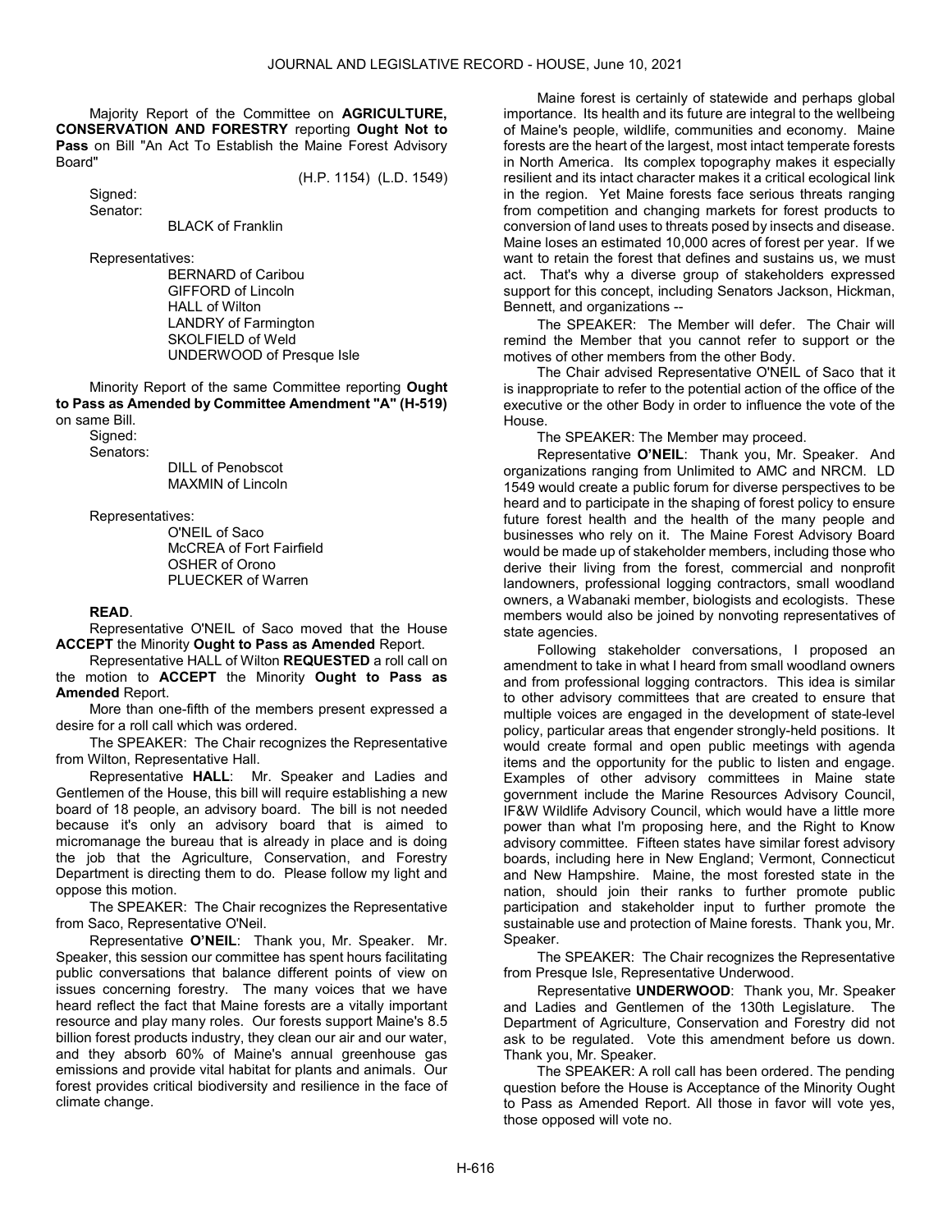Majority Report of the Committee on **AGRICULTURE, CONSERVATION AND FORESTRY** reporting **Ought Not to Pass** on Bill "An Act To Establish the Maine Forest Advisory Board"

(H.P. 1154) (L.D. 1549)

Signed:

Senator:

BLACK of Franklin

Representatives:

BERNARD of Caribou
GIFFORD of Lincoln
HALL of Wilton
LANDRY of Farmington
SKOLFIELD of Weld
UNDERWOOD of Presque Isle

Minority Report of the same Committee reporting **Ought to Pass as Amended by Committee Amendment "A" (H-519)** on same Bill.

Signed:

Senators:

DILL of Penobscot
MAXMIN of Lincoln

Representatives:

O'NEIL of Saco
McCREA of Fort Fairfield
OSHER of Orono
PLUECKER of Warren

**READ**.

Representative O'NEIL of Saco moved that the House **ACCEPT** the Minority **Ought to Pass as Amended** Report.

Representative HALL of Wilton **REQUESTED** a roll call on the motion to **ACCEPT** the Minority **Ought to Pass as Amended** Report.

More than one-fifth of the members present expressed a desire for a roll call which was ordered.

The SPEAKER: The Chair recognizes the Representative from Wilton, Representative Hall.

Representative **HALL**: Mr. Speaker and Ladies and Gentlemen of the House, this bill will require establishing a new board of 18 people, an advisory board. The bill is not needed because it's only an advisory board that is aimed to micromanage the bureau that is already in place and is doing the job that the Agriculture, Conservation, and Forestry Department is directing them to do. Please follow my light and oppose this motion.

The SPEAKER: The Chair recognizes the Representative from Saco, Representative O'Neil.

Representative **O'NEIL**: Thank you, Mr. Speaker. Mr. Speaker, this session our committee has spent hours facilitating public conversations that balance different points of view on issues concerning forestry. The many voices that we have heard reflect the fact that Maine forests are a vitally important resource and play many roles. Our forests support Maine's 8.5 billion forest products industry, they clean our air and our water, and they absorb 60% of Maine's annual greenhouse gas emissions and provide vital habitat for plants and animals. Our forest provides critical biodiversity and resilience in the face of climate change.

Maine forest is certainly of statewide and perhaps global importance. Its health and its future are integral to the wellbeing of Maine's people, wildlife, communities and economy. Maine forests are the heart of the largest, most intact temperate forests in North America. Its complex topography makes it especially resilient and its intact character makes it a critical ecological link in the region. Yet Maine forests face serious threats ranging from competition and changing markets for forest products to conversion of land uses to threats posed by insects and disease. Maine loses an estimated 10,000 acres of forest per year. If we want to retain the forest that defines and sustains us, we must act. That's why a diverse group of stakeholders expressed support for this concept, including Senators Jackson, Hickman, Bennett, and organizations --

The SPEAKER: The Member will defer. The Chair will remind the Member that you cannot refer to support or the motives of other members from the other Body.

The Chair advised Representative O'NEIL of Saco that it is inappropriate to refer to the potential action of the office of the executive or the other Body in order to influence the vote of the House.

The SPEAKER: The Member may proceed.

Representative **O'NEIL**: Thank you, Mr. Speaker. And organizations ranging from Unlimited to AMC and NRCM. LD 1549 would create a public forum for diverse perspectives to be heard and to participate in the shaping of forest policy to ensure future forest health and the health of the many people and businesses who rely on it. The Maine Forest Advisory Board would be made up of stakeholder members, including those who derive their living from the forest, commercial and nonprofit landowners, professional logging contractors, small woodland owners, a Wabanaki member, biologists and ecologists. These members would also be joined by nonvoting representatives of state agencies.

Following stakeholder conversations, I proposed an amendment to take in what I heard from small woodland owners and from professional logging contractors. This idea is similar to other advisory committees that are created to ensure that multiple voices are engaged in the development of state-level policy, particular areas that engender strongly-held positions. It would create formal and open public meetings with agenda items and the opportunity for the public to listen and engage. Examples of other advisory committees in Maine state government include the Marine Resources Advisory Council, IF&W Wildlife Advisory Council, which would have a little more power than what I'm proposing here, and the Right to Know advisory committee. Fifteen states have similar forest advisory boards, including here in New England; Vermont, Connecticut and New Hampshire. Maine, the most forested state in the nation, should join their ranks to further promote public participation and stakeholder input to further promote the sustainable use and protection of Maine forests. Thank you, Mr. Speaker.

The SPEAKER: The Chair recognizes the Representative from Presque Isle, Representative Underwood.

Representative **UNDERWOOD**: Thank you, Mr. Speaker and Ladies and Gentlemen of the 130th Legislature. The Department of Agriculture, Conservation and Forestry did not ask to be regulated. Vote this amendment before us down. Thank you, Mr. Speaker.

The SPEAKER: A roll call has been ordered. The pending question before the House is Acceptance of the Minority Ought to Pass as Amended Report. All those in favor will vote yes, those opposed will vote no.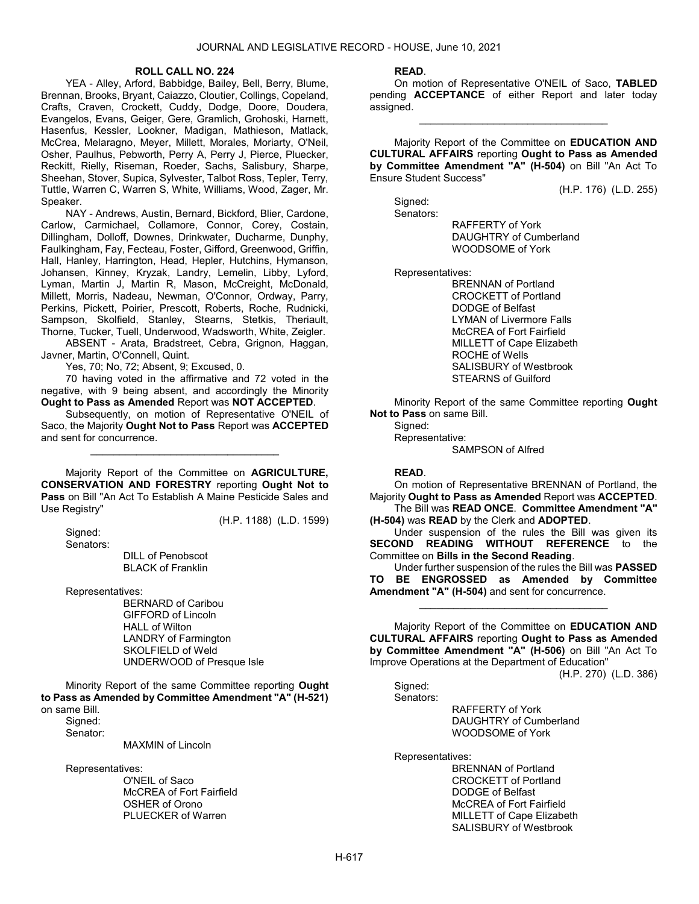**ROLL CALL NO. 224**

YEA - Alley, Arford, Babbidge, Bailey, Bell, Berry, Blume, Brennan, Brooks, Bryant, Caiazzo, Cloutier, Collings, Copeland, Crafts, Craven, Crockett, Cuddy, Dodge, Doore, Doudera, Evangelos, Evans, Geiger, Gere, Gramlich, Grohoski, Harnett, Hasenfus, Kessler, Lookner, Madigan, Mathieson, Matlack, McCrea, Melaragno, Meyer, Millett, Morales, Moriarty, O'Neil, Osher, Paulhus, Pebworth, Perry A, Perry J, Pierce, Pluecker, Reckitt, Rielly, Riseman, Roeder, Sachs, Salisbury, Sharpe, Sheehan, Stover, Supica, Sylvester, Talbot Ross, Tepler, Terry, Tuttle, Warren C, Warren S, White, Williams, Wood, Zager, Mr. Speaker.

NAY - Andrews, Austin, Bernard, Bickford, Blier, Cardone, Carlow, Carmichael, Collamore, Connor, Corey, Costain, Dillingham, Dolloff, Downes, Drinkwater, Ducharme, Dunphy, Faulkingham, Fay, Fecteau, Foster, Gifford, Greenwood, Griffin, Hall, Hanley, Harrington, Head, Hepler, Hutchins, Hymanson, Johansen, Kinney, Kryzak, Landry, Lemelin, Libby, Lyford, Lyman, Martin J, Martin R, Mason, McCreight, McDonald, Millett, Morris, Nadeau, Newman, O'Connor, Ordway, Parry, Perkins, Pickett, Poirier, Prescott, Roberts, Roche, Rudnicki, Sampson, Skolfield, Stanley, Stearns, Stetkis, Theriault, Thorne, Tucker, Tuell, Underwood, Wadsworth, White, Zeigler.

ABSENT - Arata, Bradstreet, Cebra, Grignon, Haggan, Javner, Martin, O'Connell, Quint.

Yes, 70; No, 72; Absent, 9; Excused, 0.

70 having voted in the affirmative and 72 voted in the negative, with 9 being absent, and accordingly the Minority **Ought to Pass as Amended** Report was **NOT ACCEPTED**.

Subsequently, on motion of Representative O'NEIL of Saco, the Majority **Ought Not to Pass** Report was **ACCEPTED** and sent for concurrence.

_________________________________

Majority Report of the Committee on **AGRICULTURE, CONSERVATION AND FORESTRY** reporting **Ought Not to Pass** on Bill "An Act To Establish A Maine Pesticide Sales and Use Registry"

(H.P. 1188) (L.D. 1599)

Signed:
Senators:

DILL of Penobscot
BLACK of Franklin

Representatives:

BERNARD of Caribou
GIFFORD of Lincoln
HALL of Wilton
LANDRY of Farmington
SKOLFIELD of Weld
UNDERWOOD of Presque Isle

Minority Report of the same Committee reporting **Ought to Pass as Amended by Committee Amendment "A" (H-521)** on same Bill.

Signed:
Senator:

MAXMIN of Lincoln

Representatives:

O'NEIL of Saco
McCREA of Fort Fairfield
OSHER of Orono
PLUECKER of Warren

**READ**.

On motion of Representative O'NEIL of Saco, **TABLED** pending **ACCEPTANCE** of either Report and later today assigned.

_________________________________

Majority Report of the Committee on **EDUCATION AND CULTURAL AFFAIRS** reporting **Ought to Pass as Amended by Committee Amendment "A" (H-504)** on Bill "An Act To Ensure Student Success"

(H.P. 176) (L.D. 255)

Signed:
Senators:

RAFFERTY of York
DAUGHTRY of Cumberland
WOODSOME of York

Representatives:

BRENNAN of Portland
CROCKETT of Portland
DODGE of Belfast
LYMAN of Livermore Falls
McCREA of Fort Fairfield
MILLETT of Cape Elizabeth
ROCHE of Wells
SALISBURY of Westbrook
STEARNS of Guilford

Minority Report of the same Committee reporting **Ought Not to Pass** on same Bill.

Signed:
Representative:

SAMPSON of Alfred

**READ**.

On motion of Representative BRENNAN of Portland, the Majority **Ought to Pass as Amended** Report was **ACCEPTED**.

The Bill was **READ ONCE**. **Committee Amendment "A" (H-504)** was **READ** by the Clerk and **ADOPTED**.

Under suspension of the rules the Bill was given its **SECOND READING WITHOUT REFERENCE** to the Committee on **Bills in the Second Reading**.

Under further suspension of the rules the Bill was **PASSED TO BE ENGROSSED as Amended by Committee Amendment "A" (H-504)** and sent for concurrence.

_________________________________

Majority Report of the Committee on **EDUCATION AND CULTURAL AFFAIRS** reporting **Ought to Pass as Amended by Committee Amendment "A" (H-506)** on Bill "An Act To Improve Operations at the Department of Education"

(H.P. 270) (L.D. 386)

Signed:
Senators:

RAFFERTY of York
DAUGHTRY of Cumberland
WOODSOME of York

Representatives:

BRENNAN of Portland
CROCKETT of Portland
DODGE of Belfast
McCREA of Fort Fairfield
MILLETT of Cape Elizabeth
SALISBURY of Westbrook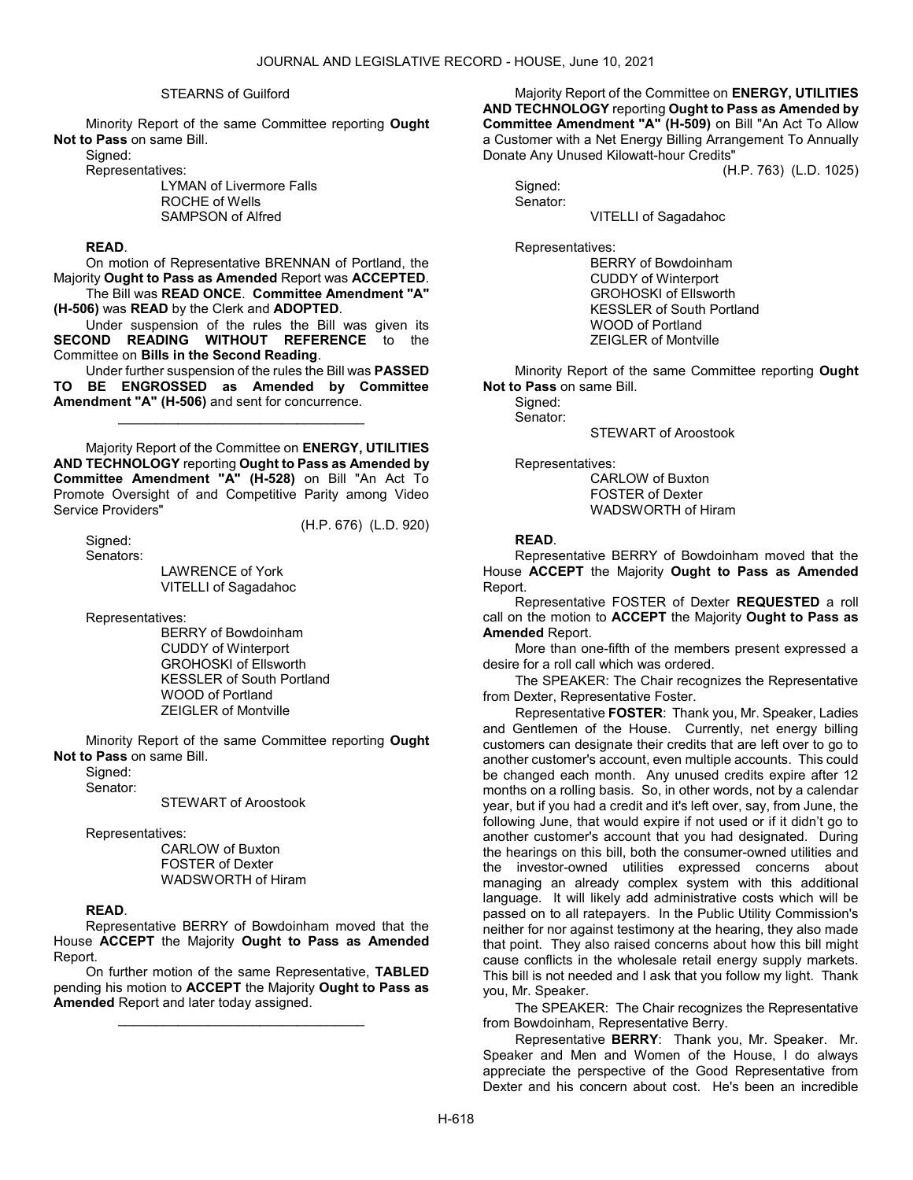STEARNS of Guilford

Minority Report of the same Committee reporting **Ought Not to Pass** on same Bill.

Signed:

Representatives:

LYMAN of Livermore Falls
ROCHE of Wells
SAMPSON of Alfred

**READ**.

On motion of Representative BRENNAN of Portland, the Majority **Ought to Pass as Amended** Report was **ACCEPTED**.

The Bill was **READ ONCE**. **Committee Amendment "A" (H-506)** was **READ** by the Clerk and **ADOPTED**.

Under suspension of the rules the Bill was given its **SECOND READING WITHOUT REFERENCE** to the Committee on **Bills in the Second Reading**.

Under further suspension of the rules the Bill was **PASSED TO BE ENGROSSED as Amended by Committee Amendment "A" (H-506)** and sent for concurrence.

_________________________________

Majority Report of the Committee on **ENERGY, UTILITIES AND TECHNOLOGY** reporting **Ought to Pass as Amended by Committee Amendment "A" (H-528)** on Bill "An Act To Promote Oversight of and Competitive Parity among Video Service Providers"

(H.P. 676) (L.D. 920)

Signed:

Senators:

LAWRENCE of York
VITELLI of Sagadahoc

Representatives:

BERRY of Bowdoinham
CUDDY of Winterport
GROHOSKI of Ellsworth
KESSLER of South Portland
WOOD of Portland
ZEIGLER of Montville

Minority Report of the same Committee reporting **Ought Not to Pass** on same Bill.

Signed:

Senator:

STEWART of Aroostook

Representatives:

CARLOW of Buxton
FOSTER of Dexter
WADSWORTH of Hiram

**READ**.

Representative BERRY of Bowdoinham moved that the House **ACCEPT** the Majority **Ought to Pass as Amended** Report.

On further motion of the same Representative, **TABLED** pending his motion to **ACCEPT** the Majority **Ought to Pass as Amended** Report and later today assigned.

_________________________________

Majority Report of the Committee on **ENERGY, UTILITIES AND TECHNOLOGY** reporting **Ought to Pass as Amended by Committee Amendment "A" (H-509)** on Bill "An Act To Allow a Customer with a Net Energy Billing Arrangement To Annually Donate Any Unused Kilowatt-hour Credits"

(H.P. 763) (L.D. 1025)

Signed:

Senator:

VITELLI of Sagadahoc

Representatives:

BERRY of Bowdoinham
CUDDY of Winterport
GROHOSKI of Ellsworth
KESSLER of South Portland
WOOD of Portland
ZEIGLER of Montville

Minority Report of the same Committee reporting **Ought Not to Pass** on same Bill.

Signed:

Senator:

STEWART of Aroostook

Representatives:

CARLOW of Buxton
FOSTER of Dexter
WADSWORTH of Hiram

**READ**.

Representative BERRY of Bowdoinham moved that the House **ACCEPT** the Majority **Ought to Pass as Amended** Report.

Representative FOSTER of Dexter **REQUESTED** a roll call on the motion to **ACCEPT** the Majority **Ought to Pass as Amended** Report.

More than one-fifth of the members present expressed a desire for a roll call which was ordered.

The SPEAKER: The Chair recognizes the Representative from Dexter, Representative Foster.

Representative **FOSTER**: Thank you, Mr. Speaker, Ladies and Gentlemen of the House. Currently, net energy billing customers can designate their credits that are left over to go to another customer's account, even multiple accounts. This could be changed each month. Any unused credits expire after 12 months on a rolling basis. So, in other words, not by a calendar year, but if you had a credit and it's left over, say, from June, the following June, that would expire if not used or if it didn't go to another customer's account that you had designated. During the hearings on this bill, both the consumer-owned utilities and the investor-owned utilities expressed concerns about managing an already complex system with this additional language. It will likely add administrative costs which will be passed on to all ratepayers. In the Public Utility Commission's neither for nor against testimony at the hearing, they also made that point. They also raised concerns about how this bill might cause conflicts in the wholesale retail energy supply markets. This bill is not needed and I ask that you follow my light. Thank you, Mr. Speaker.

The SPEAKER: The Chair recognizes the Representative from Bowdoinham, Representative Berry.

Representative **BERRY**: Thank you, Mr. Speaker. Mr. Speaker and Men and Women of the House, I do always appreciate the perspective of the Good Representative from Dexter and his concern about cost. He's been an incredible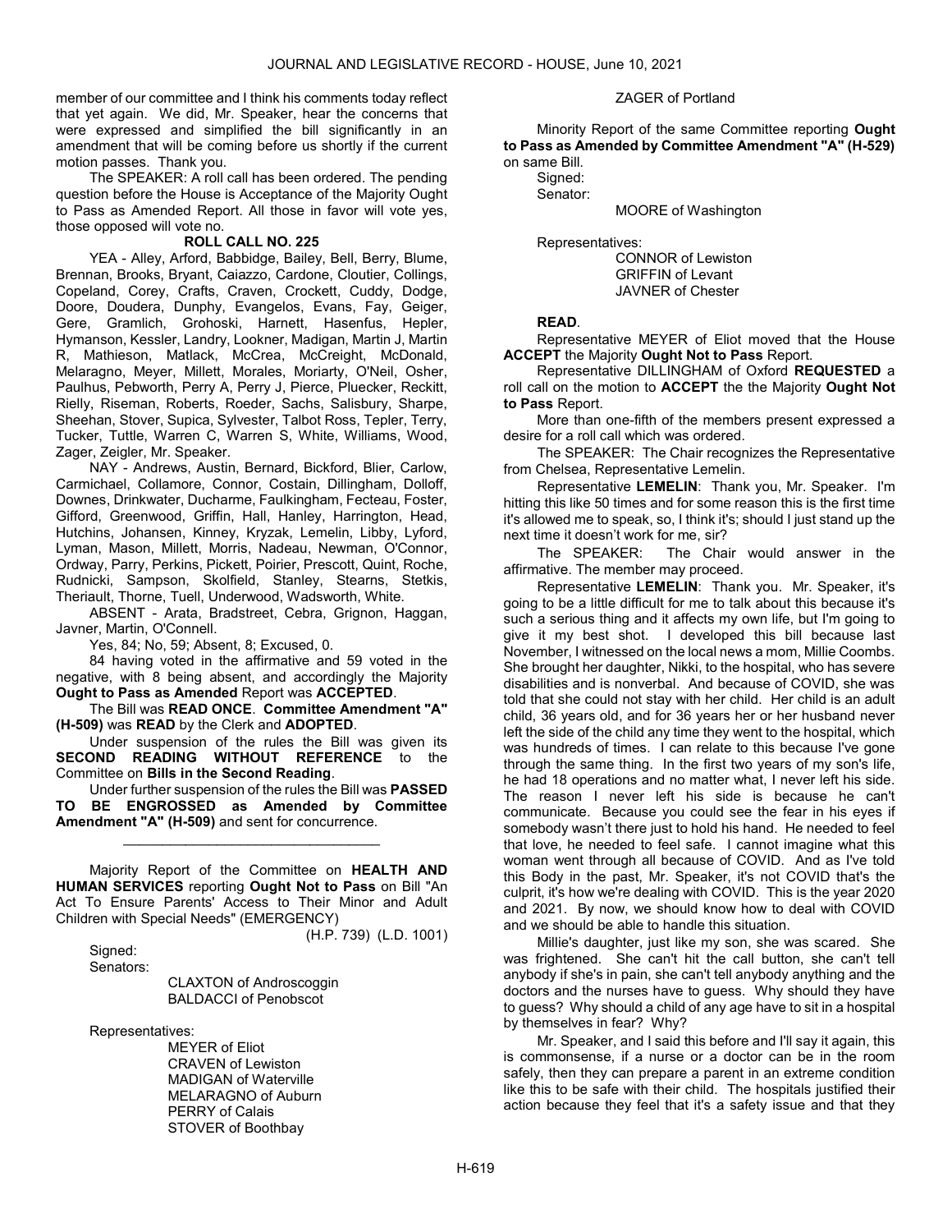member of our committee and I think his comments today reflect that yet again. We did, Mr. Speaker, hear the concerns that were expressed and simplified the bill significantly in an amendment that will be coming before us shortly if the current motion passes. Thank you.

The SPEAKER: A roll call has been ordered. The pending question before the House is Acceptance of the Majority Ought to Pass as Amended Report. All those in favor will vote yes, those opposed will vote no.

**ROLL CALL NO. 225**

YEA - Alley, Arford, Babbidge, Bailey, Bell, Berry, Blume, Brennan, Brooks, Bryant, Caiazzo, Cardone, Cloutier, Collings, Copeland, Corey, Crafts, Craven, Crockett, Cuddy, Dodge, Doore, Doudera, Dunphy, Evangelos, Evans, Fay, Geiger, Gere, Gramlich, Grohoski, Harnett, Hasenfus, Hepler, Hymanson, Kessler, Landry, Lookner, Madigan, Martin J, Martin R, Mathieson, Matlack, McCrea, McCreight, McDonald, Melaragno, Meyer, Millett, Morales, Moriarty, O'Neil, Osher, Paulhus, Pebworth, Perry A, Perry J, Pierce, Pluecker, Reckitt, Rielly, Riseman, Roberts, Roeder, Sachs, Salisbury, Sharpe, Sheehan, Stover, Supica, Sylvester, Talbot Ross, Tepler, Terry, Tucker, Tuttle, Warren C, Warren S, White, Williams, Wood, Zager, Zeigler, Mr. Speaker.

NAY - Andrews, Austin, Bernard, Bickford, Blier, Carlow, Carmichael, Collamore, Connor, Costain, Dillingham, Dolloff, Downes, Drinkwater, Ducharme, Faulkingham, Fecteau, Foster, Gifford, Greenwood, Griffin, Hall, Hanley, Harrington, Head, Hutchins, Johansen, Kinney, Kryzak, Lemelin, Libby, Lyford, Lyman, Mason, Millett, Morris, Nadeau, Newman, O'Connor, Ordway, Parry, Perkins, Pickett, Poirier, Prescott, Quint, Roche, Rudnicki, Sampson, Skolfield, Stanley, Stearns, Stetkis, Theriault, Thorne, Tuell, Underwood, Wadsworth, White.

ABSENT - Arata, Bradstreet, Cebra, Grignon, Haggan, Javner, Martin, O'Connell.

Yes, 84; No, 59; Absent, 8; Excused, 0.

84 having voted in the affirmative and 59 voted in the negative, with 8 being absent, and accordingly the Majority **Ought to Pass as Amended** Report was **ACCEPTED**.

The Bill was **READ ONCE**. **Committee Amendment "A" (H-509)** was **READ** by the Clerk and **ADOPTED**.

Under suspension of the rules the Bill was given its **SECOND READING WITHOUT REFERENCE** to the Committee on **Bills in the Second Reading**.

Under further suspension of the rules the Bill was **PASSED TO BE ENGROSSED as Amended by Committee Amendment "A" (H-509)** and sent for concurrence.

_________________________________

Majority Report of the Committee on **HEALTH AND HUMAN SERVICES** reporting **Ought Not to Pass** on Bill "An Act To Ensure Parents' Access to Their Minor and Adult Children with Special Needs" (EMERGENCY)

(H.P. 739) (L.D. 1001)

Signed:
Senators:

CLAXTON of Androscoggin
BALDACCI of Penobscot

Representatives:

MEYER of Eliot
CRAVEN of Lewiston
MADIGAN of Waterville
MELARAGNO of Auburn
PERRY of Calais
STOVER of Boothbay
ZAGER of Portland

Minority Report of the same Committee reporting **Ought to Pass as Amended by Committee Amendment "A" (H-529)** on same Bill.

Signed:
Senator:

MOORE of Washington

Representatives:

CONNOR of Lewiston
GRIFFIN of Levant
JAVNER of Chester

**READ**.

Representative MEYER of Eliot moved that the House **ACCEPT** the Majority **Ought Not to Pass** Report.

Representative DILLINGHAM of Oxford **REQUESTED** a roll call on the motion to **ACCEPT** the the Majority **Ought Not to Pass** Report.

More than one-fifth of the members present expressed a desire for a roll call which was ordered.

The SPEAKER: The Chair recognizes the Representative from Chelsea, Representative Lemelin.

Representative **LEMELIN**: Thank you, Mr. Speaker. I'm hitting this like 50 times and for some reason this is the first time it's allowed me to speak, so, I think it's; should I just stand up the next time it doesn't work for me, sir?

The SPEAKER: The Chair would answer in the affirmative. The member may proceed.

Representative **LEMELIN**: Thank you. Mr. Speaker, it's going to be a little difficult for me to talk about this because it's such a serious thing and it affects my own life, but I'm going to give it my best shot. I developed this bill because last November, I witnessed on the local news a mom, Millie Coombs. She brought her daughter, Nikki, to the hospital, who has severe disabilities and is nonverbal. And because of COVID, she was told that she could not stay with her child. Her child is an adult child, 36 years old, and for 36 years her or her husband never left the side of the child any time they went to the hospital, which was hundreds of times. I can relate to this because I've gone through the same thing. In the first two years of my son's life, he had 18 operations and no matter what, I never left his side. The reason I never left his side is because he can't communicate. Because you could see the fear in his eyes if somebody wasn't there just to hold his hand. He needed to feel that love, he needed to feel safe. I cannot imagine what this woman went through all because of COVID. And as I've told this Body in the past, Mr. Speaker, it's not COVID that's the culprit, it's how we're dealing with COVID. This is the year 2020 and 2021. By now, we should know how to deal with COVID and we should be able to handle this situation.

Millie's daughter, just like my son, she was scared. She was frightened. She can't hit the call button, she can't tell anybody if she's in pain, she can't tell anybody anything and the doctors and the nurses have to guess. Why should they have to guess? Why should a child of any age have to sit in a hospital by themselves in fear? Why?

Mr. Speaker, and I said this before and I'll say it again, this is commonsense, if a nurse or a doctor can be in the room safely, then they can prepare a parent in an extreme condition like this to be safe with their child. The hospitals justified their action because they feel that it's a safety issue and that they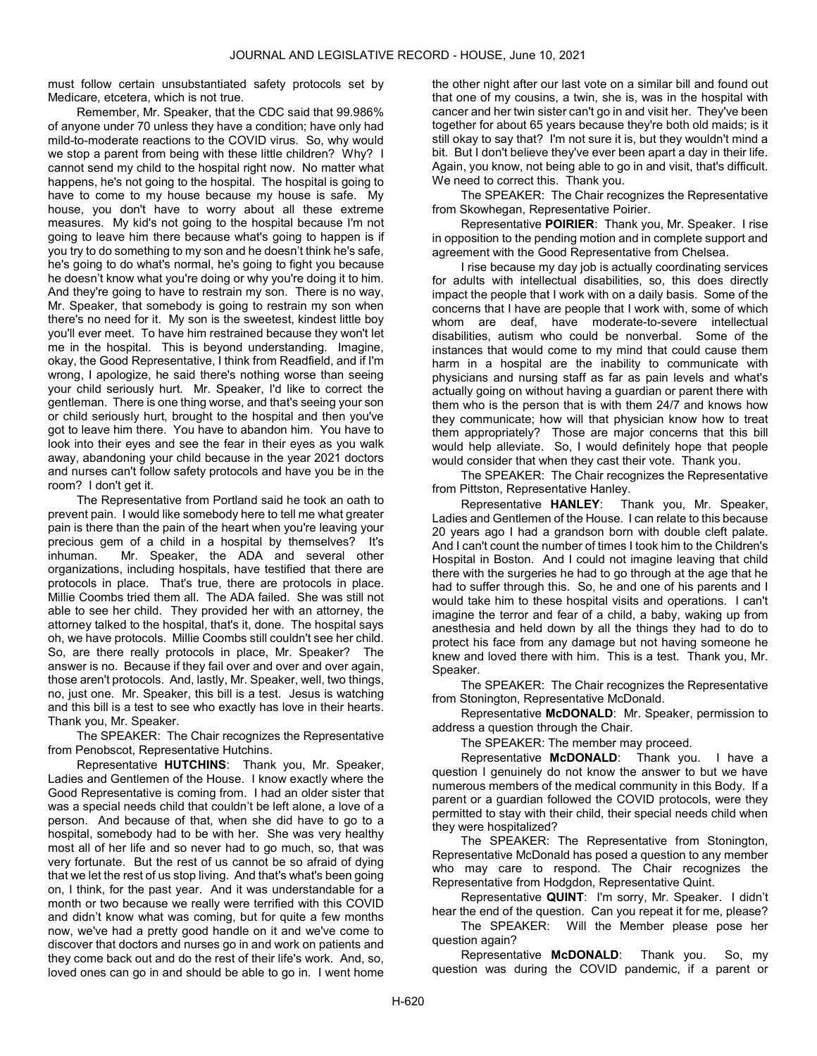must follow certain unsubstantiated safety protocols set by Medicare, etcetera, which is not true.

Remember, Mr. Speaker, that the CDC said that 99.986% of anyone under 70 unless they have a condition; have only had mild-to-moderate reactions to the COVID virus. So, why would we stop a parent from being with these little children? Why? I cannot send my child to the hospital right now. No matter what happens, he's not going to the hospital. The hospital is going to have to come to my house because my house is safe. My house, you don't have to worry about all these extreme measures. My kid's not going to the hospital because I'm not going to leave him there because what's going to happen is if you try to do something to my son and he doesn't think he's safe, he's going to do what's normal, he's going to fight you because he doesn't know what you're doing or why you're doing it to him. And they're going to have to restrain my son. There is no way, Mr. Speaker, that somebody is going to restrain my son when there's no need for it. My son is the sweetest, kindest little boy you'll ever meet. To have him restrained because they won't let me in the hospital. This is beyond understanding. Imagine, okay, the Good Representative, I think from Readfield, and if I'm wrong, I apologize, he said there's nothing worse than seeing your child seriously hurt. Mr. Speaker, I'd like to correct the gentleman. There is one thing worse, and that's seeing your son or child seriously hurt, brought to the hospital and then you've got to leave him there. You have to abandon him. You have to look into their eyes and see the fear in their eyes as you walk away, abandoning your child because in the year 2021 doctors and nurses can't follow safety protocols and have you be in the room? I don't get it.

The Representative from Portland said he took an oath to prevent pain. I would like somebody here to tell me what greater pain is there than the pain of the heart when you're leaving your precious gem of a child in a hospital by themselves? It's inhuman. Mr. Speaker, the ADA and several other organizations, including hospitals, have testified that there are protocols in place. That's true, there are protocols in place. Millie Coombs tried them all. The ADA failed. She was still not able to see her child. They provided her with an attorney, the attorney talked to the hospital, that's it, done. The hospital says oh, we have protocols. Millie Coombs still couldn't see her child. So, are there really protocols in place, Mr. Speaker? The answer is no. Because if they fail over and over and over again, those aren't protocols. And, lastly, Mr. Speaker, well, two things, no, just one. Mr. Speaker, this bill is a test. Jesus is watching and this bill is a test to see who exactly has love in their hearts. Thank you, Mr. Speaker.

The SPEAKER: The Chair recognizes the Representative from Penobscot, Representative Hutchins.

Representative **HUTCHINS**: Thank you, Mr. Speaker, Ladies and Gentlemen of the House. I know exactly where the Good Representative is coming from. I had an older sister that was a special needs child that couldn't be left alone, a love of a person. And because of that, when she did have to go to a hospital, somebody had to be with her. She was very healthy most all of her life and so never had to go much, so, that was very fortunate. But the rest of us cannot be so afraid of dying that we let the rest of us stop living. And that's what's been going on, I think, for the past year. And it was understandable for a month or two because we really were terrified with this COVID and didn't know what was coming, but for quite a few months now, we've had a pretty good handle on it and we've come to discover that doctors and nurses go in and work on patients and they come back out and do the rest of their life's work. And, so, loved ones can go in and should be able to go in. I went home the other night after our last vote on a similar bill and found out that one of my cousins, a twin, she is, was in the hospital with cancer and her twin sister can't go in and visit her. They've been together for about 65 years because they're both old maids; is it still okay to say that? I'm not sure it is, but they wouldn't mind a bit. But I don't believe they've ever been apart a day in their life. Again, you know, not being able to go in and visit, that's difficult. We need to correct this. Thank you.

The SPEAKER: The Chair recognizes the Representative from Skowhegan, Representative Poirier.

Representative **POIRIER**: Thank you, Mr. Speaker. I rise in opposition to the pending motion and in complete support and agreement with the Good Representative from Chelsea.

I rise because my day job is actually coordinating services for adults with intellectual disabilities, so, this does directly impact the people that I work with on a daily basis. Some of the concerns that I have are people that I work with, some of which whom are deaf, have moderate-to-severe intellectual disabilities, autism who could be nonverbal. Some of the instances that would come to my mind that could cause them harm in a hospital are the inability to communicate with physicians and nursing staff as far as pain levels and what's actually going on without having a guardian or parent there with them who is the person that is with them 24/7 and knows how they communicate; how will that physician know how to treat them appropriately? Those are major concerns that this bill would help alleviate. So, I would definitely hope that people would consider that when they cast their vote. Thank you.

The SPEAKER: The Chair recognizes the Representative from Pittston, Representative Hanley.

Representative **HANLEY**: Thank you, Mr. Speaker, Ladies and Gentlemen of the House. I can relate to this because 20 years ago I had a grandson born with double cleft palate. And I can't count the number of times I took him to the Children's Hospital in Boston. And I could not imagine leaving that child there with the surgeries he had to go through at the age that he had to suffer through this. So, he and one of his parents and I would take him to these hospital visits and operations. I can't imagine the terror and fear of a child, a baby, waking up from anesthesia and held down by all the things they had to do to protect his face from any damage but not having someone he knew and loved there with him. This is a test. Thank you, Mr. Speaker.

The SPEAKER: The Chair recognizes the Representative from Stonington, Representative McDonald.

Representative **McDONALD**: Mr. Speaker, permission to address a question through the Chair.

The SPEAKER: The member may proceed.

Representative **McDONALD**: Thank you. I have a question I genuinely do not know the answer to but we have numerous members of the medical community in this Body. If a parent or a guardian followed the COVID protocols, were they permitted to stay with their child, their special needs child when they were hospitalized?

The SPEAKER: The Representative from Stonington, Representative McDonald has posed a question to any member who may care to respond. The Chair recognizes the Representative from Hodgdon, Representative Quint.

Representative **QUINT**: I'm sorry, Mr. Speaker. I didn't hear the end of the question. Can you repeat it for me, please?

The SPEAKER: Will the Member please pose her question again?

Representative **McDONALD**: Thank you. So, my question was during the COVID pandemic, if a parent or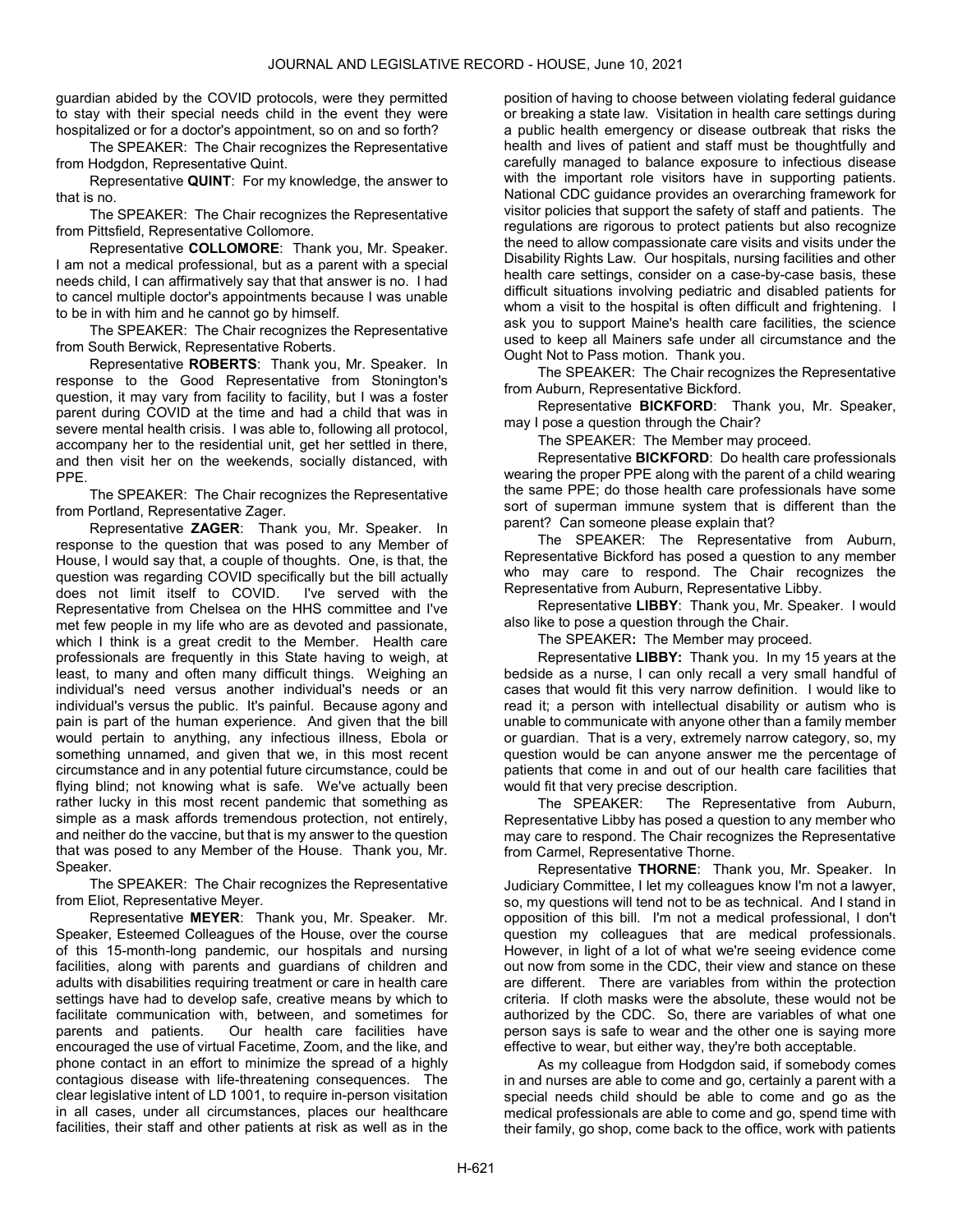guardian abided by the COVID protocols, were they permitted to stay with their special needs child in the event they were hospitalized or for a doctor's appointment, so on and so forth?

The SPEAKER: The Chair recognizes the Representative from Hodgdon, Representative Quint.

Representative **QUINT**: For my knowledge, the answer to that is no.

The SPEAKER: The Chair recognizes the Representative from Pittsfield, Representative Collomore.

Representative **COLLOMORE**: Thank you, Mr. Speaker. I am not a medical professional, but as a parent with a special needs child, I can affirmatively say that that answer is no. I had to cancel multiple doctor's appointments because I was unable to be in with him and he cannot go by himself.

The SPEAKER: The Chair recognizes the Representative from South Berwick, Representative Roberts.

Representative **ROBERTS**: Thank you, Mr. Speaker. In response to the Good Representative from Stonington's question, it may vary from facility to facility, but I was a foster parent during COVID at the time and had a child that was in severe mental health crisis. I was able to, following all protocol, accompany her to the residential unit, get her settled in there, and then visit her on the weekends, socially distanced, with PPE.

The SPEAKER: The Chair recognizes the Representative from Portland, Representative Zager.

Representative **ZAGER**: Thank you, Mr. Speaker. In response to the question that was posed to any Member of House, I would say that, a couple of thoughts. One, is that, the question was regarding COVID specifically but the bill actually does not limit itself to COVID. I've served with the Representative from Chelsea on the HHS committee and I've met few people in my life who are as devoted and passionate, which I think is a great credit to the Member. Health care professionals are frequently in this State having to weigh, at least, to many and often many difficult things. Weighing an individual's need versus another individual's needs or an individual's versus the public. It's painful. Because agony and pain is part of the human experience. And given that the bill would pertain to anything, any infectious illness, Ebola or something unnamed, and given that we, in this most recent circumstance and in any potential future circumstance, could be flying blind; not knowing what is safe. We've actually been rather lucky in this most recent pandemic that something as simple as a mask affords tremendous protection, not entirely, and neither do the vaccine, but that is my answer to the question that was posed to any Member of the House. Thank you, Mr. Speaker.

The SPEAKER: The Chair recognizes the Representative from Eliot, Representative Meyer.

Representative **MEYER**: Thank you, Mr. Speaker. Mr. Speaker, Esteemed Colleagues of the House, over the course of this 15-month-long pandemic, our hospitals and nursing facilities, along with parents and guardians of children and adults with disabilities requiring treatment or care in health care settings have had to develop safe, creative means by which to facilitate communication with, between, and sometimes for parents and patients. Our health care facilities have encouraged the use of virtual Facetime, Zoom, and the like, and phone contact in an effort to minimize the spread of a highly contagious disease with life-threatening consequences. The clear legislative intent of LD 1001, to require in-person visitation in all cases, under all circumstances, places our healthcare facilities, their staff and other patients at risk as well as in the position of having to choose between violating federal guidance or breaking a state law. Visitation in health care settings during a public health emergency or disease outbreak that risks the health and lives of patient and staff must be thoughtfully and carefully managed to balance exposure to infectious disease with the important role visitors have in supporting patients. National CDC guidance provides an overarching framework for visitor policies that support the safety of staff and patients. The regulations are rigorous to protect patients but also recognize the need to allow compassionate care visits and visits under the Disability Rights Law. Our hospitals, nursing facilities and other health care settings, consider on a case-by-case basis, these difficult situations involving pediatric and disabled patients for whom a visit to the hospital is often difficult and frightening. I ask you to support Maine's health care facilities, the science used to keep all Mainers safe under all circumstance and the Ought Not to Pass motion. Thank you.

The SPEAKER: The Chair recognizes the Representative from Auburn, Representative Bickford.

Representative **BICKFORD**: Thank you, Mr. Speaker, may I pose a question through the Chair?

The SPEAKER: The Member may proceed.

Representative **BICKFORD**: Do health care professionals wearing the proper PPE along with the parent of a child wearing the same PPE; do those health care professionals have some sort of superman immune system that is different than the parent? Can someone please explain that?

The SPEAKER: The Representative from Auburn, Representative Bickford has posed a question to any member who may care to respond. The Chair recognizes the Representative from Auburn, Representative Libby.

Representative **LIBBY**: Thank you, Mr. Speaker. I would also like to pose a question through the Chair.

The SPEAKER**:** The Member may proceed.

Representative **LIBBY:** Thank you. In my 15 years at the bedside as a nurse, I can only recall a very small handful of cases that would fit this very narrow definition. I would like to read it; a person with intellectual disability or autism who is unable to communicate with anyone other than a family member or guardian. That is a very, extremely narrow category, so, my question would be can anyone answer me the percentage of patients that come in and out of our health care facilities that would fit that very precise description.

The SPEAKER: The Representative from Auburn, Representative Libby has posed a question to any member who may care to respond. The Chair recognizes the Representative from Carmel, Representative Thorne.

Representative **THORNE**: Thank you, Mr. Speaker. In Judiciary Committee, I let my colleagues know I'm not a lawyer, so, my questions will tend not to be as technical. And I stand in opposition of this bill. I'm not a medical professional, I don't question my colleagues that are medical professionals. However, in light of a lot of what we're seeing evidence come out now from some in the CDC, their view and stance on these are different. There are variables from within the protection criteria. If cloth masks were the absolute, these would not be authorized by the CDC. So, there are variables of what one person says is safe to wear and the other one is saying more effective to wear, but either way, they're both acceptable.

As my colleague from Hodgdon said, if somebody comes in and nurses are able to come and go, certainly a parent with a special needs child should be able to come and go as the medical professionals are able to come and go, spend time with their family, go shop, come back to the office, work with patients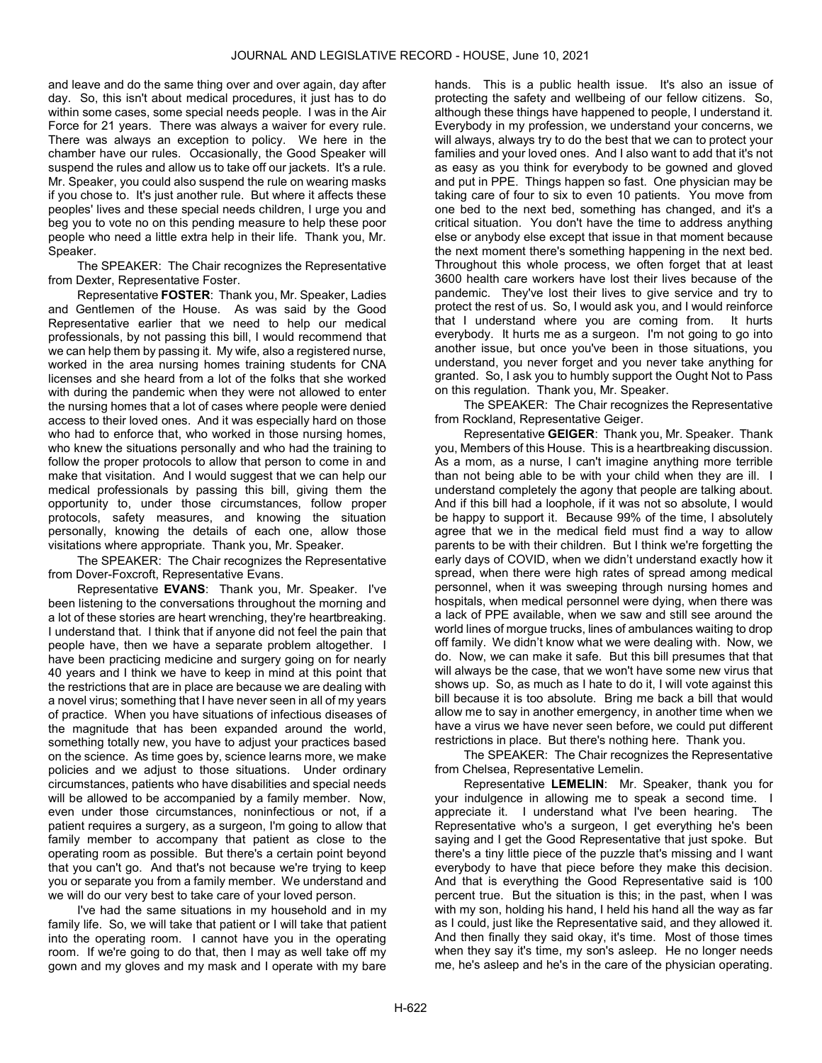and leave and do the same thing over and over again, day after day. So, this isn't about medical procedures, it just has to do within some cases, some special needs people. I was in the Air Force for 21 years. There was always a waiver for every rule. There was always an exception to policy. We here in the chamber have our rules. Occasionally, the Good Speaker will suspend the rules and allow us to take off our jackets. It's a rule. Mr. Speaker, you could also suspend the rule on wearing masks if you chose to. It's just another rule. But where it affects these peoples' lives and these special needs children, I urge you and beg you to vote no on this pending measure to help these poor people who need a little extra help in their life. Thank you, Mr. Speaker.

The SPEAKER: The Chair recognizes the Representative from Dexter, Representative Foster.

Representative **FOSTER**: Thank you, Mr. Speaker, Ladies and Gentlemen of the House. As was said by the Good Representative earlier that we need to help our medical professionals, by not passing this bill, I would recommend that we can help them by passing it. My wife, also a registered nurse, worked in the area nursing homes training students for CNA licenses and she heard from a lot of the folks that she worked with during the pandemic when they were not allowed to enter the nursing homes that a lot of cases where people were denied access to their loved ones. And it was especially hard on those who had to enforce that, who worked in those nursing homes, who knew the situations personally and who had the training to follow the proper protocols to allow that person to come in and make that visitation. And I would suggest that we can help our medical professionals by passing this bill, giving them the opportunity to, under those circumstances, follow proper protocols, safety measures, and knowing the situation personally, knowing the details of each one, allow those visitations where appropriate. Thank you, Mr. Speaker.

The SPEAKER: The Chair recognizes the Representative from Dover-Foxcroft, Representative Evans.

Representative **EVANS**: Thank you, Mr. Speaker. I've been listening to the conversations throughout the morning and a lot of these stories are heart wrenching, they're heartbreaking. I understand that. I think that if anyone did not feel the pain that people have, then we have a separate problem altogether. I have been practicing medicine and surgery going on for nearly 40 years and I think we have to keep in mind at this point that the restrictions that are in place are because we are dealing with a novel virus; something that I have never seen in all of my years of practice. When you have situations of infectious diseases of the magnitude that has been expanded around the world, something totally new, you have to adjust your practices based on the science. As time goes by, science learns more, we make policies and we adjust to those situations. Under ordinary circumstances, patients who have disabilities and special needs will be allowed to be accompanied by a family member. Now, even under those circumstances, noninfectious or not, if a patient requires a surgery, as a surgeon, I'm going to allow that family member to accompany that patient as close to the operating room as possible. But there's a certain point beyond that you can't go. And that's not because we're trying to keep you or separate you from a family member. We understand and we will do our very best to take care of your loved person.

I've had the same situations in my household and in my family life. So, we will take that patient or I will take that patient into the operating room. I cannot have you in the operating room. If we're going to do that, then I may as well take off my gown and my gloves and my mask and I operate with my bare hands. This is a public health issue. It's also an issue of protecting the safety and wellbeing of our fellow citizens. So, although these things have happened to people, I understand it. Everybody in my profession, we understand your concerns, we will always, always try to do the best that we can to protect your families and your loved ones. And I also want to add that it's not as easy as you think for everybody to be gowned and gloved and put in PPE. Things happen so fast. One physician may be taking care of four to six to even 10 patients. You move from one bed to the next bed, something has changed, and it's a critical situation. You don't have the time to address anything else or anybody else except that issue in that moment because the next moment there's something happening in the next bed. Throughout this whole process, we often forget that at least 3600 health care workers have lost their lives because of the pandemic. They've lost their lives to give service and try to protect the rest of us. So, I would ask you, and I would reinforce that I understand where you are coming from. It hurts everybody. It hurts me as a surgeon. I'm not going to go into another issue, but once you've been in those situations, you understand, you never forget and you never take anything for granted. So, I ask you to humbly support the Ought Not to Pass on this regulation. Thank you, Mr. Speaker.

The SPEAKER: The Chair recognizes the Representative from Rockland, Representative Geiger.

Representative **GEIGER**: Thank you, Mr. Speaker. Thank you, Members of this House. This is a heartbreaking discussion. As a mom, as a nurse, I can't imagine anything more terrible than not being able to be with your child when they are ill. I understand completely the agony that people are talking about. And if this bill had a loophole, if it was not so absolute, I would be happy to support it. Because 99% of the time, I absolutely agree that we in the medical field must find a way to allow parents to be with their children. But I think we're forgetting the early days of COVID, when we didn't understand exactly how it spread, when there were high rates of spread among medical personnel, when it was sweeping through nursing homes and hospitals, when medical personnel were dying, when there was a lack of PPE available, when we saw and still see around the world lines of morgue trucks, lines of ambulances waiting to drop off family. We didn't know what we were dealing with. Now, we do. Now, we can make it safe. But this bill presumes that that will always be the case, that we won't have some new virus that shows up. So, as much as I hate to do it, I will vote against this bill because it is too absolute. Bring me back a bill that would allow me to say in another emergency, in another time when we have a virus we have never seen before, we could put different restrictions in place. But there's nothing here. Thank you.

The SPEAKER: The Chair recognizes the Representative from Chelsea, Representative Lemelin.

Representative **LEMELIN**: Mr. Speaker, thank you for your indulgence in allowing me to speak a second time. I appreciate it. I understand what I've been hearing. The Representative who's a surgeon, I get everything he's been saying and I get the Good Representative that just spoke. But there's a tiny little piece of the puzzle that's missing and I want everybody to have that piece before they make this decision. And that is everything the Good Representative said is 100 percent true. But the situation is this; in the past, when I was with my son, holding his hand, I held his hand all the way as far as I could, just like the Representative said, and they allowed it. And then finally they said okay, it's time. Most of those times when they say it's time, my son's asleep. He no longer needs me, he's asleep and he's in the care of the physician operating.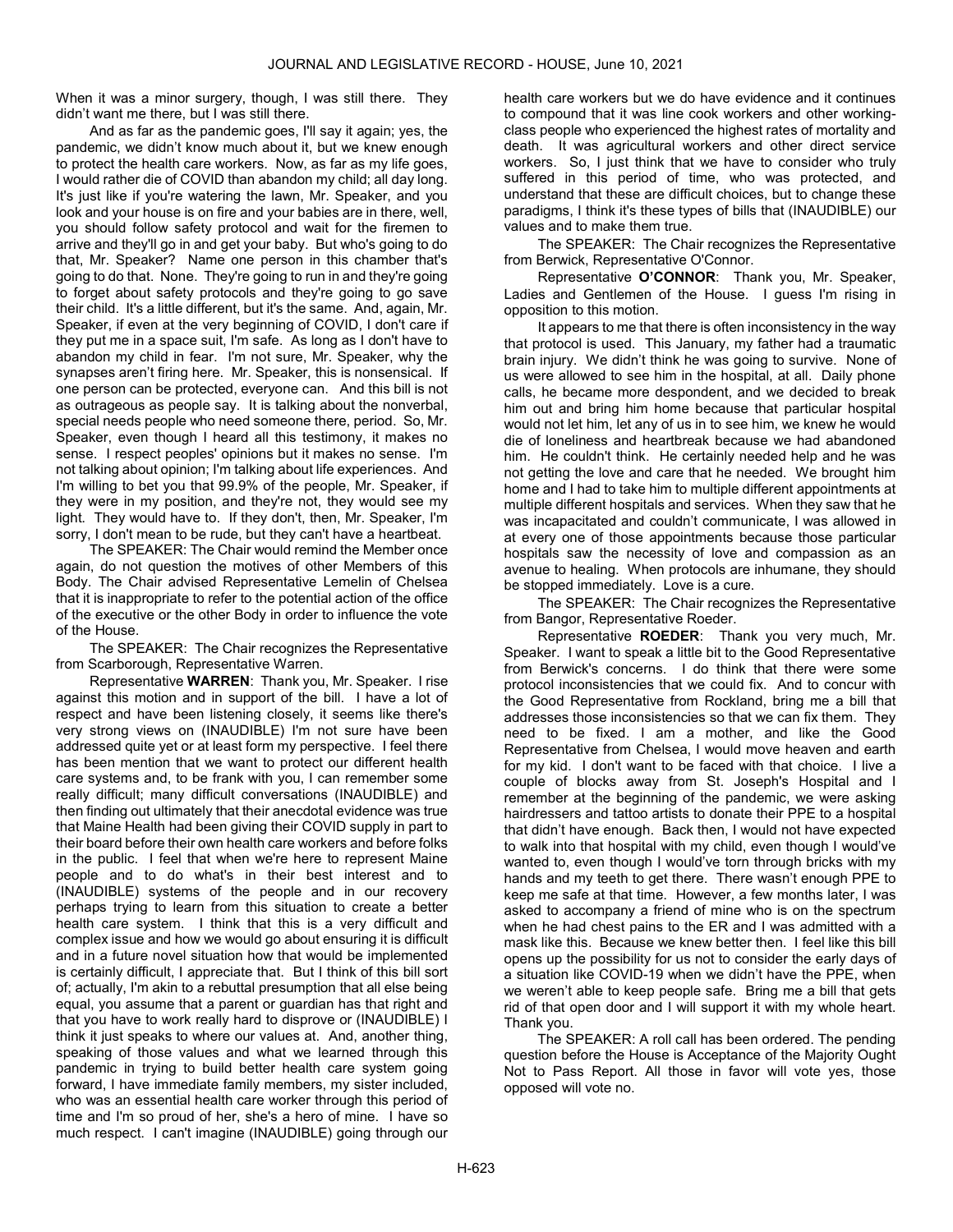When it was a minor surgery, though, I was still there. They didn't want me there, but I was still there.

And as far as the pandemic goes, I'll say it again; yes, the pandemic, we didn't know much about it, but we knew enough to protect the health care workers. Now, as far as my life goes, I would rather die of COVID than abandon my child; all day long. It's just like if you're watering the lawn, Mr. Speaker, and you look and your house is on fire and your babies are in there, well, you should follow safety protocol and wait for the firemen to arrive and they'll go in and get your baby. But who's going to do that, Mr. Speaker? Name one person in this chamber that's going to do that. None. They're going to run in and they're going to forget about safety protocols and they're going to go save their child. It's a little different, but it's the same. And, again, Mr. Speaker, if even at the very beginning of COVID, I don't care if they put me in a space suit, I'm safe. As long as I don't have to abandon my child in fear. I'm not sure, Mr. Speaker, why the synapses aren't firing here. Mr. Speaker, this is nonsensical. If one person can be protected, everyone can. And this bill is not as outrageous as people say. It is talking about the nonverbal, special needs people who need someone there, period. So, Mr. Speaker, even though I heard all this testimony, it makes no sense. I respect peoples' opinions but it makes no sense. I'm not talking about opinion; I'm talking about life experiences. And I'm willing to bet you that 99.9% of the people, Mr. Speaker, if they were in my position, and they're not, they would see my light. They would have to. If they don't, then, Mr. Speaker, I'm sorry, I don't mean to be rude, but they can't have a heartbeat.

The SPEAKER: The Chair would remind the Member once again, do not question the motives of other Members of this Body. The Chair advised Representative Lemelin of Chelsea that it is inappropriate to refer to the potential action of the office of the executive or the other Body in order to influence the vote of the House.

The SPEAKER: The Chair recognizes the Representative from Scarborough, Representative Warren.

Representative **WARREN**: Thank you, Mr. Speaker. I rise against this motion and in support of the bill. I have a lot of respect and have been listening closely, it seems like there's very strong views on (INAUDIBLE) I'm not sure have been addressed quite yet or at least form my perspective. I feel there has been mention that we want to protect our different health care systems and, to be frank with you, I can remember some really difficult; many difficult conversations (INAUDIBLE) and then finding out ultimately that their anecdotal evidence was true that Maine Health had been giving their COVID supply in part to their board before their own health care workers and before folks in the public. I feel that when we're here to represent Maine people and to do what's in their best interest and to (INAUDIBLE) systems of the people and in our recovery perhaps trying to learn from this situation to create a better health care system. I think that this is a very difficult and complex issue and how we would go about ensuring it is difficult and in a future novel situation how that would be implemented is certainly difficult, I appreciate that. But I think of this bill sort of; actually, I'm akin to a rebuttal presumption that all else being equal, you assume that a parent or guardian has that right and that you have to work really hard to disprove or (INAUDIBLE) I think it just speaks to where our values at. And, another thing, speaking of those values and what we learned through this pandemic in trying to build better health care system going forward, I have immediate family members, my sister included, who was an essential health care worker through this period of time and I'm so proud of her, she's a hero of mine. I have so much respect. I can't imagine (INAUDIBLE) going through our health care workers but we do have evidence and it continues to compound that it was line cook workers and other working-class people who experienced the highest rates of mortality and death. It was agricultural workers and other direct service workers. So, I just think that we have to consider who truly suffered in this period of time, who was protected, and understand that these are difficult choices, but to change these paradigms, I think it's these types of bills that (INAUDIBLE) our values and to make them true.

The SPEAKER: The Chair recognizes the Representative from Berwick, Representative O'Connor.

Representative **O'CONNOR**: Thank you, Mr. Speaker, Ladies and Gentlemen of the House. I guess I'm rising in opposition to this motion.

It appears to me that there is often inconsistency in the way that protocol is used. This January, my father had a traumatic brain injury. We didn't think he was going to survive. None of us were allowed to see him in the hospital, at all. Daily phone calls, he became more despondent, and we decided to break him out and bring him home because that particular hospital would not let him, let any of us in to see him, we knew he would die of loneliness and heartbreak because we had abandoned him. He couldn't think. He certainly needed help and he was not getting the love and care that he needed. We brought him home and I had to take him to multiple different appointments at multiple different hospitals and services. When they saw that he was incapacitated and couldn't communicate, I was allowed in at every one of those appointments because those particular hospitals saw the necessity of love and compassion as an avenue to healing. When protocols are inhumane, they should be stopped immediately. Love is a cure.

The SPEAKER: The Chair recognizes the Representative from Bangor, Representative Roeder.

Representative **ROEDER**: Thank you very much, Mr. Speaker. I want to speak a little bit to the Good Representative from Berwick's concerns. I do think that there were some protocol inconsistencies that we could fix. And to concur with the Good Representative from Rockland, bring me a bill that addresses those inconsistencies so that we can fix them. They need to be fixed. I am a mother, and like the Good Representative from Chelsea, I would move heaven and earth for my kid. I don't want to be faced with that choice. I live a couple of blocks away from St. Joseph's Hospital and I remember at the beginning of the pandemic, we were asking hairdressers and tattoo artists to donate their PPE to a hospital that didn't have enough. Back then, I would not have expected to walk into that hospital with my child, even though I would've wanted to, even though I would've torn through bricks with my hands and my teeth to get there. There wasn't enough PPE to keep me safe at that time. However, a few months later, I was asked to accompany a friend of mine who is on the spectrum when he had chest pains to the ER and I was admitted with a mask like this. Because we knew better then. I feel like this bill opens up the possibility for us not to consider the early days of a situation like COVID-19 when we didn't have the PPE, when we weren't able to keep people safe. Bring me a bill that gets rid of that open door and I will support it with my whole heart. Thank you.

The SPEAKER: A roll call has been ordered. The pending question before the House is Acceptance of the Majority Ought Not to Pass Report. All those in favor will vote yes, those opposed will vote no.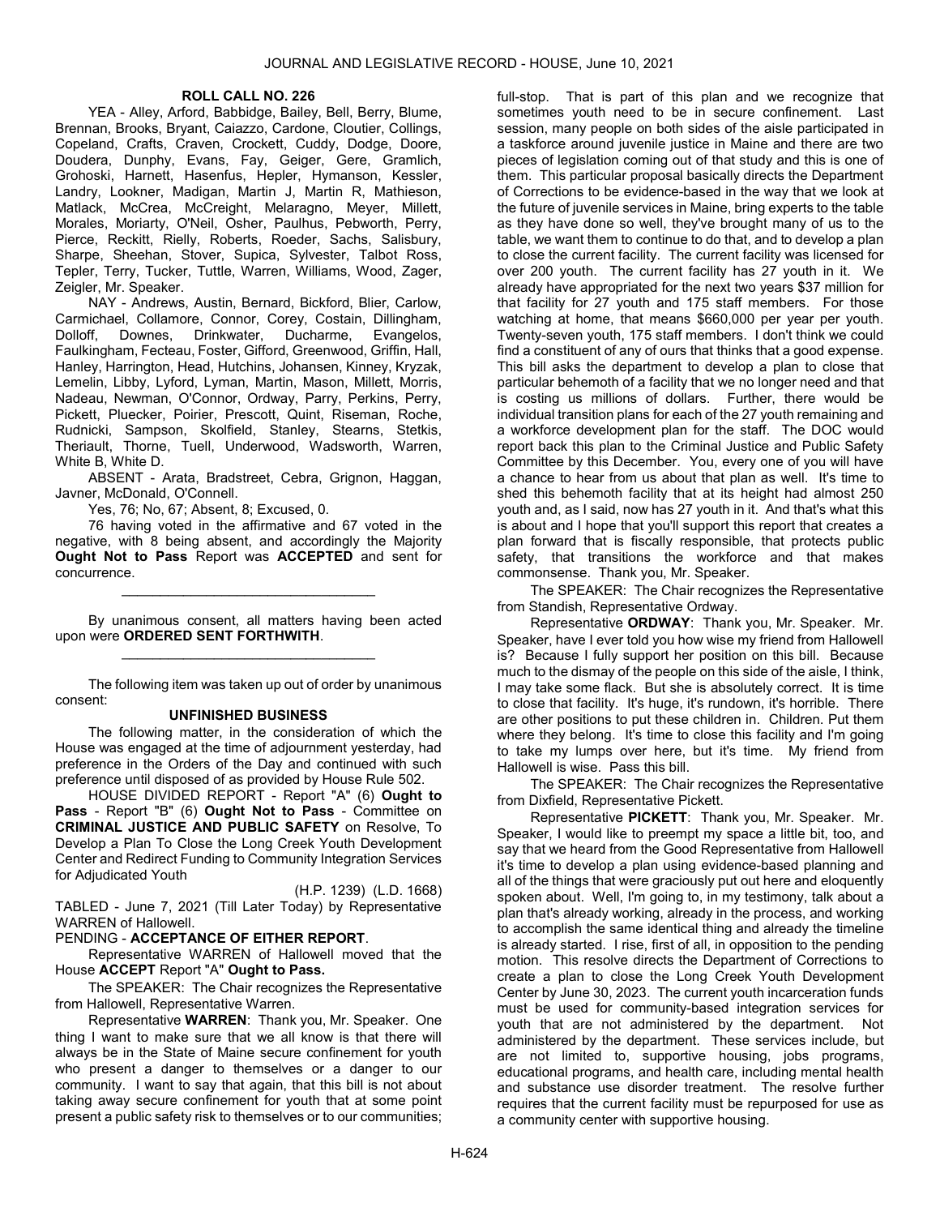**ROLL CALL NO. 226**

YEA - Alley, Arford, Babbidge, Bailey, Bell, Berry, Blume, Brennan, Brooks, Bryant, Caiazzo, Cardone, Cloutier, Collings, Copeland, Crafts, Craven, Crockett, Cuddy, Dodge, Doore, Doudera, Dunphy, Evans, Fay, Geiger, Gere, Gramlich, Grohoski, Harnett, Hasenfus, Hepler, Hymanson, Kessler, Landry, Lookner, Madigan, Martin J, Martin R, Mathieson, Matlack, McCrea, McCreight, Melaragno, Meyer, Millett, Morales, Moriarty, O'Neil, Osher, Paulhus, Pebworth, Perry, Pierce, Reckitt, Rielly, Roberts, Roeder, Sachs, Salisbury, Sharpe, Sheehan, Stover, Supica, Sylvester, Talbot Ross, Tepler, Terry, Tucker, Tuttle, Warren, Williams, Wood, Zager, Zeigler, Mr. Speaker.

NAY - Andrews, Austin, Bernard, Bickford, Blier, Carlow, Carmichael, Collamore, Connor, Corey, Costain, Dillingham, Dolloff, Downes, Drinkwater, Ducharme, Evangelos, Faulkingham, Fecteau, Foster, Gifford, Greenwood, Griffin, Hall, Hanley, Harrington, Head, Hutchins, Johansen, Kinney, Kryzak, Lemelin, Libby, Lyford, Lyman, Martin, Mason, Millett, Morris, Nadeau, Newman, O'Connor, Ordway, Parry, Perkins, Perry, Pickett, Pluecker, Poirier, Prescott, Quint, Riseman, Roche, Rudnicki, Sampson, Skolfield, Stanley, Stearns, Stetkis, Theriault, Thorne, Tuell, Underwood, Wadsworth, Warren, White B, White D.

ABSENT - Arata, Bradstreet, Cebra, Grignon, Haggan, Javner, McDonald, O'Connell.

Yes, 76; No, 67; Absent, 8; Excused, 0.

76 having voted in the affirmative and 67 voted in the negative, with 8 being absent, and accordingly the Majority **Ought Not to Pass** Report was **ACCEPTED** and sent for concurrence.

_________________________________

By unanimous consent, all matters having been acted upon were **ORDERED SENT FORTHWITH**.

_________________________________

The following item was taken up out of order by unanimous consent:

**UNFINISHED BUSINESS**

The following matter, in the consideration of which the House was engaged at the time of adjournment yesterday, had preference in the Orders of the Day and continued with such preference until disposed of as provided by House Rule 502.

HOUSE DIVIDED REPORT - Report "A" (6) **Ought to Pass** - Report "B" (6) **Ought Not to Pass** - Committee on **CRIMINAL JUSTICE AND PUBLIC SAFETY** on Resolve, To Develop a Plan To Close the Long Creek Youth Development Center and Redirect Funding to Community Integration Services for Adjudicated Youth

(H.P. 1239) (L.D. 1668)

TABLED - June 7, 2021 (Till Later Today) by Representative WARREN of Hallowell.

PENDING - **ACCEPTANCE OF EITHER REPORT**.

Representative WARREN of Hallowell moved that the House **ACCEPT** Report "A" **Ought to Pass.**

The SPEAKER: The Chair recognizes the Representative from Hallowell, Representative Warren.

Representative **WARREN**: Thank you, Mr. Speaker. One thing I want to make sure that we all know is that there will always be in the State of Maine secure confinement for youth who present a danger to themselves or a danger to our community. I want to say that again, that this bill is not about taking away secure confinement for youth that at some point present a public safety risk to themselves or to our communities; full-stop. That is part of this plan and we recognize that sometimes youth need to be in secure confinement. Last session, many people on both sides of the aisle participated in a taskforce around juvenile justice in Maine and there are two pieces of legislation coming out of that study and this is one of them. This particular proposal basically directs the Department of Corrections to be evidence-based in the way that we look at the future of juvenile services in Maine, bring experts to the table as they have done so well, they've brought many of us to the table, we want them to continue to do that, and to develop a plan to close the current facility. The current facility was licensed for over 200 youth. The current facility has 27 youth in it. We already have appropriated for the next two years $37 million for that facility for 27 youth and 175 staff members. For those watching at home, that means $660,000 per year per youth. Twenty-seven youth, 175 staff members. I don't think we could find a constituent of any of ours that thinks that a good expense. This bill asks the department to develop a plan to close that particular behemoth of a facility that we no longer need and that is costing us millions of dollars. Further, there would be individual transition plans for each of the 27 youth remaining and a workforce development plan for the staff. The DOC would report back this plan to the Criminal Justice and Public Safety Committee by this December. You, every one of you will have a chance to hear from us about that plan as well. It's time to shed this behemoth facility that at its height had almost 250 youth and, as I said, now has 27 youth in it. And that's what this is about and I hope that you'll support this report that creates a plan forward that is fiscally responsible, that protects public safety, that transitions the workforce and that makes commonsense. Thank you, Mr. Speaker.

The SPEAKER: The Chair recognizes the Representative from Standish, Representative Ordway.

Representative **ORDWAY**: Thank you, Mr. Speaker. Mr. Speaker, have I ever told you how wise my friend from Hallowell is? Because I fully support her position on this bill. Because much to the dismay of the people on this side of the aisle, I think, I may take some flack. But she is absolutely correct. It is time to close that facility. It's huge, it's rundown, it's horrible. There are other positions to put these children in. Children. Put them where they belong. It's time to close this facility and I'm going to take my lumps over here, but it's time. My friend from Hallowell is wise. Pass this bill.

The SPEAKER: The Chair recognizes the Representative from Dixfield, Representative Pickett.

Representative **PICKETT**: Thank you, Mr. Speaker. Mr. Speaker, I would like to preempt my space a little bit, too, and say that we heard from the Good Representative from Hallowell it's time to develop a plan using evidence-based planning and all of the things that were graciously put out here and eloquently spoken about. Well, I'm going to, in my testimony, talk about a plan that's already working, already in the process, and working to accomplish the same identical thing and already the timeline is already started. I rise, first of all, in opposition to the pending motion. This resolve directs the Department of Corrections to create a plan to close the Long Creek Youth Development Center by June 30, 2023. The current youth incarceration funds must be used for community-based integration services for youth that are not administered by the department. Not administered by the department. These services include, but are not limited to, supportive housing, jobs programs, educational programs, and health care, including mental health and substance use disorder treatment. The resolve further requires that the current facility must be repurposed for use as a community center with supportive housing.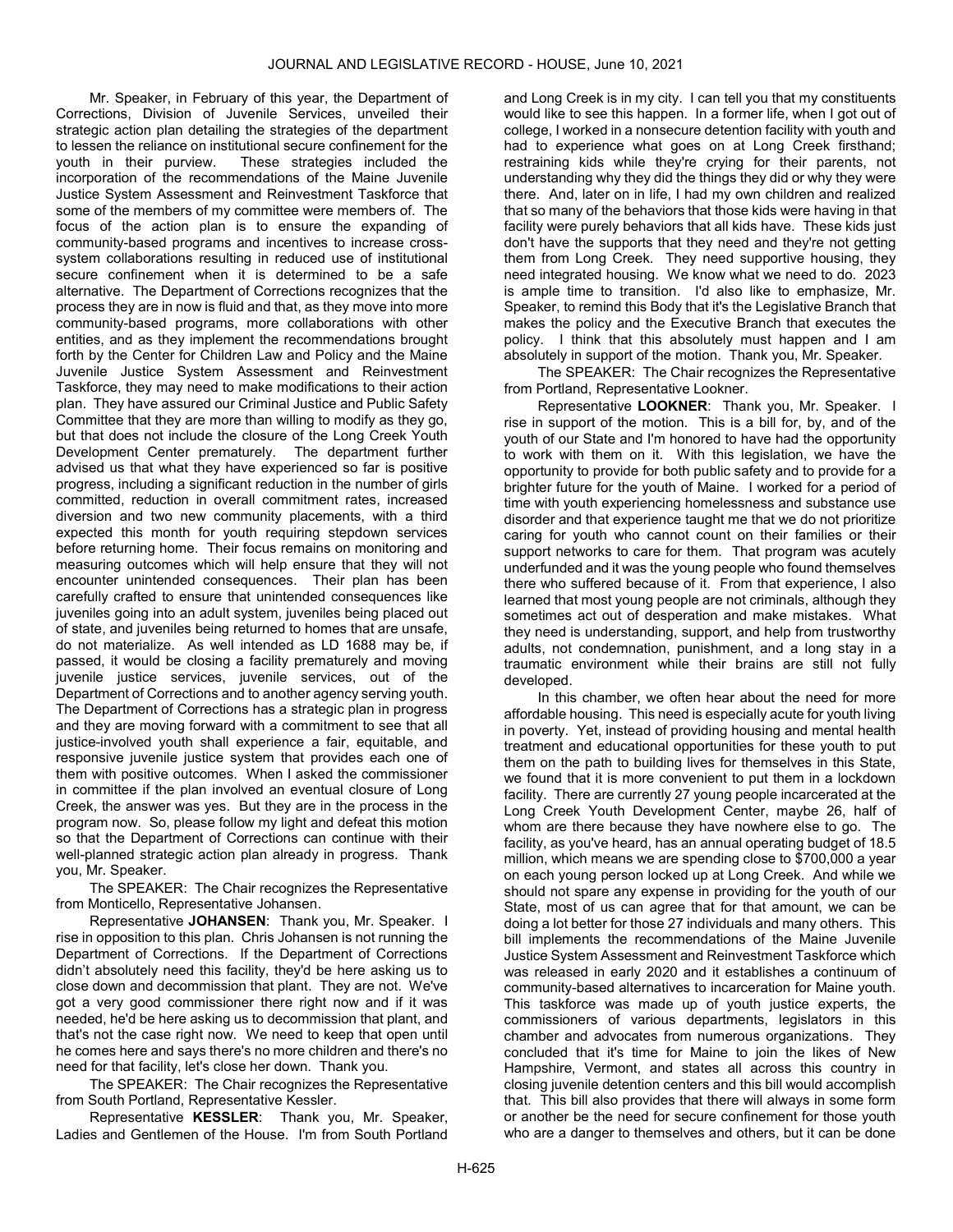Mr. Speaker, in February of this year, the Department of Corrections, Division of Juvenile Services, unveiled their strategic action plan detailing the strategies of the department to lessen the reliance on institutional secure confinement for the youth in their purview. These strategies included the incorporation of the recommendations of the Maine Juvenile Justice System Assessment and Reinvestment Taskforce that some of the members of my committee were members of. The focus of the action plan is to ensure the expanding of community-based programs and incentives to increase cross-system collaborations resulting in reduced use of institutional secure confinement when it is determined to be a safe alternative. The Department of Corrections recognizes that the process they are in now is fluid and that, as they move into more community-based programs, more collaborations with other entities, and as they implement the recommendations brought forth by the Center for Children Law and Policy and the Maine Juvenile Justice System Assessment and Reinvestment Taskforce, they may need to make modifications to their action plan. They have assured our Criminal Justice and Public Safety Committee that they are more than willing to modify as they go, but that does not include the closure of the Long Creek Youth Development Center prematurely. The department further advised us that what they have experienced so far is positive progress, including a significant reduction in the number of girls committed, reduction in overall commitment rates, increased diversion and two new community placements, with a third expected this month for youth requiring stepdown services before returning home. Their focus remains on monitoring and measuring outcomes which will help ensure that they will not encounter unintended consequences. Their plan has been carefully crafted to ensure that unintended consequences like juveniles going into an adult system, juveniles being placed out of state, and juveniles being returned to homes that are unsafe, do not materialize. As well intended as LD 1688 may be, if passed, it would be closing a facility prematurely and moving juvenile justice services, juvenile services, out of the Department of Corrections and to another agency serving youth. The Department of Corrections has a strategic plan in progress and they are moving forward with a commitment to see that all justice-involved youth shall experience a fair, equitable, and responsive juvenile justice system that provides each one of them with positive outcomes. When I asked the commissioner in committee if the plan involved an eventual closure of Long Creek, the answer was yes. But they are in the process in the program now. So, please follow my light and defeat this motion so that the Department of Corrections can continue with their well-planned strategic action plan already in progress. Thank you, Mr. Speaker.

The SPEAKER: The Chair recognizes the Representative from Monticello, Representative Johansen.

Representative **JOHANSEN**: Thank you, Mr. Speaker. I rise in opposition to this plan. Chris Johansen is not running the Department of Corrections. If the Department of Corrections didn't absolutely need this facility, they'd be here asking us to close down and decommission that plant. They are not. We've got a very good commissioner there right now and if it was needed, he'd be here asking us to decommission that plant, and that's not the case right now. We need to keep that open until he comes here and says there's no more children and there's no need for that facility, let's close her down. Thank you.

The SPEAKER: The Chair recognizes the Representative from South Portland, Representative Kessler.

Representative **KESSLER**: Thank you, Mr. Speaker, Ladies and Gentlemen of the House. I'm from South Portland and Long Creek is in my city. I can tell you that my constituents would like to see this happen. In a former life, when I got out of college, I worked in a nonsecure detention facility with youth and had to experience what goes on at Long Creek firsthand; restraining kids while they're crying for their parents, not understanding why they did the things they did or why they were there. And, later on in life, I had my own children and realized that so many of the behaviors that those kids were having in that facility were purely behaviors that all kids have. These kids just don't have the supports that they need and they're not getting them from Long Creek. They need supportive housing, they need integrated housing. We know what we need to do. 2023 is ample time to transition. I'd also like to emphasize, Mr. Speaker, to remind this Body that it's the Legislative Branch that makes the policy and the Executive Branch that executes the policy. I think that this absolutely must happen and I am absolutely in support of the motion. Thank you, Mr. Speaker.

The SPEAKER: The Chair recognizes the Representative from Portland, Representative Lookner.

Representative **LOOKNER**: Thank you, Mr. Speaker. I rise in support of the motion. This is a bill for, by, and of the youth of our State and I'm honored to have had the opportunity to work with them on it. With this legislation, we have the opportunity to provide for both public safety and to provide for a brighter future for the youth of Maine. I worked for a period of time with youth experiencing homelessness and substance use disorder and that experience taught me that we do not prioritize caring for youth who cannot count on their families or their support networks to care for them. That program was acutely underfunded and it was the young people who found themselves there who suffered because of it. From that experience, I also learned that most young people are not criminals, although they sometimes act out of desperation and make mistakes. What they need is understanding, support, and help from trustworthy adults, not condemnation, punishment, and a long stay in a traumatic environment while their brains are still not fully developed.

In this chamber, we often hear about the need for more affordable housing. This need is especially acute for youth living in poverty. Yet, instead of providing housing and mental health treatment and educational opportunities for these youth to put them on the path to building lives for themselves in this State, we found that it is more convenient to put them in a lockdown facility. There are currently 27 young people incarcerated at the Long Creek Youth Development Center, maybe 26, half of whom are there because they have nowhere else to go. The facility, as you've heard, has an annual operating budget of 18.5 million, which means we are spending close to $700,000 a year on each young person locked up at Long Creek. And while we should not spare any expense in providing for the youth of our State, most of us can agree that for that amount, we can be doing a lot better for those 27 individuals and many others. This bill implements the recommendations of the Maine Juvenile Justice System Assessment and Reinvestment Taskforce which was released in early 2020 and it establishes a continuum of community-based alternatives to incarceration for Maine youth. This taskforce was made up of youth justice experts, the commissioners of various departments, legislators in this chamber and advocates from numerous organizations. They concluded that it's time for Maine to join the likes of New Hampshire, Vermont, and states all across this country in closing juvenile detention centers and this bill would accomplish that. This bill also provides that there will always in some form or another be the need for secure confinement for those youth who are a danger to themselves and others, but it can be done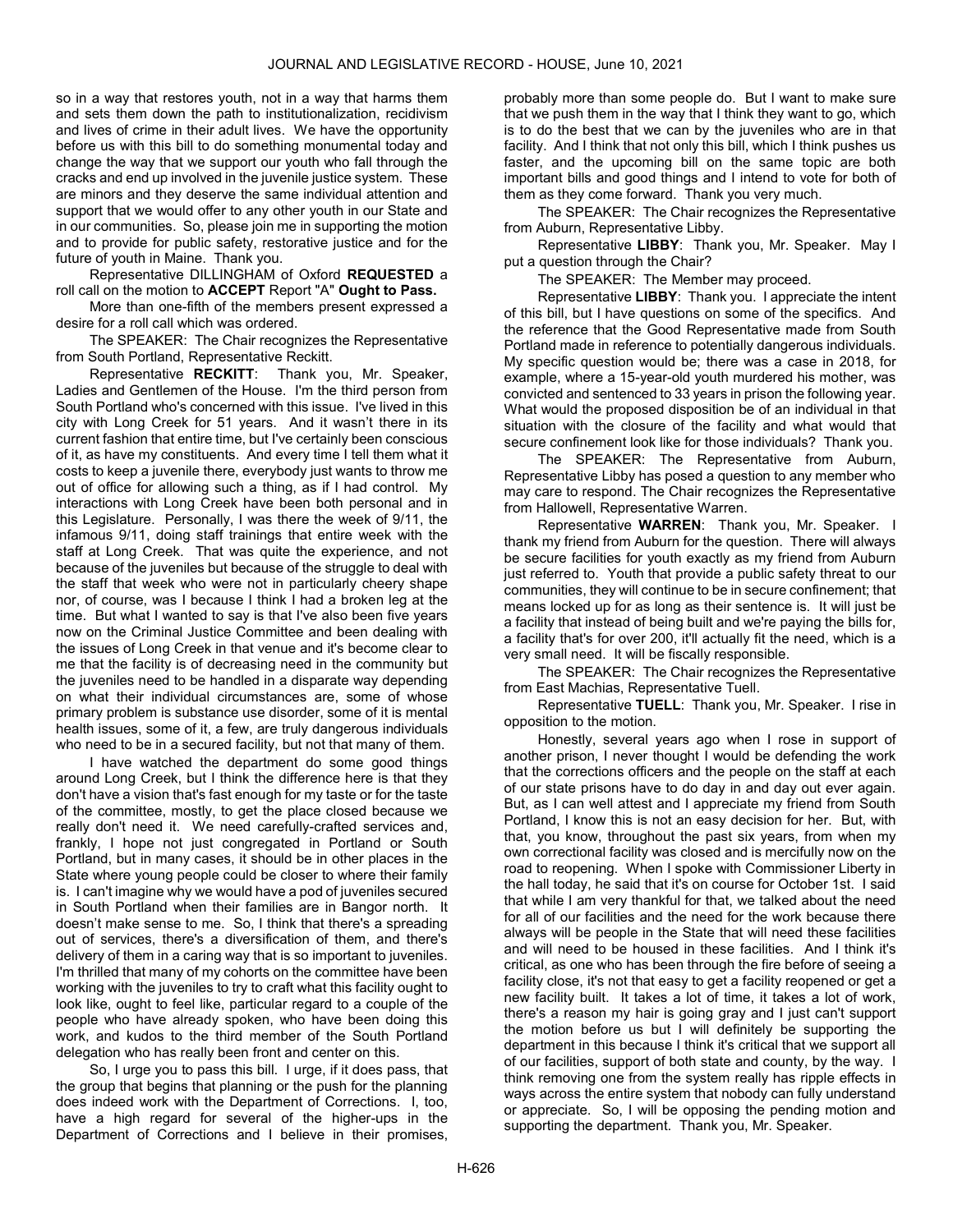so in a way that restores youth, not in a way that harms them and sets them down the path to institutionalization, recidivism and lives of crime in their adult lives. We have the opportunity before us with this bill to do something monumental today and change the way that we support our youth who fall through the cracks and end up involved in the juvenile justice system. These are minors and they deserve the same individual attention and support that we would offer to any other youth in our State and in our communities. So, please join me in supporting the motion and to provide for public safety, restorative justice and for the future of youth in Maine. Thank you.

Representative DILLINGHAM of Oxford **REQUESTED** a roll call on the motion to **ACCEPT** Report "A" **Ought to Pass.**

More than one-fifth of the members present expressed a desire for a roll call which was ordered.

The SPEAKER: The Chair recognizes the Representative from South Portland, Representative Reckitt.

Representative **RECKITT**: Thank you, Mr. Speaker, Ladies and Gentlemen of the House. I'm the third person from South Portland who's concerned with this issue. I've lived in this city with Long Creek for 51 years. And it wasn't there in its current fashion that entire time, but I've certainly been conscious of it, as have my constituents. And every time I tell them what it costs to keep a juvenile there, everybody just wants to throw me out of office for allowing such a thing, as if I had control. My interactions with Long Creek have been both personal and in this Legislature. Personally, I was there the week of 9/11, the infamous 9/11, doing staff trainings that entire week with the staff at Long Creek. That was quite the experience, and not because of the juveniles but because of the struggle to deal with the staff that week who were not in particularly cheery shape nor, of course, was I because I think I had a broken leg at the time. But what I wanted to say is that I've also been five years now on the Criminal Justice Committee and been dealing with the issues of Long Creek in that venue and it's become clear to me that the facility is of decreasing need in the community but the juveniles need to be handled in a disparate way depending on what their individual circumstances are, some of whose primary problem is substance use disorder, some of it is mental health issues, some of it, a few, are truly dangerous individuals who need to be in a secured facility, but not that many of them.

I have watched the department do some good things around Long Creek, but I think the difference here is that they don't have a vision that's fast enough for my taste or for the taste of the committee, mostly, to get the place closed because we really don't need it. We need carefully-crafted services and, frankly, I hope not just congregated in Portland or South Portland, but in many cases, it should be in other places in the State where young people could be closer to where their family is. I can't imagine why we would have a pod of juveniles secured in South Portland when their families are in Bangor north. It doesn't make sense to me. So, I think that there's a spreading out of services, there's a diversification of them, and there's delivery of them in a caring way that is so important to juveniles. I'm thrilled that many of my cohorts on the committee have been working with the juveniles to try to craft what this facility ought to look like, ought to feel like, particular regard to a couple of the people who have already spoken, who have been doing this work, and kudos to the third member of the South Portland delegation who has really been front and center on this.

So, I urge you to pass this bill. I urge, if it does pass, that the group that begins that planning or the push for the planning does indeed work with the Department of Corrections. I, too, have a high regard for several of the higher-ups in the Department of Corrections and I believe in their promises, probably more than some people do. But I want to make sure that we push them in the way that I think they want to go, which is to do the best that we can by the juveniles who are in that facility. And I think that not only this bill, which I think pushes us faster, and the upcoming bill on the same topic are both important bills and good things and I intend to vote for both of them as they come forward. Thank you very much.

The SPEAKER: The Chair recognizes the Representative from Auburn, Representative Libby.

Representative **LIBBY**: Thank you, Mr. Speaker. May I put a question through the Chair?

The SPEAKER: The Member may proceed.

Representative **LIBBY**: Thank you. I appreciate the intent of this bill, but I have questions on some of the specifics. And the reference that the Good Representative made from South Portland made in reference to potentially dangerous individuals. My specific question would be; there was a case in 2018, for example, where a 15-year-old youth murdered his mother, was convicted and sentenced to 33 years in prison the following year. What would the proposed disposition be of an individual in that situation with the closure of the facility and what would that secure confinement look like for those individuals? Thank you.

The SPEAKER: The Representative from Auburn, Representative Libby has posed a question to any member who may care to respond. The Chair recognizes the Representative from Hallowell, Representative Warren.

Representative **WARREN**: Thank you, Mr. Speaker. I thank my friend from Auburn for the question. There will always be secure facilities for youth exactly as my friend from Auburn just referred to. Youth that provide a public safety threat to our communities, they will continue to be in secure confinement; that means locked up for as long as their sentence is. It will just be a facility that instead of being built and we're paying the bills for, a facility that's for over 200, it'll actually fit the need, which is a very small need. It will be fiscally responsible.

The SPEAKER: The Chair recognizes the Representative from East Machias, Representative Tuell.

Representative **TUELL**: Thank you, Mr. Speaker. I rise in opposition to the motion.

Honestly, several years ago when I rose in support of another prison, I never thought I would be defending the work that the corrections officers and the people on the staff at each of our state prisons have to do day in and day out ever again. But, as I can well attest and I appreciate my friend from South Portland, I know this is not an easy decision for her. But, with that, you know, throughout the past six years, from when my own correctional facility was closed and is mercifully now on the road to reopening. When I spoke with Commissioner Liberty in the hall today, he said that it's on course for October 1st. I said that while I am very thankful for that, we talked about the need for all of our facilities and the need for the work because there always will be people in the State that will need these facilities and will need to be housed in these facilities. And I think it's critical, as one who has been through the fire before of seeing a facility close, it's not that easy to get a facility reopened or get a new facility built. It takes a lot of time, it takes a lot of work, there's a reason my hair is going gray and I just can't support the motion before us but I will definitely be supporting the department in this because I think it's critical that we support all of our facilities, support of both state and county, by the way. I think removing one from the system really has ripple effects in ways across the entire system that nobody can fully understand or appreciate. So, I will be opposing the pending motion and supporting the department. Thank you, Mr. Speaker.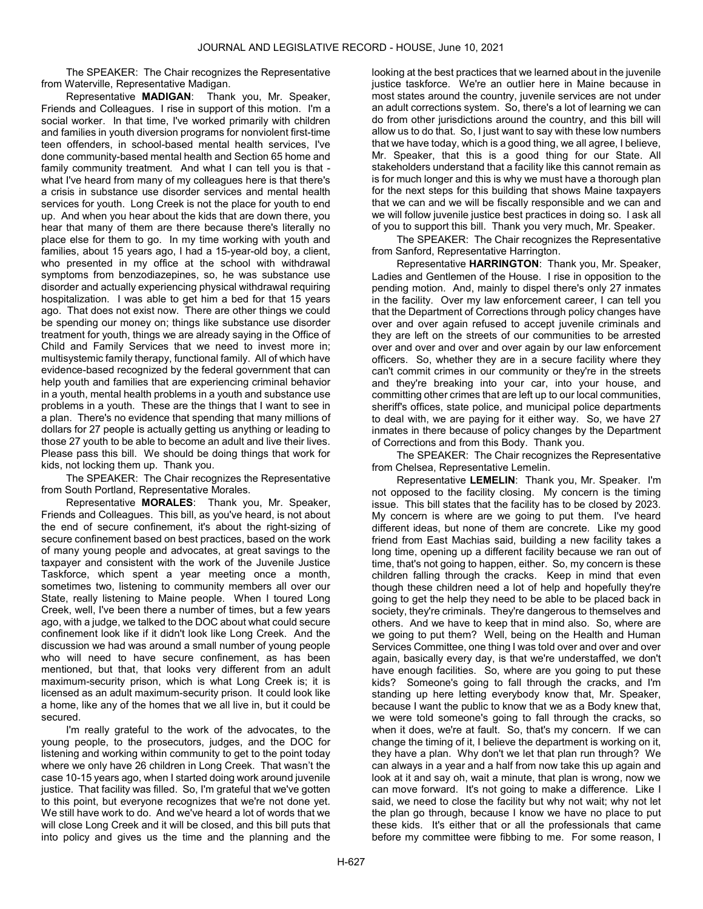The SPEAKER: The Chair recognizes the Representative from Waterville, Representative Madigan.

Representative **MADIGAN**: Thank you, Mr. Speaker, Friends and Colleagues. I rise in support of this motion. I'm a social worker. In that time, I've worked primarily with children and families in youth diversion programs for nonviolent first-time teen offenders, in school-based mental health services, I've done community-based mental health and Section 65 home and family community treatment. And what I can tell you is that - what I've heard from many of my colleagues here is that there's a crisis in substance use disorder services and mental health services for youth. Long Creek is not the place for youth to end up. And when you hear about the kids that are down there, you hear that many of them are there because there's literally no place else for them to go. In my time working with youth and families, about 15 years ago, I had a 15-year-old boy, a client, who presented in my office at the school with withdrawal symptoms from benzodiazepines, so, he was substance use disorder and actually experiencing physical withdrawal requiring hospitalization. I was able to get him a bed for that 15 years ago. That does not exist now. There are other things we could be spending our money on; things like substance use disorder treatment for youth, things we are already saying in the Office of Child and Family Services that we need to invest more in; multisystemic family therapy, functional family. All of which have evidence-based recognized by the federal government that can help youth and families that are experiencing criminal behavior in a youth, mental health problems in a youth and substance use problems in a youth. These are the things that I want to see in a plan. There's no evidence that spending that many millions of dollars for 27 people is actually getting us anything or leading to those 27 youth to be able to become an adult and live their lives. Please pass this bill. We should be doing things that work for kids, not locking them up. Thank you.

The SPEAKER: The Chair recognizes the Representative from South Portland, Representative Morales.

Representative **MORALES**: Thank you, Mr. Speaker, Friends and Colleagues. This bill, as you've heard, is not about the end of secure confinement, it's about the right-sizing of secure confinement based on best practices, based on the work of many young people and advocates, at great savings to the taxpayer and consistent with the work of the Juvenile Justice Taskforce, which spent a year meeting once a month, sometimes two, listening to community members all over our State, really listening to Maine people. When I toured Long Creek, well, I've been there a number of times, but a few years ago, with a judge, we talked to the DOC about what could secure confinement look like if it didn't look like Long Creek. And the discussion we had was around a small number of young people who will need to have secure confinement, as has been mentioned, but that, that looks very different from an adult maximum-security prison, which is what Long Creek is; it is licensed as an adult maximum-security prison. It could look like a home, like any of the homes that we all live in, but it could be secured.

I'm really grateful to the work of the advocates, to the young people, to the prosecutors, judges, and the DOC for listening and working within community to get to the point today where we only have 26 children in Long Creek. That wasn't the case 10-15 years ago, when I started doing work around juvenile justice. That facility was filled. So, I'm grateful that we've gotten to this point, but everyone recognizes that we're not done yet. We still have work to do. And we've heard a lot of words that we will close Long Creek and it will be closed, and this bill puts that into policy and gives us the time and the planning and the looking at the best practices that we learned about in the juvenile justice taskforce. We're an outlier here in Maine because in most states around the country, juvenile services are not under an adult corrections system. So, there's a lot of learning we can do from other jurisdictions around the country, and this bill will allow us to do that. So, I just want to say with these low numbers that we have today, which is a good thing, we all agree, I believe, Mr. Speaker, that this is a good thing for our State. All stakeholders understand that a facility like this cannot remain as is for much longer and this is why we must have a thorough plan for the next steps for this building that shows Maine taxpayers that we can and we will be fiscally responsible and we can and we will follow juvenile justice best practices in doing so. I ask all of you to support this bill. Thank you very much, Mr. Speaker.

The SPEAKER: The Chair recognizes the Representative from Sanford, Representative Harrington.

Representative **HARRINGTON**: Thank you, Mr. Speaker, Ladies and Gentlemen of the House. I rise in opposition to the pending motion. And, mainly to dispel there's only 27 inmates in the facility. Over my law enforcement career, I can tell you that the Department of Corrections through policy changes have over and over again refused to accept juvenile criminals and they are left on the streets of our communities to be arrested over and over and over and over again by our law enforcement officers. So, whether they are in a secure facility where they can't commit crimes in our community or they're in the streets and they're breaking into your car, into your house, and committing other crimes that are left up to our local communities, sheriff's offices, state police, and municipal police departments to deal with, we are paying for it either way. So, we have 27 inmates in there because of policy changes by the Department of Corrections and from this Body. Thank you.

The SPEAKER: The Chair recognizes the Representative from Chelsea, Representative Lemelin.

Representative **LEMELIN**: Thank you, Mr. Speaker. I'm not opposed to the facility closing. My concern is the timing issue. This bill states that the facility has to be closed by 2023. My concern is where are we going to put them. I've heard different ideas, but none of them are concrete. Like my good friend from East Machias said, building a new facility takes a long time, opening up a different facility because we ran out of time, that's not going to happen, either. So, my concern is these children falling through the cracks. Keep in mind that even though these children need a lot of help and hopefully they're going to get the help they need to be able to be placed back in society, they're criminals. They're dangerous to themselves and others. And we have to keep that in mind also. So, where are we going to put them? Well, being on the Health and Human Services Committee, one thing I was told over and over and over again, basically every day, is that we're understaffed, we don't have enough facilities. So, where are you going to put these kids? Someone's going to fall through the cracks, and I'm standing up here letting everybody know that, Mr. Speaker, because I want the public to know that we as a Body knew that, we were told someone's going to fall through the cracks, so when it does, we're at fault. So, that's my concern. If we can change the timing of it, I believe the department is working on it, they have a plan. Why don't we let that plan run through? We can always in a year and a half from now take this up again and look at it and say oh, wait a minute, that plan is wrong, now we can move forward. It's not going to make a difference. Like I said, we need to close the facility but why not wait; why not let the plan go through, because I know we have no place to put these kids. It's either that or all the professionals that came before my committee were fibbing to me. For some reason, I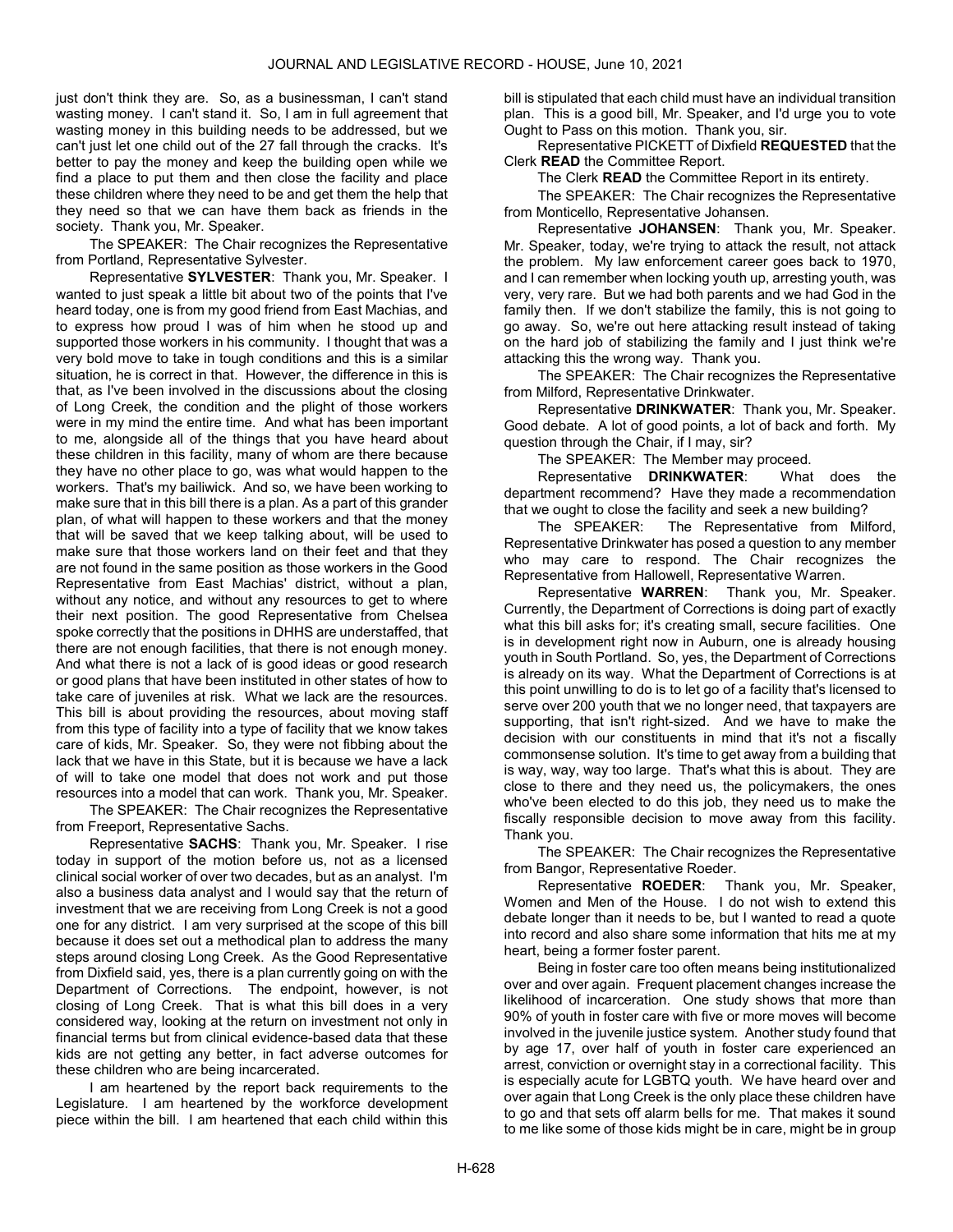just don't think they are. So, as a businessman, I can't stand wasting money. I can't stand it. So, I am in full agreement that wasting money in this building needs to be addressed, but we can't just let one child out of the 27 fall through the cracks. It's better to pay the money and keep the building open while we find a place to put them and then close the facility and place these children where they need to be and get them the help that they need so that we can have them back as friends in the society. Thank you, Mr. Speaker.

The SPEAKER: The Chair recognizes the Representative from Portland, Representative Sylvester.

Representative **SYLVESTER**: Thank you, Mr. Speaker. I wanted to just speak a little bit about two of the points that I've heard today, one is from my good friend from East Machias, and to express how proud I was of him when he stood up and supported those workers in his community. I thought that was a very bold move to take in tough conditions and this is a similar situation, he is correct in that. However, the difference in this is that, as I've been involved in the discussions about the closing of Long Creek, the condition and the plight of those workers were in my mind the entire time. And what has been important to me, alongside all of the things that you have heard about these children in this facility, many of whom are there because they have no other place to go, was what would happen to the workers. That's my bailiwick. And so, we have been working to make sure that in this bill there is a plan. As a part of this grander plan, of what will happen to these workers and that the money that will be saved that we keep talking about, will be used to make sure that those workers land on their feet and that they are not found in the same position as those workers in the Good Representative from East Machias' district, without a plan, without any notice, and without any resources to get to where their next position. The good Representative from Chelsea spoke correctly that the positions in DHHS are understaffed, that there are not enough facilities, that there is not enough money. And what there is not a lack of is good ideas or good research or good plans that have been instituted in other states of how to take care of juveniles at risk. What we lack are the resources. This bill is about providing the resources, about moving staff from this type of facility into a type of facility that we know takes care of kids, Mr. Speaker. So, they were not fibbing about the lack that we have in this State, but it is because we have a lack of will to take one model that does not work and put those resources into a model that can work. Thank you, Mr. Speaker.

The SPEAKER: The Chair recognizes the Representative from Freeport, Representative Sachs.

Representative **SACHS**: Thank you, Mr. Speaker. I rise today in support of the motion before us, not as a licensed clinical social worker of over two decades, but as an analyst. I'm also a business data analyst and I would say that the return of investment that we are receiving from Long Creek is not a good one for any district. I am very surprised at the scope of this bill because it does set out a methodical plan to address the many steps around closing Long Creek. As the Good Representative from Dixfield said, yes, there is a plan currently going on with the Department of Corrections. The endpoint, however, is not closing of Long Creek. That is what this bill does in a very considered way, looking at the return on investment not only in financial terms but from clinical evidence-based data that these kids are not getting any better, in fact adverse outcomes for these children who are being incarcerated.

I am heartened by the report back requirements to the Legislature. I am heartened by the workforce development piece within the bill. I am heartened that each child within this bill is stipulated that each child must have an individual transition plan. This is a good bill, Mr. Speaker, and I'd urge you to vote Ought to Pass on this motion. Thank you, sir.

Representative PICKETT of Dixfield **REQUESTED** that the Clerk **READ** the Committee Report.

The Clerk **READ** the Committee Report in its entirety.

The SPEAKER: The Chair recognizes the Representative from Monticello, Representative Johansen.

Representative **JOHANSEN**: Thank you, Mr. Speaker. Mr. Speaker, today, we're trying to attack the result, not attack the problem. My law enforcement career goes back to 1970, and I can remember when locking youth up, arresting youth, was very, very rare. But we had both parents and we had God in the family then. If we don't stabilize the family, this is not going to go away. So, we're out here attacking result instead of taking on the hard job of stabilizing the family and I just think we're attacking this the wrong way. Thank you.

The SPEAKER: The Chair recognizes the Representative from Milford, Representative Drinkwater.

Representative **DRINKWATER**: Thank you, Mr. Speaker. Good debate. A lot of good points, a lot of back and forth. My question through the Chair, if I may, sir?

The SPEAKER: The Member may proceed.

Representative **DRINKWATER**: What does the department recommend? Have they made a recommendation that we ought to close the facility and seek a new building?

The SPEAKER: The Representative from Milford, Representative Drinkwater has posed a question to any member who may care to respond. The Chair recognizes the Representative from Hallowell, Representative Warren.

Representative **WARREN**: Thank you, Mr. Speaker. Currently, the Department of Corrections is doing part of exactly what this bill asks for; it's creating small, secure facilities. One is in development right now in Auburn, one is already housing youth in South Portland. So, yes, the Department of Corrections is already on its way. What the Department of Corrections is at this point unwilling to do is to let go of a facility that's licensed to serve over 200 youth that we no longer need, that taxpayers are supporting, that isn't right-sized. And we have to make the decision with our constituents in mind that it's not a fiscally commonsense solution. It's time to get away from a building that is way, way, way too large. That's what this is about. They are close to there and they need us, the policymakers, the ones who've been elected to do this job, they need us to make the fiscally responsible decision to move away from this facility. Thank you.

The SPEAKER: The Chair recognizes the Representative from Bangor, Representative Roeder.

Representative **ROEDER**: Thank you, Mr. Speaker, Women and Men of the House. I do not wish to extend this debate longer than it needs to be, but I wanted to read a quote into record and also share some information that hits me at my heart, being a former foster parent.

Being in foster care too often means being institutionalized over and over again. Frequent placement changes increase the likelihood of incarceration. One study shows that more than 90% of youth in foster care with five or more moves will become involved in the juvenile justice system. Another study found that by age 17, over half of youth in foster care experienced an arrest, conviction or overnight stay in a correctional facility. This is especially acute for LGBTQ youth. We have heard over and over again that Long Creek is the only place these children have to go and that sets off alarm bells for me. That makes it sound to me like some of those kids might be in care, might be in group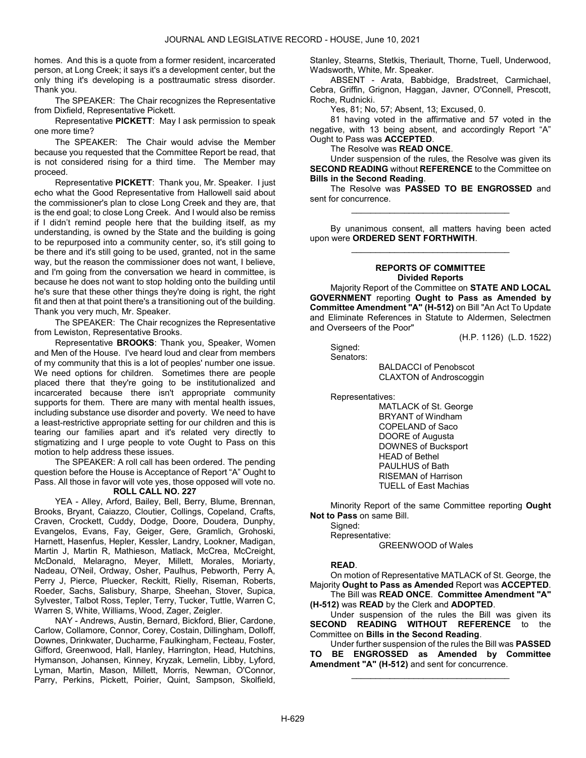homes. And this is a quote from a former resident, incarcerated person, at Long Creek; it says it's a development center, but the only thing it's developing is a posttraumatic stress disorder. Thank you.

The SPEAKER: The Chair recognizes the Representative from Dixfield, Representative Pickett.

Representative **PICKETT**: May I ask permission to speak one more time?

The SPEAKER: The Chair would advise the Member because you requested that the Committee Report be read, that is not considered rising for a third time. The Member may proceed.

Representative **PICKETT**: Thank you, Mr. Speaker. I just echo what the Good Representative from Hallowell said about the commissioner's plan to close Long Creek and they are, that is the end goal; to close Long Creek. And I would also be remiss if I didn't remind people here that the building itself, as my understanding, is owned by the State and the building is going to be repurposed into a community center, so, it's still going to be there and it's still going to be used, granted, not in the same way, but the reason the commissioner does not want, I believe, and I'm going from the conversation we heard in committee, is because he does not want to stop holding onto the building until he's sure that these other things they're doing is right, the right fit and then at that point there's a transitioning out of the building. Thank you very much, Mr. Speaker.

The SPEAKER: The Chair recognizes the Representative from Lewiston, Representative Brooks.

Representative **BROOKS**: Thank you, Speaker, Women and Men of the House. I've heard loud and clear from members of my community that this is a lot of peoples' number one issue. We need options for children. Sometimes there are people placed there that they're going to be institutionalized and incarcerated because there isn't appropriate community supports for them. There are many with mental health issues, including substance use disorder and poverty. We need to have a least-restrictive appropriate setting for our children and this is tearing our families apart and it's related very directly to stigmatizing and I urge people to vote Ought to Pass on this motion to help address these issues.

The SPEAKER: A roll call has been ordered. The pending question before the House is Acceptance of Report "A" Ought to Pass. All those in favor will vote yes, those opposed will vote no.

**ROLL CALL NO. 227**

YEA - Alley, Arford, Bailey, Bell, Berry, Blume, Brennan, Brooks, Bryant, Caiazzo, Cloutier, Collings, Copeland, Crafts, Craven, Crockett, Cuddy, Dodge, Doore, Doudera, Dunphy, Evangelos, Evans, Fay, Geiger, Gere, Gramlich, Grohoski, Harnett, Hasenfus, Hepler, Kessler, Landry, Lookner, Madigan, Martin J, Martin R, Mathieson, Matlack, McCrea, McCreight, McDonald, Melaragno, Meyer, Millett, Morales, Moriarty, Nadeau, O'Neil, Ordway, Osher, Paulhus, Pebworth, Perry A, Perry J, Pierce, Pluecker, Reckitt, Rielly, Riseman, Roberts, Roeder, Sachs, Salisbury, Sharpe, Sheehan, Stover, Supica, Sylvester, Talbot Ross, Tepler, Terry, Tucker, Tuttle, Warren C, Warren S, White, Williams, Wood, Zager, Zeigler.

NAY - Andrews, Austin, Bernard, Bickford, Blier, Cardone, Carlow, Collamore, Connor, Corey, Costain, Dillingham, Dolloff, Downes, Drinkwater, Ducharme, Faulkingham, Fecteau, Foster, Gifford, Greenwood, Hall, Hanley, Harrington, Head, Hutchins, Hymanson, Johansen, Kinney, Kryzak, Lemelin, Libby, Lyford, Lyman, Martin, Mason, Millett, Morris, Newman, O'Connor, Parry, Perkins, Pickett, Poirier, Quint, Sampson, Skolfield, Stanley, Stearns, Stetkis, Theriault, Thorne, Tuell, Underwood, Wadsworth, White, Mr. Speaker.

ABSENT - Arata, Babbidge, Bradstreet, Carmichael, Cebra, Griffin, Grignon, Haggan, Javner, O'Connell, Prescott, Roche, Rudnicki.

Yes, 81; No, 57; Absent, 13; Excused, 0.

81 having voted in the affirmative and 57 voted in the negative, with 13 being absent, and accordingly Report "A" Ought to Pass was **ACCEPTED**.

The Resolve was **READ ONCE**.

Under suspension of the rules, the Resolve was given its **SECOND READING** without **REFERENCE** to the Committee on **Bills in the Second Reading**.

The Resolve was **PASSED TO BE ENGROSSED** and sent for concurrence.

_________________________________

By unanimous consent, all matters having been acted upon were **ORDERED SENT FORTHWITH**.

_________________________________

## REPORTS OF COMMITTEE
### Divided Reports

Majority Report of the Committee on **STATE AND LOCAL GOVERNMENT** reporting **Ought to Pass as Amended by Committee Amendment "A" (H-512)** on Bill "An Act To Update and Eliminate References in Statute to Aldermen, Selectmen and Overseers of the Poor"

(H.P. 1126) (L.D. 1522)

Signed:
Senators:
BALDACCI of Penobscot
CLAXTON of Androscoggin

Representatives:
MATLACK of St. George
BRYANT of Windham
COPELAND of Saco
DOORE of Augusta
DOWNES of Bucksport
HEAD of Bethel
PAULHUS of Bath
RISEMAN of Harrison
TUELL of East Machias

Minority Report of the same Committee reporting **Ought Not to Pass** on same Bill.

Signed:
Representative:
GREENWOOD of Wales

**READ**.

On motion of Representative MATLACK of St. George, the Majority **Ought to Pass as Amended** Report was **ACCEPTED**.

The Bill was **READ ONCE**. **Committee Amendment "A" (H-512)** was **READ** by the Clerk and **ADOPTED**.

Under suspension of the rules the Bill was given its **SECOND READING WITHOUT REFERENCE** to the Committee on **Bills in the Second Reading**.

Under further suspension of the rules the Bill was **PASSED TO BE ENGROSSED as Amended by Committee Amendment "A" (H-512)** and sent for concurrence.

_________________________________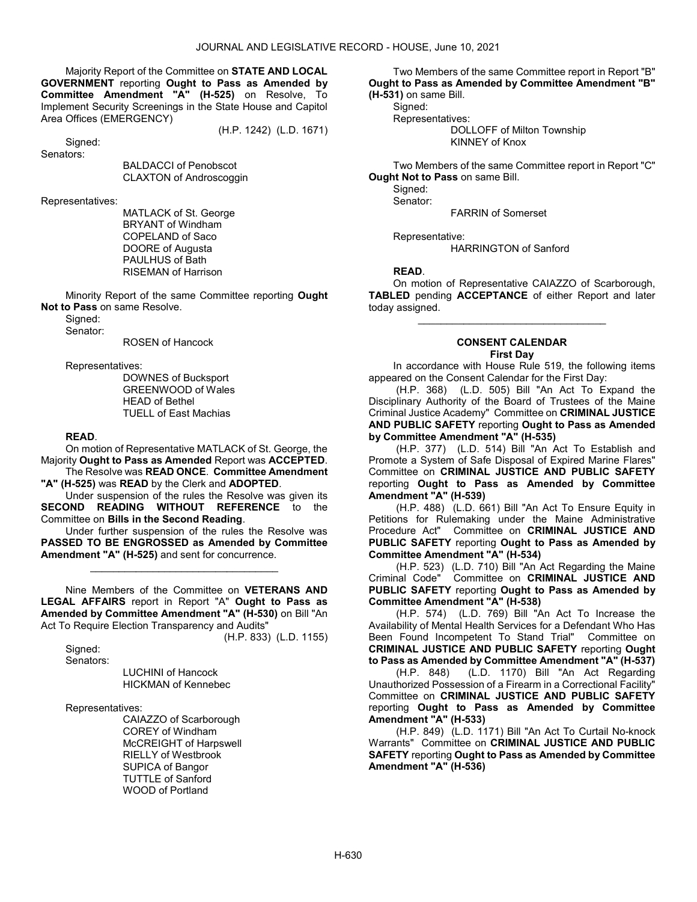Majority Report of the Committee on **STATE AND LOCAL GOVERNMENT** reporting **Ought to Pass as Amended by Committee Amendment "A" (H-525)** on Resolve, To Implement Security Screenings in the State House and Capitol Area Offices (EMERGENCY)

(H.P. 1242) (L.D. 1671)

Signed:

Senators:

BALDACCI of Penobscot
CLAXTON of Androscoggin

Representatives:

MATLACK of St. George
BRYANT of Windham
COPELAND of Saco
DOORE of Augusta
PAULHUS of Bath
RISEMAN of Harrison

Minority Report of the same Committee reporting **Ought Not to Pass** on same Resolve.

Signed:

Senator:

ROSEN of Hancock

Representatives:

DOWNES of Bucksport
GREENWOOD of Wales
HEAD of Bethel
TUELL of East Machias

**READ**.

On motion of Representative MATLACK of St. George, the Majority **Ought to Pass as Amended** Report was **ACCEPTED**.

The Resolve was **READ ONCE**. **Committee Amendment "A" (H-525)** was **READ** by the Clerk and **ADOPTED**.

Under suspension of the rules the Resolve was given its **SECOND READING WITHOUT REFERENCE** to the Committee on **Bills in the Second Reading**.

Under further suspension of the rules the Resolve was **PASSED TO BE ENGROSSED as Amended by Committee Amendment "A" (H-525)** and sent for concurrence.

_________________________________

Nine Members of the Committee on **VETERANS AND LEGAL AFFAIRS** report in Report "A" **Ought to Pass as Amended by Committee Amendment "A" (H-530)** on Bill "An Act To Require Election Transparency and Audits"

(H.P. 833) (L.D. 1155)

Signed:

Senators:

LUCHINI of Hancock
HICKMAN of Kennebec

Representatives:

CAIAZZO of Scarborough
COREY of Windham
McCREIGHT of Harpswell
RIELLY of Westbrook
SUPICA of Bangor
TUTTLE of Sanford
WOOD of Portland

Two Members of the same Committee report in Report "B" **Ought to Pass as Amended by Committee Amendment "B" (H-531)** on same Bill.

Signed:

Representatives:

DOLLOFF of Milton Township
KINNEY of Knox

Two Members of the same Committee report in Report "C" **Ought Not to Pass** on same Bill.

Signed:

Senator:

FARRIN of Somerset

Representative:

HARRINGTON of Sanford

**READ**.

On motion of Representative CAIAZZO of Scarborough, **TABLED** pending **ACCEPTANCE** of either Report and later today assigned.

_________________________________

## CONSENT CALENDAR

### First Day

In accordance with House Rule 519, the following items appeared on the Consent Calendar for the First Day:

(H.P. 368) (L.D. 505) Bill "An Act To Expand the Disciplinary Authority of the Board of Trustees of the Maine Criminal Justice Academy" Committee on **CRIMINAL JUSTICE AND PUBLIC SAFETY** reporting **Ought to Pass as Amended by Committee Amendment "A" (H-535)**

(H.P. 377) (L.D. 514) Bill "An Act To Establish and Promote a System of Safe Disposal of Expired Marine Flares" Committee on **CRIMINAL JUSTICE AND PUBLIC SAFETY** reporting **Ought to Pass as Amended by Committee Amendment "A" (H-539)**

(H.P. 488) (L.D. 661) Bill "An Act To Ensure Equity in Petitions for Rulemaking under the Maine Administrative Procedure Act" Committee on **CRIMINAL JUSTICE AND PUBLIC SAFETY** reporting **Ought to Pass as Amended by Committee Amendment "A" (H-534)**

(H.P. 523) (L.D. 710) Bill "An Act Regarding the Maine Criminal Code" Committee on **CRIMINAL JUSTICE AND PUBLIC SAFETY** reporting **Ought to Pass as Amended by Committee Amendment "A" (H-538)**

(H.P. 574) (L.D. 769) Bill "An Act To Increase the Availability of Mental Health Services for a Defendant Who Has Been Found Incompetent To Stand Trial" Committee on **CRIMINAL JUSTICE AND PUBLIC SAFETY** reporting **Ought to Pass as Amended by Committee Amendment "A" (H-537)**

(H.P. 848) (L.D. 1170) Bill "An Act Regarding Unauthorized Possession of a Firearm in a Correctional Facility" Committee on **CRIMINAL JUSTICE AND PUBLIC SAFETY** reporting **Ought to Pass as Amended by Committee Amendment "A" (H-533)**

(H.P. 849) (L.D. 1171) Bill "An Act To Curtail No-knock Warrants" Committee on **CRIMINAL JUSTICE AND PUBLIC SAFETY** reporting **Ought to Pass as Amended by Committee Amendment "A" (H-536)**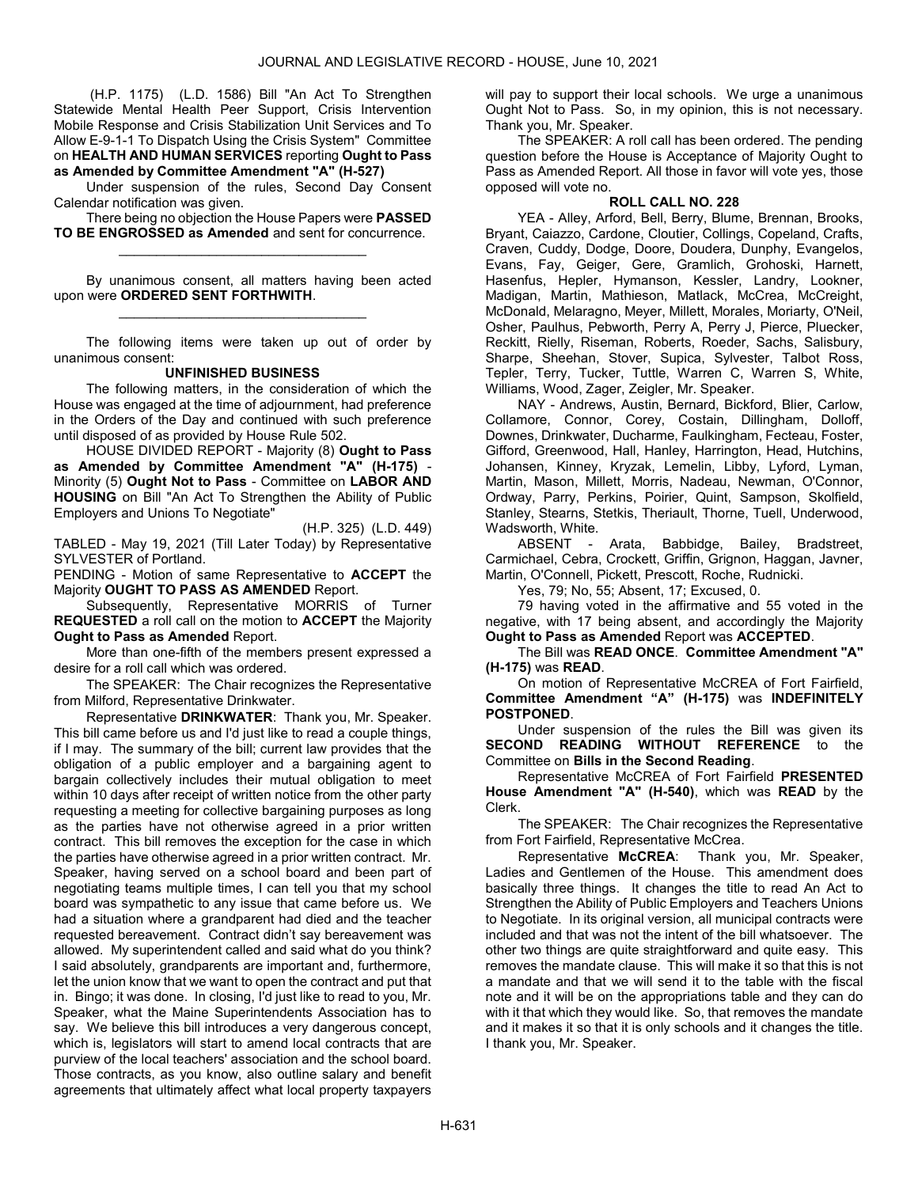(H.P. 1175) (L.D. 1586) Bill "An Act To Strengthen Statewide Mental Health Peer Support, Crisis Intervention Mobile Response and Crisis Stabilization Unit Services and To Allow E-9-1-1 To Dispatch Using the Crisis System" Committee on **HEALTH AND HUMAN SERVICES** reporting **Ought to Pass as Amended by Committee Amendment "A" (H-527)**

Under suspension of the rules, Second Day Consent Calendar notification was given.

There being no objection the House Papers were **PASSED TO BE ENGROSSED as Amended** and sent for concurrence.

_________________________________

By unanimous consent, all matters having been acted upon were **ORDERED SENT FORTHWITH**.

_________________________________

The following items were taken up out of order by unanimous consent:

**UNFINISHED BUSINESS**

The following matters, in the consideration of which the House was engaged at the time of adjournment, had preference in the Orders of the Day and continued with such preference until disposed of as provided by House Rule 502.

HOUSE DIVIDED REPORT - Majority (8) **Ought to Pass as Amended by Committee Amendment "A" (H-175)** - Minority (5) **Ought Not to Pass** - Committee on **LABOR AND HOUSING** on Bill "An Act To Strengthen the Ability of Public Employers and Unions To Negotiate"

(H.P. 325) (L.D. 449)

TABLED - May 19, 2021 (Till Later Today) by Representative SYLVESTER of Portland.

PENDING - Motion of same Representative to **ACCEPT** the Majority **OUGHT TO PASS AS AMENDED** Report.

Subsequently, Representative MORRIS of Turner **REQUESTED** a roll call on the motion to **ACCEPT** the Majority **Ought to Pass as Amended** Report.

More than one-fifth of the members present expressed a desire for a roll call which was ordered.

The SPEAKER: The Chair recognizes the Representative from Milford, Representative Drinkwater.

Representative **DRINKWATER**: Thank you, Mr. Speaker. This bill came before us and I'd just like to read a couple things, if I may. The summary of the bill; current law provides that the obligation of a public employer and a bargaining agent to bargain collectively includes their mutual obligation to meet within 10 days after receipt of written notice from the other party requesting a meeting for collective bargaining purposes as long as the parties have not otherwise agreed in a prior written contract. This bill removes the exception for the case in which the parties have otherwise agreed in a prior written contract. Mr. Speaker, having served on a school board and been part of negotiating teams multiple times, I can tell you that my school board was sympathetic to any issue that came before us. We had a situation where a grandparent had died and the teacher requested bereavement. Contract didn't say bereavement was allowed. My superintendent called and said what do you think? I said absolutely, grandparents are important and, furthermore, let the union know that we want to open the contract and put that in. Bingo; it was done. In closing, I'd just like to read to you, Mr. Speaker, what the Maine Superintendents Association has to say. We believe this bill introduces a very dangerous concept, which is, legislators will start to amend local contracts that are purview of the local teachers' association and the school board. Those contracts, as you know, also outline salary and benefit agreements that ultimately affect what local property taxpayers will pay to support their local schools. We urge a unanimous Ought Not to Pass. So, in my opinion, this is not necessary. Thank you, Mr. Speaker.

The SPEAKER: A roll call has been ordered. The pending question before the House is Acceptance of Majority Ought to Pass as Amended Report. All those in favor will vote yes, those opposed will vote no.

**ROLL CALL NO. 228**

YEA - Alley, Arford, Bell, Berry, Blume, Brennan, Brooks, Bryant, Caiazzo, Cardone, Cloutier, Collings, Copeland, Crafts, Craven, Cuddy, Dodge, Doore, Doudera, Dunphy, Evangelos, Evans, Fay, Geiger, Gere, Gramlich, Grohoski, Harnett, Hasenfus, Hepler, Hymanson, Kessler, Landry, Lookner, Madigan, Martin, Mathieson, Matlack, McCrea, McCreight, McDonald, Melaragno, Meyer, Millett, Morales, Moriarty, O'Neil, Osher, Paulhus, Pebworth, Perry A, Perry J, Pierce, Pluecker, Reckitt, Rielly, Riseman, Roberts, Roeder, Sachs, Salisbury, Sharpe, Sheehan, Stover, Supica, Sylvester, Talbot Ross, Tepler, Terry, Tucker, Tuttle, Warren C, Warren S, White, Williams, Wood, Zager, Zeigler, Mr. Speaker.

NAY - Andrews, Austin, Bernard, Bickford, Blier, Carlow, Collamore, Connor, Corey, Costain, Dillingham, Dolloff, Downes, Drinkwater, Ducharme, Faulkingham, Fecteau, Foster, Gifford, Greenwood, Hall, Hanley, Harrington, Head, Hutchins, Johansen, Kinney, Kryzak, Lemelin, Libby, Lyford, Lyman, Martin, Mason, Millett, Morris, Nadeau, Newman, O'Connor, Ordway, Parry, Perkins, Poirier, Quint, Sampson, Skolfield, Stanley, Stearns, Stetkis, Theriault, Thorne, Tuell, Underwood, Wadsworth, White.

ABSENT - Arata, Babbidge, Bailey, Bradstreet, Carmichael, Cebra, Crockett, Griffin, Grignon, Haggan, Javner, Martin, O'Connell, Pickett, Prescott, Roche, Rudnicki.

Yes, 79; No, 55; Absent, 17; Excused, 0.

79 having voted in the affirmative and 55 voted in the negative, with 17 being absent, and accordingly the Majority **Ought to Pass as Amended** Report was **ACCEPTED**.

The Bill was **READ ONCE**. **Committee Amendment "A" (H-175)** was **READ**.

On motion of Representative McCREA of Fort Fairfield, **Committee Amendment "A" (H-175)** was **INDEFINITELY POSTPONED**.

Under suspension of the rules the Bill was given its **SECOND READING WITHOUT REFERENCE** to the Committee on **Bills in the Second Reading**.

Representative McCREA of Fort Fairfield **PRESENTED House Amendment "A" (H-540)**, which was **READ** by the Clerk.

The SPEAKER: The Chair recognizes the Representative from Fort Fairfield, Representative McCrea.

Representative **McCREA**: Thank you, Mr. Speaker, Ladies and Gentlemen of the House. This amendment does basically three things. It changes the title to read An Act to Strengthen the Ability of Public Employers and Teachers Unions to Negotiate. In its original version, all municipal contracts were included and that was not the intent of the bill whatsoever. The other two things are quite straightforward and quite easy. This removes the mandate clause. This will make it so that this is not a mandate and that we will send it to the table with the fiscal note and it will be on the appropriations table and they can do with it that which they would like. So, that removes the mandate and it makes it so that it is only schools and it changes the title. I thank you, Mr. Speaker.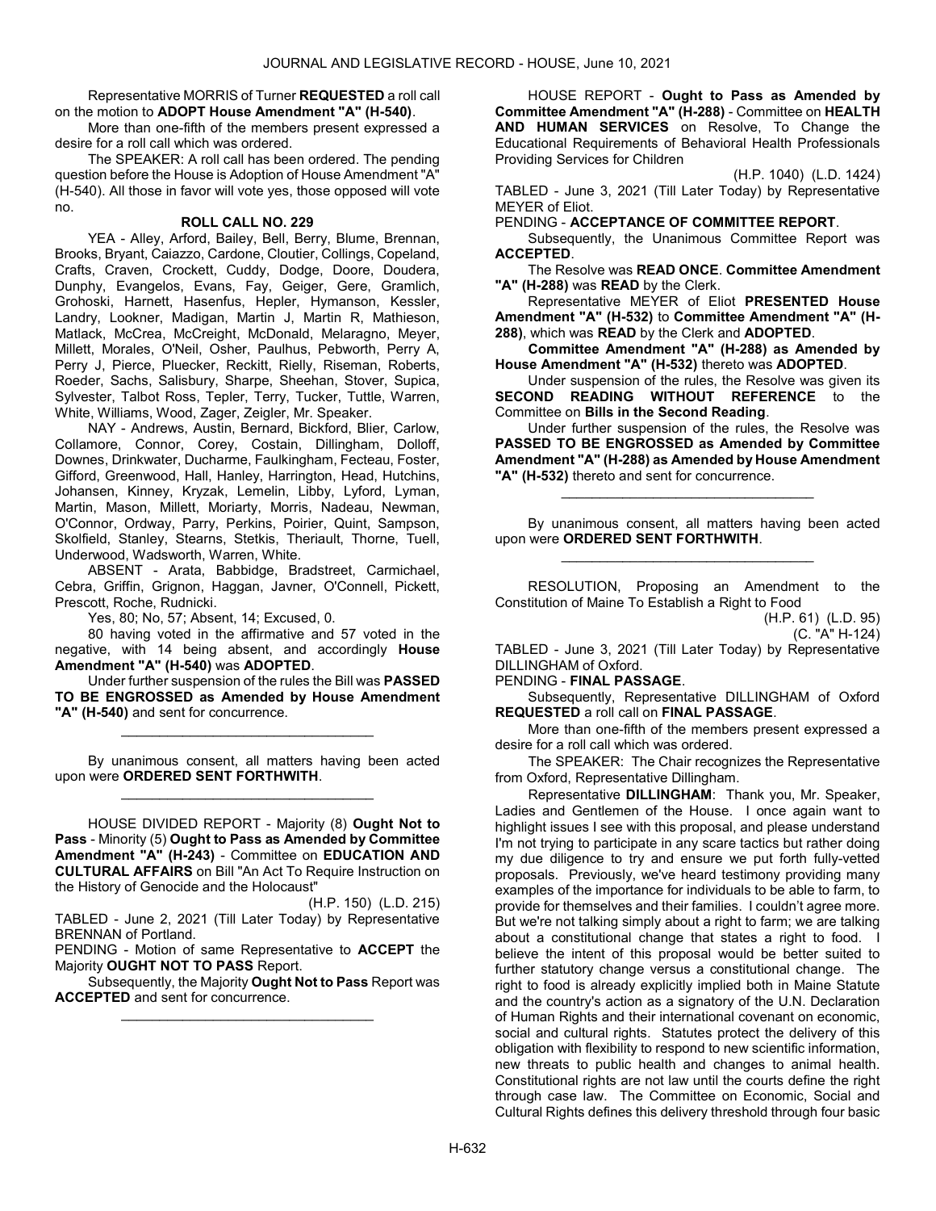Representative MORRIS of Turner **REQUESTED** a roll call on the motion to **ADOPT House Amendment "A" (H-540)**.

More than one-fifth of the members present expressed a desire for a roll call which was ordered.

The SPEAKER: A roll call has been ordered. The pending question before the House is Adoption of House Amendment "A" (H-540). All those in favor will vote yes, those opposed will vote no.

**ROLL CALL NO. 229**

YEA - Alley, Arford, Bailey, Bell, Berry, Blume, Brennan, Brooks, Bryant, Caiazzo, Cardone, Cloutier, Collings, Copeland, Crafts, Craven, Crockett, Cuddy, Dodge, Doore, Doudera, Dunphy, Evangelos, Evans, Fay, Geiger, Gere, Gramlich, Grohoski, Harnett, Hasenfus, Hepler, Hymanson, Kessler, Landry, Lookner, Madigan, Martin J, Martin R, Mathieson, Matlack, McCrea, McCreight, McDonald, Melaragno, Meyer, Millett, Morales, O'Neil, Osher, Paulhus, Pebworth, Perry A, Perry J, Pierce, Pluecker, Reckitt, Rielly, Riseman, Roberts, Roeder, Sachs, Salisbury, Sharpe, Sheehan, Stover, Supica, Sylvester, Talbot Ross, Tepler, Terry, Tucker, Tuttle, Warren, White, Williams, Wood, Zager, Zeigler, Mr. Speaker.

NAY - Andrews, Austin, Bernard, Bickford, Blier, Carlow, Collamore, Connor, Corey, Costain, Dillingham, Dolloff, Downes, Drinkwater, Ducharme, Faulkingham, Fecteau, Foster, Gifford, Greenwood, Hall, Hanley, Harrington, Head, Hutchins, Johansen, Kinney, Kryzak, Lemelin, Libby, Lyford, Lyman, Martin, Mason, Millett, Moriarty, Morris, Nadeau, Newman, O'Connor, Ordway, Parry, Perkins, Poirier, Quint, Sampson, Skolfield, Stanley, Stearns, Stetkis, Theriault, Thorne, Tuell, Underwood, Wadsworth, Warren, White.

ABSENT - Arata, Babbidge, Bradstreet, Carmichael, Cebra, Griffin, Grignon, Haggan, Javner, O'Connell, Pickett, Prescott, Roche, Rudnicki.

Yes, 80; No, 57; Absent, 14; Excused, 0.

80 having voted in the affirmative and 57 voted in the negative, with 14 being absent, and accordingly **House Amendment "A" (H-540)** was **ADOPTED**.

Under further suspension of the rules the Bill was **PASSED TO BE ENGROSSED as Amended by House Amendment "A" (H-540)** and sent for concurrence.

_________________________________

By unanimous consent, all matters having been acted upon were **ORDERED SENT FORTHWITH**.

_________________________________

HOUSE DIVIDED REPORT - Majority (8) **Ought Not to Pass** - Minority (5) **Ought to Pass as Amended by Committee Amendment "A" (H-243)** - Committee on **EDUCATION AND CULTURAL AFFAIRS** on Bill "An Act To Require Instruction on the History of Genocide and the Holocaust"

(H.P. 150) (L.D. 215)

TABLED - June 2, 2021 (Till Later Today) by Representative BRENNAN of Portland.

PENDING - Motion of same Representative to **ACCEPT** the Majority **OUGHT NOT TO PASS** Report.

Subsequently, the Majority **Ought Not to Pass** Report was **ACCEPTED** and sent for concurrence.

_________________________________

HOUSE REPORT - **Ought to Pass as Amended by Committee Amendment "A" (H-288)** - Committee on **HEALTH AND HUMAN SERVICES** on Resolve, To Change the Educational Requirements of Behavioral Health Professionals Providing Services for Children

(H.P. 1040) (L.D. 1424)

TABLED - June 3, 2021 (Till Later Today) by Representative MEYER of Eliot.

PENDING - **ACCEPTANCE OF COMMITTEE REPORT**.

Subsequently, the Unanimous Committee Report was **ACCEPTED**.

The Resolve was **READ ONCE**. **Committee Amendment "A" (H-288)** was **READ** by the Clerk.

Representative MEYER of Eliot **PRESENTED House Amendment "A" (H-532)** to **Committee Amendment "A" (H-288)**, which was **READ** by the Clerk and **ADOPTED**.

**Committee Amendment "A" (H-288) as Amended by House Amendment "A" (H-532)** thereto was **ADOPTED**.

Under suspension of the rules, the Resolve was given its **SECOND READING WITHOUT REFERENCE** to the Committee on **Bills in the Second Reading**.

Under further suspension of the rules, the Resolve was **PASSED TO BE ENGROSSED as Amended by Committee Amendment "A" (H-288) as Amended by House Amendment "A" (H-532)** thereto and sent for concurrence.

_________________________________

By unanimous consent, all matters having been acted upon were **ORDERED SENT FORTHWITH**.

_________________________________

RESOLUTION, Proposing an Amendment to the Constitution of Maine To Establish a Right to Food

(H.P. 61) (L.D. 95)

(C. "A" H-124)

TABLED - June 3, 2021 (Till Later Today) by Representative DILLINGHAM of Oxford.

PENDING - **FINAL PASSAGE**.

Subsequently, Representative DILLINGHAM of Oxford **REQUESTED** a roll call on **FINAL PASSAGE**.

More than one-fifth of the members present expressed a desire for a roll call which was ordered.

The SPEAKER: The Chair recognizes the Representative from Oxford, Representative Dillingham.

Representative **DILLINGHAM**: Thank you, Mr. Speaker, Ladies and Gentlemen of the House. I once again want to highlight issues I see with this proposal, and please understand I'm not trying to participate in any scare tactics but rather doing my due diligence to try and ensure we put forth fully-vetted proposals. Previously, we've heard testimony providing many examples of the importance for individuals to be able to farm, to provide for themselves and their families. I couldn't agree more. But we're not talking simply about a right to farm; we are talking about a constitutional change that states a right to food. I believe the intent of this proposal would be better suited to further statutory change versus a constitutional change. The right to food is already explicitly implied both in Maine Statute and the country's action as a signatory of the U.N. Declaration of Human Rights and their international covenant on economic, social and cultural rights. Statutes protect the delivery of this obligation with flexibility to respond to new scientific information, new threats to public health and changes to animal health. Constitutional rights are not law until the courts define the right through case law. The Committee on Economic, Social and Cultural Rights defines this delivery threshold through four basic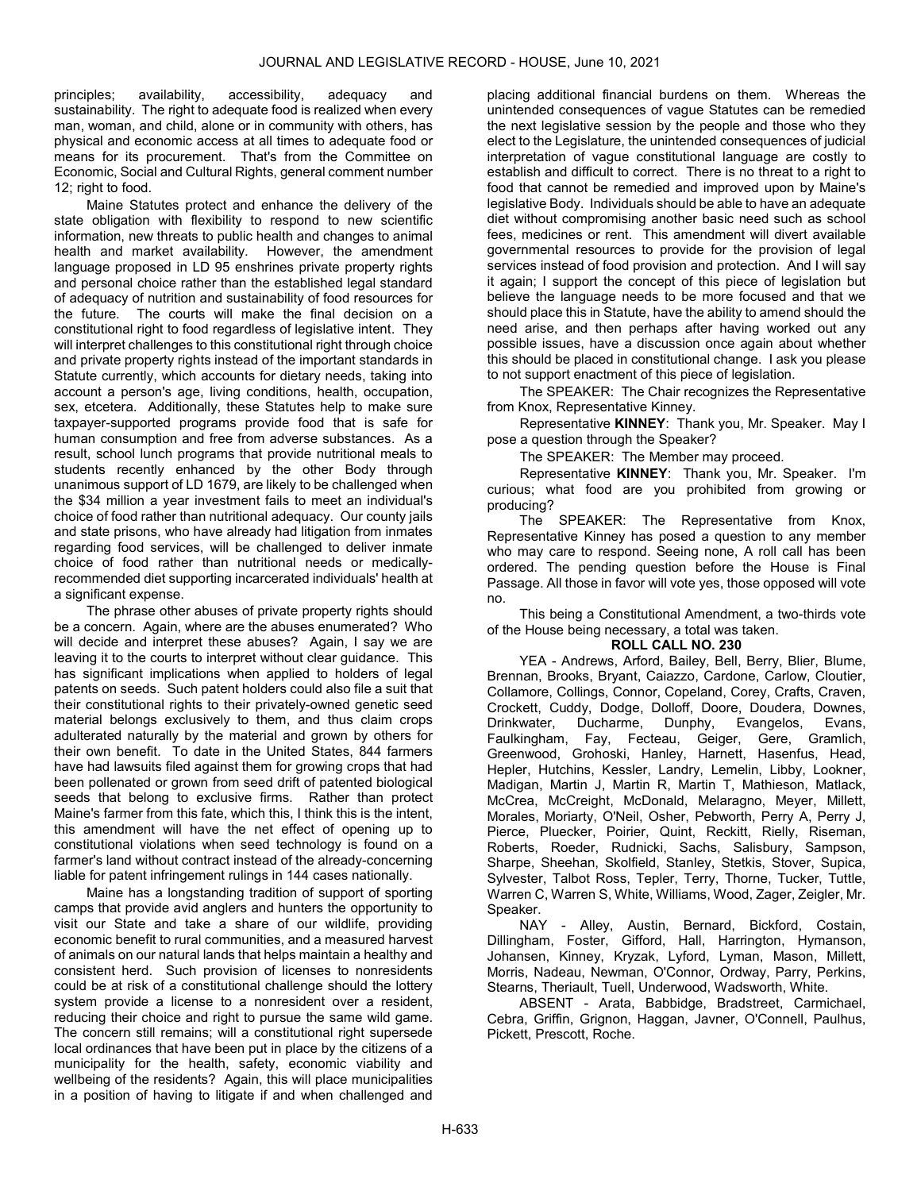principles; availability, accessibility, adequacy and sustainability. The right to adequate food is realized when every man, woman, and child, alone or in community with others, has physical and economic access at all times to adequate food or means for its procurement. That's from the Committee on Economic, Social and Cultural Rights, general comment number 12; right to food.

Maine Statutes protect and enhance the delivery of the state obligation with flexibility to respond to new scientific information, new threats to public health and changes to animal health and market availability. However, the amendment language proposed in LD 95 enshrines private property rights and personal choice rather than the established legal standard of adequacy of nutrition and sustainability of food resources for the future. The courts will make the final decision on a constitutional right to food regardless of legislative intent. They will interpret challenges to this constitutional right through choice and private property rights instead of the important standards in Statute currently, which accounts for dietary needs, taking into account a person's age, living conditions, health, occupation, sex, etcetera. Additionally, these Statutes help to make sure taxpayer-supported programs provide food that is safe for human consumption and free from adverse substances. As a result, school lunch programs that provide nutritional meals to students recently enhanced by the other Body through unanimous support of LD 1679, are likely to be challenged when the $34 million a year investment fails to meet an individual's choice of food rather than nutritional adequacy. Our county jails and state prisons, who have already had litigation from inmates regarding food services, will be challenged to deliver inmate choice of food rather than nutritional needs or medically-recommended diet supporting incarcerated individuals' health at a significant expense.

The phrase other abuses of private property rights should be a concern. Again, where are the abuses enumerated? Who will decide and interpret these abuses? Again, I say we are leaving it to the courts to interpret without clear guidance. This has significant implications when applied to holders of legal patents on seeds. Such patent holders could also file a suit that their constitutional rights to their privately-owned genetic seed material belongs exclusively to them, and thus claim crops adulterated naturally by the material and grown by others for their own benefit. To date in the United States, 844 farmers have had lawsuits filed against them for growing crops that had been pollenated or grown from seed drift of patented biological seeds that belong to exclusive firms. Rather than protect Maine's farmer from this fate, which this, I think this is the intent, this amendment will have the net effect of opening up to constitutional violations when seed technology is found on a farmer's land without contract instead of the already-concerning liable for patent infringement rulings in 144 cases nationally.

Maine has a longstanding tradition of support of sporting camps that provide avid anglers and hunters the opportunity to visit our State and take a share of our wildlife, providing economic benefit to rural communities, and a measured harvest of animals on our natural lands that helps maintain a healthy and consistent herd. Such provision of licenses to nonresidents could be at risk of a constitutional challenge should the lottery system provide a license to a nonresident over a resident, reducing their choice and right to pursue the same wild game. The concern still remains; will a constitutional right supersede local ordinances that have been put in place by the citizens of a municipality for the health, safety, economic viability and wellbeing of the residents? Again, this will place municipalities in a position of having to litigate if and when challenged and placing additional financial burdens on them. Whereas the unintended consequences of vague Statutes can be remedied the next legislative session by the people and those who they elect to the Legislature, the unintended consequences of judicial interpretation of vague constitutional language are costly to establish and difficult to correct. There is no threat to a right to food that cannot be remedied and improved upon by Maine's legislative Body. Individuals should be able to have an adequate diet without compromising another basic need such as school fees, medicines or rent. This amendment will divert available governmental resources to provide for the provision of legal services instead of food provision and protection. And I will say it again; I support the concept of this piece of legislation but believe the language needs to be more focused and that we should place this in Statute, have the ability to amend should the need arise, and then perhaps after having worked out any possible issues, have a discussion once again about whether this should be placed in constitutional change. I ask you please to not support enactment of this piece of legislation.

The SPEAKER: The Chair recognizes the Representative from Knox, Representative Kinney.

Representative **KINNEY**: Thank you, Mr. Speaker. May I pose a question through the Speaker?

The SPEAKER: The Member may proceed.

Representative **KINNEY**: Thank you, Mr. Speaker. I'm curious; what food are you prohibited from growing or producing?

The SPEAKER: The Representative from Knox, Representative Kinney has posed a question to any member who may care to respond. Seeing none, A roll call has been ordered. The pending question before the House is Final Passage. All those in favor will vote yes, those opposed will vote no.

This being a Constitutional Amendment, a two-thirds vote of the House being necessary, a total was taken.

**ROLL CALL NO. 230**

YEA - Andrews, Arford, Bailey, Bell, Berry, Blier, Blume, Brennan, Brooks, Bryant, Caiazzo, Cardone, Carlow, Cloutier, Collamore, Collings, Connor, Copeland, Corey, Crafts, Craven, Crockett, Cuddy, Dodge, Dolloff, Doore, Doudera, Downes, Drinkwater, Ducharme, Dunphy, Evangelos, Evans, Faulkingham, Fay, Fecteau, Geiger, Gere, Gramlich, Greenwood, Grohoski, Hanley, Harnett, Hasenfus, Head, Hepler, Hutchins, Kessler, Landry, Lemelin, Libby, Lookner, Madigan, Martin J, Martin R, Martin T, Mathieson, Matlack, McCrea, McCreight, McDonald, Melaragno, Meyer, Millett, Morales, Moriarty, O'Neil, Osher, Pebworth, Perry A, Perry J, Pierce, Pluecker, Poirier, Quint, Reckitt, Rielly, Riseman, Roberts, Roeder, Rudnicki, Sachs, Salisbury, Sampson, Sharpe, Sheehan, Skolfield, Stanley, Stetkis, Stover, Supica, Sylvester, Talbot Ross, Tepler, Terry, Thorne, Tucker, Tuttle, Warren C, Warren S, White, Williams, Wood, Zager, Zeigler, Mr. Speaker.

NAY - Alley, Austin, Bernard, Bickford, Costain, Dillingham, Foster, Gifford, Hall, Harrington, Hymanson, Johansen, Kinney, Kryzak, Lyford, Lyman, Mason, Millett, Morris, Nadeau, Newman, O'Connor, Ordway, Parry, Perkins, Stearns, Theriault, Tuell, Underwood, Wadsworth, White.

ABSENT - Arata, Babbidge, Bradstreet, Carmichael, Cebra, Griffin, Grignon, Haggan, Javner, O'Connell, Paulhus, Pickett, Prescott, Roche.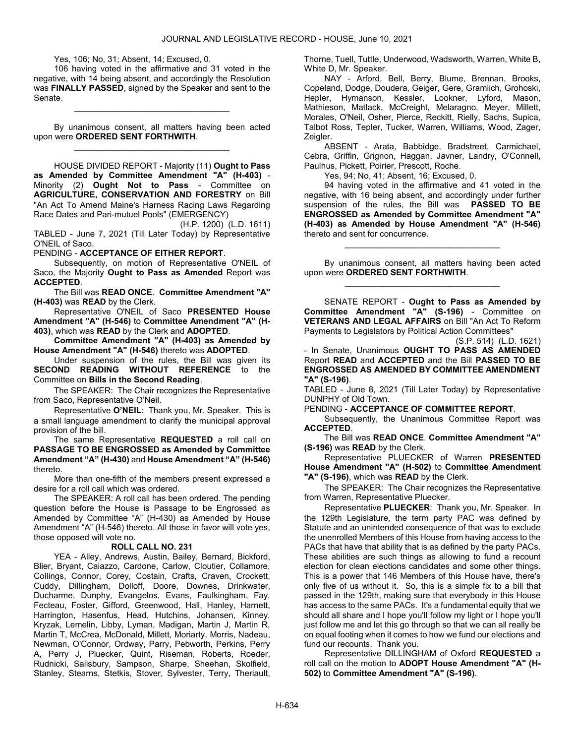Yes, 106; No, 31; Absent, 14; Excused, 0.

106 having voted in the affirmative and 31 voted in the negative, with 14 being absent, and accordingly the Resolution was **FINALLY PASSED**, signed by the Speaker and sent to the Senate.

_________________________________

By unanimous consent, all matters having been acted upon were **ORDERED SENT FORTHWITH**.

_________________________________

HOUSE DIVIDED REPORT - Majority (11) **Ought to Pass as Amended by Committee Amendment "A" (H-403)** - Minority (2) **Ought Not to Pass** - Committee on **AGRICULTURE, CONSERVATION AND FORESTRY** on Bill "An Act To Amend Maine's Harness Racing Laws Regarding Race Dates and Pari-mutuel Pools" (EMERGENCY)

(H.P. 1200) (L.D. 1611)

TABLED - June 7, 2021 (Till Later Today) by Representative O'NEIL of Saco.

PENDING - **ACCEPTANCE OF EITHER REPORT**.

Subsequently, on motion of Representative O'NEIL of Saco, the Majority **Ought to Pass as Amended** Report was **ACCEPTED**.

The Bill was **READ ONCE**. **Committee Amendment "A" (H-403)** was **READ** by the Clerk.

Representative O'NEIL of Saco **PRESENTED House Amendment "A" (H-546)** to **Committee Amendment "A" (H-403)**, which was **READ** by the Clerk and **ADOPTED**.

**Committee Amendment "A" (H-403) as Amended by House Amendment "A" (H-546)** thereto was **ADOPTED**.

Under suspension of the rules, the Bill was given its **SECOND READING WITHOUT REFERENCE** to the Committee on **Bills in the Second Reading**.

The SPEAKER: The Chair recognizes the Representative from Saco, Representative O'Neil.

Representative **O'NEIL**: Thank you, Mr. Speaker. This is a small language amendment to clarify the municipal approval provision of the bill.

The same Representative **REQUESTED** a roll call on **PASSAGE TO BE ENGROSSED as Amended by Committee Amendment "A" (H-430)** and **House Amendment "A" (H-546)** thereto.

More than one-fifth of the members present expressed a desire for a roll call which was ordered.

The SPEAKER: A roll call has been ordered. The pending question before the House is Passage to be Engrossed as Amended by Committee "A" (H-430) as Amended by House Amendment "A" (H-546) thereto. All those in favor will vote yes, those opposed will vote no.

**ROLL CALL NO. 231**

YEA - Alley, Andrews, Austin, Bailey, Bernard, Bickford, Blier, Bryant, Caiazzo, Cardone, Carlow, Cloutier, Collamore, Collings, Connor, Corey, Costain, Crafts, Craven, Crockett, Cuddy, Dillingham, Dolloff, Doore, Downes, Drinkwater, Ducharme, Dunphy, Evangelos, Evans, Faulkingham, Fay, Fecteau, Foster, Gifford, Greenwood, Hall, Hanley, Harnett, Harrington, Hasenfus, Head, Hutchins, Johansen, Kinney, Kryzak, Lemelin, Libby, Lyman, Madigan, Martin J, Martin R, Martin T, McCrea, McDonald, Millett, Moriarty, Morris, Nadeau, Newman, O'Connor, Ordway, Parry, Pebworth, Perkins, Perry A, Perry J, Pluecker, Quint, Riseman, Roberts, Roeder, Rudnicki, Salisbury, Sampson, Sharpe, Sheehan, Skolfield, Stanley, Stearns, Stetkis, Stover, Sylvester, Terry, Theriault, Thorne, Tuell, Tuttle, Underwood, Wadsworth, Warren, White B, White D, Mr. Speaker.

NAY - Arford, Bell, Berry, Blume, Brennan, Brooks, Copeland, Dodge, Doudera, Geiger, Gere, Gramlich, Grohoski, Hepler, Hymanson, Kessler, Lookner, Lyford, Mason, Mathieson, Matlack, McCreight, Melaragno, Meyer, Millett, Morales, O'Neil, Osher, Pierce, Reckitt, Rielly, Sachs, Supica, Talbot Ross, Tepler, Tucker, Warren, Williams, Wood, Zager, Zeigler.

ABSENT - Arata, Babbidge, Bradstreet, Carmichael, Cebra, Griffin, Grignon, Haggan, Javner, Landry, O'Connell, Paulhus, Pickett, Poirier, Prescott, Roche.

Yes, 94; No, 41; Absent, 16; Excused, 0.

94 having voted in the affirmative and 41 voted in the negative, with 16 being absent, and accordingly under further suspension of the rules, the Bill was **PASSED TO BE ENGROSSED as Amended by Committee Amendment "A" (H-403) as Amended by House Amendment "A" (H-546)** thereto and sent for concurrence.

_________________________________

By unanimous consent, all matters having been acted upon were **ORDERED SENT FORTHWITH**.

_________________________________

SENATE REPORT - **Ought to Pass as Amended by Committee Amendment "A" (S-196)** - Committee on **VETERANS AND LEGAL AFFAIRS** on Bill "An Act To Reform Payments to Legislators by Political Action Committees"

(S.P. 514) (L.D. 1621)

- In Senate, Unanimous **OUGHT TO PASS AS AMENDED** Report **READ** and **ACCEPTED** and the Bill **PASSED TO BE ENGROSSED AS AMENDED BY COMMITTEE AMENDMENT "A" (S-196)**.

TABLED - June 8, 2021 (Till Later Today) by Representative DUNPHY of Old Town.

PENDING - **ACCEPTANCE OF COMMITTEE REPORT**.

Subsequently, the Unanimous Committee Report was **ACCEPTED**.

The Bill was **READ ONCE**. **Committee Amendment "A" (S-196)** was **READ** by the Clerk.

Representative PLUECKER of Warren **PRESENTED House Amendment "A" (H-502)** to **Committee Amendment "A" (S-196)**, which was **READ** by the Clerk.

The SPEAKER: The Chair recognizes the Representative from Warren, Representative Pluecker.

Representative **PLUECKER**: Thank you, Mr. Speaker. In the 129th Legislature, the term party PAC was defined by Statute and an unintended consequence of that was to exclude the unenrolled Members of this House from having access to the PACs that have that ability that is as defined by the party PACs. These abilities are such things as allowing to fund a recount election for clean elections candidates and some other things. This is a power that 146 Members of this House have, there's only five of us without it. So, this is a simple fix to a bill that passed in the 129th, making sure that everybody in this House has access to the same PACs. It's a fundamental equity that we should all share and I hope you'll follow my light or I hope you'll just follow me and let this go through so that we can all really be on equal footing when it comes to how we fund our elections and fund our recounts. Thank you.

Representative DILLINGHAM of Oxford **REQUESTED** a roll call on the motion to **ADOPT House Amendment "A" (H-502)** to **Committee Amendment "A" (S-196)**.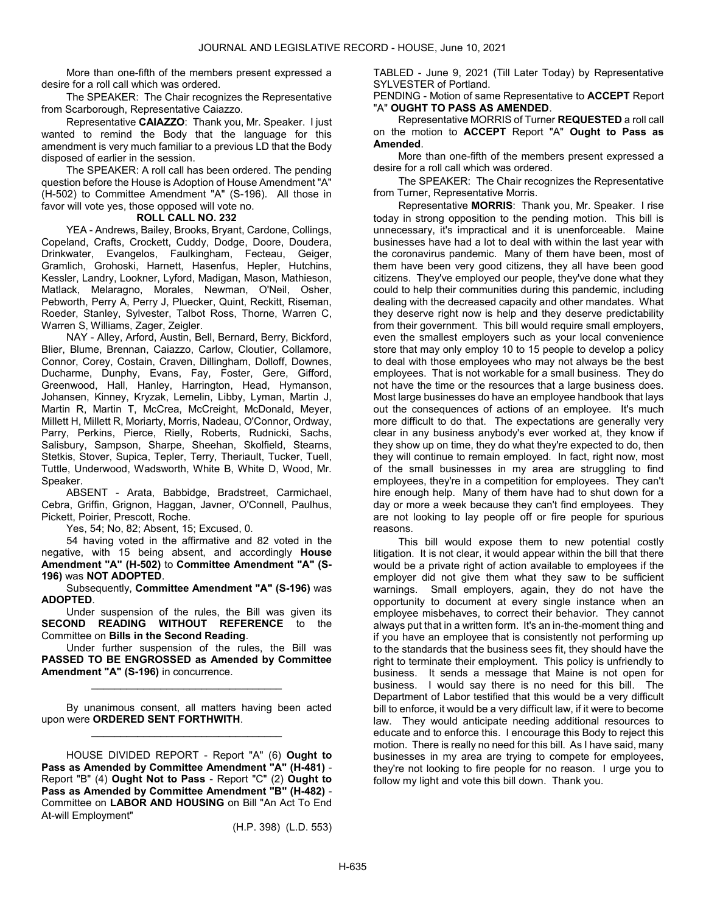More than one-fifth of the members present expressed a desire for a roll call which was ordered.

The SPEAKER: The Chair recognizes the Representative from Scarborough, Representative Caiazzo.

Representative **CAIAZZO**: Thank you, Mr. Speaker. I just wanted to remind the Body that the language for this amendment is very much familiar to a previous LD that the Body disposed of earlier in the session.

The SPEAKER: A roll call has been ordered. The pending question before the House is Adoption of House Amendment "A" (H-502) to Committee Amendment "A" (S-196). All those in favor will vote yes, those opposed will vote no.

**ROLL CALL NO. 232**

YEA - Andrews, Bailey, Brooks, Bryant, Cardone, Collings, Copeland, Crafts, Crockett, Cuddy, Dodge, Doore, Doudera, Drinkwater, Evangelos, Faulkingham, Fecteau, Geiger, Gramlich, Grohoski, Harnett, Hasenfus, Hepler, Hutchins, Kessler, Landry, Lookner, Lyford, Madigan, Mason, Mathieson, Matlack, Melaragno, Morales, Newman, O'Neil, Osher, Pebworth, Perry A, Perry J, Pluecker, Quint, Reckitt, Riseman, Roeder, Stanley, Sylvester, Talbot Ross, Thorne, Warren C, Warren S, Williams, Zager, Zeigler.

NAY - Alley, Arford, Austin, Bell, Bernard, Berry, Bickford, Blier, Blume, Brennan, Caiazzo, Carlow, Cloutier, Collamore, Connor, Corey, Costain, Craven, Dillingham, Dolloff, Downes, Ducharme, Dunphy, Evans, Fay, Foster, Gere, Gifford, Greenwood, Hall, Hanley, Harrington, Head, Hymanson, Johansen, Kinney, Kryzak, Lemelin, Libby, Lyman, Martin J, Martin R, Martin T, McCrea, McCreight, McDonald, Meyer, Millett H, Millett R, Moriarty, Morris, Nadeau, O'Connor, Ordway, Parry, Perkins, Pierce, Rielly, Roberts, Rudnicki, Sachs, Salisbury, Sampson, Sharpe, Sheehan, Skolfield, Stearns, Stetkis, Stover, Supica, Tepler, Terry, Theriault, Tucker, Tuell, Tuttle, Underwood, Wadsworth, White B, White D, Wood, Mr. Speaker.

ABSENT - Arata, Babbidge, Bradstreet, Carmichael, Cebra, Griffin, Grignon, Haggan, Javner, O'Connell, Paulhus, Pickett, Poirier, Prescott, Roche.

Yes, 54; No, 82; Absent, 15; Excused, 0.

54 having voted in the affirmative and 82 voted in the negative, with 15 being absent, and accordingly **House Amendment "A" (H-502)** to **Committee Amendment "A" (S-196)** was **NOT ADOPTED**.

Subsequently, **Committee Amendment "A" (S-196)** was **ADOPTED**.

Under suspension of the rules, the Bill was given its **SECOND READING WITHOUT REFERENCE** to the Committee on **Bills in the Second Reading**.

Under further suspension of the rules, the Bill was **PASSED TO BE ENGROSSED as Amended by Committee Amendment "A" (S-196)** in concurrence.

_________________________________

By unanimous consent, all matters having been acted upon were **ORDERED SENT FORTHWITH**.

_________________________________

HOUSE DIVIDED REPORT - Report "A" (6) **Ought to Pass as Amended by Committee Amendment "A" (H-481)** - Report "B" (4) **Ought Not to Pass** - Report "C" (2) **Ought to Pass as Amended by Committee Amendment "B" (H-482)** - Committee on **LABOR AND HOUSING** on Bill "An Act To End At-will Employment"

(H.P. 398) (L.D. 553)

TABLED - June 9, 2021 (Till Later Today) by Representative SYLVESTER of Portland.

PENDING - Motion of same Representative to **ACCEPT** Report "A" **OUGHT TO PASS AS AMENDED**.

Representative MORRIS of Turner **REQUESTED** a roll call on the motion to **ACCEPT** Report "A" **Ought to Pass as Amended**.

More than one-fifth of the members present expressed a desire for a roll call which was ordered.

The SPEAKER: The Chair recognizes the Representative from Turner, Representative Morris.

Representative **MORRIS**: Thank you, Mr. Speaker. I rise today in strong opposition to the pending motion. This bill is unnecessary, it's impractical and it is unenforceable. Maine businesses have had a lot to deal with within the last year with the coronavirus pandemic. Many of them have been, most of them have been very good citizens, they all have been good citizens. They've employed our people, they've done what they could to help their communities during this pandemic, including dealing with the decreased capacity and other mandates. What they deserve right now is help and they deserve predictability from their government. This bill would require small employers, even the smallest employers such as your local convenience store that may only employ 10 to 15 people to develop a policy to deal with those employees who may not always be the best employees. That is not workable for a small business. They do not have the time or the resources that a large business does. Most large businesses do have an employee handbook that lays out the consequences of actions of an employee. It's much more difficult to do that. The expectations are generally very clear in any business anybody's ever worked at, they know if they show up on time, they do what they're expected to do, then they will continue to remain employed. In fact, right now, most of the small businesses in my area are struggling to find employees, they're in a competition for employees. They can't hire enough help. Many of them have had to shut down for a day or more a week because they can't find employees. They are not looking to lay people off or fire people for spurious reasons.

This bill would expose them to new potential costly litigation. It is not clear, it would appear within the bill that there would be a private right of action available to employees if the employer did not give them what they saw to be sufficient warnings. Small employers, again, they do not have the opportunity to document at every single instance when an employee misbehaves, to correct their behavior. They cannot always put that in a written form. It's an in-the-moment thing and if you have an employee that is consistently not performing up to the standards that the business sees fit, they should have the right to terminate their employment. This policy is unfriendly to business. It sends a message that Maine is not open for business. I would say there is no need for this bill. The Department of Labor testified that this would be a very difficult bill to enforce, it would be a very difficult law, if it were to become law. They would anticipate needing additional resources to educate and to enforce this. I encourage this Body to reject this motion. There is really no need for this bill. As I have said, many businesses in my area are trying to compete for employees, they're not looking to fire people for no reason. I urge you to follow my light and vote this bill down. Thank you.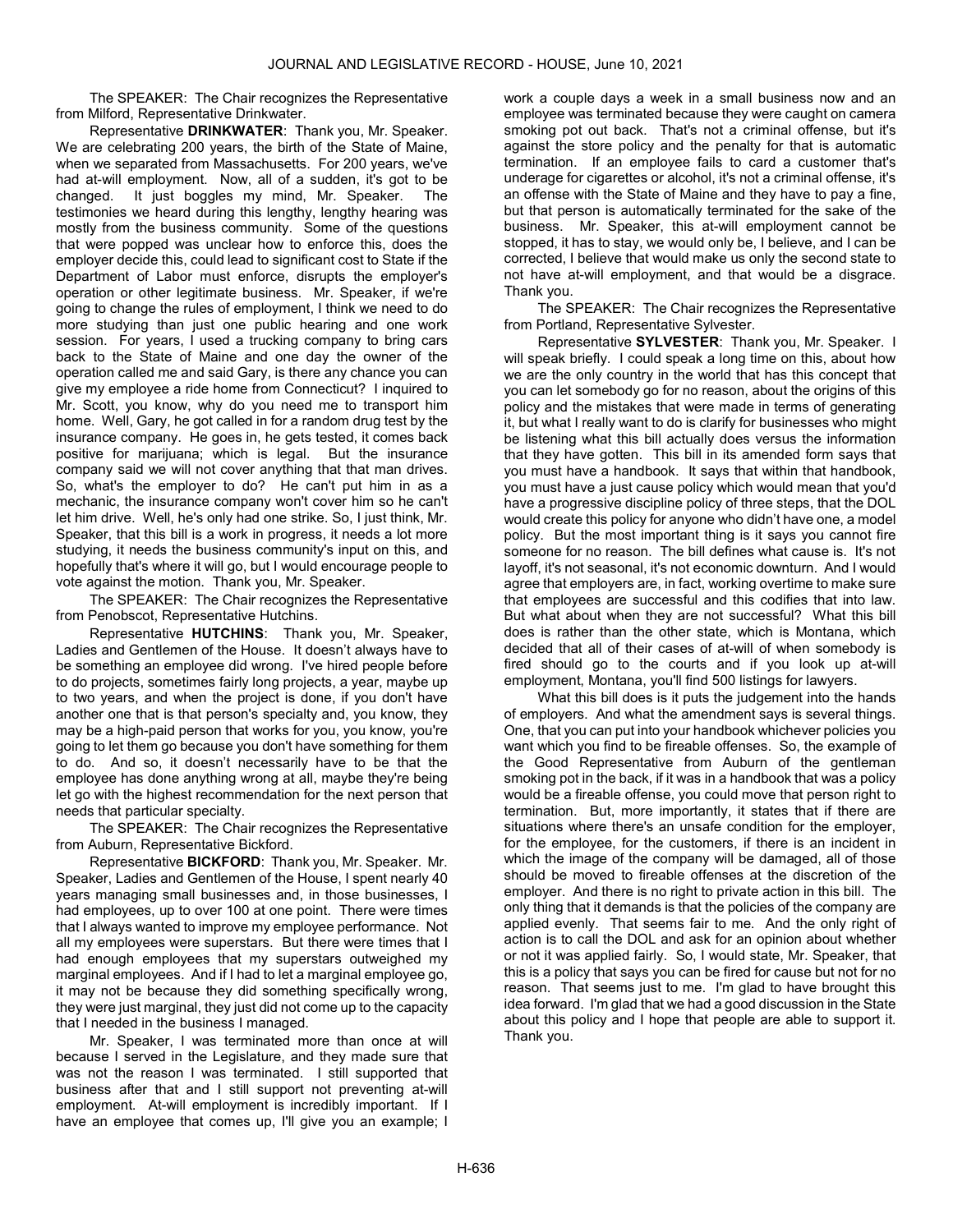The SPEAKER: The Chair recognizes the Representative from Milford, Representative Drinkwater.

Representative **DRINKWATER**: Thank you, Mr. Speaker. We are celebrating 200 years, the birth of the State of Maine, when we separated from Massachusetts. For 200 years, we've had at-will employment. Now, all of a sudden, it's got to be changed. It just boggles my mind, Mr. Speaker. The testimonies we heard during this lengthy, lengthy hearing was mostly from the business community. Some of the questions that were popped was unclear how to enforce this, does the employer decide this, could lead to significant cost to State if the Department of Labor must enforce, disrupts the employer's operation or other legitimate business. Mr. Speaker, if we're going to change the rules of employment, I think we need to do more studying than just one public hearing and one work session. For years, I used a trucking company to bring cars back to the State of Maine and one day the owner of the operation called me and said Gary, is there any chance you can give my employee a ride home from Connecticut? I inquired to Mr. Scott, you know, why do you need me to transport him home. Well, Gary, he got called in for a random drug test by the insurance company. He goes in, he gets tested, it comes back positive for marijuana; which is legal. But the insurance company said we will not cover anything that that man drives. So, what's the employer to do? He can't put him in as a mechanic, the insurance company won't cover him so he can't let him drive. Well, he's only had one strike. So, I just think, Mr. Speaker, that this bill is a work in progress, it needs a lot more studying, it needs the business community's input on this, and hopefully that's where it will go, but I would encourage people to vote against the motion. Thank you, Mr. Speaker.

The SPEAKER: The Chair recognizes the Representative from Penobscot, Representative Hutchins.

Representative **HUTCHINS**: Thank you, Mr. Speaker, Ladies and Gentlemen of the House. It doesn't always have to be something an employee did wrong. I've hired people before to do projects, sometimes fairly long projects, a year, maybe up to two years, and when the project is done, if you don't have another one that is that person's specialty and, you know, they may be a high-paid person that works for you, you know, you're going to let them go because you don't have something for them to do. And so, it doesn't necessarily have to be that the employee has done anything wrong at all, maybe they're being let go with the highest recommendation for the next person that needs that particular specialty.

The SPEAKER: The Chair recognizes the Representative from Auburn, Representative Bickford.

Representative **BICKFORD**: Thank you, Mr. Speaker. Mr. Speaker, Ladies and Gentlemen of the House, I spent nearly 40 years managing small businesses and, in those businesses, I had employees, up to over 100 at one point. There were times that I always wanted to improve my employee performance. Not all my employees were superstars. But there were times that I had enough employees that my superstars outweighed my marginal employees. And if I had to let a marginal employee go, it may not be because they did something specifically wrong, they were just marginal, they just did not come up to the capacity that I needed in the business I managed.

Mr. Speaker, I was terminated more than once at will because I served in the Legislature, and they made sure that was not the reason I was terminated. I still supported that business after that and I still support not preventing at-will employment. At-will employment is incredibly important. If I have an employee that comes up, I'll give you an example; I work a couple days a week in a small business now and an employee was terminated because they were caught on camera smoking pot out back. That's not a criminal offense, but it's against the store policy and the penalty for that is automatic termination. If an employee fails to card a customer that's underage for cigarettes or alcohol, it's not a criminal offense, it's an offense with the State of Maine and they have to pay a fine, but that person is automatically terminated for the sake of the business. Mr. Speaker, this at-will employment cannot be stopped, it has to stay, we would only be, I believe, and I can be corrected, I believe that would make us only the second state to not have at-will employment, and that would be a disgrace. Thank you.

The SPEAKER: The Chair recognizes the Representative from Portland, Representative Sylvester.

Representative **SYLVESTER**: Thank you, Mr. Speaker. I will speak briefly. I could speak a long time on this, about how we are the only country in the world that has this concept that you can let somebody go for no reason, about the origins of this policy and the mistakes that were made in terms of generating it, but what I really want to do is clarify for businesses who might be listening what this bill actually does versus the information that they have gotten. This bill in its amended form says that you must have a handbook. It says that within that handbook, you must have a just cause policy which would mean that you'd have a progressive discipline policy of three steps, that the DOL would create this policy for anyone who didn't have one, a model policy. But the most important thing is it says you cannot fire someone for no reason. The bill defines what cause is. It's not layoff, it's not seasonal, it's not economic downturn. And I would agree that employers are, in fact, working overtime to make sure that employees are successful and this codifies that into law. But what about when they are not successful? What this bill does is rather than the other state, which is Montana, which decided that all of their cases of at-will of when somebody is fired should go to the courts and if you look up at-will employment, Montana, you'll find 500 listings for lawyers.

What this bill does is it puts the judgement into the hands of employers. And what the amendment says is several things. One, that you can put into your handbook whichever policies you want which you find to be fireable offenses. So, the example of the Good Representative from Auburn of the gentleman smoking pot in the back, if it was in a handbook that was a policy would be a fireable offense, you could move that person right to termination. But, more importantly, it states that if there are situations where there's an unsafe condition for the employer, for the employee, for the customers, if there is an incident in which the image of the company will be damaged, all of those should be moved to fireable offenses at the discretion of the employer. And there is no right to private action in this bill. The only thing that it demands is that the policies of the company are applied evenly. That seems fair to me. And the only right of action is to call the DOL and ask for an opinion about whether or not it was applied fairly. So, I would state, Mr. Speaker, that this is a policy that says you can be fired for cause but not for no reason. That seems just to me. I'm glad to have brought this idea forward. I'm glad that we had a good discussion in the State about this policy and I hope that people are able to support it. Thank you.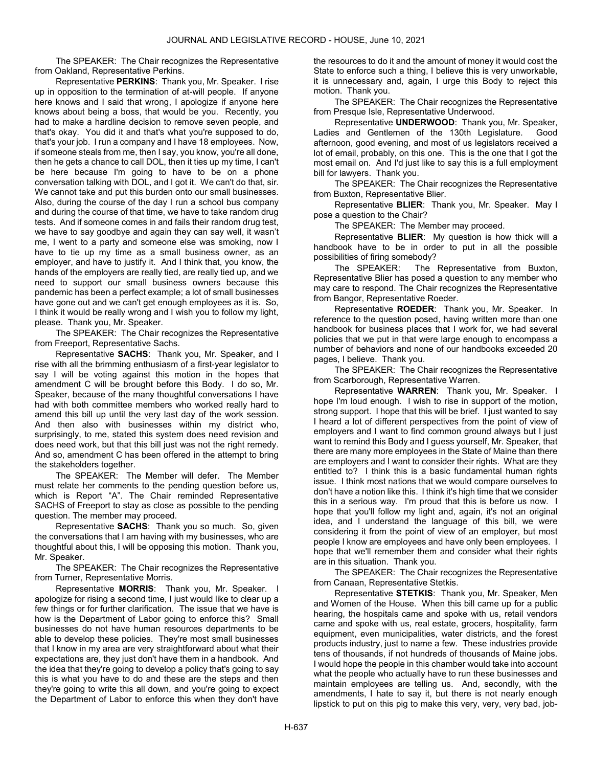The SPEAKER: The Chair recognizes the Representative from Oakland, Representative Perkins.

Representative **PERKINS**: Thank you, Mr. Speaker. I rise up in opposition to the termination of at-will people. If anyone here knows and I said that wrong, I apologize if anyone here knows about being a boss, that would be you. Recently, you had to make a hardline decision to remove seven people, and that's okay. You did it and that's what you're supposed to do, that's your job. I run a company and I have 18 employees. Now, if someone steals from me, then I say, you know, you're all done, then he gets a chance to call DOL, then it ties up my time, I can't be here because I'm going to have to be on a phone conversation talking with DOL, and I got it. We can't do that, sir. We cannot take and put this burden onto our small businesses. Also, during the course of the day I run a school bus company and during the course of that time, we have to take random drug tests. And if someone comes in and fails their random drug test, we have to say goodbye and again they can say well, it wasn't me, I went to a party and someone else was smoking, now I have to tie up my time as a small business owner, as an employer, and have to justify it. And I think that, you know, the hands of the employers are really tied, are really tied up, and we need to support our small business owners because this pandemic has been a perfect example; a lot of small businesses have gone out and we can't get enough employees as it is. So, I think it would be really wrong and I wish you to follow my light, please. Thank you, Mr. Speaker.

The SPEAKER: The Chair recognizes the Representative from Freeport, Representative Sachs.

Representative **SACHS**: Thank you, Mr. Speaker, and I rise with all the brimming enthusiasm of a first-year legislator to say I will be voting against this motion in the hopes that amendment C will be brought before this Body. I do so, Mr. Speaker, because of the many thoughtful conversations I have had with both committee members who worked really hard to amend this bill up until the very last day of the work session. And then also with businesses within my district who, surprisingly, to me, stated this system does need revision and does need work, but that this bill just was not the right remedy. And so, amendment C has been offered in the attempt to bring the stakeholders together.

The SPEAKER: The Member will defer. The Member must relate her comments to the pending question before us, which is Report "A". The Chair reminded Representative SACHS of Freeport to stay as close as possible to the pending question. The member may proceed.

Representative **SACHS**: Thank you so much. So, given the conversations that I am having with my businesses, who are thoughtful about this, I will be opposing this motion. Thank you, Mr. Speaker.

The SPEAKER: The Chair recognizes the Representative from Turner, Representative Morris.

Representative **MORRIS**: Thank you, Mr. Speaker. I apologize for rising a second time, I just would like to clear up a few things or for further clarification. The issue that we have is how is the Department of Labor going to enforce this? Small businesses do not have human resources departments to be able to develop these policies. They're most small businesses that I know in my area are very straightforward about what their expectations are, they just don't have them in a handbook. And the idea that they're going to develop a policy that's going to say this is what you have to do and these are the steps and then they're going to write this all down, and you're going to expect the Department of Labor to enforce this when they don't have the resources to do it and the amount of money it would cost the State to enforce such a thing, I believe this is very unworkable, it is unnecessary and, again, I urge this Body to reject this motion. Thank you.

The SPEAKER: The Chair recognizes the Representative from Presque Isle, Representative Underwood.

Representative **UNDERWOOD**: Thank you, Mr. Speaker, Ladies and Gentlemen of the 130th Legislature. Good afternoon, good evening, and most of us legislators received a lot of email, probably, on this one. This is the one that I got the most email on. And I'd just like to say this is a full employment bill for lawyers. Thank you.

The SPEAKER: The Chair recognizes the Representative from Buxton, Representative Blier.

Representative **BLIER**: Thank you, Mr. Speaker. May I pose a question to the Chair?

The SPEAKER: The Member may proceed.

Representative **BLIER**: My question is how thick will a handbook have to be in order to put in all the possible possibilities of firing somebody?

The SPEAKER: The Representative from Buxton, Representative Blier has posed a question to any member who may care to respond. The Chair recognizes the Representative from Bangor, Representative Roeder.

Representative **ROEDER**: Thank you, Mr. Speaker. In reference to the question posed, having written more than one handbook for business places that I work for, we had several policies that we put in that were large enough to encompass a number of behaviors and none of our handbooks exceeded 20 pages, I believe. Thank you.

The SPEAKER: The Chair recognizes the Representative from Scarborough, Representative Warren.

Representative **WARREN**: Thank you, Mr. Speaker. I hope I'm loud enough. I wish to rise in support of the motion, strong support. I hope that this will be brief. I just wanted to say I heard a lot of different perspectives from the point of view of employers and I want to find common ground always but I just want to remind this Body and I guess yourself, Mr. Speaker, that there are many more employees in the State of Maine than there are employers and I want to consider their rights. What are they entitled to? I think this is a basic fundamental human rights issue. I think most nations that we would compare ourselves to don't have a notion like this. I think it's high time that we consider this in a serious way. I'm proud that this is before us now. I hope that you'll follow my light and, again, it's not an original idea, and I understand the language of this bill, we were considering it from the point of view of an employer, but most people I know are employees and have only been employees. I hope that we'll remember them and consider what their rights are in this situation. Thank you.

The SPEAKER: The Chair recognizes the Representative from Canaan, Representative Stetkis.

Representative **STETKIS**: Thank you, Mr. Speaker, Men and Women of the House. When this bill came up for a public hearing, the hospitals came and spoke with us, retail vendors came and spoke with us, real estate, grocers, hospitality, farm equipment, even municipalities, water districts, and the forest products industry, just to name a few. These industries provide tens of thousands, if not hundreds of thousands of Maine jobs. I would hope the people in this chamber would take into account what the people who actually have to run these businesses and maintain employees are telling us. And, secondly, with the amendments, I hate to say it, but there is not nearly enough lipstick to put on this pig to make this very, very, very bad, job-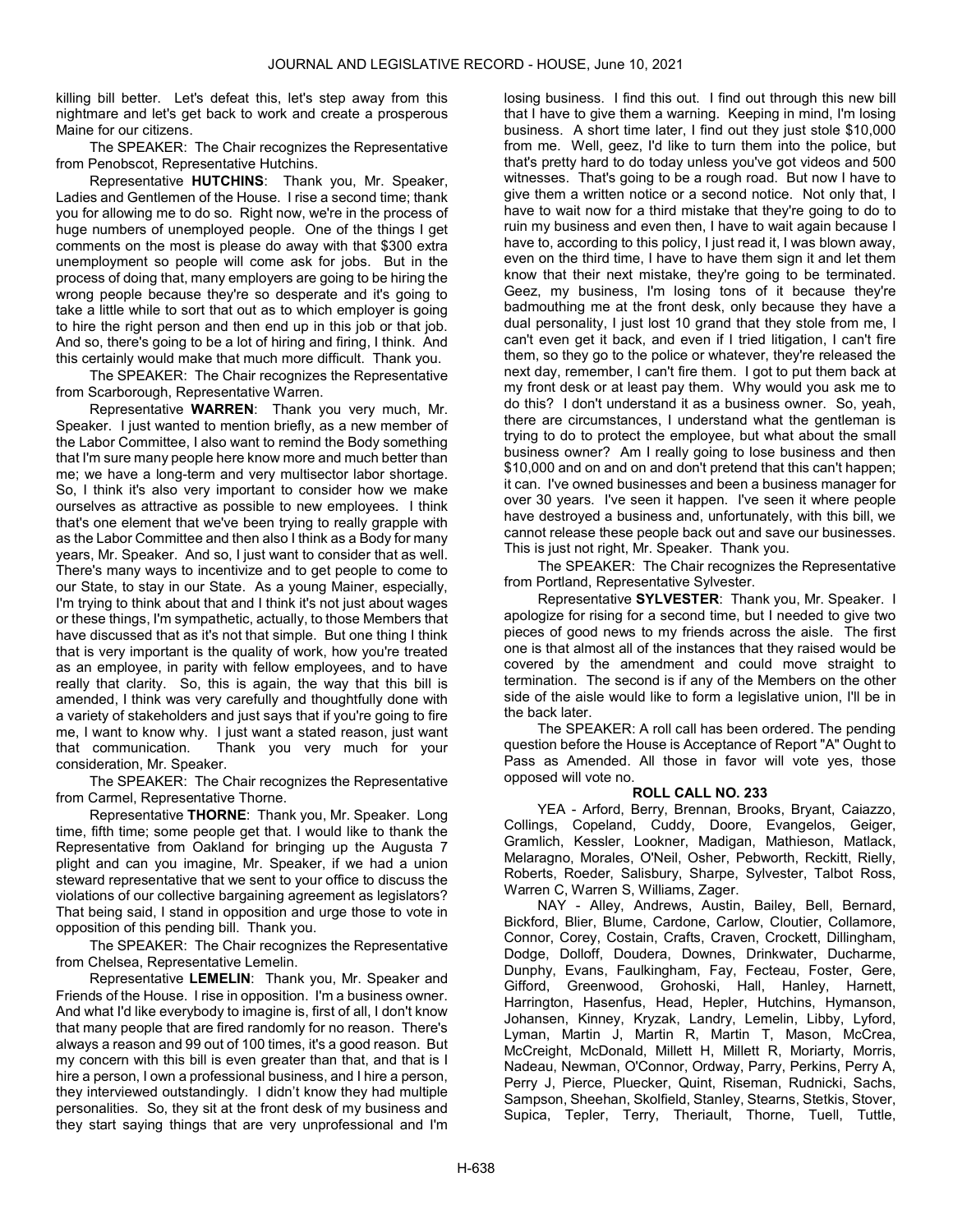killing bill better. Let's defeat this, let's step away from this nightmare and let's get back to work and create a prosperous Maine for our citizens.

The SPEAKER: The Chair recognizes the Representative from Penobscot, Representative Hutchins.

Representative **HUTCHINS**: Thank you, Mr. Speaker, Ladies and Gentlemen of the House. I rise a second time; thank you for allowing me to do so. Right now, we're in the process of huge numbers of unemployed people. One of the things I get comments on the most is please do away with that $300 extra unemployment so people will come ask for jobs. But in the process of doing that, many employers are going to be hiring the wrong people because they're so desperate and it's going to take a little while to sort that out as to which employer is going to hire the right person and then end up in this job or that job. And so, there's going to be a lot of hiring and firing, I think. And this certainly would make that much more difficult. Thank you.

The SPEAKER: The Chair recognizes the Representative from Scarborough, Representative Warren.

Representative **WARREN**: Thank you very much, Mr. Speaker. I just wanted to mention briefly, as a new member of the Labor Committee, I also want to remind the Body something that I'm sure many people here know more and much better than me; we have a long-term and very multisector labor shortage. So, I think it's also very important to consider how we make ourselves as attractive as possible to new employees. I think that's one element that we've been trying to really grapple with as the Labor Committee and then also I think as a Body for many years, Mr. Speaker. And so, I just want to consider that as well. There's many ways to incentivize and to get people to come to our State, to stay in our State. As a young Mainer, especially, I'm trying to think about that and I think it's not just about wages or these things, I'm sympathetic, actually, to those Members that have discussed that as it's not that simple. But one thing I think that is very important is the quality of work, how you're treated as an employee, in parity with fellow employees, and to have really that clarity. So, this is again, the way that this bill is amended, I think was very carefully and thoughtfully done with a variety of stakeholders and just says that if you're going to fire me, I want to know why. I just want a stated reason, just want that communication. Thank you very much for your consideration, Mr. Speaker.

The SPEAKER: The Chair recognizes the Representative from Carmel, Representative Thorne.

Representative **THORNE**: Thank you, Mr. Speaker. Long time, fifth time; some people get that. I would like to thank the Representative from Oakland for bringing up the Augusta 7 plight and can you imagine, Mr. Speaker, if we had a union steward representative that we sent to your office to discuss the violations of our collective bargaining agreement as legislators? That being said, I stand in opposition and urge those to vote in opposition of this pending bill. Thank you.

The SPEAKER: The Chair recognizes the Representative from Chelsea, Representative Lemelin.

Representative **LEMELIN**: Thank you, Mr. Speaker and Friends of the House. I rise in opposition. I'm a business owner. And what I'd like everybody to imagine is, first of all, I don't know that many people that are fired randomly for no reason. There's always a reason and 99 out of 100 times, it's a good reason. But my concern with this bill is even greater than that, and that is I hire a person, I own a professional business, and I hire a person, they interviewed outstandingly. I didn't know they had multiple personalities. So, they sit at the front desk of my business and they start saying things that are very unprofessional and I'm losing business. I find this out. I find out through this new bill that I have to give them a warning. Keeping in mind, I'm losing business. A short time later, I find out they just stole $10,000 from me. Well, geez, I'd like to turn them into the police, but that's pretty hard to do today unless you've got videos and 500 witnesses. That's going to be a rough road. But now I have to give them a written notice or a second notice. Not only that, I have to wait now for a third mistake that they're going to do to ruin my business and even then, I have to wait again because I have to, according to this policy, I just read it, I was blown away, even on the third time, I have to have them sign it and let them know that their next mistake, they're going to be terminated. Geez, my business, I'm losing tons of it because they're badmouthing me at the front desk, only because they have a dual personality, I just lost 10 grand that they stole from me, I can't even get it back, and even if I tried litigation, I can't fire them, so they go to the police or whatever, they're released the next day, remember, I can't fire them. I got to put them back at my front desk or at least pay them. Why would you ask me to do this? I don't understand it as a business owner. So, yeah, there are circumstances, I understand what the gentleman is trying to do to protect the employee, but what about the small business owner? Am I really going to lose business and then $10,000 and on and on and don't pretend that this can't happen; it can. I've owned businesses and been a business manager for over 30 years. I've seen it happen. I've seen it where people have destroyed a business and, unfortunately, with this bill, we cannot release these people back out and save our businesses. This is just not right, Mr. Speaker. Thank you.

The SPEAKER: The Chair recognizes the Representative from Portland, Representative Sylvester.

Representative **SYLVESTER**: Thank you, Mr. Speaker. I apologize for rising for a second time, but I needed to give two pieces of good news to my friends across the aisle. The first one is that almost all of the instances that they raised would be covered by the amendment and could move straight to termination. The second is if any of the Members on the other side of the aisle would like to form a legislative union, I'll be in the back later.

The SPEAKER: A roll call has been ordered. The pending question before the House is Acceptance of Report "A" Ought to Pass as Amended. All those in favor will vote yes, those opposed will vote no.

**ROLL CALL NO. 233**

YEA - Arford, Berry, Brennan, Brooks, Bryant, Caiazzo, Collings, Copeland, Cuddy, Doore, Evangelos, Geiger, Gramlich, Kessler, Lookner, Madigan, Mathieson, Matlack, Melaragno, Morales, O'Neil, Osher, Pebworth, Reckitt, Rielly, Roberts, Roeder, Salisbury, Sharpe, Sylvester, Talbot Ross, Warren C, Warren S, Williams, Zager.

NAY - Alley, Andrews, Austin, Bailey, Bell, Bernard, Bickford, Blier, Blume, Cardone, Carlow, Cloutier, Collamore, Connor, Corey, Costain, Crafts, Craven, Crockett, Dillingham, Dodge, Dolloff, Doudera, Downes, Drinkwater, Ducharme, Dunphy, Evans, Faulkingham, Fay, Fecteau, Foster, Gere, Gifford, Greenwood, Grohoski, Hall, Hanley, Harnett, Harrington, Hasenfus, Head, Hepler, Hutchins, Hymanson, Johansen, Kinney, Kryzak, Landry, Lemelin, Libby, Lyford, Lyman, Martin J, Martin R, Martin T, Mason, McCrea, McCreight, McDonald, Millett H, Millett R, Moriarty, Morris, Nadeau, Newman, O'Connor, Ordway, Parry, Perkins, Perry A, Perry J, Pierce, Pluecker, Quint, Riseman, Rudnicki, Sachs, Sampson, Sheehan, Skolfield, Stanley, Stearns, Stetkis, Stover, Supica, Tepler, Terry, Theriault, Thorne, Tuell, Tuttle,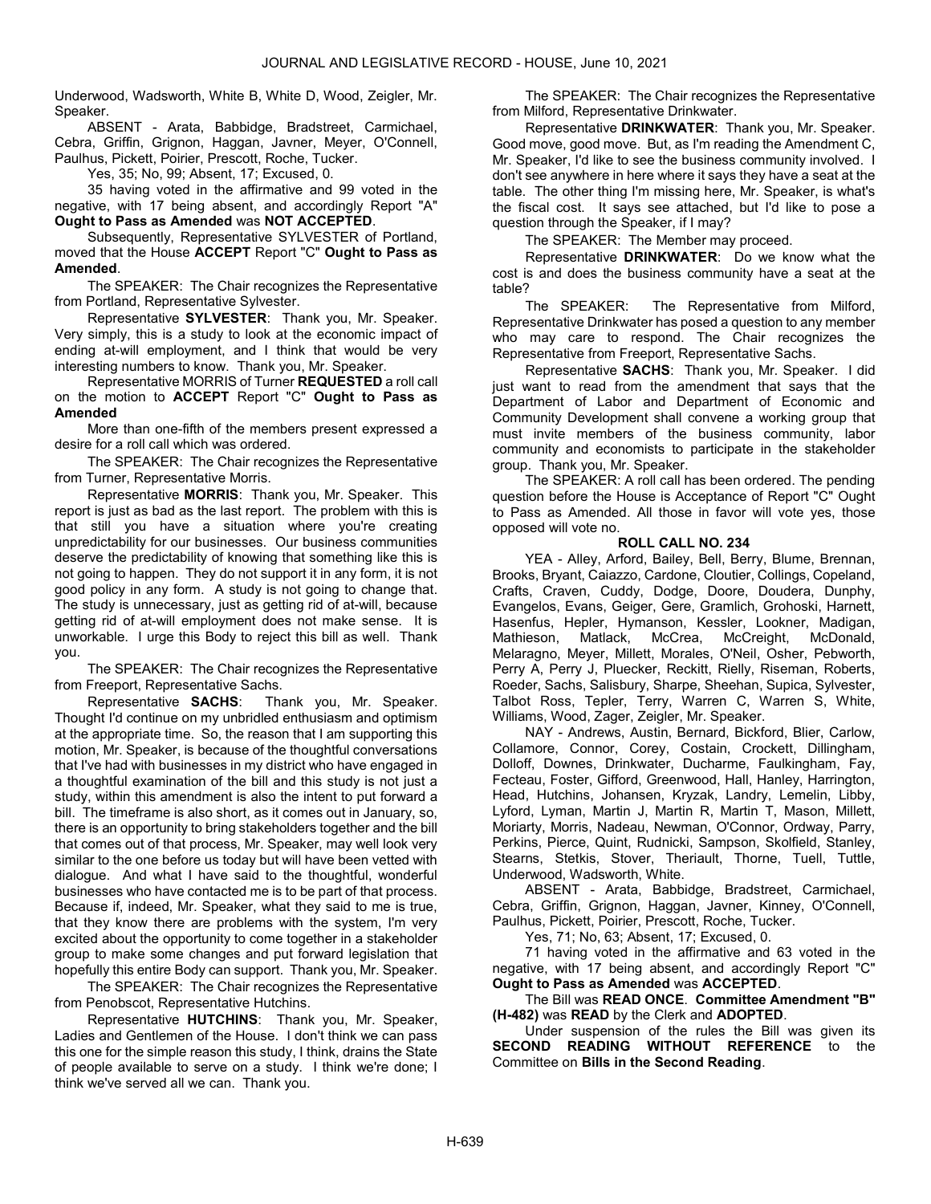Underwood, Wadsworth, White B, White D, Wood, Zeigler, Mr. Speaker.

ABSENT - Arata, Babbidge, Bradstreet, Carmichael, Cebra, Griffin, Grignon, Haggan, Javner, Meyer, O'Connell, Paulhus, Pickett, Poirier, Prescott, Roche, Tucker.

Yes, 35; No, 99; Absent, 17; Excused, 0.

35 having voted in the affirmative and 99 voted in the negative, with 17 being absent, and accordingly Report "A" **Ought to Pass as Amended** was **NOT ACCEPTED**.

Subsequently, Representative SYLVESTER of Portland, moved that the House **ACCEPT** Report "C" **Ought to Pass as Amended**.

The SPEAKER: The Chair recognizes the Representative from Portland, Representative Sylvester.

Representative **SYLVESTER**: Thank you, Mr. Speaker. Very simply, this is a study to look at the economic impact of ending at-will employment, and I think that would be very interesting numbers to know. Thank you, Mr. Speaker.

Representative MORRIS of Turner **REQUESTED** a roll call on the motion to **ACCEPT** Report "C" **Ought to Pass as Amended**

More than one-fifth of the members present expressed a desire for a roll call which was ordered.

The SPEAKER: The Chair recognizes the Representative from Turner, Representative Morris.

Representative **MORRIS**: Thank you, Mr. Speaker. This report is just as bad as the last report. The problem with this is that still you have a situation where you're creating unpredictability for our businesses. Our business communities deserve the predictability of knowing that something like this is not going to happen. They do not support it in any form, it is not good policy in any form. A study is not going to change that. The study is unnecessary, just as getting rid of at-will, because getting rid of at-will employment does not make sense. It is unworkable. I urge this Body to reject this bill as well. Thank you.

The SPEAKER: The Chair recognizes the Representative from Freeport, Representative Sachs.

Representative **SACHS**: Thank you, Mr. Speaker. Thought I'd continue on my unbridled enthusiasm and optimism at the appropriate time. So, the reason that I am supporting this motion, Mr. Speaker, is because of the thoughtful conversations that I've had with businesses in my district who have engaged in a thoughtful examination of the bill and this study is not just a study, within this amendment is also the intent to put forward a bill. The timeframe is also short, as it comes out in January, so, there is an opportunity to bring stakeholders together and the bill that comes out of that process, Mr. Speaker, may well look very similar to the one before us today but will have been vetted with dialogue. And what I have said to the thoughtful, wonderful businesses who have contacted me is to be part of that process. Because if, indeed, Mr. Speaker, what they said to me is true, that they know there are problems with the system, I'm very excited about the opportunity to come together in a stakeholder group to make some changes and put forward legislation that hopefully this entire Body can support. Thank you, Mr. Speaker.

The SPEAKER: The Chair recognizes the Representative from Penobscot, Representative Hutchins.

Representative **HUTCHINS**: Thank you, Mr. Speaker, Ladies and Gentlemen of the House. I don't think we can pass this one for the simple reason this study, I think, drains the State of people available to serve on a study. I think we're done; I think we've served all we can. Thank you.

The SPEAKER: The Chair recognizes the Representative from Milford, Representative Drinkwater.

Representative **DRINKWATER**: Thank you, Mr. Speaker. Good move, good move. But, as I'm reading the Amendment C, Mr. Speaker, I'd like to see the business community involved. I don't see anywhere in here where it says they have a seat at the table. The other thing I'm missing here, Mr. Speaker, is what's the fiscal cost. It says see attached, but I'd like to pose a question through the Speaker, if I may?

The SPEAKER: The Member may proceed.

Representative **DRINKWATER**: Do we know what the cost is and does the business community have a seat at the table?

The SPEAKER: The Representative from Milford, Representative Drinkwater has posed a question to any member who may care to respond. The Chair recognizes the Representative from Freeport, Representative Sachs.

Representative **SACHS**: Thank you, Mr. Speaker. I did just want to read from the amendment that says that the Department of Labor and Department of Economic and Community Development shall convene a working group that must invite members of the business community, labor community and economists to participate in the stakeholder group. Thank you, Mr. Speaker.

The SPEAKER: A roll call has been ordered. The pending question before the House is Acceptance of Report "C" Ought to Pass as Amended. All those in favor will vote yes, those opposed will vote no.

**ROLL CALL NO. 234**

YEA - Alley, Arford, Bailey, Bell, Berry, Blume, Brennan, Brooks, Bryant, Caiazzo, Cardone, Cloutier, Collings, Copeland, Crafts, Craven, Cuddy, Dodge, Doore, Doudera, Dunphy, Evangelos, Evans, Geiger, Gere, Gramlich, Grohoski, Harnett, Hasenfus, Hepler, Hymanson, Kessler, Lookner, Madigan, Mathieson, Matlack, McCrea, McCreight, McDonald, Melaragno, Meyer, Millett, Morales, O'Neil, Osher, Pebworth, Perry A, Perry J, Pluecker, Reckitt, Rielly, Riseman, Roberts, Roeder, Sachs, Salisbury, Sharpe, Sheehan, Supica, Sylvester, Talbot Ross, Tepler, Terry, Warren C, Warren S, White, Williams, Wood, Zager, Zeigler, Mr. Speaker.

NAY - Andrews, Austin, Bernard, Bickford, Blier, Carlow, Collamore, Connor, Corey, Costain, Crockett, Dillingham, Dolloff, Downes, Drinkwater, Ducharme, Faulkingham, Fay, Fecteau, Foster, Gifford, Greenwood, Hall, Hanley, Harrington, Head, Hutchins, Johansen, Kryzak, Landry, Lemelin, Libby, Lyford, Lyman, Martin J, Martin R, Martin T, Mason, Millett, Moriarty, Morris, Nadeau, Newman, O'Connor, Ordway, Parry, Perkins, Pierce, Quint, Rudnicki, Sampson, Skolfield, Stanley, Stearns, Stetkis, Stover, Theriault, Thorne, Tuell, Tuttle, Underwood, Wadsworth, White.

ABSENT - Arata, Babbidge, Bradstreet, Carmichael, Cebra, Griffin, Grignon, Haggan, Javner, Kinney, O'Connell, Paulhus, Pickett, Poirier, Prescott, Roche, Tucker.

Yes, 71; No, 63; Absent, 17; Excused, 0.

71 having voted in the affirmative and 63 voted in the negative, with 17 being absent, and accordingly Report "C" **Ought to Pass as Amended** was **ACCEPTED**.

The Bill was **READ ONCE**. **Committee Amendment "B" (H-482)** was **READ** by the Clerk and **ADOPTED**.

Under suspension of the rules the Bill was given its **SECOND READING WITHOUT REFERENCE** to the Committee on **Bills in the Second Reading**.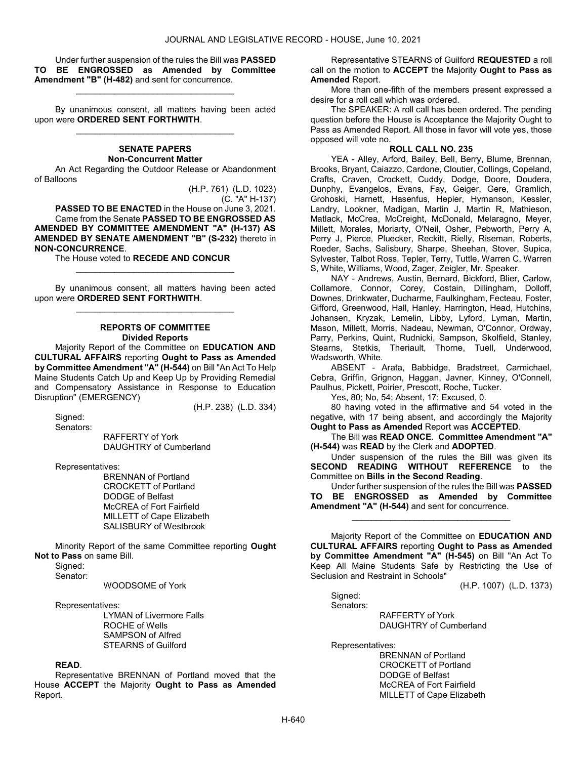Under further suspension of the rules the Bill was **PASSED TO BE ENGROSSED as Amended by Committee Amendment "B" (H-482)** and sent for concurrence.

_________________________________

By unanimous consent, all matters having been acted upon were **ORDERED SENT FORTHWITH**.

_________________________________

### SENATE PAPERS
### Non-Concurrent Matter

An Act Regarding the Outdoor Release or Abandonment of Balloons

(H.P. 761) (L.D. 1023)
(C. "A" H-137)

**PASSED TO BE ENACTED** in the House on June 3, 2021.

Came from the Senate **PASSED TO BE ENGROSSED AS AMENDED BY COMMITTEE AMENDMENT "A" (H-137) AS AMENDED BY SENATE AMENDMENT "B" (S-232)** thereto in **NON-CONCURRENCE**.

The House voted to **RECEDE AND CONCUR**

_________________________________

By unanimous consent, all matters having been acted upon were **ORDERED SENT FORTHWITH**.

_________________________________

### REPORTS OF COMMITTEE
### Divided Reports

Majority Report of the Committee on **EDUCATION AND CULTURAL AFFAIRS** reporting **Ought to Pass as Amended by Committee Amendment "A" (H-544)** on Bill "An Act To Help Maine Students Catch Up and Keep Up by Providing Remedial and Compensatory Assistance in Response to Education Disruption" (EMERGENCY)

(H.P. 238) (L.D. 334)

Signed:
Senators:

RAFFERTY of York
DAUGHTRY of Cumberland

Representatives:

BRENNAN of Portland
CROCKETT of Portland
DODGE of Belfast
McCREA of Fort Fairfield
MILLETT of Cape Elizabeth
SALISBURY of Westbrook

Minority Report of the same Committee reporting **Ought Not to Pass** on same Bill.

Signed:
Senator:

WOODSOME of York

Representatives:

LYMAN of Livermore Falls
ROCHE of Wells
SAMPSON of Alfred
STEARNS of Guilford

**READ**.

Representative BRENNAN of Portland moved that the House **ACCEPT** the Majority **Ought to Pass as Amended** Report.

Representative STEARNS of Guilford **REQUESTED** a roll call on the motion to **ACCEPT** the Majority **Ought to Pass as Amended** Report.

More than one-fifth of the members present expressed a desire for a roll call which was ordered.

The SPEAKER: A roll call has been ordered. The pending question before the House is Acceptance the Majority Ought to Pass as Amended Report. All those in favor will vote yes, those opposed will vote no.

**ROLL CALL NO. 235**

YEA - Alley, Arford, Bailey, Bell, Berry, Blume, Brennan, Brooks, Bryant, Caiazzo, Cardone, Cloutier, Collings, Copeland, Crafts, Craven, Crockett, Cuddy, Dodge, Doore, Doudera, Dunphy, Evangelos, Evans, Fay, Geiger, Gere, Gramlich, Grohoski, Harnett, Hasenfus, Hepler, Hymanson, Kessler, Landry, Lookner, Madigan, Martin J, Martin R, Mathieson, Matlack, McCrea, McCreight, McDonald, Melaragno, Meyer, Millett, Morales, Moriarty, O'Neil, Osher, Pebworth, Perry A, Perry J, Pierce, Pluecker, Reckitt, Rielly, Riseman, Roberts, Roeder, Sachs, Salisbury, Sharpe, Sheehan, Stover, Supica, Sylvester, Talbot Ross, Tepler, Terry, Tuttle, Warren C, Warren S, White, Williams, Wood, Zager, Zeigler, Mr. Speaker.

NAY - Andrews, Austin, Bernard, Bickford, Blier, Carlow, Collamore, Connor, Corey, Costain, Dillingham, Dolloff, Downes, Drinkwater, Ducharme, Faulkingham, Fecteau, Foster, Gifford, Greenwood, Hall, Hanley, Harrington, Head, Hutchins, Johansen, Kryzak, Lemelin, Libby, Lyford, Lyman, Martin, Mason, Millett, Morris, Nadeau, Newman, O'Connor, Ordway, Parry, Perkins, Quint, Rudnicki, Sampson, Skolfield, Stanley, Stearns, Stetkis, Theriault, Thorne, Tuell, Underwood, Wadsworth, White.

ABSENT - Arata, Babbidge, Bradstreet, Carmichael, Cebra, Griffin, Grignon, Haggan, Javner, Kinney, O'Connell, Paulhus, Pickett, Poirier, Prescott, Roche, Tucker.

Yes, 80; No, 54; Absent, 17; Excused, 0.

80 having voted in the affirmative and 54 voted in the negative, with 17 being absent, and accordingly the Majority **Ought to Pass as Amended** Report was **ACCEPTED**.

The Bill was **READ ONCE**. **Committee Amendment "A" (H-544)** was **READ** by the Clerk and **ADOPTED**.

Under suspension of the rules the Bill was given its **SECOND READING WITHOUT REFERENCE** to the Committee on **Bills in the Second Reading**.

Under further suspension of the rules the Bill was **PASSED TO BE ENGROSSED as Amended by Committee Amendment "A" (H-544)** and sent for concurrence.

_________________________________

Majority Report of the Committee on **EDUCATION AND CULTURAL AFFAIRS** reporting **Ought to Pass as Amended by Committee Amendment "A" (H-545)** on Bill "An Act To Keep All Maine Students Safe by Restricting the Use of Seclusion and Restraint in Schools"

(H.P. 1007) (L.D. 1373)

Signed:
Senators:

RAFFERTY of York
DAUGHTRY of Cumberland

Representatives:

BRENNAN of Portland
CROCKETT of Portland
DODGE of Belfast
McCREA of Fort Fairfield
MILLETT of Cape Elizabeth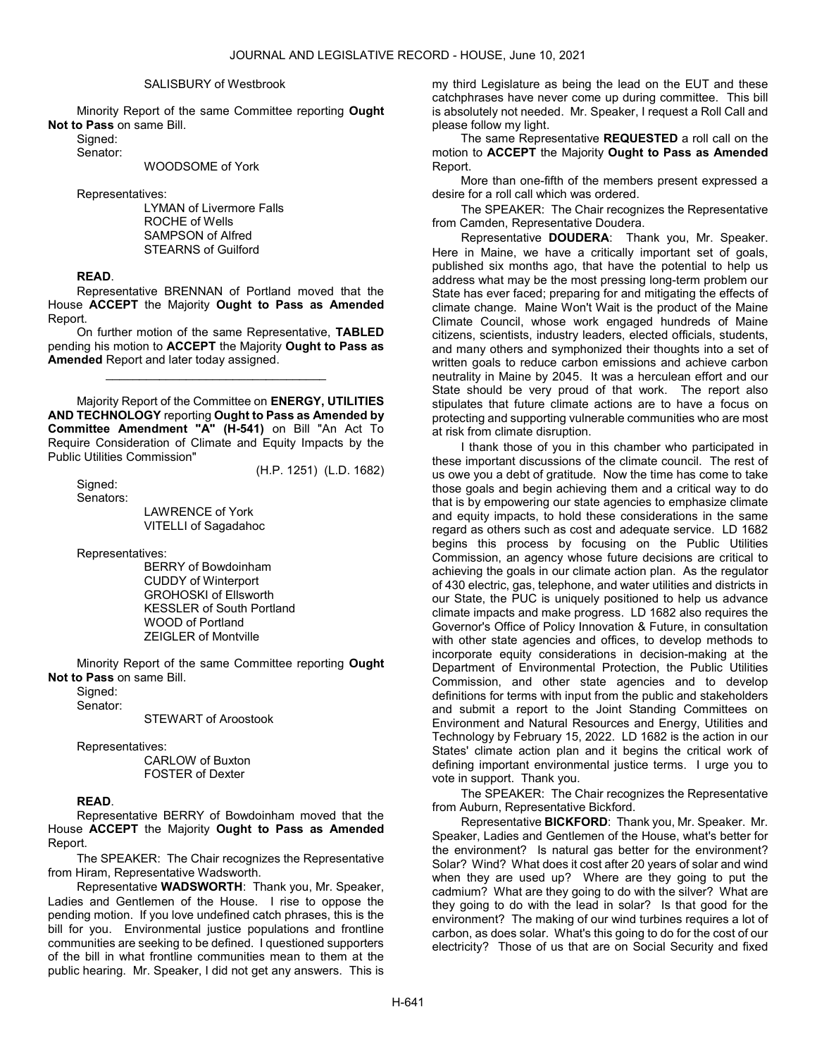SALISBURY of Westbrook

Minority Report of the same Committee reporting **Ought Not to Pass** on same Bill.

Signed:

Senator:

WOODSOME of York

Representatives:

LYMAN of Livermore Falls
ROCHE of Wells
SAMPSON of Alfred
STEARNS of Guilford

**READ**.

Representative BRENNAN of Portland moved that the House **ACCEPT** the Majority **Ought to Pass as Amended** Report.

On further motion of the same Representative, **TABLED** pending his motion to **ACCEPT** the Majority **Ought to Pass as Amended** Report and later today assigned.

_________________________________

Majority Report of the Committee on **ENERGY, UTILITIES AND TECHNOLOGY** reporting **Ought to Pass as Amended by Committee Amendment "A" (H-541)** on Bill "An Act To Require Consideration of Climate and Equity Impacts by the Public Utilities Commission"

(H.P. 1251) (L.D. 1682)

Signed:

Senators:

LAWRENCE of York
VITELLI of Sagadahoc

Representatives:

BERRY of Bowdoinham
CUDDY of Winterport
GROHOSKI of Ellsworth
KESSLER of South Portland
WOOD of Portland
ZEIGLER of Montville

Minority Report of the same Committee reporting **Ought Not to Pass** on same Bill.

Signed:

Senator:

STEWART of Aroostook

Representatives:

CARLOW of Buxton
FOSTER of Dexter

**READ**.

Representative BERRY of Bowdoinham moved that the House **ACCEPT** the Majority **Ought to Pass as Amended** Report.

The SPEAKER: The Chair recognizes the Representative from Hiram, Representative Wadsworth.

Representative **WADSWORTH**: Thank you, Mr. Speaker, Ladies and Gentlemen of the House. I rise to oppose the pending motion. If you love undefined catch phrases, this is the bill for you. Environmental justice populations and frontline communities are seeking to be defined. I questioned supporters of the bill in what frontline communities mean to them at the public hearing. Mr. Speaker, I did not get any answers. This is my third Legislature as being the lead on the EUT and these catchphrases have never come up during committee. This bill is absolutely not needed. Mr. Speaker, I request a Roll Call and please follow my light.

The same Representative **REQUESTED** a roll call on the motion to **ACCEPT** the Majority **Ought to Pass as Amended** Report.

More than one-fifth of the members present expressed a desire for a roll call which was ordered.

The SPEAKER: The Chair recognizes the Representative from Camden, Representative Doudera.

Representative **DOUDERA**: Thank you, Mr. Speaker. Here in Maine, we have a critically important set of goals, published six months ago, that have the potential to help us address what may be the most pressing long-term problem our State has ever faced; preparing for and mitigating the effects of climate change. Maine Won't Wait is the product of the Maine Climate Council, whose work engaged hundreds of Maine citizens, scientists, industry leaders, elected officials, students, and many others and symphonized their thoughts into a set of written goals to reduce carbon emissions and achieve carbon neutrality in Maine by 2045. It was a herculean effort and our State should be very proud of that work. The report also stipulates that future climate actions are to have a focus on protecting and supporting vulnerable communities who are most at risk from climate disruption.

I thank those of you in this chamber who participated in these important discussions of the climate council. The rest of us owe you a debt of gratitude. Now the time has come to take those goals and begin achieving them and a critical way to do that is by empowering our state agencies to emphasize climate and equity impacts, to hold these considerations in the same regard as others such as cost and adequate service. LD 1682 begins this process by focusing on the Public Utilities Commission, an agency whose future decisions are critical to achieving the goals in our climate action plan. As the regulator of 430 electric, gas, telephone, and water utilities and districts in our State, the PUC is uniquely positioned to help us advance climate impacts and make progress. LD 1682 also requires the Governor's Office of Policy Innovation & Future, in consultation with other state agencies and offices, to develop methods to incorporate equity considerations in decision-making at the Department of Environmental Protection, the Public Utilities Commission, and other state agencies and to develop definitions for terms with input from the public and stakeholders and submit a report to the Joint Standing Committees on Environment and Natural Resources and Energy, Utilities and Technology by February 15, 2022. LD 1682 is the action in our States' climate action plan and it begins the critical work of defining important environmental justice terms. I urge you to vote in support. Thank you.

The SPEAKER: The Chair recognizes the Representative from Auburn, Representative Bickford.

Representative **BICKFORD**: Thank you, Mr. Speaker. Mr. Speaker, Ladies and Gentlemen of the House, what's better for the environment? Is natural gas better for the environment? Solar? Wind? What does it cost after 20 years of solar and wind when they are used up? Where are they going to put the cadmium? What are they going to do with the silver? What are they going to do with the lead in solar? Is that good for the environment? The making of our wind turbines requires a lot of carbon, as does solar. What's this going to do for the cost of our electricity? Those of us that are on Social Security and fixed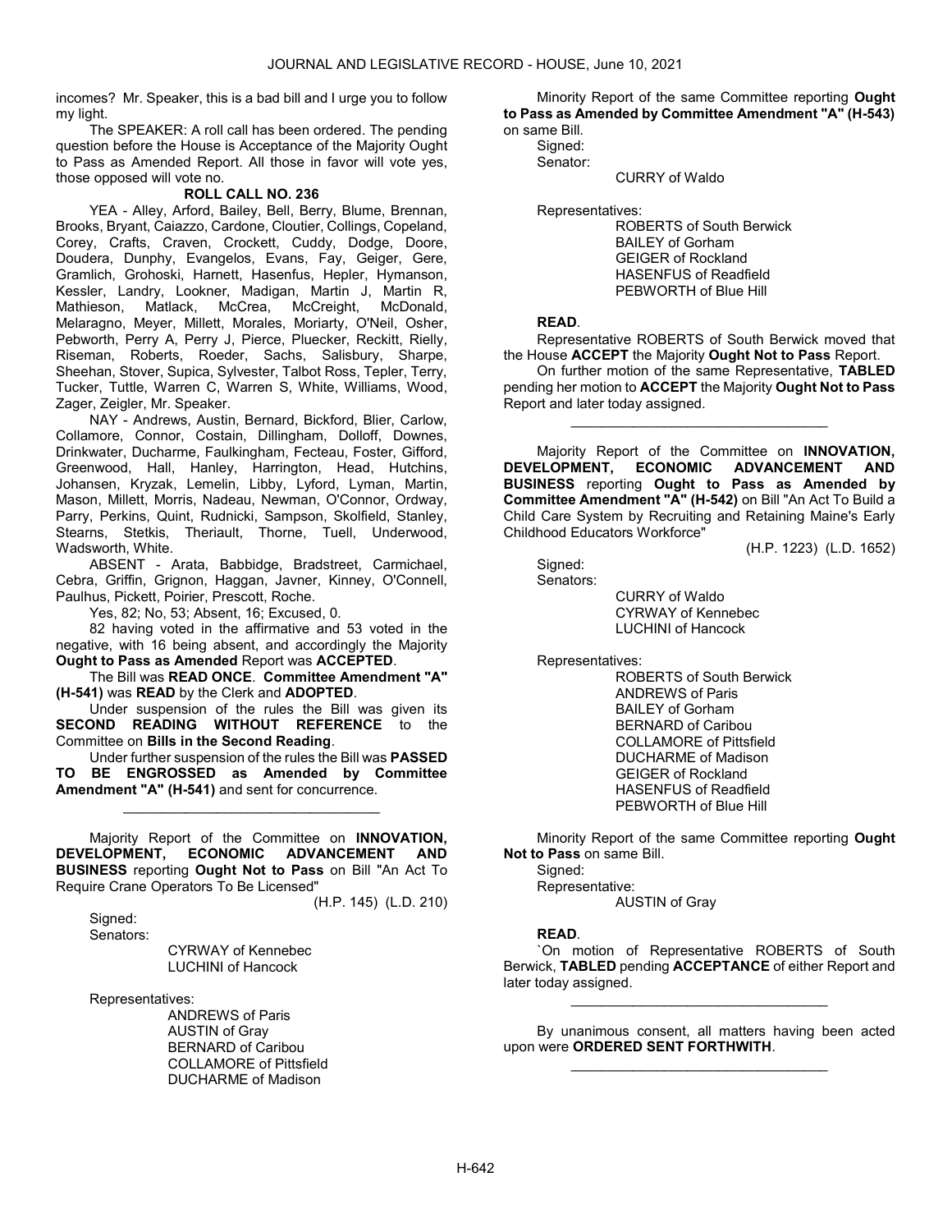incomes? Mr. Speaker, this is a bad bill and I urge you to follow my light.

The SPEAKER: A roll call has been ordered. The pending question before the House is Acceptance of the Majority Ought to Pass as Amended Report. All those in favor will vote yes, those opposed will vote no.

**ROLL CALL NO. 236**

YEA - Alley, Arford, Bailey, Bell, Berry, Blume, Brennan, Brooks, Bryant, Caiazzo, Cardone, Cloutier, Collings, Copeland, Corey, Crafts, Craven, Crockett, Cuddy, Dodge, Doore, Doudera, Dunphy, Evangelos, Evans, Fay, Geiger, Gere, Gramlich, Grohoski, Harnett, Hasenfus, Hepler, Hymanson, Kessler, Landry, Lookner, Madigan, Martin J, Martin R, Mathieson, Matlack, McCrea, McCreight, McDonald, Melaragno, Meyer, Millett, Morales, Moriarty, O'Neil, Osher, Pebworth, Perry A, Perry J, Pierce, Pluecker, Reckitt, Rielly, Riseman, Roberts, Roeder, Sachs, Salisbury, Sharpe, Sheehan, Stover, Supica, Sylvester, Talbot Ross, Tepler, Terry, Tucker, Tuttle, Warren C, Warren S, White, Williams, Wood, Zager, Zeigler, Mr. Speaker.

NAY - Andrews, Austin, Bernard, Bickford, Blier, Carlow, Collamore, Connor, Costain, Dillingham, Dolloff, Downes, Drinkwater, Ducharme, Faulkingham, Fecteau, Foster, Gifford, Greenwood, Hall, Hanley, Harrington, Head, Hutchins, Johansen, Kryzak, Lemelin, Libby, Lyford, Lyman, Martin, Mason, Millett, Morris, Nadeau, Newman, O'Connor, Ordway, Parry, Perkins, Quint, Rudnicki, Sampson, Skolfield, Stanley, Stearns, Stetkis, Theriault, Thorne, Tuell, Underwood, Wadsworth, White.

ABSENT - Arata, Babbidge, Bradstreet, Carmichael, Cebra, Griffin, Grignon, Haggan, Javner, Kinney, O'Connell, Paulhus, Pickett, Poirier, Prescott, Roche.

Yes, 82; No, 53; Absent, 16; Excused, 0.

82 having voted in the affirmative and 53 voted in the negative, with 16 being absent, and accordingly the Majority **Ought to Pass as Amended** Report was **ACCEPTED**.

The Bill was **READ ONCE**. **Committee Amendment "A" (H-541)** was **READ** by the Clerk and **ADOPTED**.

Under suspension of the rules the Bill was given its **SECOND READING WITHOUT REFERENCE** to the Committee on **Bills in the Second Reading**.

Under further suspension of the rules the Bill was **PASSED TO BE ENGROSSED as Amended by Committee Amendment "A" (H-541)** and sent for concurrence.

_________________________________

Majority Report of the Committee on **INNOVATION, DEVELOPMENT, ECONOMIC ADVANCEMENT AND BUSINESS** reporting **Ought Not to Pass** on Bill "An Act To Require Crane Operators To Be Licensed"

(H.P. 145) (L.D. 210)

Signed:
Senators:
CYRWAY of Kennebec
LUCHINI of Hancock

Representatives:
ANDREWS of Paris
AUSTIN of Gray
BERNARD of Caribou
COLLAMORE of Pittsfield
DUCHARME of Madison

Minority Report of the same Committee reporting **Ought to Pass as Amended by Committee Amendment "A" (H-543)** on same Bill.

Signed:
Senator:
CURRY of Waldo

Representatives:
ROBERTS of South Berwick
BAILEY of Gorham
GEIGER of Rockland
HASENFUS of Readfield
PEBWORTH of Blue Hill

**READ**.

Representative ROBERTS of South Berwick moved that the House **ACCEPT** the Majority **Ought Not to Pass** Report.

On further motion of the same Representative, **TABLED** pending her motion to **ACCEPT** the Majority **Ought Not to Pass** Report and later today assigned.

_________________________________

Majority Report of the Committee on **INNOVATION, DEVELOPMENT, ECONOMIC ADVANCEMENT AND BUSINESS** reporting **Ought to Pass as Amended by Committee Amendment "A" (H-542)** on Bill "An Act To Build a Child Care System by Recruiting and Retaining Maine's Early Childhood Educators Workforce"

(H.P. 1223) (L.D. 1652)

Signed:
Senators:
CURRY of Waldo
CYRWAY of Kennebec
LUCHINI of Hancock

Representatives:
ROBERTS of South Berwick
ANDREWS of Paris
BAILEY of Gorham
BERNARD of Caribou
COLLAMORE of Pittsfield
DUCHARME of Madison
GEIGER of Rockland
HASENFUS of Readfield
PEBWORTH of Blue Hill

Minority Report of the same Committee reporting **Ought Not to Pass** on same Bill.

Signed:
Representative:
AUSTIN of Gray

**READ**.

`On motion of Representative ROBERTS of South Berwick, **TABLED** pending **ACCEPTANCE** of either Report and later today assigned.

_________________________________

By unanimous consent, all matters having been acted upon were **ORDERED SENT FORTHWITH**.

_________________________________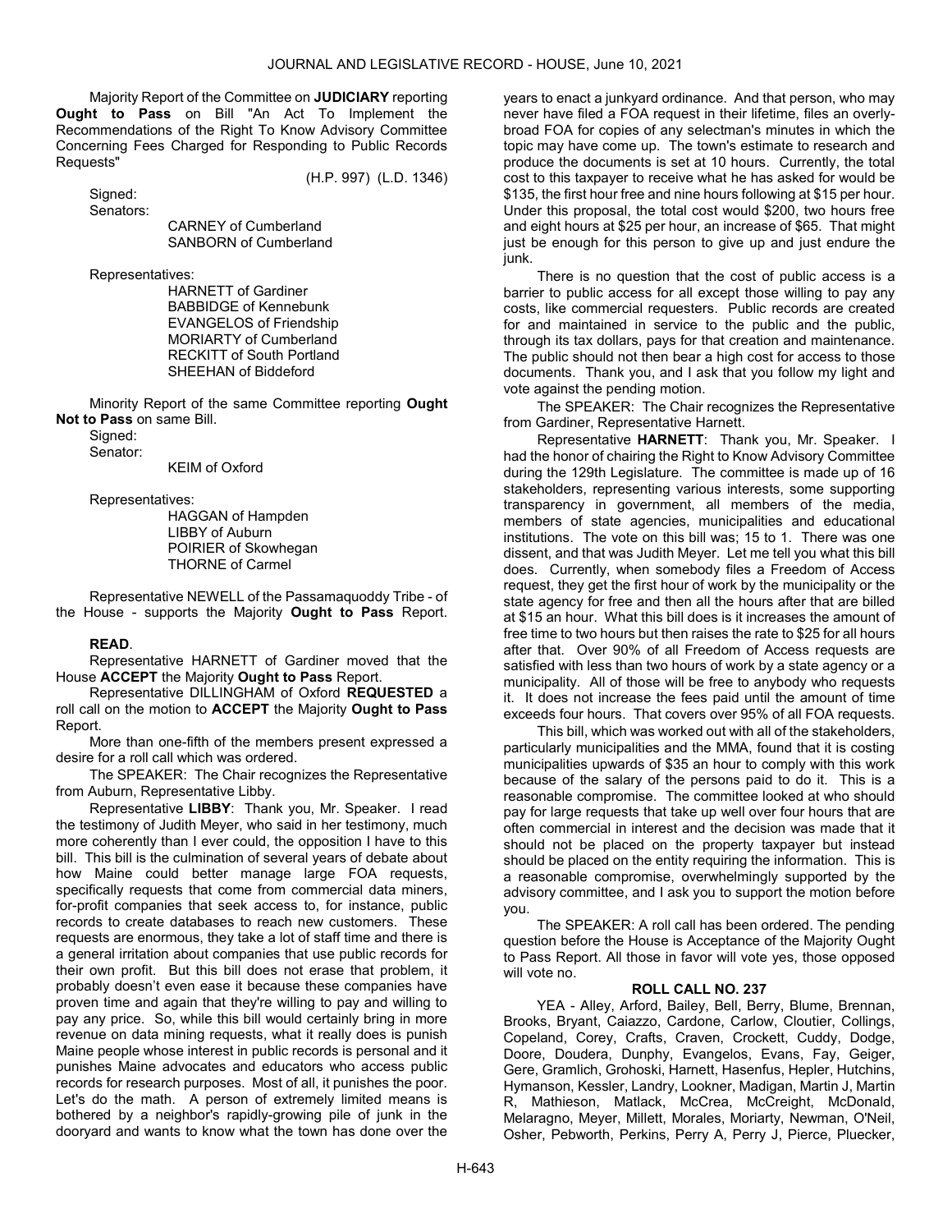Majority Report of the Committee on **JUDICIARY** reporting **Ought to Pass** on Bill "An Act To Implement the Recommendations of the Right To Know Advisory Committee Concerning Fees Charged for Responding to Public Records Requests"

(H.P. 997) (L.D. 1346)

Signed:

Senators:

CARNEY of Cumberland
SANBORN of Cumberland

Representatives:

HARNETT of Gardiner
BABBIDGE of Kennebunk
EVANGELOS of Friendship
MORIARTY of Cumberland
RECKITT of South Portland
SHEEHAN of Biddeford

Minority Report of the same Committee reporting **Ought Not to Pass** on same Bill.

Signed:

Senator:

KEIM of Oxford

Representatives:

HAGGAN of Hampden
LIBBY of Auburn
POIRIER of Skowhegan
THORNE of Carmel

Representative NEWELL of the Passamaquoddy Tribe - of the House - supports the Majority **Ought to Pass** Report.

**READ**.

Representative HARNETT of Gardiner moved that the House **ACCEPT** the Majority **Ought to Pass** Report.

Representative DILLINGHAM of Oxford **REQUESTED** a roll call on the motion to **ACCEPT** the Majority **Ought to Pass** Report.

More than one-fifth of the members present expressed a desire for a roll call which was ordered.

The SPEAKER: The Chair recognizes the Representative from Auburn, Representative Libby.

Representative **LIBBY**: Thank you, Mr. Speaker. I read the testimony of Judith Meyer, who said in her testimony, much more coherently than I ever could, the opposition I have to this bill. This bill is the culmination of several years of debate about how Maine could better manage large FOA requests, specifically requests that come from commercial data miners, for-profit companies that seek access to, for instance, public records to create databases to reach new customers. These requests are enormous, they take a lot of staff time and there is a general irritation about companies that use public records for their own profit. But this bill does not erase that problem, it probably doesn't even ease it because these companies have proven time and again that they're willing to pay and willing to pay any price. So, while this bill would certainly bring in more revenue on data mining requests, what it really does is punish Maine people whose interest in public records is personal and it punishes Maine advocates and educators who access public records for research purposes. Most of all, it punishes the poor. Let's do the math. A person of extremely limited means is bothered by a neighbor's rapidly-growing pile of junk in the dooryard and wants to know what the town has done over the years to enact a junkyard ordinance. And that person, who may never have filed a FOA request in their lifetime, files an overly-broad FOA for copies of any selectman's minutes in which the topic may have come up. The town's estimate to research and produce the documents is set at 10 hours. Currently, the total cost to this taxpayer to receive what he has asked for would be $135, the first hour free and nine hours following at $15 per hour. Under this proposal, the total cost would $200, two hours free and eight hours at $25 per hour, an increase of $65. That might just be enough for this person to give up and just endure the junk.

There is no question that the cost of public access is a barrier to public access for all except those willing to pay any costs, like commercial requesters. Public records are created for and maintained in service to the public and the public, through its tax dollars, pays for that creation and maintenance. The public should not then bear a high cost for access to those documents. Thank you, and I ask that you follow my light and vote against the pending motion.

The SPEAKER: The Chair recognizes the Representative from Gardiner, Representative Harnett.

Representative **HARNETT**: Thank you, Mr. Speaker. I had the honor of chairing the Right to Know Advisory Committee during the 129th Legislature. The committee is made up of 16 stakeholders, representing various interests, some supporting transparency in government, all members of the media, members of state agencies, municipalities and educational institutions. The vote on this bill was; 15 to 1. There was one dissent, and that was Judith Meyer. Let me tell you what this bill does. Currently, when somebody files a Freedom of Access request, they get the first hour of work by the municipality or the state agency for free and then all the hours after that are billed at $15 an hour. What this bill does is it increases the amount of free time to two hours but then raises the rate to $25 for all hours after that. Over 90% of all Freedom of Access requests are satisfied with less than two hours of work by a state agency or a municipality. All of those will be free to anybody who requests it. It does not increase the fees paid until the amount of time exceeds four hours. That covers over 95% of all FOA requests.

This bill, which was worked out with all of the stakeholders, particularly municipalities and the MMA, found that it is costing municipalities upwards of $35 an hour to comply with this work because of the salary of the persons paid to do it. This is a reasonable compromise. The committee looked at who should pay for large requests that take up well over four hours that are often commercial in interest and the decision was made that it should not be placed on the property taxpayer but instead should be placed on the entity requiring the information. This is a reasonable compromise, overwhelmingly supported by the advisory committee, and I ask you to support the motion before you.

The SPEAKER: A roll call has been ordered. The pending question before the House is Acceptance of the Majority Ought to Pass Report. All those in favor will vote yes, those opposed will vote no.

**ROLL CALL NO. 237**

YEA - Alley, Arford, Bailey, Bell, Berry, Blume, Brennan, Brooks, Bryant, Caiazzo, Cardone, Carlow, Cloutier, Collings, Copeland, Corey, Crafts, Craven, Crockett, Cuddy, Dodge, Doore, Doudera, Dunphy, Evangelos, Evans, Fay, Geiger, Gere, Gramlich, Grohoski, Harnett, Hasenfus, Hepler, Hutchins, Hymanson, Kessler, Landry, Lookner, Madigan, Martin J, Martin R, Mathieson, Matlack, McCrea, McCreight, McDonald, Melaragno, Meyer, Millett, Morales, Moriarty, Newman, O'Neil, Osher, Pebworth, Perkins, Perry A, Perry J, Pierce, Pluecker,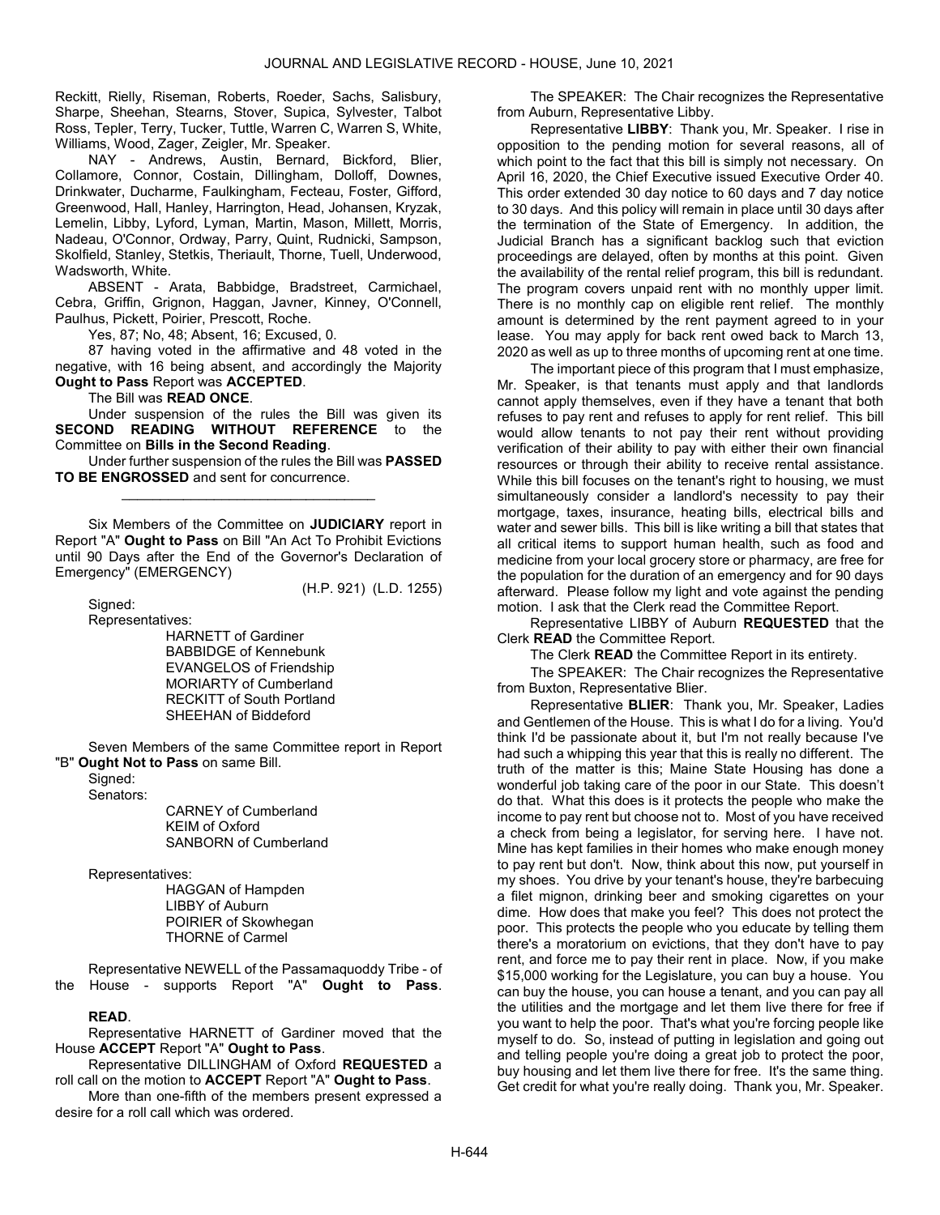Reckitt, Rielly, Riseman, Roberts, Roeder, Sachs, Salisbury, Sharpe, Sheehan, Stearns, Stover, Supica, Sylvester, Talbot Ross, Tepler, Terry, Tucker, Tuttle, Warren C, Warren S, White, Williams, Wood, Zager, Zeigler, Mr. Speaker.

NAY - Andrews, Austin, Bernard, Bickford, Blier, Collamore, Connor, Costain, Dillingham, Dolloff, Downes, Drinkwater, Ducharme, Faulkingham, Fecteau, Foster, Gifford, Greenwood, Hall, Hanley, Harrington, Head, Johansen, Kryzak, Lemelin, Libby, Lyford, Lyman, Martin, Mason, Millett, Morris, Nadeau, O'Connor, Ordway, Parry, Quint, Rudnicki, Sampson, Skolfield, Stanley, Stetkis, Theriault, Thorne, Tuell, Underwood, Wadsworth, White.

ABSENT - Arata, Babbidge, Bradstreet, Carmichael, Cebra, Griffin, Grignon, Haggan, Javner, Kinney, O'Connell, Paulhus, Pickett, Poirier, Prescott, Roche.

Yes, 87; No, 48; Absent, 16; Excused, 0.

87 having voted in the affirmative and 48 voted in the negative, with 16 being absent, and accordingly the Majority **Ought to Pass** Report was **ACCEPTED**.

The Bill was **READ ONCE**.

Under suspension of the rules the Bill was given its **SECOND READING WITHOUT REFERENCE** to the Committee on **Bills in the Second Reading**.

Under further suspension of the rules the Bill was **PASSED TO BE ENGROSSED** and sent for concurrence.

---

Six Members of the Committee on **JUDICIARY** report in Report "A" **Ought to Pass** on Bill "An Act To Prohibit Evictions until 90 Days after the End of the Governor's Declaration of Emergency" (EMERGENCY)

(H.P. 921) (L.D. 1255)

Signed:

Representatives:

HARNETT of Gardiner
BABBIDGE of Kennebunk
EVANGELOS of Friendship
MORIARTY of Cumberland
RECKITT of South Portland
SHEEHAN of Biddeford

Seven Members of the same Committee report in Report "B" **Ought Not to Pass** on same Bill.

Signed:

Senators:

CARNEY of Cumberland
KEIM of Oxford
SANBORN of Cumberland

Representatives:

HAGGAN of Hampden
LIBBY of Auburn
POIRIER of Skowhegan
THORNE of Carmel

Representative NEWELL of the Passamaquoddy Tribe - of the House - supports Report "A" **Ought to Pass**.

**READ**.

Representative HARNETT of Gardiner moved that the House **ACCEPT** Report "A" **Ought to Pass**.

Representative DILLINGHAM of Oxford **REQUESTED** a roll call on the motion to **ACCEPT** Report "A" **Ought to Pass**.

More than one-fifth of the members present expressed a desire for a roll call which was ordered.

The SPEAKER: The Chair recognizes the Representative from Auburn, Representative Libby.

Representative **LIBBY**: Thank you, Mr. Speaker. I rise in opposition to the pending motion for several reasons, all of which point to the fact that this bill is simply not necessary. On April 16, 2020, the Chief Executive issued Executive Order 40. This order extended 30 day notice to 60 days and 7 day notice to 30 days. And this policy will remain in place until 30 days after the termination of the State of Emergency. In addition, the Judicial Branch has a significant backlog such that eviction proceedings are delayed, often by months at this point. Given the availability of the rental relief program, this bill is redundant. The program covers unpaid rent with no monthly upper limit. There is no monthly cap on eligible rent relief. The monthly amount is determined by the rent payment agreed to in your lease. You may apply for back rent owed back to March 13, 2020 as well as up to three months of upcoming rent at one time.

The important piece of this program that I must emphasize, Mr. Speaker, is that tenants must apply and that landlords cannot apply themselves, even if they have a tenant that both refuses to pay rent and refuses to apply for rent relief. This bill would allow tenants to not pay their rent without providing verification of their ability to pay with either their own financial resources or through their ability to receive rental assistance. While this bill focuses on the tenant's right to housing, we must simultaneously consider a landlord's necessity to pay their mortgage, taxes, insurance, heating bills, electrical bills and water and sewer bills. This bill is like writing a bill that states that all critical items to support human health, such as food and medicine from your local grocery store or pharmacy, are free for the population for the duration of an emergency and for 90 days afterward. Please follow my light and vote against the pending motion. I ask that the Clerk read the Committee Report.

Representative LIBBY of Auburn **REQUESTED** that the Clerk **READ** the Committee Report.

The Clerk **READ** the Committee Report in its entirety.

The SPEAKER: The Chair recognizes the Representative from Buxton, Representative Blier.

Representative **BLIER**: Thank you, Mr. Speaker, Ladies and Gentlemen of the House. This is what I do for a living. You'd think I'd be passionate about it, but I'm not really because I've had such a whipping this year that this is really no different. The truth of the matter is this; Maine State Housing has done a wonderful job taking care of the poor in our State. This doesn't do that. What this does is it protects the people who make the income to pay rent but choose not to. Most of you have received a check from being a legislator, for serving here. I have not. Mine has kept families in their homes who make enough money to pay rent but don't. Now, think about this now, put yourself in my shoes. You drive by your tenant's house, they're barbecuing a filet mignon, drinking beer and smoking cigarettes on your dime. How does that make you feel? This does not protect the poor. This protects the people who you educate by telling them there's a moratorium on evictions, that they don't have to pay rent, and force me to pay their rent in place. Now, if you make $15,000 working for the Legislature, you can buy a house. You can buy the house, you can house a tenant, and you can pay all the utilities and the mortgage and let them live there for free if you want to help the poor. That's what you're forcing people like myself to do. So, instead of putting in legislation and going out and telling people you're doing a great job to protect the poor, buy housing and let them live there for free. It's the same thing. Get credit for what you're really doing. Thank you, Mr. Speaker.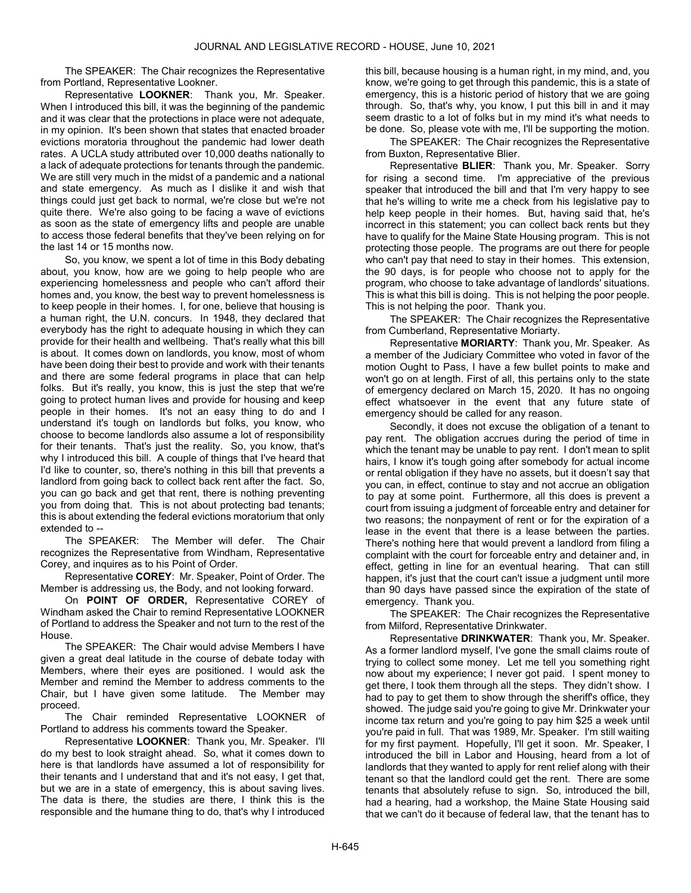The SPEAKER: The Chair recognizes the Representative from Portland, Representative Lookner.

Representative **LOOKNER**: Thank you, Mr. Speaker. When I introduced this bill, it was the beginning of the pandemic and it was clear that the protections in place were not adequate, in my opinion. It's been shown that states that enacted broader evictions moratoria throughout the pandemic had lower death rates. A UCLA study attributed over 10,000 deaths nationally to a lack of adequate protections for tenants through the pandemic. We are still very much in the midst of a pandemic and a national and state emergency. As much as I dislike it and wish that things could just get back to normal, we're close but we're not quite there. We're also going to be facing a wave of evictions as soon as the state of emergency lifts and people are unable to access those federal benefits that they've been relying on for the last 14 or 15 months now.

So, you know, we spent a lot of time in this Body debating about, you know, how are we going to help people who are experiencing homelessness and people who can't afford their homes and, you know, the best way to prevent homelessness is to keep people in their homes. I, for one, believe that housing is a human right, the U.N. concurs. In 1948, they declared that everybody has the right to adequate housing in which they can provide for their health and wellbeing. That's really what this bill is about. It comes down on landlords, you know, most of whom have been doing their best to provide and work with their tenants and there are some federal programs in place that can help folks. But it's really, you know, this is just the step that we're going to protect human lives and provide for housing and keep people in their homes. It's not an easy thing to do and I understand it's tough on landlords but folks, you know, who choose to become landlords also assume a lot of responsibility for their tenants. That's just the reality. So, you know, that's why I introduced this bill. A couple of things that I've heard that I'd like to counter, so, there's nothing in this bill that prevents a landlord from going back to collect back rent after the fact. So, you can go back and get that rent, there is nothing preventing you from doing that. This is not about protecting bad tenants; this is about extending the federal evictions moratorium that only extended to --

The SPEAKER: The Member will defer. The Chair recognizes the Representative from Windham, Representative Corey, and inquires as to his Point of Order.

Representative **COREY**: Mr. Speaker, Point of Order. The Member is addressing us, the Body, and not looking forward.

On **POINT OF ORDER,** Representative COREY of Windham asked the Chair to remind Representative LOOKNER of Portland to address the Speaker and not turn to the rest of the House.

The SPEAKER: The Chair would advise Members I have given a great deal latitude in the course of debate today with Members, where their eyes are positioned. I would ask the Member and remind the Member to address comments to the Chair, but I have given some latitude. The Member may proceed.

The Chair reminded Representative LOOKNER of Portland to address his comments toward the Speaker.

Representative **LOOKNER**: Thank you, Mr. Speaker. I'll do my best to look straight ahead. So, what it comes down to here is that landlords have assumed a lot of responsibility for their tenants and I understand that and it's not easy, I get that, but we are in a state of emergency, this is about saving lives. The data is there, the studies are there, I think this is the responsible and the humane thing to do, that's why I introduced this bill, because housing is a human right, in my mind, and, you know, we're going to get through this pandemic, this is a state of emergency, this is a historic period of history that we are going through. So, that's why, you know, I put this bill in and it may seem drastic to a lot of folks but in my mind it's what needs to be done. So, please vote with me, I'll be supporting the motion.

The SPEAKER: The Chair recognizes the Representative from Buxton, Representative Blier.

Representative **BLIER**: Thank you, Mr. Speaker. Sorry for rising a second time. I'm appreciative of the previous speaker that introduced the bill and that I'm very happy to see that he's willing to write me a check from his legislative pay to help keep people in their homes. But, having said that, he's incorrect in this statement; you can collect back rents but they have to qualify for the Maine State Housing program. This is not protecting those people. The programs are out there for people who can't pay that need to stay in their homes. This extension, the 90 days, is for people who choose not to apply for the program, who choose to take advantage of landlords' situations. This is what this bill is doing. This is not helping the poor people. This is not helping the poor. Thank you.

The SPEAKER: The Chair recognizes the Representative from Cumberland, Representative Moriarty.

Representative **MORIARTY**: Thank you, Mr. Speaker. As a member of the Judiciary Committee who voted in favor of the motion Ought to Pass, I have a few bullet points to make and won't go on at length. First of all, this pertains only to the state of emergency declared on March 15, 2020. It has no ongoing effect whatsoever in the event that any future state of emergency should be called for any reason.

Secondly, it does not excuse the obligation of a tenant to pay rent. The obligation accrues during the period of time in which the tenant may be unable to pay rent. I don't mean to split hairs, I know it's tough going after somebody for actual income or rental obligation if they have no assets, but it doesn't say that you can, in effect, continue to stay and not accrue an obligation to pay at some point. Furthermore, all this does is prevent a court from issuing a judgment of forceable entry and detainer for two reasons; the nonpayment of rent or for the expiration of a lease in the event that there is a lease between the parties. There's nothing here that would prevent a landlord from filing a complaint with the court for forceable entry and detainer and, in effect, getting in line for an eventual hearing. That can still happen, it's just that the court can't issue a judgment until more than 90 days have passed since the expiration of the state of emergency. Thank you.

The SPEAKER: The Chair recognizes the Representative from Milford, Representative Drinkwater.

Representative **DRINKWATER**: Thank you, Mr. Speaker. As a former landlord myself, I've gone the small claims route of trying to collect some money. Let me tell you something right now about my experience; I never got paid. I spent money to get there, I took them through all the steps. They didn't show. I had to pay to get them to show through the sheriff's office, they showed. The judge said you're going to give Mr. Drinkwater your income tax return and you're going to pay him $25 a week until you're paid in full. That was 1989, Mr. Speaker. I'm still waiting for my first payment. Hopefully, I'll get it soon. Mr. Speaker, I introduced the bill in Labor and Housing, heard from a lot of landlords that they wanted to apply for rent relief along with their tenant so that the landlord could get the rent. There are some tenants that absolutely refuse to sign. So, introduced the bill, had a hearing, had a workshop, the Maine State Housing said that we can't do it because of federal law, that the tenant has to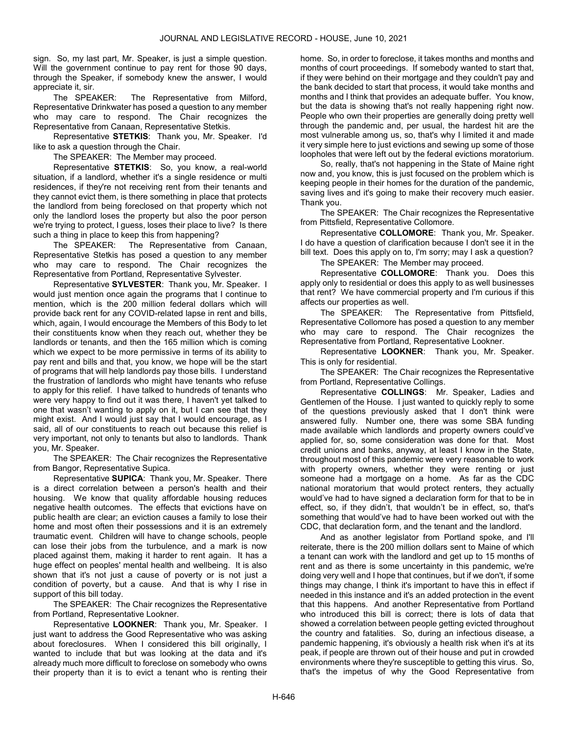sign. So, my last part, Mr. Speaker, is just a simple question. Will the government continue to pay rent for those 90 days, through the Speaker, if somebody knew the answer, I would appreciate it, sir.

The SPEAKER: The Representative from Milford, Representative Drinkwater has posed a question to any member who may care to respond. The Chair recognizes the Representative from Canaan, Representative Stetkis.

Representative **STETKIS**: Thank you, Mr. Speaker. I'd like to ask a question through the Chair.

The SPEAKER: The Member may proceed.

Representative **STETKIS**: So, you know, a real-world situation, if a landlord, whether it's a single residence or multi residences, if they're not receiving rent from their tenants and they cannot evict them, is there something in place that protects the landlord from being foreclosed on that property which not only the landlord loses the property but also the poor person we're trying to protect, I guess, loses their place to live? Is there such a thing in place to keep this from happening?

The SPEAKER: The Representative from Canaan, Representative Stetkis has posed a question to any member who may care to respond. The Chair recognizes the Representative from Portland, Representative Sylvester.

Representative **SYLVESTER**: Thank you, Mr. Speaker. I would just mention once again the programs that I continue to mention, which is the 200 million federal dollars which will provide back rent for any COVID-related lapse in rent and bills, which, again, I would encourage the Members of this Body to let their constituents know when they reach out, whether they be landlords or tenants, and then the 165 million which is coming which we expect to be more permissive in terms of its ability to pay rent and bills and that, you know, we hope will be the start of programs that will help landlords pay those bills. I understand the frustration of landlords who might have tenants who refuse to apply for this relief. I have talked to hundreds of tenants who were very happy to find out it was there, I haven't yet talked to one that wasn't wanting to apply on it, but I can see that they might exist. And I would just say that I would encourage, as I said, all of our constituents to reach out because this relief is very important, not only to tenants but also to landlords. Thank you, Mr. Speaker.

The SPEAKER: The Chair recognizes the Representative from Bangor, Representative Supica.

Representative **SUPICA**: Thank you, Mr. Speaker. There is a direct correlation between a person's health and their housing. We know that quality affordable housing reduces negative health outcomes. The effects that evictions have on public health are clear; an eviction causes a family to lose their home and most often their possessions and it is an extremely traumatic event. Children will have to change schools, people can lose their jobs from the turbulence, and a mark is now placed against them, making it harder to rent again. It has a huge effect on peoples' mental health and wellbeing. It is also shown that it's not just a cause of poverty or is not just a condition of poverty, but a cause. And that is why I rise in support of this bill today.

The SPEAKER: The Chair recognizes the Representative from Portland, Representative Lookner.

Representative **LOOKNER**: Thank you, Mr. Speaker. I just want to address the Good Representative who was asking about foreclosures. When I considered this bill originally, I wanted to include that but was looking at the data and it's already much more difficult to foreclose on somebody who owns their property than it is to evict a tenant who is renting their home. So, in order to foreclose, it takes months and months and months of court proceedings. If somebody wanted to start that, if they were behind on their mortgage and they couldn't pay and the bank decided to start that process, it would take months and months and I think that provides an adequate buffer. You know, but the data is showing that's not really happening right now. People who own their properties are generally doing pretty well through the pandemic and, per usual, the hardest hit are the most vulnerable among us, so, that's why I limited it and made it very simple here to just evictions and sewing up some of those loopholes that were left out by the federal evictions moratorium.

So, really, that's not happening in the State of Maine right now and, you know, this is just focused on the problem which is keeping people in their homes for the duration of the pandemic, saving lives and it's going to make their recovery much easier. Thank you.

The SPEAKER: The Chair recognizes the Representative from Pittsfield, Representative Collomore.

Representative **COLLOMORE**: Thank you, Mr. Speaker. I do have a question of clarification because I don't see it in the bill text. Does this apply on to, I'm sorry; may I ask a question?

The SPEAKER: The Member may proceed.

Representative **COLLOMORE**: Thank you. Does this apply only to residential or does this apply to as well businesses that rent? We have commercial property and I'm curious if this affects our properties as well.

The SPEAKER: The Representative from Pittsfield, Representative Collomore has posed a question to any member who may care to respond. The Chair recognizes the Representative from Portland, Representative Lookner.

Representative **LOOKNER**: Thank you, Mr. Speaker. This is only for residential.

The SPEAKER: The Chair recognizes the Representative from Portland, Representative Collings.

Representative **COLLINGS**: Mr. Speaker, Ladies and Gentlemen of the House. I just wanted to quickly reply to some of the questions previously asked that I don't think were answered fully. Number one, there was some SBA funding made available which landlords and property owners could've applied for, so, some consideration was done for that. Most credit unions and banks, anyway, at least I know in the State, throughout most of this pandemic were very reasonable to work with property owners, whether they were renting or just someone had a mortgage on a home. As far as the CDC national moratorium that would protect renters, they actually would've had to have signed a declaration form for that to be in effect, so, if they didn't, that wouldn't be in effect, so, that's something that would've had to have been worked out with the CDC, that declaration form, and the tenant and the landlord.

And as another legislator from Portland spoke, and I'll reiterate, there is the 200 million dollars sent to Maine of which a tenant can work with the landlord and get up to 15 months of rent and as there is some uncertainty in this pandemic, we're doing very well and I hope that continues, but if we don't, if some things may change, I think it's important to have this in effect if needed in this instance and it's an added protection in the event that this happens. And another Representative from Portland who introduced this bill is correct; there is lots of data that showed a correlation between people getting evicted throughout the country and fatalities. So, during an infectious disease, a pandemic happening, it's obviously a health risk when it's at its peak, if people are thrown out of their house and put in crowded environments where they're susceptible to getting this virus. So, that's the impetus of why the Good Representative from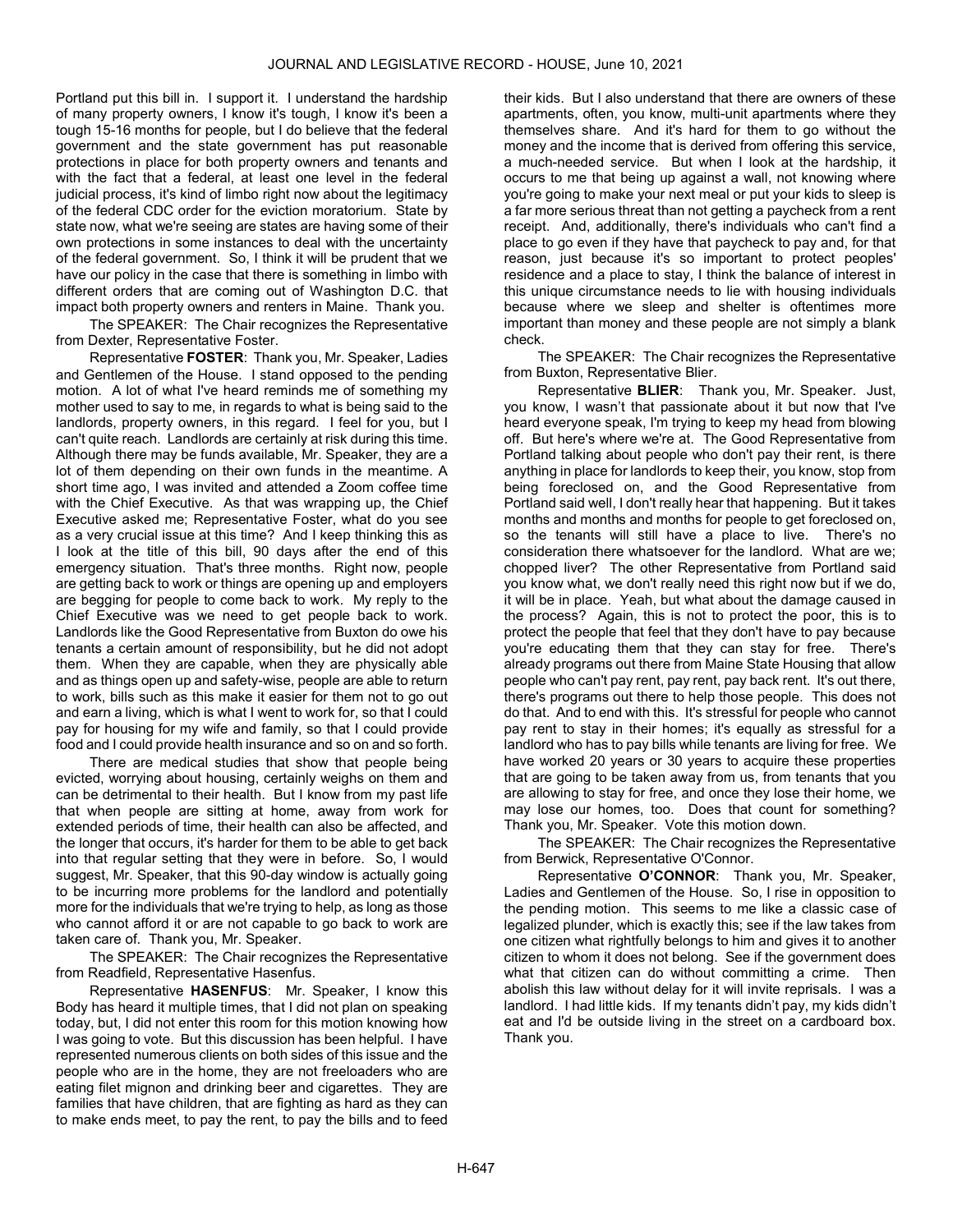Portland put this bill in. I support it. I understand the hardship of many property owners, I know it's tough, I know it's been a tough 15-16 months for people, but I do believe that the federal government and the state government has put reasonable protections in place for both property owners and tenants and with the fact that a federal, at least one level in the federal judicial process, it's kind of limbo right now about the legitimacy of the federal CDC order for the eviction moratorium. State by state now, what we're seeing are states are having some of their own protections in some instances to deal with the uncertainty of the federal government. So, I think it will be prudent that we have our policy in the case that there is something in limbo with different orders that are coming out of Washington D.C. that impact both property owners and renters in Maine. Thank you.

The SPEAKER: The Chair recognizes the Representative from Dexter, Representative Foster.

Representative **FOSTER**: Thank you, Mr. Speaker, Ladies and Gentlemen of the House. I stand opposed to the pending motion. A lot of what I've heard reminds me of something my mother used to say to me, in regards to what is being said to the landlords, property owners, in this regard. I feel for you, but I can't quite reach. Landlords are certainly at risk during this time. Although there may be funds available, Mr. Speaker, they are a lot of them depending on their own funds in the meantime. A short time ago, I was invited and attended a Zoom coffee time with the Chief Executive. As that was wrapping up, the Chief Executive asked me; Representative Foster, what do you see as a very crucial issue at this time? And I keep thinking this as I look at the title of this bill, 90 days after the end of this emergency situation. That's three months. Right now, people are getting back to work or things are opening up and employers are begging for people to come back to work. My reply to the Chief Executive was we need to get people back to work. Landlords like the Good Representative from Buxton do owe his tenants a certain amount of responsibility, but he did not adopt them. When they are capable, when they are physically able and as things open up and safety-wise, people are able to return to work, bills such as this make it easier for them not to go out and earn a living, which is what I went to work for, so that I could pay for housing for my wife and family, so that I could provide food and I could provide health insurance and so on and so forth.

There are medical studies that show that people being evicted, worrying about housing, certainly weighs on them and can be detrimental to their health. But I know from my past life that when people are sitting at home, away from work for extended periods of time, their health can also be affected, and the longer that occurs, it's harder for them to be able to get back into that regular setting that they were in before. So, I would suggest, Mr. Speaker, that this 90-day window is actually going to be incurring more problems for the landlord and potentially more for the individuals that we're trying to help, as long as those who cannot afford it or are not capable to go back to work are taken care of. Thank you, Mr. Speaker.

The SPEAKER: The Chair recognizes the Representative from Readfield, Representative Hasenfus.

Representative **HASENFUS**: Mr. Speaker, I know this Body has heard it multiple times, that I did not plan on speaking today, but, I did not enter this room for this motion knowing how I was going to vote. But this discussion has been helpful. I have represented numerous clients on both sides of this issue and the people who are in the home, they are not freeloaders who are eating filet mignon and drinking beer and cigarettes. They are families that have children, that are fighting as hard as they can to make ends meet, to pay the rent, to pay the bills and to feed their kids. But I also understand that there are owners of these apartments, often, you know, multi-unit apartments where they themselves share. And it's hard for them to go without the money and the income that is derived from offering this service, a much-needed service. But when I look at the hardship, it occurs to me that being up against a wall, not knowing where you're going to make your next meal or put your kids to sleep is a far more serious threat than not getting a paycheck from a rent receipt. And, additionally, there's individuals who can't find a place to go even if they have that paycheck to pay and, for that reason, just because it's so important to protect peoples' residence and a place to stay, I think the balance of interest in this unique circumstance needs to lie with housing individuals because where we sleep and shelter is oftentimes more important than money and these people are not simply a blank check.

The SPEAKER: The Chair recognizes the Representative from Buxton, Representative Blier.

Representative **BLIER**: Thank you, Mr. Speaker. Just, you know, I wasn't that passionate about it but now that I've heard everyone speak, I'm trying to keep my head from blowing off. But here's where we're at. The Good Representative from Portland talking about people who don't pay their rent, is there anything in place for landlords to keep their, you know, stop from being foreclosed on, and the Good Representative from Portland said well, I don't really hear that happening. But it takes months and months and months for people to get foreclosed on, so the tenants will still have a place to live. There's no consideration there whatsoever for the landlord. What are we; chopped liver? The other Representative from Portland said you know what, we don't really need this right now but if we do, it will be in place. Yeah, but what about the damage caused in the process? Again, this is not to protect the poor, this is to protect the people that feel that they don't have to pay because you're educating them that they can stay for free. There's already programs out there from Maine State Housing that allow people who can't pay rent, pay rent, pay back rent. It's out there, there's programs out there to help those people. This does not do that. And to end with this. It's stressful for people who cannot pay rent to stay in their homes; it's equally as stressful for a landlord who has to pay bills while tenants are living for free. We have worked 20 years or 30 years to acquire these properties that are going to be taken away from us, from tenants that you are allowing to stay for free, and once they lose their home, we may lose our homes, too. Does that count for something? Thank you, Mr. Speaker. Vote this motion down.

The SPEAKER: The Chair recognizes the Representative from Berwick, Representative O'Connor.

Representative **O'CONNOR**: Thank you, Mr. Speaker, Ladies and Gentlemen of the House. So, I rise in opposition to the pending motion. This seems to me like a classic case of legalized plunder, which is exactly this; see if the law takes from one citizen what rightfully belongs to him and gives it to another citizen to whom it does not belong. See if the government does what that citizen can do without committing a crime. Then abolish this law without delay for it will invite reprisals. I was a landlord. I had little kids. If my tenants didn't pay, my kids didn't eat and I'd be outside living in the street on a cardboard box. Thank you.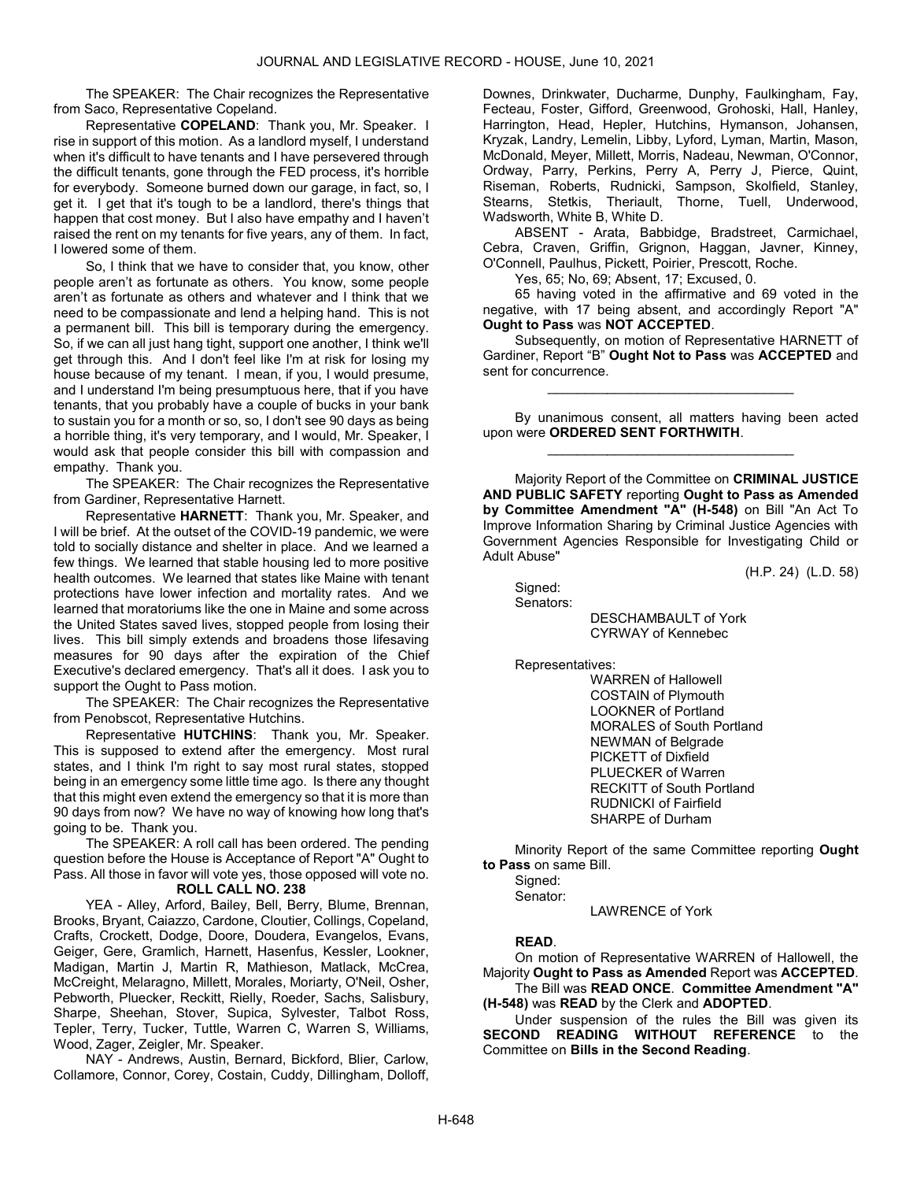The SPEAKER: The Chair recognizes the Representative from Saco, Representative Copeland.

Representative **COPELAND**: Thank you, Mr. Speaker. I rise in support of this motion. As a landlord myself, I understand when it's difficult to have tenants and I have persevered through the difficult tenants, gone through the FED process, it's horrible for everybody. Someone burned down our garage, in fact, so, I get it. I get that it's tough to be a landlord, there's things that happen that cost money. But I also have empathy and I haven't raised the rent on my tenants for five years, any of them. In fact, I lowered some of them.

So, I think that we have to consider that, you know, other people aren't as fortunate as others. You know, some people aren't as fortunate as others and whatever and I think that we need to be compassionate and lend a helping hand. This is not a permanent bill. This bill is temporary during the emergency. So, if we can all just hang tight, support one another, I think we'll get through this. And I don't feel like I'm at risk for losing my house because of my tenant. I mean, if you, I would presume, and I understand I'm being presumptuous here, that if you have tenants, that you probably have a couple of bucks in your bank to sustain you for a month or so, so, I don't see 90 days as being a horrible thing, it's very temporary, and I would, Mr. Speaker, I would ask that people consider this bill with compassion and empathy. Thank you.

The SPEAKER: The Chair recognizes the Representative from Gardiner, Representative Harnett.

Representative **HARNETT**: Thank you, Mr. Speaker, and I will be brief. At the outset of the COVID-19 pandemic, we were told to socially distance and shelter in place. And we learned a few things. We learned that stable housing led to more positive health outcomes. We learned that states like Maine with tenant protections have lower infection and mortality rates. And we learned that moratoriums like the one in Maine and some across the United States saved lives, stopped people from losing their lives. This bill simply extends and broadens those lifesaving measures for 90 days after the expiration of the Chief Executive's declared emergency. That's all it does. I ask you to support the Ought to Pass motion.

The SPEAKER: The Chair recognizes the Representative from Penobscot, Representative Hutchins.

Representative **HUTCHINS**: Thank you, Mr. Speaker. This is supposed to extend after the emergency. Most rural states, and I think I'm right to say most rural states, stopped being in an emergency some little time ago. Is there any thought that this might even extend the emergency so that it is more than 90 days from now? We have no way of knowing how long that's going to be. Thank you.

The SPEAKER: A roll call has been ordered. The pending question before the House is Acceptance of Report "A" Ought to Pass. All those in favor will vote yes, those opposed will vote no.

**ROLL CALL NO. 238**

YEA - Alley, Arford, Bailey, Bell, Berry, Blume, Brennan, Brooks, Bryant, Caiazzo, Cardone, Cloutier, Collings, Copeland, Crafts, Crockett, Dodge, Doore, Doudera, Evangelos, Evans, Geiger, Gere, Gramlich, Harnett, Hasenfus, Kessler, Lookner, Madigan, Martin J, Martin R, Mathieson, Matlack, McCrea, McCreight, Melaragno, Millett, Morales, Moriarty, O'Neil, Osher, Pebworth, Pluecker, Reckitt, Rielly, Roeder, Sachs, Salisbury, Sharpe, Sheehan, Stover, Supica, Sylvester, Talbot Ross, Tepler, Terry, Tucker, Tuttle, Warren C, Warren S, Williams, Wood, Zager, Zeigler, Mr. Speaker.

NAY - Andrews, Austin, Bernard, Bickford, Blier, Carlow, Collamore, Connor, Corey, Costain, Cuddy, Dillingham, Dolloff, Downes, Drinkwater, Ducharme, Dunphy, Faulkingham, Fay, Fecteau, Foster, Gifford, Greenwood, Grohoski, Hall, Hanley, Harrington, Head, Hepler, Hutchins, Hymanson, Johansen, Kryzak, Landry, Lemelin, Libby, Lyford, Lyman, Martin, Mason, McDonald, Meyer, Millett, Morris, Nadeau, Newman, O'Connor, Ordway, Parry, Perkins, Perry A, Perry J, Pierce, Quint, Riseman, Roberts, Rudnicki, Sampson, Skolfield, Stanley, Stearns, Stetkis, Theriault, Thorne, Tuell, Underwood, Wadsworth, White B, White D.

ABSENT - Arata, Babbidge, Bradstreet, Carmichael, Cebra, Craven, Griffin, Grignon, Haggan, Javner, Kinney, O'Connell, Paulhus, Pickett, Poirier, Prescott, Roche.

Yes, 65; No, 69; Absent, 17; Excused, 0.

65 having voted in the affirmative and 69 voted in the negative, with 17 being absent, and accordingly Report "A" **Ought to Pass** was **NOT ACCEPTED**.

Subsequently, on motion of Representative HARNETT of Gardiner, Report "B" **Ought Not to Pass** was **ACCEPTED** and sent for concurrence.

_________________________________

By unanimous consent, all matters having been acted upon were **ORDERED SENT FORTHWITH**.

_________________________________

Majority Report of the Committee on **CRIMINAL JUSTICE AND PUBLIC SAFETY** reporting **Ought to Pass as Amended by Committee Amendment "A" (H-548)** on Bill "An Act To Improve Information Sharing by Criminal Justice Agencies with Government Agencies Responsible for Investigating Child or Adult Abuse"

(H.P. 24) (L.D. 58)

Signed:
Senators:

DESCHAMBAULT of York
CYRWAY of Kennebec

Representatives:

WARREN of Hallowell
COSTAIN of Plymouth
LOOKNER of Portland
MORALES of South Portland
NEWMAN of Belgrade
PICKETT of Dixfield
PLUECKER of Warren
RECKITT of South Portland
RUDNICKI of Fairfield
SHARPE of Durham

Minority Report of the same Committee reporting **Ought to Pass** on same Bill.

Signed:
Senator:

LAWRENCE of York

**READ**.

On motion of Representative WARREN of Hallowell, the Majority **Ought to Pass as Amended** Report was **ACCEPTED**.

The Bill was **READ ONCE**. **Committee Amendment "A" (H-548)** was **READ** by the Clerk and **ADOPTED**.

Under suspension of the rules the Bill was given its **SECOND READING WITHOUT REFERENCE** to the Committee on **Bills in the Second Reading**.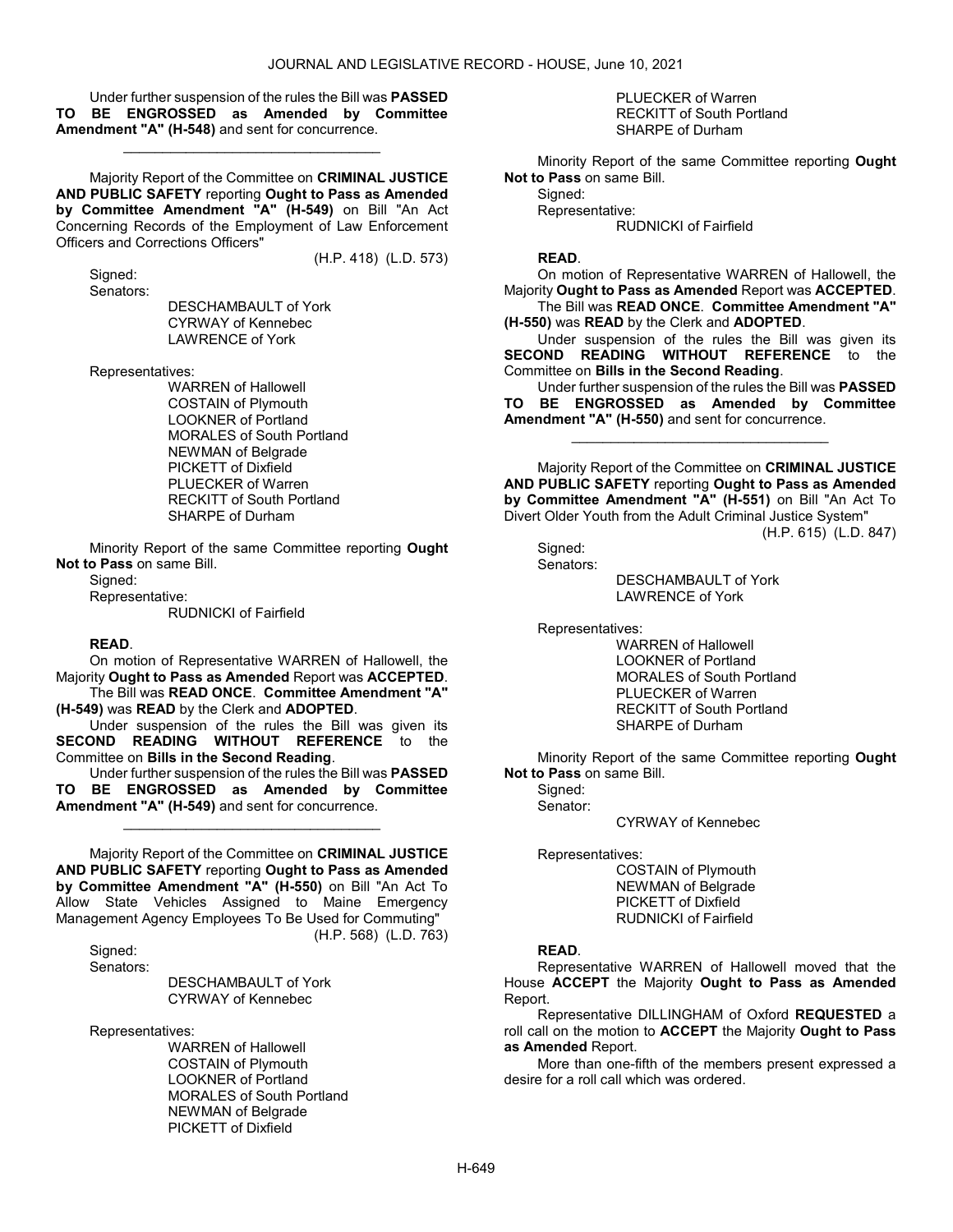Under further suspension of the rules the Bill was **PASSED TO BE ENGROSSED as Amended by Committee Amendment "A" (H-548)** and sent for concurrence.

_________________________________

Majority Report of the Committee on **CRIMINAL JUSTICE AND PUBLIC SAFETY** reporting **Ought to Pass as Amended by Committee Amendment "A" (H-549)** on Bill "An Act Concerning Records of the Employment of Law Enforcement Officers and Corrections Officers"

(H.P. 418) (L.D. 573)

Signed:

Senators:

DESCHAMBAULT of York
CYRWAY of Kennebec
LAWRENCE of York

Representatives:

WARREN of Hallowell
COSTAIN of Plymouth
LOOKNER of Portland
MORALES of South Portland
NEWMAN of Belgrade
PICKETT of Dixfield
PLUECKER of Warren
RECKITT of South Portland
SHARPE of Durham

Minority Report of the same Committee reporting **Ought Not to Pass** on same Bill.

Signed:

Representative:

RUDNICKI of Fairfield

**READ**.

On motion of Representative WARREN of Hallowell, the Majority **Ought to Pass as Amended** Report was **ACCEPTED**.

The Bill was **READ ONCE**. **Committee Amendment "A" (H-549)** was **READ** by the Clerk and **ADOPTED**.

Under suspension of the rules the Bill was given its **SECOND READING WITHOUT REFERENCE** to the Committee on **Bills in the Second Reading**.

Under further suspension of the rules the Bill was **PASSED TO BE ENGROSSED as Amended by Committee Amendment "A" (H-549)** and sent for concurrence.

_________________________________

Majority Report of the Committee on **CRIMINAL JUSTICE AND PUBLIC SAFETY** reporting **Ought to Pass as Amended by Committee Amendment "A" (H-550)** on Bill "An Act To Allow State Vehicles Assigned to Maine Emergency Management Agency Employees To Be Used for Commuting"

(H.P. 568) (L.D. 763)

Signed:

Senators:

DESCHAMBAULT of York
CYRWAY of Kennebec

Representatives:

WARREN of Hallowell
COSTAIN of Plymouth
LOOKNER of Portland
MORALES of South Portland
NEWMAN of Belgrade
PICKETT of Dixfield
PLUECKER of Warren
RECKITT of South Portland
SHARPE of Durham

Minority Report of the same Committee reporting **Ought Not to Pass** on same Bill.

Signed:

Representative:

RUDNICKI of Fairfield

**READ**.

On motion of Representative WARREN of Hallowell, the Majority **Ought to Pass as Amended** Report was **ACCEPTED**.

The Bill was **READ ONCE**. **Committee Amendment "A" (H-550)** was **READ** by the Clerk and **ADOPTED**.

Under suspension of the rules the Bill was given its **SECOND READING WITHOUT REFERENCE** to the Committee on **Bills in the Second Reading**.

Under further suspension of the rules the Bill was **PASSED TO BE ENGROSSED as Amended by Committee Amendment "A" (H-550)** and sent for concurrence.

_________________________________

Majority Report of the Committee on **CRIMINAL JUSTICE AND PUBLIC SAFETY** reporting **Ought to Pass as Amended by Committee Amendment "A" (H-551)** on Bill "An Act To Divert Older Youth from the Adult Criminal Justice System"

(H.P. 615) (L.D. 847)

Signed:

Senators:

DESCHAMBAULT of York
LAWRENCE of York

Representatives:

WARREN of Hallowell
LOOKNER of Portland
MORALES of South Portland
PLUECKER of Warren
RECKITT of South Portland
SHARPE of Durham

Minority Report of the same Committee reporting **Ought Not to Pass** on same Bill.

Signed:

Senator:

CYRWAY of Kennebec

Representatives:

COSTAIN of Plymouth
NEWMAN of Belgrade
PICKETT of Dixfield
RUDNICKI of Fairfield

**READ**.

Representative WARREN of Hallowell moved that the House **ACCEPT** the Majority **Ought to Pass as Amended** Report.

Representative DILLINGHAM of Oxford **REQUESTED** a roll call on the motion to **ACCEPT** the Majority **Ought to Pass as Amended** Report.

More than one-fifth of the members present expressed a desire for a roll call which was ordered.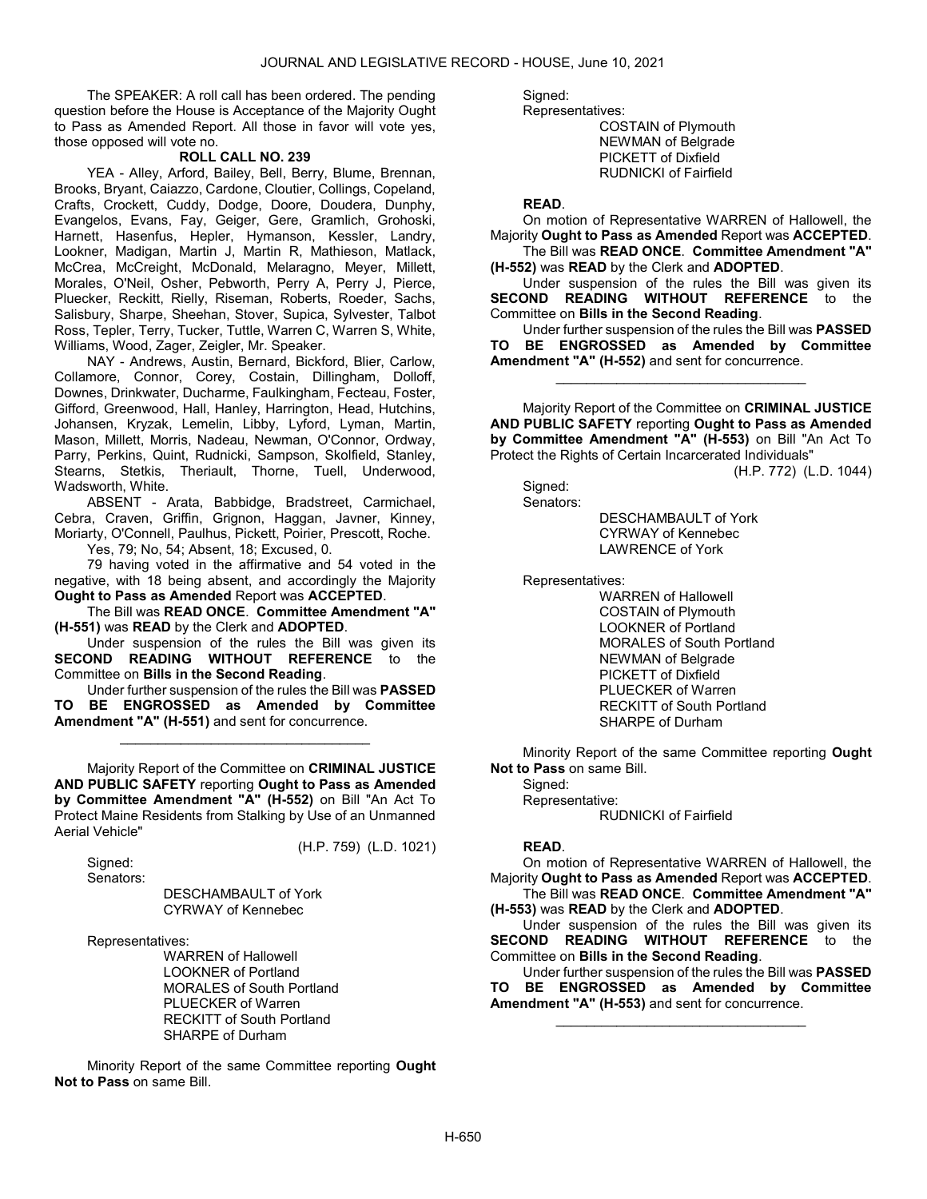The SPEAKER: A roll call has been ordered. The pending question before the House is Acceptance of the Majority Ought to Pass as Amended Report. All those in favor will vote yes, those opposed will vote no.

**ROLL CALL NO. 239**

YEA - Alley, Arford, Bailey, Bell, Berry, Blume, Brennan, Brooks, Bryant, Caiazzo, Cardone, Cloutier, Collings, Copeland, Crafts, Crockett, Cuddy, Dodge, Doore, Doudera, Dunphy, Evangelos, Evans, Fay, Geiger, Gere, Gramlich, Grohoski, Harnett, Hasenfus, Hepler, Hymanson, Kessler, Landry, Lookner, Madigan, Martin J, Martin R, Mathieson, Matlack, McCrea, McCreight, McDonald, Melaragno, Meyer, Millett, Morales, O'Neil, Osher, Pebworth, Perry A, Perry J, Pierce, Pluecker, Reckitt, Rielly, Riseman, Roberts, Roeder, Sachs, Salisbury, Sharpe, Sheehan, Stover, Supica, Sylvester, Talbot Ross, Tepler, Terry, Tucker, Tuttle, Warren C, Warren S, White, Williams, Wood, Zager, Zeigler, Mr. Speaker.

NAY - Andrews, Austin, Bernard, Bickford, Blier, Carlow, Collamore, Connor, Corey, Costain, Dillingham, Dolloff, Downes, Drinkwater, Ducharme, Faulkingham, Fecteau, Foster, Gifford, Greenwood, Hall, Hanley, Harrington, Head, Hutchins, Johansen, Kryzak, Lemelin, Libby, Lyford, Lyman, Martin, Mason, Millett, Morris, Nadeau, Newman, O'Connor, Ordway, Parry, Perkins, Quint, Rudnicki, Sampson, Skolfield, Stanley, Stearns, Stetkis, Theriault, Thorne, Tuell, Underwood, Wadsworth, White.

ABSENT - Arata, Babbidge, Bradstreet, Carmichael, Cebra, Craven, Griffin, Grignon, Haggan, Javner, Kinney, Moriarty, O'Connell, Paulhus, Pickett, Poirier, Prescott, Roche.

Yes, 79; No, 54; Absent, 18; Excused, 0.

79 having voted in the affirmative and 54 voted in the negative, with 18 being absent, and accordingly the Majority **Ought to Pass as Amended** Report was **ACCEPTED**.

The Bill was **READ ONCE**. **Committee Amendment "A" (H-551)** was **READ** by the Clerk and **ADOPTED**.

Under suspension of the rules the Bill was given its **SECOND READING WITHOUT REFERENCE** to the Committee on **Bills in the Second Reading**.

Under further suspension of the rules the Bill was **PASSED TO BE ENGROSSED as Amended by Committee Amendment "A" (H-551)** and sent for concurrence.

_________________________________

Majority Report of the Committee on **CRIMINAL JUSTICE AND PUBLIC SAFETY** reporting **Ought to Pass as Amended by Committee Amendment "A" (H-552)** on Bill "An Act To Protect Maine Residents from Stalking by Use of an Unmanned Aerial Vehicle"

(H.P. 759) (L.D. 1021)

Signed:
Senators:

DESCHAMBAULT of York
CYRWAY of Kennebec

Representatives:

WARREN of Hallowell
LOOKNER of Portland
MORALES of South Portland
PLUECKER of Warren
RECKITT of South Portland
SHARPE of Durham

Minority Report of the same Committee reporting **Ought Not to Pass** on same Bill.

Signed:
Representatives:

COSTAIN of Plymouth
NEWMAN of Belgrade
PICKETT of Dixfield
RUDNICKI of Fairfield

**READ**.

On motion of Representative WARREN of Hallowell, the Majority **Ought to Pass as Amended** Report was **ACCEPTED**.

The Bill was **READ ONCE**. **Committee Amendment "A" (H-552)** was **READ** by the Clerk and **ADOPTED**.

Under suspension of the rules the Bill was given its **SECOND READING WITHOUT REFERENCE** to the Committee on **Bills in the Second Reading**.

Under further suspension of the rules the Bill was **PASSED TO BE ENGROSSED as Amended by Committee Amendment "A" (H-552)** and sent for concurrence.

_________________________________

Majority Report of the Committee on **CRIMINAL JUSTICE AND PUBLIC SAFETY** reporting **Ought to Pass as Amended by Committee Amendment "A" (H-553)** on Bill "An Act To Protect the Rights of Certain Incarcerated Individuals"

(H.P. 772) (L.D. 1044)

Signed:
Senators:

DESCHAMBAULT of York
CYRWAY of Kennebec
LAWRENCE of York

Representatives:

WARREN of Hallowell
COSTAIN of Plymouth
LOOKNER of Portland
MORALES of South Portland
NEWMAN of Belgrade
PICKETT of Dixfield
PLUECKER of Warren
RECKITT of South Portland
SHARPE of Durham

Minority Report of the same Committee reporting **Ought Not to Pass** on same Bill.

Signed:
Representative:

RUDNICKI of Fairfield

**READ**.

On motion of Representative WARREN of Hallowell, the Majority **Ought to Pass as Amended** Report was **ACCEPTED**.

The Bill was **READ ONCE**. **Committee Amendment "A" (H-553)** was **READ** by the Clerk and **ADOPTED**.

Under suspension of the rules the Bill was given its **SECOND READING WITHOUT REFERENCE** to the Committee on **Bills in the Second Reading**.

Under further suspension of the rules the Bill was **PASSED TO BE ENGROSSED as Amended by Committee Amendment "A" (H-553)** and sent for concurrence.

_________________________________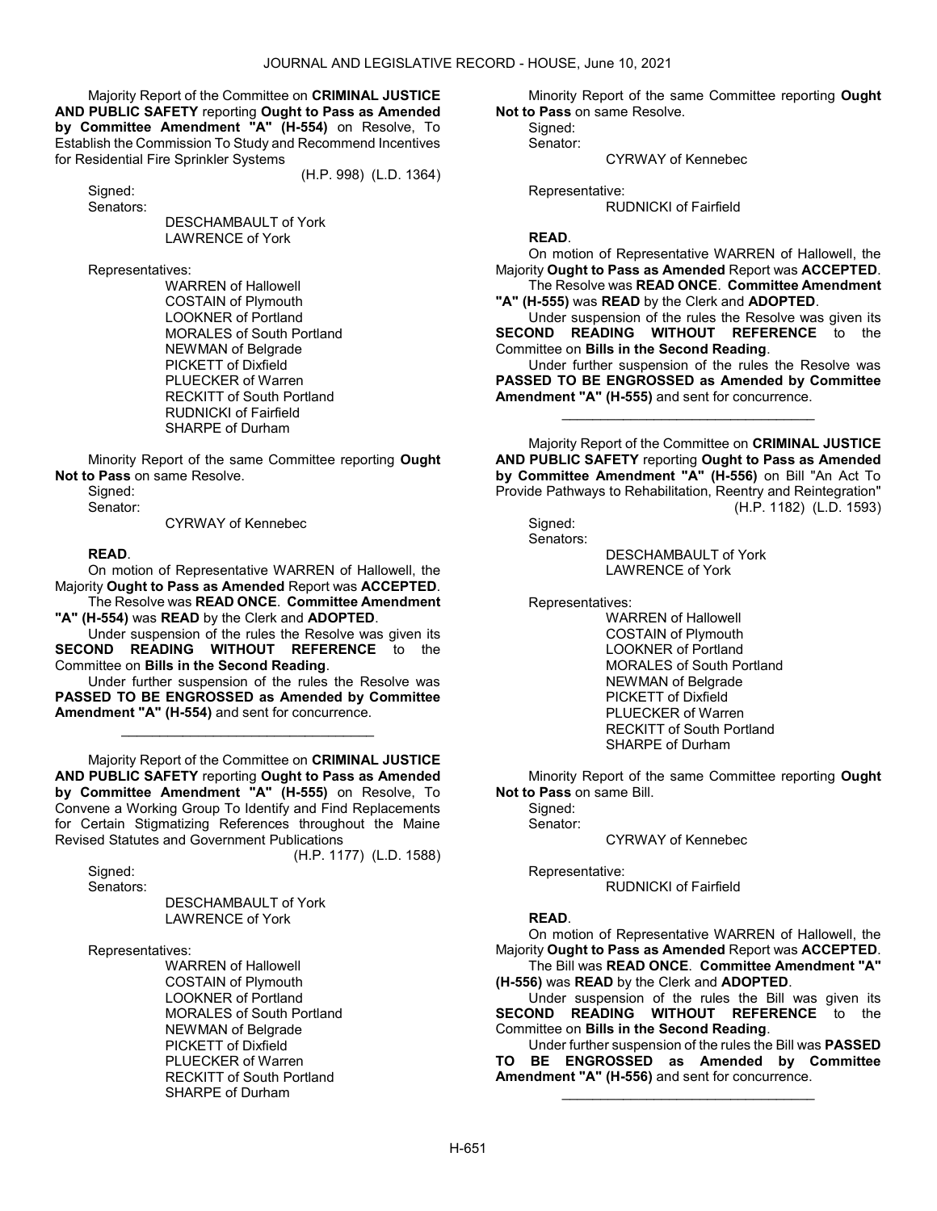Majority Report of the Committee on **CRIMINAL JUSTICE AND PUBLIC SAFETY** reporting **Ought to Pass as Amended by Committee Amendment "A" (H-554)** on Resolve, To Establish the Commission To Study and Recommend Incentives for Residential Fire Sprinkler Systems

(H.P. 998) (L.D. 1364)

Signed:

Senators:

DESCHAMBAULT of York
LAWRENCE of York

Representatives:

WARREN of Hallowell
COSTAIN of Plymouth
LOOKNER of Portland
MORALES of South Portland
NEWMAN of Belgrade
PICKETT of Dixfield
PLUECKER of Warren
RECKITT of South Portland
RUDNICKI of Fairfield
SHARPE of Durham

Minority Report of the same Committee reporting **Ought Not to Pass** on same Resolve.

Signed:

Senator:

CYRWAY of Kennebec

**READ**.

On motion of Representative WARREN of Hallowell, the Majority **Ought to Pass as Amended** Report was **ACCEPTED**.

The Resolve was **READ ONCE**. **Committee Amendment "A" (H-554)** was **READ** by the Clerk and **ADOPTED**.

Under suspension of the rules the Resolve was given its **SECOND READING WITHOUT REFERENCE** to the Committee on **Bills in the Second Reading**.

Under further suspension of the rules the Resolve was **PASSED TO BE ENGROSSED as Amended by Committee Amendment "A" (H-554)** and sent for concurrence.

_________________________________

Majority Report of the Committee on **CRIMINAL JUSTICE AND PUBLIC SAFETY** reporting **Ought to Pass as Amended by Committee Amendment "A" (H-555)** on Resolve, To Convene a Working Group To Identify and Find Replacements for Certain Stigmatizing References throughout the Maine Revised Statutes and Government Publications

(H.P. 1177) (L.D. 1588)

Signed:

Senators:

DESCHAMBAULT of York
LAWRENCE of York

Representatives:

WARREN of Hallowell
COSTAIN of Plymouth
LOOKNER of Portland
MORALES of South Portland
NEWMAN of Belgrade
PICKETT of Dixfield
PLUECKER of Warren
RECKITT of South Portland
SHARPE of Durham

Minority Report of the same Committee reporting **Ought Not to Pass** on same Resolve.

Signed:

Senator:

CYRWAY of Kennebec

Representative:

RUDNICKI of Fairfield

**READ**.

On motion of Representative WARREN of Hallowell, the Majority **Ought to Pass as Amended** Report was **ACCEPTED**.

The Resolve was **READ ONCE**. **Committee Amendment "A" (H-555)** was **READ** by the Clerk and **ADOPTED**.

Under suspension of the rules the Resolve was given its **SECOND READING WITHOUT REFERENCE** to the Committee on **Bills in the Second Reading**.

Under further suspension of the rules the Resolve was **PASSED TO BE ENGROSSED as Amended by Committee Amendment "A" (H-555)** and sent for concurrence.

_________________________________

Majority Report of the Committee on **CRIMINAL JUSTICE AND PUBLIC SAFETY** reporting **Ought to Pass as Amended by Committee Amendment "A" (H-556)** on Bill "An Act To Provide Pathways to Rehabilitation, Reentry and Reintegration"

(H.P. 1182) (L.D. 1593)

Signed:

Senators:

DESCHAMBAULT of York
LAWRENCE of York

Representatives:

WARREN of Hallowell
COSTAIN of Plymouth
LOOKNER of Portland
MORALES of South Portland
NEWMAN of Belgrade
PICKETT of Dixfield
PLUECKER of Warren
RECKITT of South Portland
SHARPE of Durham

Minority Report of the same Committee reporting **Ought Not to Pass** on same Bill.

Signed:

Senator:

CYRWAY of Kennebec

Representative:

RUDNICKI of Fairfield

**READ**.

On motion of Representative WARREN of Hallowell, the Majority **Ought to Pass as Amended** Report was **ACCEPTED**.

The Bill was **READ ONCE**. **Committee Amendment "A" (H-556)** was **READ** by the Clerk and **ADOPTED**.

Under suspension of the rules the Bill was given its **SECOND READING WITHOUT REFERENCE** to the Committee on **Bills in the Second Reading**.

Under further suspension of the rules the Bill was **PASSED TO BE ENGROSSED as Amended by Committee Amendment "A" (H-556)** and sent for concurrence.

_________________________________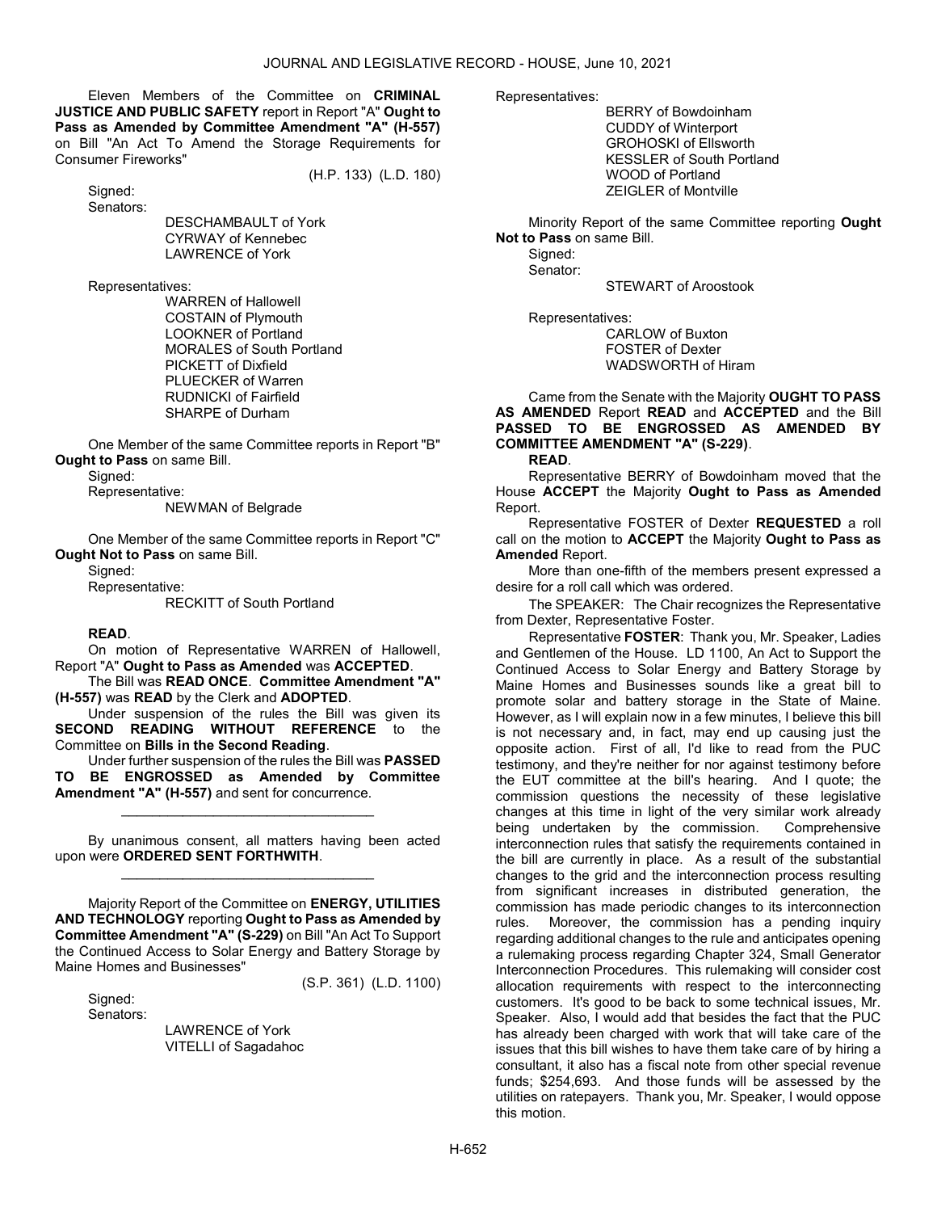Eleven Members of the Committee on **CRIMINAL JUSTICE AND PUBLIC SAFETY** report in Report "A" **Ought to Pass as Amended by Committee Amendment "A" (H-557)** on Bill "An Act To Amend the Storage Requirements for Consumer Fireworks"

(H.P. 133) (L.D. 180)

Signed:

Senators:

DESCHAMBAULT of York
CYRWAY of Kennebec
LAWRENCE of York

Representatives:

WARREN of Hallowell
COSTAIN of Plymouth
LOOKNER of Portland
MORALES of South Portland
PICKETT of Dixfield
PLUECKER of Warren
RUDNICKI of Fairfield
SHARPE of Durham

One Member of the same Committee reports in Report "B" **Ought to Pass** on same Bill.

Signed:

Representative:

NEWMAN of Belgrade

One Member of the same Committee reports in Report "C" **Ought Not to Pass** on same Bill.

Signed:

Representative:

RECKITT of South Portland

**READ**.

On motion of Representative WARREN of Hallowell, Report "A" **Ought to Pass as Amended** was **ACCEPTED**.

The Bill was **READ ONCE**. **Committee Amendment "A" (H-557)** was **READ** by the Clerk and **ADOPTED**.

Under suspension of the rules the Bill was given its **SECOND READING WITHOUT REFERENCE** to the Committee on **Bills in the Second Reading**.

Under further suspension of the rules the Bill was **PASSED TO BE ENGROSSED as Amended by Committee Amendment "A" (H-557)** and sent for concurrence.

_________________________________

By unanimous consent, all matters having been acted upon were **ORDERED SENT FORTHWITH**.

_________________________________

Majority Report of the Committee on **ENERGY, UTILITIES AND TECHNOLOGY** reporting **Ought to Pass as Amended by Committee Amendment "A" (S-229)** on Bill "An Act To Support the Continued Access to Solar Energy and Battery Storage by Maine Homes and Businesses"

(S.P. 361) (L.D. 1100)

Signed:

Senators:

LAWRENCE of York
VITELLI of Sagadahoc

Representatives:

BERRY of Bowdoinham
CUDDY of Winterport
GROHOSKI of Ellsworth
KESSLER of South Portland
WOOD of Portland
ZEIGLER of Montville

Minority Report of the same Committee reporting **Ought Not to Pass** on same Bill.

Signed:

Senator:

STEWART of Aroostook

Representatives:

CARLOW of Buxton
FOSTER of Dexter
WADSWORTH of Hiram

Came from the Senate with the Majority **OUGHT TO PASS AS AMENDED** Report **READ** and **ACCEPTED** and the Bill **PASSED TO BE ENGROSSED AS AMENDED BY COMMITTEE AMENDMENT "A" (S-229)**.

**READ**.

Representative BERRY of Bowdoinham moved that the House **ACCEPT** the Majority **Ought to Pass as Amended** Report.

Representative FOSTER of Dexter **REQUESTED** a roll call on the motion to **ACCEPT** the Majority **Ought to Pass as Amended** Report.

More than one-fifth of the members present expressed a desire for a roll call which was ordered.

The SPEAKER: The Chair recognizes the Representative from Dexter, Representative Foster.

Representative **FOSTER**: Thank you, Mr. Speaker, Ladies and Gentlemen of the House. LD 1100, An Act to Support the Continued Access to Solar Energy and Battery Storage by Maine Homes and Businesses sounds like a great bill to promote solar and battery storage in the State of Maine. However, as I will explain now in a few minutes, I believe this bill is not necessary and, in fact, may end up causing just the opposite action. First of all, I'd like to read from the PUC testimony, and they're neither for nor against testimony before the EUT committee at the bill's hearing. And I quote; the commission questions the necessity of these legislative changes at this time in light of the very similar work already being undertaken by the commission. Comprehensive interconnection rules that satisfy the requirements contained in the bill are currently in place. As a result of the substantial changes to the grid and the interconnection process resulting from significant increases in distributed generation, the commission has made periodic changes to its interconnection rules. Moreover, the commission has a pending inquiry regarding additional changes to the rule and anticipates opening a rulemaking process regarding Chapter 324, Small Generator Interconnection Procedures. This rulemaking will consider cost allocation requirements with respect to the interconnecting customers. It's good to be back to some technical issues, Mr. Speaker. Also, I would add that besides the fact that the PUC has already been charged with work that will take care of the issues that this bill wishes to have them take care of by hiring a consultant, it also has a fiscal note from other special revenue funds; $254,693. And those funds will be assessed by the utilities on ratepayers. Thank you, Mr. Speaker, I would oppose this motion.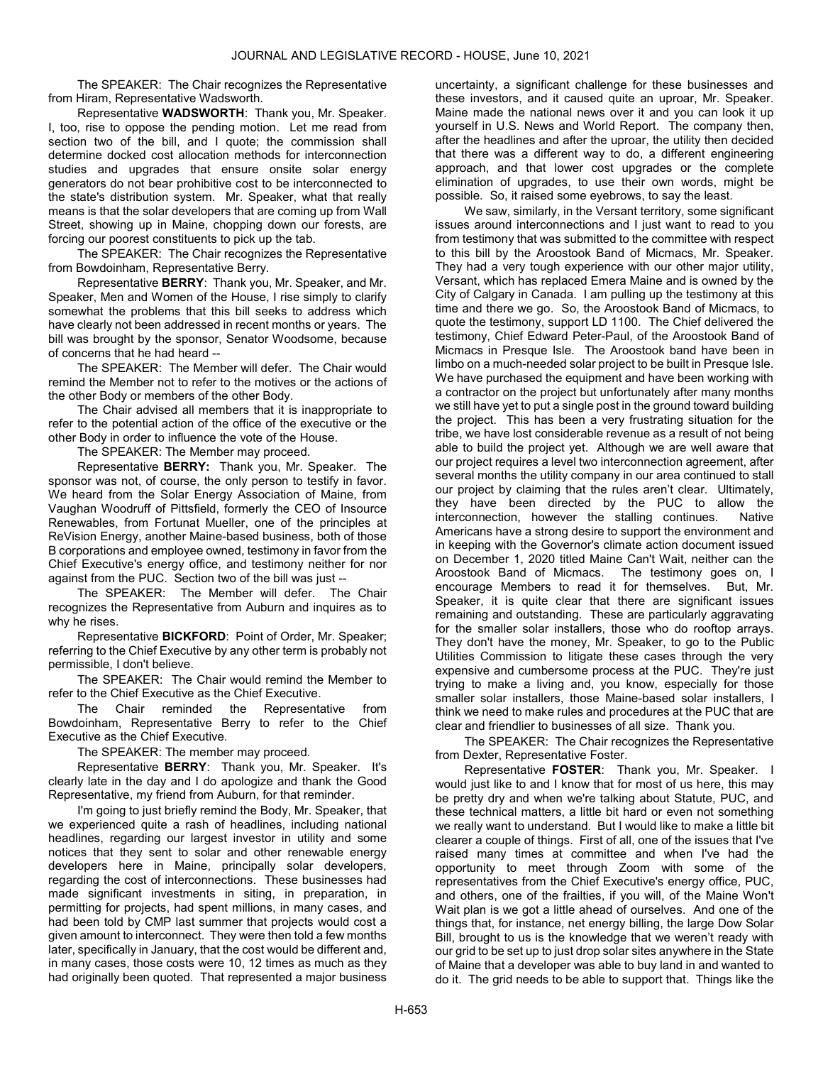The SPEAKER: The Chair recognizes the Representative from Hiram, Representative Wadsworth.

Representative **WADSWORTH**: Thank you, Mr. Speaker. I, too, rise to oppose the pending motion. Let me read from section two of the bill, and I quote; the commission shall determine docked cost allocation methods for interconnection studies and upgrades that ensure onsite solar energy generators do not bear prohibitive cost to be interconnected to the state's distribution system. Mr. Speaker, what that really means is that the solar developers that are coming up from Wall Street, showing up in Maine, chopping down our forests, are forcing our poorest constituents to pick up the tab.

The SPEAKER: The Chair recognizes the Representative from Bowdoinham, Representative Berry.

Representative **BERRY**: Thank you, Mr. Speaker, and Mr. Speaker, Men and Women of the House, I rise simply to clarify somewhat the problems that this bill seeks to address which have clearly not been addressed in recent months or years. The bill was brought by the sponsor, Senator Woodsome, because of concerns that he had heard --

The SPEAKER: The Member will defer. The Chair would remind the Member not to refer to the motives or the actions of the other Body or members of the other Body.

The Chair advised all members that it is inappropriate to refer to the potential action of the office of the executive or the other Body in order to influence the vote of the House.

The SPEAKER: The Member may proceed.

Representative **BERRY:** Thank you, Mr. Speaker. The sponsor was not, of course, the only person to testify in favor. We heard from the Solar Energy Association of Maine, from Vaughan Woodruff of Pittsfield, formerly the CEO of Insource Renewables, from Fortunat Mueller, one of the principles at ReVision Energy, another Maine-based business, both of those B corporations and employee owned, testimony in favor from the Chief Executive's energy office, and testimony neither for nor against from the PUC. Section two of the bill was just --

The SPEAKER: The Member will defer. The Chair recognizes the Representative from Auburn and inquires as to why he rises.

Representative **BICKFORD**: Point of Order, Mr. Speaker; referring to the Chief Executive by any other term is probably not permissible, I don't believe.

The SPEAKER: The Chair would remind the Member to refer to the Chief Executive as the Chief Executive.

The Chair reminded the Representative from Bowdoinham, Representative Berry to refer to the Chief Executive as the Chief Executive.

The SPEAKER: The member may proceed.

Representative **BERRY**: Thank you, Mr. Speaker. It's clearly late in the day and I do apologize and thank the Good Representative, my friend from Auburn, for that reminder.

I'm going to just briefly remind the Body, Mr. Speaker, that we experienced quite a rash of headlines, including national headlines, regarding our largest investor in utility and some notices that they sent to solar and other renewable energy developers here in Maine, principally solar developers, regarding the cost of interconnections. These businesses had made significant investments in siting, in preparation, in permitting for projects, had spent millions, in many cases, and had been told by CMP last summer that projects would cost a given amount to interconnect. They were then told a few months later, specifically in January, that the cost would be different and, in many cases, those costs were 10, 12 times as much as they had originally been quoted. That represented a major business uncertainty, a significant challenge for these businesses and these investors, and it caused quite an uproar, Mr. Speaker. Maine made the national news over it and you can look it up yourself in U.S. News and World Report. The company then, after the headlines and after the uproar, the utility then decided that there was a different way to do, a different engineering approach, and that lower cost upgrades or the complete elimination of upgrades, to use their own words, might be possible. So, it raised some eyebrows, to say the least.

We saw, similarly, in the Versant territory, some significant issues around interconnections and I just want to read to you from testimony that was submitted to the committee with respect to this bill by the Aroostook Band of Micmacs, Mr. Speaker. They had a very tough experience with our other major utility, Versant, which has replaced Emera Maine and is owned by the City of Calgary in Canada. I am pulling up the testimony at this time and there we go. So, the Aroostook Band of Micmacs, to quote the testimony, support LD 1100. The Chief delivered the testimony, Chief Edward Peter-Paul, of the Aroostook Band of Micmacs in Presque Isle. The Aroostook band have been in limbo on a much-needed solar project to be built in Presque Isle. We have purchased the equipment and have been working with a contractor on the project but unfortunately after many months we still have yet to put a single post in the ground toward building the project. This has been a very frustrating situation for the tribe, we have lost considerable revenue as a result of not being able to build the project yet. Although we are well aware that our project requires a level two interconnection agreement, after several months the utility company in our area continued to stall our project by claiming that the rules aren't clear. Ultimately, they have been directed by the PUC to allow the interconnection, however the stalling continues. Native Americans have a strong desire to support the environment and in keeping with the Governor's climate action document issued on December 1, 2020 titled Maine Can't Wait, neither can the Aroostook Band of Micmacs. The testimony goes on, I encourage Members to read it for themselves. But, Mr. Speaker, it is quite clear that there are significant issues remaining and outstanding. These are particularly aggravating for the smaller solar installers, those who do rooftop arrays. They don't have the money, Mr. Speaker, to go to the Public Utilities Commission to litigate these cases through the very expensive and cumbersome process at the PUC. They're just trying to make a living and, you know, especially for those smaller solar installers, those Maine-based solar installers, I think we need to make rules and procedures at the PUC that are clear and friendlier to businesses of all size. Thank you.

The SPEAKER: The Chair recognizes the Representative from Dexter, Representative Foster.

Representative **FOSTER**: Thank you, Mr. Speaker. I would just like to and I know that for most of us here, this may be pretty dry and when we're talking about Statute, PUC, and these technical matters, a little bit hard or even not something we really want to understand. But I would like to make a little bit clearer a couple of things. First of all, one of the issues that I've raised many times at committee and when I've had the opportunity to meet through Zoom with some of the representatives from the Chief Executive's energy office, PUC, and others, one of the frailties, if you will, of the Maine Won't Wait plan is we got a little ahead of ourselves. And one of the things that, for instance, net energy billing, the large Dow Solar Bill, brought to us is the knowledge that we weren't ready with our grid to be set up to just drop solar sites anywhere in the State of Maine that a developer was able to buy land in and wanted to do it. The grid needs to be able to support that. Things like the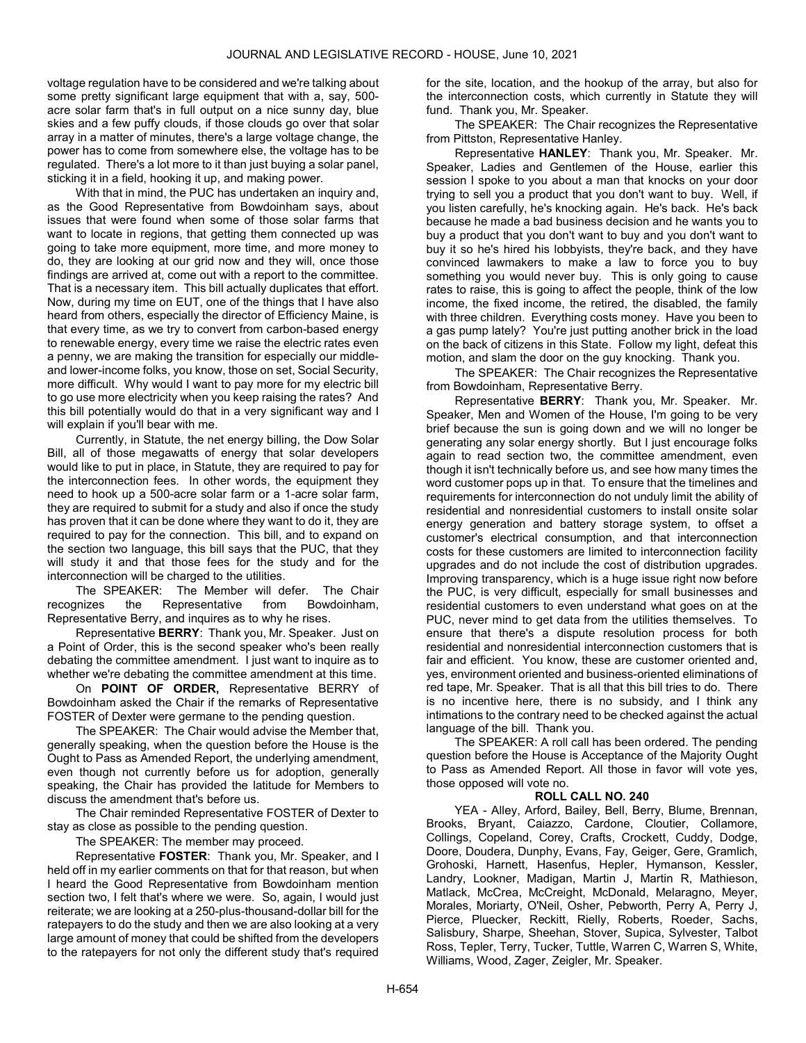voltage regulation have to be considered and we're talking about some pretty significant large equipment that with a, say, 500-acre solar farm that's in full output on a nice sunny day, blue skies and a few puffy clouds, if those clouds go over that solar array in a matter of minutes, there's a large voltage change, the power has to come from somewhere else, the voltage has to be regulated. There's a lot more to it than just buying a solar panel, sticking it in a field, hooking it up, and making power.

With that in mind, the PUC has undertaken an inquiry and, as the Good Representative from Bowdoinham says, about issues that were found when some of those solar farms that want to locate in regions, that getting them connected up was going to take more equipment, more time, and more money to do, they are looking at our grid now and they will, once those findings are arrived at, come out with a report to the committee. That is a necessary item. This bill actually duplicates that effort. Now, during my time on EUT, one of the things that I have also heard from others, especially the director of Efficiency Maine, is that every time, as we try to convert from carbon-based energy to renewable energy, every time we raise the electric rates even a penny, we are making the transition for especially our middle- and lower-income folks, you know, those on set, Social Security, more difficult. Why would I want to pay more for my electric bill to go use more electricity when you keep raising the rates? And this bill potentially would do that in a very significant way and I will explain if you'll bear with me.

Currently, in Statute, the net energy billing, the Dow Solar Bill, all of those megawatts of energy that solar developers would like to put in place, in Statute, they are required to pay for the interconnection fees. In other words, the equipment they need to hook up a 500-acre solar farm or a 1-acre solar farm, they are required to submit for a study and also if once the study has proven that it can be done where they want to do it, they are required to pay for the connection. This bill, and to expand on the section two language, this bill says that the PUC, that they will study it and that those fees for the study and for the interconnection will be charged to the utilities.

The SPEAKER: The Member will defer. The Chair recognizes the Representative from Bowdoinham, Representative Berry, and inquires as to why he rises.

Representative **BERRY**: Thank you, Mr. Speaker. Just on a Point of Order, this is the second speaker who's been really debating the committee amendment. I just want to inquire as to whether we're debating the committee amendment at this time.

On **POINT OF ORDER,** Representative BERRY of Bowdoinham asked the Chair if the remarks of Representative FOSTER of Dexter were germane to the pending question.

The SPEAKER: The Chair would advise the Member that, generally speaking, when the question before the House is the Ought to Pass as Amended Report, the underlying amendment, even though not currently before us for adoption, generally speaking, the Chair has provided the latitude for Members to discuss the amendment that's before us.

The Chair reminded Representative FOSTER of Dexter to stay as close as possible to the pending question.

The SPEAKER: The member may proceed.

Representative **FOSTER**: Thank you, Mr. Speaker, and I held off in my earlier comments on that for that reason, but when I heard the Good Representative from Bowdoinham mention section two, I felt that's where we were. So, again, I would just reiterate; we are looking at a 250-plus-thousand-dollar bill for the ratepayers to do the study and then we are also looking at a very large amount of money that could be shifted from the developers to the ratepayers for not only the different study that's required for the site, location, and the hookup of the array, but also for the interconnection costs, which currently in Statute they will fund. Thank you, Mr. Speaker.

The SPEAKER: The Chair recognizes the Representative from Pittston, Representative Hanley.

Representative **HANLEY**: Thank you, Mr. Speaker. Mr. Speaker, Ladies and Gentlemen of the House, earlier this session I spoke to you about a man that knocks on your door trying to sell you a product that you don't want to buy. Well, if you listen carefully, he's knocking again. He's back. He's back because he made a bad business decision and he wants you to buy a product that you don't want to buy and you don't want to buy it so he's hired his lobbyists, they're back, and they have convinced lawmakers to make a law to force you to buy something you would never buy. This is only going to cause rates to raise, this is going to affect the people, think of the low income, the fixed income, the retired, the disabled, the family with three children. Everything costs money. Have you been to a gas pump lately? You're just putting another brick in the load on the back of citizens in this State. Follow my light, defeat this motion, and slam the door on the guy knocking. Thank you.

The SPEAKER: The Chair recognizes the Representative from Bowdoinham, Representative Berry.

Representative **BERRY**: Thank you, Mr. Speaker. Mr. Speaker, Men and Women of the House, I'm going to be very brief because the sun is going down and we will no longer be generating any solar energy shortly. But I just encourage folks again to read section two, the committee amendment, even though it isn't technically before us, and see how many times the word customer pops up in that. To ensure that the timelines and requirements for interconnection do not unduly limit the ability of residential and nonresidential customers to install onsite solar energy generation and battery storage system, to offset a customer's electrical consumption, and that interconnection costs for these customers are limited to interconnection facility upgrades and do not include the cost of distribution upgrades. Improving transparency, which is a huge issue right now before the PUC, is very difficult, especially for small businesses and residential customers to even understand what goes on at the PUC, never mind to get data from the utilities themselves. To ensure that there's a dispute resolution process for both residential and nonresidential interconnection customers that is fair and efficient. You know, these are customer oriented and, yes, environment oriented and business-oriented eliminations of red tape, Mr. Speaker. That is all that this bill tries to do. There is no incentive here, there is no subsidy, and I think any intimations to the contrary need to be checked against the actual language of the bill. Thank you.

The SPEAKER: A roll call has been ordered. The pending question before the House is Acceptance of the Majority Ought to Pass as Amended Report. All those in favor will vote yes, those opposed will vote no.

**ROLL CALL NO. 240**

YEA - Alley, Arford, Bailey, Bell, Berry, Blume, Brennan, Brooks, Bryant, Caiazzo, Cardone, Cloutier, Collamore, Collings, Copeland, Corey, Crafts, Crockett, Cuddy, Dodge, Doore, Doudera, Dunphy, Evans, Fay, Geiger, Gere, Gramlich, Grohoski, Harnett, Hasenfus, Hepler, Hymanson, Kessler, Landry, Lookner, Madigan, Martin J, Martin R, Mathieson, Matlack, McCrea, McCreight, McDonald, Melaragno, Meyer, Morales, Moriarty, O'Neil, Osher, Pebworth, Perry A, Perry J, Pierce, Pluecker, Reckitt, Rielly, Roberts, Roeder, Sachs, Salisbury, Sharpe, Sheehan, Stover, Supica, Sylvester, Talbot Ross, Tepler, Terry, Tucker, Tuttle, Warren C, Warren S, White, Williams, Wood, Zager, Zeigler, Mr. Speaker.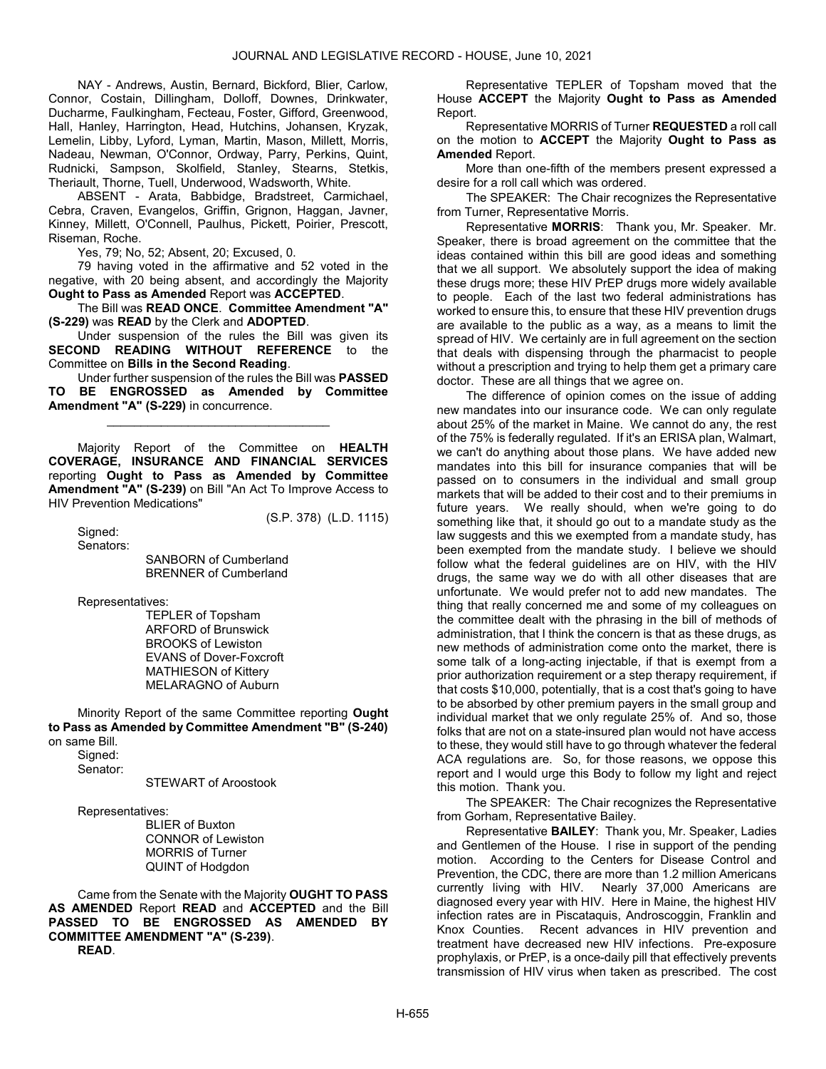NAY - Andrews, Austin, Bernard, Bickford, Blier, Carlow, Connor, Costain, Dillingham, Dolloff, Downes, Drinkwater, Ducharme, Faulkingham, Fecteau, Foster, Gifford, Greenwood, Hall, Hanley, Harrington, Head, Hutchins, Johansen, Kryzak, Lemelin, Libby, Lyford, Lyman, Martin, Mason, Millett, Morris, Nadeau, Newman, O'Connor, Ordway, Parry, Perkins, Quint, Rudnicki, Sampson, Skolfield, Stanley, Stearns, Stetkis, Theriault, Thorne, Tuell, Underwood, Wadsworth, White.

ABSENT - Arata, Babbidge, Bradstreet, Carmichael, Cebra, Craven, Evangelos, Griffin, Grignon, Haggan, Javner, Kinney, Millett, O'Connell, Paulhus, Pickett, Poirier, Prescott, Riseman, Roche.

Yes, 79; No, 52; Absent, 20; Excused, 0.

79 having voted in the affirmative and 52 voted in the negative, with 20 being absent, and accordingly the Majority **Ought to Pass as Amended** Report was **ACCEPTED**.

The Bill was **READ ONCE**. **Committee Amendment "A" (S-229)** was **READ** by the Clerk and **ADOPTED**.

Under suspension of the rules the Bill was given its **SECOND READING WITHOUT REFERENCE** to the Committee on **Bills in the Second Reading**.

Under further suspension of the rules the Bill was **PASSED TO BE ENGROSSED as Amended by Committee Amendment "A" (S-229)** in concurrence.

---

Majority Report of the Committee on **HEALTH COVERAGE, INSURANCE AND FINANCIAL SERVICES** reporting **Ought to Pass as Amended by Committee Amendment "A" (S-239)** on Bill "An Act To Improve Access to HIV Prevention Medications"

(S.P. 378) (L.D. 1115)

Signed:
Senators:

SANBORN of Cumberland
BRENNER of Cumberland

Representatives:

TEPLER of Topsham
ARFORD of Brunswick
BROOKS of Lewiston
EVANS of Dover-Foxcroft
MATHIESON of Kittery
MELARAGNO of Auburn

Minority Report of the same Committee reporting **Ought to Pass as Amended by Committee Amendment "B" (S-240)** on same Bill.

Signed:
Senator:

STEWART of Aroostook

Representatives:

BLIER of Buxton
CONNOR of Lewiston
MORRIS of Turner
QUINT of Hodgdon

Came from the Senate with the Majority **OUGHT TO PASS AS AMENDED** Report **READ** and **ACCEPTED** and the Bill **PASSED TO BE ENGROSSED AS AMENDED BY COMMITTEE AMENDMENT "A" (S-239)**.

**READ**.

Representative TEPLER of Topsham moved that the House **ACCEPT** the Majority **Ought to Pass as Amended** Report.

Representative MORRIS of Turner **REQUESTED** a roll call on the motion to **ACCEPT** the Majority **Ought to Pass as Amended** Report.

More than one-fifth of the members present expressed a desire for a roll call which was ordered.

The SPEAKER: The Chair recognizes the Representative from Turner, Representative Morris.

Representative **MORRIS**: Thank you, Mr. Speaker. Mr. Speaker, there is broad agreement on the committee that the ideas contained within this bill are good ideas and something that we all support. We absolutely support the idea of making these drugs more; these HIV PrEP drugs more widely available to people. Each of the last two federal administrations has worked to ensure this, to ensure that these HIV prevention drugs are available to the public as a way, as a means to limit the spread of HIV. We certainly are in full agreement on the section that deals with dispensing through the pharmacist to people without a prescription and trying to help them get a primary care doctor. These are all things that we agree on.

The difference of opinion comes on the issue of adding new mandates into our insurance code. We can only regulate about 25% of the market in Maine. We cannot do any, the rest of the 75% is federally regulated. If it's an ERISA plan, Walmart, we can't do anything about those plans. We have added new mandates into this bill for insurance companies that will be passed on to consumers in the individual and small group markets that will be added to their cost and to their premiums in future years. We really should, when we're going to do something like that, it should go out to a mandate study as the law suggests and this we exempted from a mandate study, has been exempted from the mandate study. I believe we should follow what the federal guidelines are on HIV, with the HIV drugs, the same way we do with all other diseases that are unfortunate. We would prefer not to add new mandates. The thing that really concerned me and some of my colleagues on the committee dealt with the phrasing in the bill of methods of administration, that I think the concern is that as these drugs, as new methods of administration come onto the market, there is some talk of a long-acting injectable, if that is exempt from a prior authorization requirement or a step therapy requirement, if that costs $10,000, potentially, that is a cost that's going to have to be absorbed by other premium payers in the small group and individual market that we only regulate 25% of. And so, those folks that are not on a state-insured plan would not have access to these, they would still have to go through whatever the federal ACA regulations are. So, for those reasons, we oppose this report and I would urge this Body to follow my light and reject this motion. Thank you.

The SPEAKER: The Chair recognizes the Representative from Gorham, Representative Bailey.

Representative **BAILEY**: Thank you, Mr. Speaker, Ladies and Gentlemen of the House. I rise in support of the pending motion. According to the Centers for Disease Control and Prevention, the CDC, there are more than 1.2 million Americans currently living with HIV. Nearly 37,000 Americans are diagnosed every year with HIV. Here in Maine, the highest HIV infection rates are in Piscataquis, Androscoggin, Franklin and Knox Counties. Recent advances in HIV prevention and treatment have decreased new HIV infections. Pre-exposure prophylaxis, or PrEP, is a once-daily pill that effectively prevents transmission of HIV virus when taken as prescribed. The cost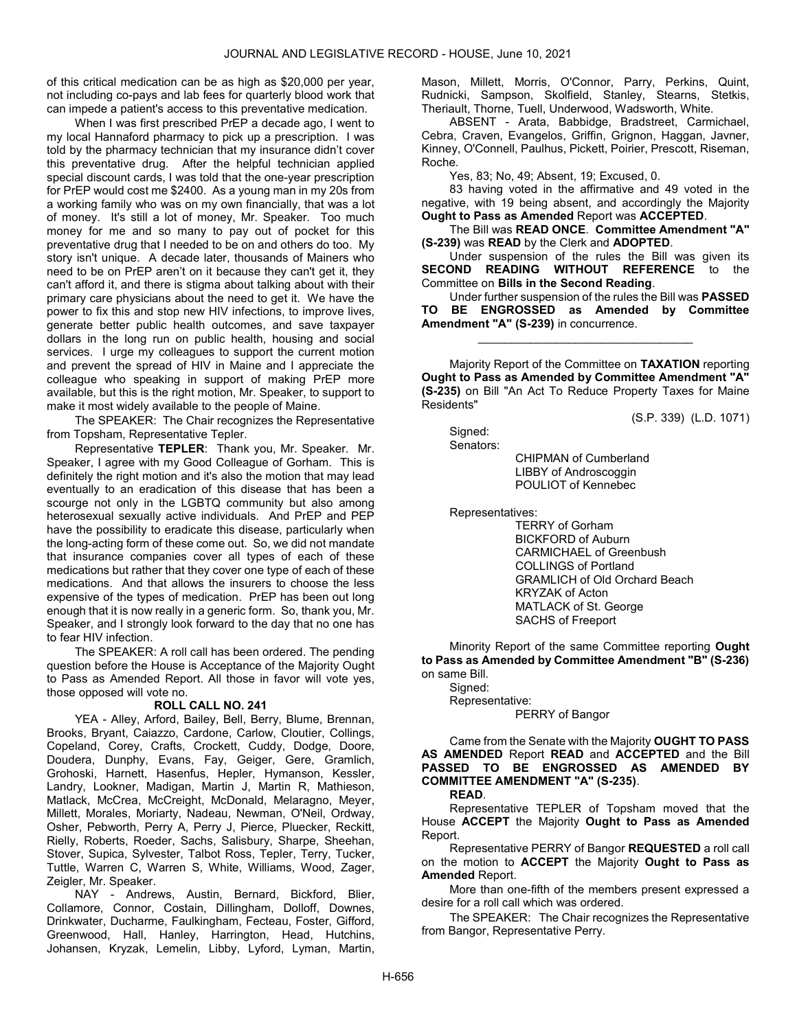of this critical medication can be as high as $20,000 per year, not including co-pays and lab fees for quarterly blood work that can impede a patient's access to this preventative medication.

When I was first prescribed PrEP a decade ago, I went to my local Hannaford pharmacy to pick up a prescription. I was told by the pharmacy technician that my insurance didn't cover this preventative drug. After the helpful technician applied special discount cards, I was told that the one-year prescription for PrEP would cost me $2400. As a young man in my 20s from a working family who was on my own financially, that was a lot of money. It's still a lot of money, Mr. Speaker. Too much money for me and so many to pay out of pocket for this preventative drug that I needed to be on and others do too. My story isn't unique. A decade later, thousands of Mainers who need to be on PrEP aren't on it because they can't get it, they can't afford it, and there is stigma about talking about with their primary care physicians about the need to get it. We have the power to fix this and stop new HIV infections, to improve lives, generate better public health outcomes, and save taxpayer dollars in the long run on public health, housing and social services. I urge my colleagues to support the current motion and prevent the spread of HIV in Maine and I appreciate the colleague who speaking in support of making PrEP more available, but this is the right motion, Mr. Speaker, to support to make it most widely available to the people of Maine.

The SPEAKER: The Chair recognizes the Representative from Topsham, Representative Tepler.

Representative **TEPLER**: Thank you, Mr. Speaker. Mr. Speaker, I agree with my Good Colleague of Gorham. This is definitely the right motion and it's also the motion that may lead eventually to an eradication of this disease that has been a scourge not only in the LGBTQ community but also among heterosexual sexually active individuals. And PrEP and PEP have the possibility to eradicate this disease, particularly when the long-acting form of these come out. So, we did not mandate that insurance companies cover all types of each of these medications but rather that they cover one type of each of these medications. And that allows the insurers to choose the less expensive of the types of medication. PrEP has been out long enough that it is now really in a generic form. So, thank you, Mr. Speaker, and I strongly look forward to the day that no one has to fear HIV infection.

The SPEAKER: A roll call has been ordered. The pending question before the House is Acceptance of the Majority Ought to Pass as Amended Report. All those in favor will vote yes, those opposed will vote no.

**ROLL CALL NO. 241**

YEA - Alley, Arford, Bailey, Bell, Berry, Blume, Brennan, Brooks, Bryant, Caiazzo, Cardone, Carlow, Cloutier, Collings, Copeland, Corey, Crafts, Crockett, Cuddy, Dodge, Doore, Doudera, Dunphy, Evans, Fay, Geiger, Gere, Gramlich, Grohoski, Harnett, Hasenfus, Hepler, Hymanson, Kessler, Landry, Lookner, Madigan, Martin J, Martin R, Mathieson, Matlack, McCrea, McCreight, McDonald, Melaragno, Meyer, Millett, Morales, Moriarty, Nadeau, Newman, O'Neil, Ordway, Osher, Pebworth, Perry A, Perry J, Pierce, Pluecker, Reckitt, Rielly, Roberts, Roeder, Sachs, Salisbury, Sharpe, Sheehan, Stover, Supica, Sylvester, Talbot Ross, Tepler, Terry, Tucker, Tuttle, Warren C, Warren S, White, Williams, Wood, Zager, Zeigler, Mr. Speaker.

NAY - Andrews, Austin, Bernard, Bickford, Blier, Collamore, Connor, Costain, Dillingham, Dolloff, Downes, Drinkwater, Ducharme, Faulkingham, Fecteau, Foster, Gifford, Greenwood, Hall, Hanley, Harrington, Head, Hutchins, Johansen, Kryzak, Lemelin, Libby, Lyford, Lyman, Martin, Mason, Millett, Morris, O'Connor, Parry, Perkins, Quint, Rudnicki, Sampson, Skolfield, Stanley, Stearns, Stetkis, Theriault, Thorne, Tuell, Underwood, Wadsworth, White.

ABSENT - Arata, Babbidge, Bradstreet, Carmichael, Cebra, Craven, Evangelos, Griffin, Grignon, Haggan, Javner, Kinney, O'Connell, Paulhus, Pickett, Poirier, Prescott, Riseman, Roche.

Yes, 83; No, 49; Absent, 19; Excused, 0.

83 having voted in the affirmative and 49 voted in the negative, with 19 being absent, and accordingly the Majority **Ought to Pass as Amended** Report was **ACCEPTED**.

The Bill was **READ ONCE**. **Committee Amendment "A" (S-239)** was **READ** by the Clerk and **ADOPTED**.

Under suspension of the rules the Bill was given its **SECOND READING WITHOUT REFERENCE** to the Committee on **Bills in the Second Reading**.

Under further suspension of the rules the Bill was **PASSED TO BE ENGROSSED as Amended by Committee Amendment "A" (S-239)** in concurrence.

_________________________________

Majority Report of the Committee on **TAXATION** reporting **Ought to Pass as Amended by Committee Amendment "A" (S-235)** on Bill "An Act To Reduce Property Taxes for Maine Residents"

(S.P. 339) (L.D. 1071)

Signed:

Senators:

CHIPMAN of Cumberland
LIBBY of Androscoggin
POULIOT of Kennebec

Representatives:

TERRY of Gorham
BICKFORD of Auburn
CARMICHAEL of Greenbush
COLLINGS of Portland
GRAMLICH of Old Orchard Beach
KRYZAK of Acton
MATLACK of St. George
SACHS of Freeport

Minority Report of the same Committee reporting **Ought to Pass as Amended by Committee Amendment "B" (S-236)** on same Bill.

Signed:

Representative:

PERRY of Bangor

Came from the Senate with the Majority **OUGHT TO PASS AS AMENDED** Report **READ** and **ACCEPTED** and the Bill **PASSED TO BE ENGROSSED AS AMENDED BY COMMITTEE AMENDMENT "A" (S-235)**.

**READ**.

Representative TEPLER of Topsham moved that the House **ACCEPT** the Majority **Ought to Pass as Amended** Report.

Representative PERRY of Bangor **REQUESTED** a roll call on the motion to **ACCEPT** the Majority **Ought to Pass as Amended** Report.

More than one-fifth of the members present expressed a desire for a roll call which was ordered.

The SPEAKER: The Chair recognizes the Representative from Bangor, Representative Perry.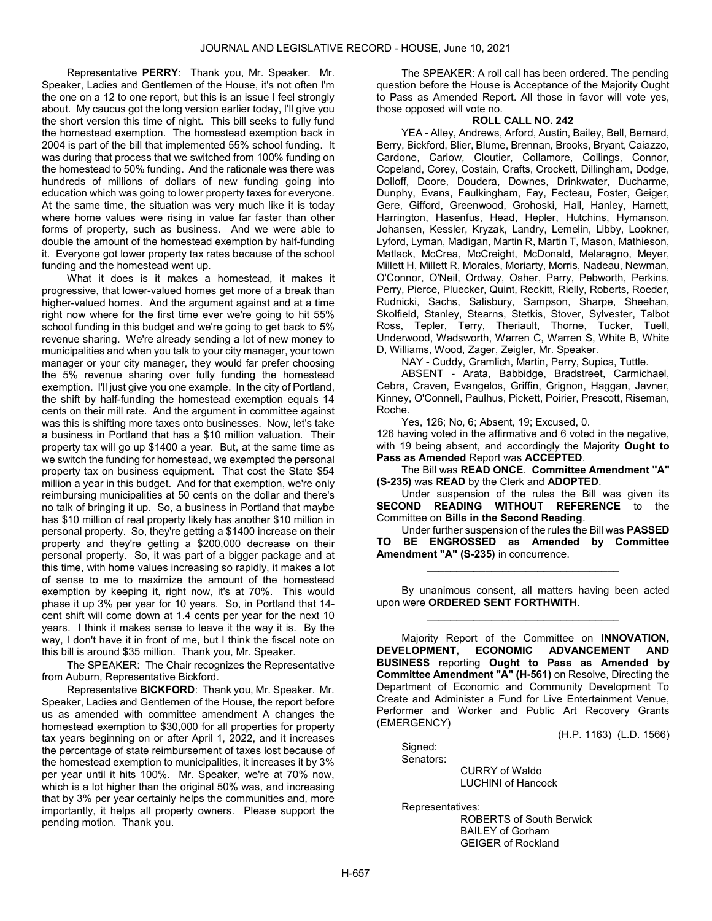Representative **PERRY**: Thank you, Mr. Speaker. Mr. Speaker, Ladies and Gentlemen of the House, it's not often I'm the one on a 12 to one report, but this is an issue I feel strongly about. My caucus got the long version earlier today, I'll give you the short version this time of night. This bill seeks to fully fund the homestead exemption. The homestead exemption back in 2004 is part of the bill that implemented 55% school funding. It was during that process that we switched from 100% funding on the homestead to 50% funding. And the rationale was there was hundreds of millions of dollars of new funding going into education which was going to lower property taxes for everyone. At the same time, the situation was very much like it is today where home values were rising in value far faster than other forms of property, such as business. And we were able to double the amount of the homestead exemption by half-funding it. Everyone got lower property tax rates because of the school funding and the homestead went up.

What it does is it makes a homestead, it makes it progressive, that lower-valued homes get more of a break than higher-valued homes. And the argument against and at a time right now where for the first time ever we're going to hit 55% school funding in this budget and we're going to get back to 5% revenue sharing. We're already sending a lot of new money to municipalities and when you talk to your city manager, your town manager or your city manager, they would far prefer choosing the 5% revenue sharing over fully funding the homestead exemption. I'll just give you one example. In the city of Portland, the shift by half-funding the homestead exemption equals 14 cents on their mill rate. And the argument in committee against was this is shifting more taxes onto businesses. Now, let's take a business in Portland that has a $10 million valuation. Their property tax will go up $1400 a year. But, at the same time as we switch the funding for homestead, we exempted the personal property tax on business equipment. That cost the State $54 million a year in this budget. And for that exemption, we're only reimbursing municipalities at 50 cents on the dollar and there's no talk of bringing it up. So, a business in Portland that maybe has $10 million of real property likely has another $10 million in personal property. So, they're getting a $1400 increase on their property and they're getting a $200,000 decrease on their personal property. So, it was part of a bigger package and at this time, with home values increasing so rapidly, it makes a lot of sense to me to maximize the amount of the homestead exemption by keeping it, right now, it's at 70%. This would phase it up 3% per year for 10 years. So, in Portland that 14-cent shift will come down at 1.4 cents per year for the next 10 years. I think it makes sense to leave it the way it is. By the way, I don't have it in front of me, but I think the fiscal note on this bill is around $35 million. Thank you, Mr. Speaker.

The SPEAKER: The Chair recognizes the Representative from Auburn, Representative Bickford.

Representative **BICKFORD**: Thank you, Mr. Speaker. Mr. Speaker, Ladies and Gentlemen of the House, the report before us as amended with committee amendment A changes the homestead exemption to $30,000 for all properties for property tax years beginning on or after April 1, 2022, and it increases the percentage of state reimbursement of taxes lost because of the homestead exemption to municipalities, it increases it by 3% per year until it hits 100%. Mr. Speaker, we're at 70% now, which is a lot higher than the original 50% was, and increasing that by 3% per year certainly helps the communities and, more importantly, it helps all property owners. Please support the pending motion. Thank you.

The SPEAKER: A roll call has been ordered. The pending question before the House is Acceptance of the Majority Ought to Pass as Amended Report. All those in favor will vote yes, those opposed will vote no.

**ROLL CALL NO. 242**

YEA - Alley, Andrews, Arford, Austin, Bailey, Bell, Bernard, Berry, Bickford, Blier, Blume, Brennan, Brooks, Bryant, Caiazzo, Cardone, Carlow, Cloutier, Collamore, Collings, Connor, Copeland, Corey, Costain, Crafts, Crockett, Dillingham, Dodge, Dolloff, Doore, Doudera, Downes, Drinkwater, Ducharme, Dunphy, Evans, Faulkingham, Fay, Fecteau, Foster, Geiger, Gere, Gifford, Greenwood, Grohoski, Hall, Hanley, Harnett, Harrington, Hasenfus, Head, Hepler, Hutchins, Hymanson, Johansen, Kessler, Kryzak, Landry, Lemelin, Libby, Lookner, Lyford, Lyman, Madigan, Martin R, Martin T, Mason, Mathieson, Matlack, McCrea, McCreight, McDonald, Melaragno, Meyer, Millett H, Millett R, Morales, Moriarty, Morris, Nadeau, Newman, O'Connor, O'Neil, Ordway, Osher, Parry, Pebworth, Perkins, Perry, Pierce, Pluecker, Quint, Reckitt, Rielly, Roberts, Roeder, Rudnicki, Sachs, Salisbury, Sampson, Sharpe, Sheehan, Skolfield, Stanley, Stearns, Stetkis, Stover, Sylvester, Talbot Ross, Tepler, Terry, Theriault, Thorne, Tucker, Tuell, Underwood, Wadsworth, Warren C, Warren S, White B, White D, Williams, Wood, Zager, Zeigler, Mr. Speaker.

NAY - Cuddy, Gramlich, Martin, Perry, Supica, Tuttle.

ABSENT - Arata, Babbidge, Bradstreet, Carmichael, Cebra, Craven, Evangelos, Griffin, Grignon, Haggan, Javner, Kinney, O'Connell, Paulhus, Pickett, Poirier, Prescott, Riseman, Roche.

Yes, 126; No, 6; Absent, 19; Excused, 0.

126 having voted in the affirmative and 6 voted in the negative, with 19 being absent, and accordingly the Majority **Ought to Pass as Amended** Report was **ACCEPTED**.

The Bill was **READ ONCE**. **Committee Amendment "A" (S-235)** was **READ** by the Clerk and **ADOPTED**.

Under suspension of the rules the Bill was given its **SECOND READING WITHOUT REFERENCE** to the Committee on **Bills in the Second Reading**.

Under further suspension of the rules the Bill was **PASSED TO BE ENGROSSED as Amended by Committee Amendment "A" (S-235)** in concurrence.

---

By unanimous consent, all matters having been acted upon were **ORDERED SENT FORTHWITH**.

---

Majority Report of the Committee on **INNOVATION, DEVELOPMENT, ECONOMIC ADVANCEMENT AND BUSINESS** reporting **Ought to Pass as Amended by Committee Amendment "A" (H-561)** on Resolve, Directing the Department of Economic and Community Development To Create and Administer a Fund for Live Entertainment Venue, Performer and Worker and Public Art Recovery Grants (EMERGENCY)

(H.P. 1163) (L.D. 1566)

Signed:

Senators:

CURRY of Waldo
LUCHINI of Hancock

Representatives:

ROBERTS of South Berwick
BAILEY of Gorham
GEIGER of Rockland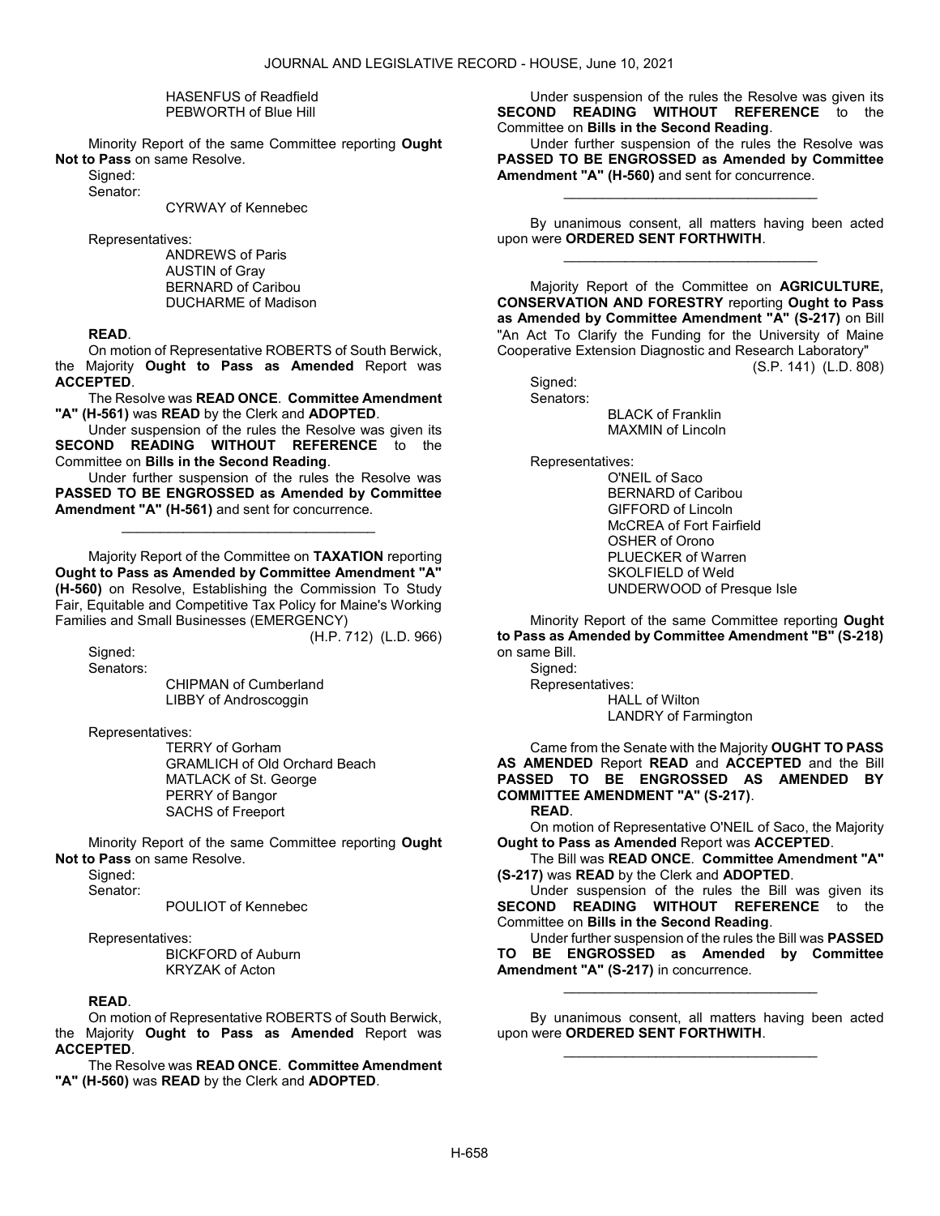HASENFUS of Readfield
PEBWORTH of Blue Hill

Minority Report of the same Committee reporting **Ought Not to Pass** on same Resolve.

Signed:
Senator:

CYRWAY of Kennebec

Representatives:

ANDREWS of Paris
AUSTIN of Gray
BERNARD of Caribou
DUCHARME of Madison

**READ**.

On motion of Representative ROBERTS of South Berwick, the Majority **Ought to Pass as Amended** Report was **ACCEPTED**.

The Resolve was **READ ONCE**. **Committee Amendment "A" (H-561)** was **READ** by the Clerk and **ADOPTED**.

Under suspension of the rules the Resolve was given its **SECOND READING WITHOUT REFERENCE** to the Committee on **Bills in the Second Reading**.

Under further suspension of the rules the Resolve was **PASSED TO BE ENGROSSED as Amended by Committee Amendment "A" (H-561)** and sent for concurrence.

_________________________________

Majority Report of the Committee on **TAXATION** reporting **Ought to Pass as Amended by Committee Amendment "A" (H-560)** on Resolve, Establishing the Commission To Study Fair, Equitable and Competitive Tax Policy for Maine's Working Families and Small Businesses (EMERGENCY)

(H.P. 712) (L.D. 966)

Signed:
Senators:

CHIPMAN of Cumberland
LIBBY of Androscoggin

Representatives:

TERRY of Gorham
GRAMLICH of Old Orchard Beach
MATLACK of St. George
PERRY of Bangor
SACHS of Freeport

Minority Report of the same Committee reporting **Ought Not to Pass** on same Resolve.

Signed:
Senator:

POULIOT of Kennebec

Representatives:

BICKFORD of Auburn
KRYZAK of Acton

**READ**.

On motion of Representative ROBERTS of South Berwick, the Majority **Ought to Pass as Amended** Report was **ACCEPTED**.

The Resolve was **READ ONCE**. **Committee Amendment "A" (H-560)** was **READ** by the Clerk and **ADOPTED**.

Under suspension of the rules the Resolve was given its **SECOND READING WITHOUT REFERENCE** to the Committee on **Bills in the Second Reading**.

Under further suspension of the rules the Resolve was **PASSED TO BE ENGROSSED as Amended by Committee Amendment "A" (H-560)** and sent for concurrence.

_________________________________

By unanimous consent, all matters having been acted upon were **ORDERED SENT FORTHWITH**.

_________________________________

Majority Report of the Committee on **AGRICULTURE, CONSERVATION AND FORESTRY** reporting **Ought to Pass as Amended by Committee Amendment "A" (S-217)** on Bill "An Act To Clarify the Funding for the University of Maine Cooperative Extension Diagnostic and Research Laboratory"

(S.P. 141) (L.D. 808)

Signed:
Senators:

BLACK of Franklin
MAXMIN of Lincoln

Representatives:

O'NEIL of Saco
BERNARD of Caribou
GIFFORD of Lincoln
McCREA of Fort Fairfield
OSHER of Orono
PLUECKER of Warren
SKOLFIELD of Weld
UNDERWOOD of Presque Isle

Minority Report of the same Committee reporting **Ought to Pass as Amended by Committee Amendment "B" (S-218)** on same Bill.

Signed:
Representatives:

HALL of Wilton
LANDRY of Farmington

Came from the Senate with the Majority **OUGHT TO PASS AS AMENDED** Report **READ** and **ACCEPTED** and the Bill **PASSED TO BE ENGROSSED AS AMENDED BY COMMITTEE AMENDMENT "A" (S-217)**.

**READ**.

On motion of Representative O'NEIL of Saco, the Majority **Ought to Pass as Amended** Report was **ACCEPTED**.

The Bill was **READ ONCE**. **Committee Amendment "A" (S-217)** was **READ** by the Clerk and **ADOPTED**.

Under suspension of the rules the Bill was given its **SECOND READING WITHOUT REFERENCE** to the Committee on **Bills in the Second Reading**.

Under further suspension of the rules the Bill was **PASSED TO BE ENGROSSED as Amended by Committee Amendment "A" (S-217)** in concurrence.

_________________________________

By unanimous consent, all matters having been acted upon were **ORDERED SENT FORTHWITH**.

_________________________________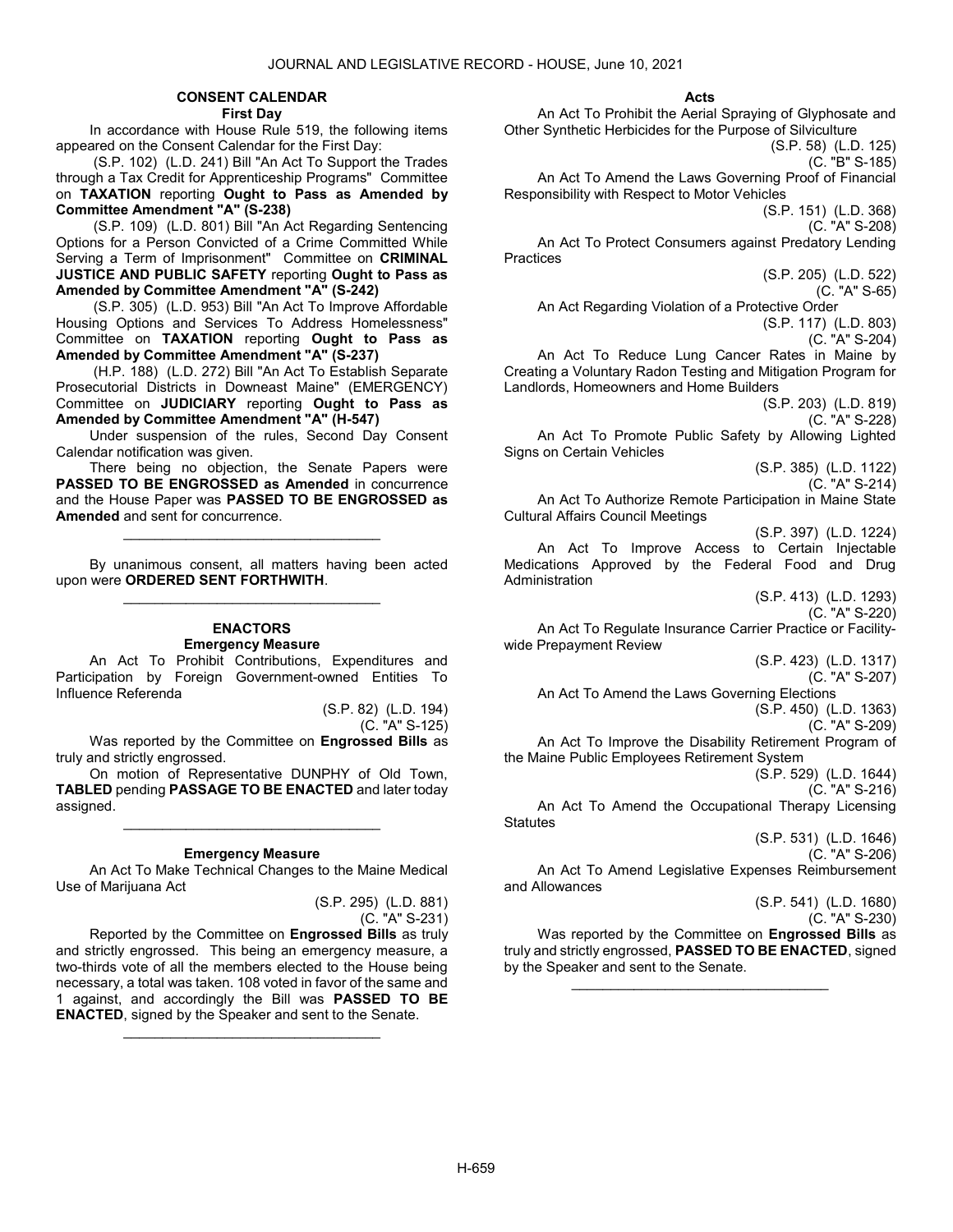### CONSENT CALENDAR

#### First Day

In accordance with House Rule 519, the following items appeared on the Consent Calendar for the First Day:

(S.P. 102) (L.D. 241) Bill "An Act To Support the Trades through a Tax Credit for Apprenticeship Programs" Committee on **TAXATION** reporting **Ought to Pass as Amended by Committee Amendment "A" (S-238)**

(S.P. 109) (L.D. 801) Bill "An Act Regarding Sentencing Options for a Person Convicted of a Crime Committed While Serving a Term of Imprisonment" Committee on **CRIMINAL JUSTICE AND PUBLIC SAFETY** reporting **Ought to Pass as Amended by Committee Amendment "A" (S-242)**

(S.P. 305) (L.D. 953) Bill "An Act To Improve Affordable Housing Options and Services To Address Homelessness" Committee on **TAXATION** reporting **Ought to Pass as Amended by Committee Amendment "A" (S-237)**

(H.P. 188) (L.D. 272) Bill "An Act To Establish Separate Prosecutorial Districts in Downeast Maine" (EMERGENCY) Committee on **JUDICIARY** reporting **Ought to Pass as Amended by Committee Amendment "A" (H-547)**

Under suspension of the rules, Second Day Consent Calendar notification was given.

There being no objection, the Senate Papers were **PASSED TO BE ENGROSSED as Amended** in concurrence and the House Paper was **PASSED TO BE ENGROSSED as Amended** and sent for concurrence.

_________________________________

By unanimous consent, all matters having been acted upon were **ORDERED SENT FORTHWITH**.

_________________________________

### ENACTORS

#### Emergency Measure

An Act To Prohibit Contributions, Expenditures and Participation by Foreign Government-owned Entities To Influence Referenda

(S.P. 82) (L.D. 194)
(C. "A" S-125)

Was reported by the Committee on **Engrossed Bills** as truly and strictly engrossed.

On motion of Representative DUNPHY of Old Town, **TABLED** pending **PASSAGE TO BE ENACTED** and later today assigned.

_________________________________

#### Emergency Measure

An Act To Make Technical Changes to the Maine Medical Use of Marijuana Act

(S.P. 295) (L.D. 881)
(C. "A" S-231)

Reported by the Committee on **Engrossed Bills** as truly and strictly engrossed. This being an emergency measure, a two-thirds vote of all the members elected to the House being necessary, a total was taken. 108 voted in favor of the same and 1 against, and accordingly the Bill was **PASSED TO BE ENACTED**, signed by the Speaker and sent to the Senate.

_________________________________

#### Acts

An Act To Prohibit the Aerial Spraying of Glyphosate and Other Synthetic Herbicides for the Purpose of Silviculture

(S.P. 58) (L.D. 125)
(C. "B" S-185)

An Act To Amend the Laws Governing Proof of Financial Responsibility with Respect to Motor Vehicles

(S.P. 151) (L.D. 368)
(C. "A" S-208)

An Act To Protect Consumers against Predatory Lending Practices

(S.P. 205) (L.D. 522)
(C. "A" S-65)

An Act Regarding Violation of a Protective Order

(S.P. 117) (L.D. 803)
(C. "A" S-204)

An Act To Reduce Lung Cancer Rates in Maine by Creating a Voluntary Radon Testing and Mitigation Program for Landlords, Homeowners and Home Builders

(S.P. 203) (L.D. 819)
(C. "A" S-228)

An Act To Promote Public Safety by Allowing Lighted Signs on Certain Vehicles

(S.P. 385) (L.D. 1122)
(C. "A" S-214)

An Act To Authorize Remote Participation in Maine State Cultural Affairs Council Meetings

(S.P. 397) (L.D. 1224)

An Act To Improve Access to Certain Injectable Medications Approved by the Federal Food and Drug Administration

(S.P. 413) (L.D. 1293)
(C. "A" S-220)

An Act To Regulate Insurance Carrier Practice or Facility-wide Prepayment Review

(S.P. 423) (L.D. 1317)
(C. "A" S-207)

An Act To Amend the Laws Governing Elections

(S.P. 450) (L.D. 1363)
(C. "A" S-209)

An Act To Improve the Disability Retirement Program of the Maine Public Employees Retirement System

(S.P. 529) (L.D. 1644)
(C. "A" S-216)

An Act To Amend the Occupational Therapy Licensing Statutes

(S.P. 531) (L.D. 1646)
(C. "A" S-206)

An Act To Amend Legislative Expenses Reimbursement and Allowances

(S.P. 541) (L.D. 1680)
(C. "A" S-230)

Was reported by the Committee on **Engrossed Bills** as truly and strictly engrossed, **PASSED TO BE ENACTED**, signed by the Speaker and sent to the Senate.

_________________________________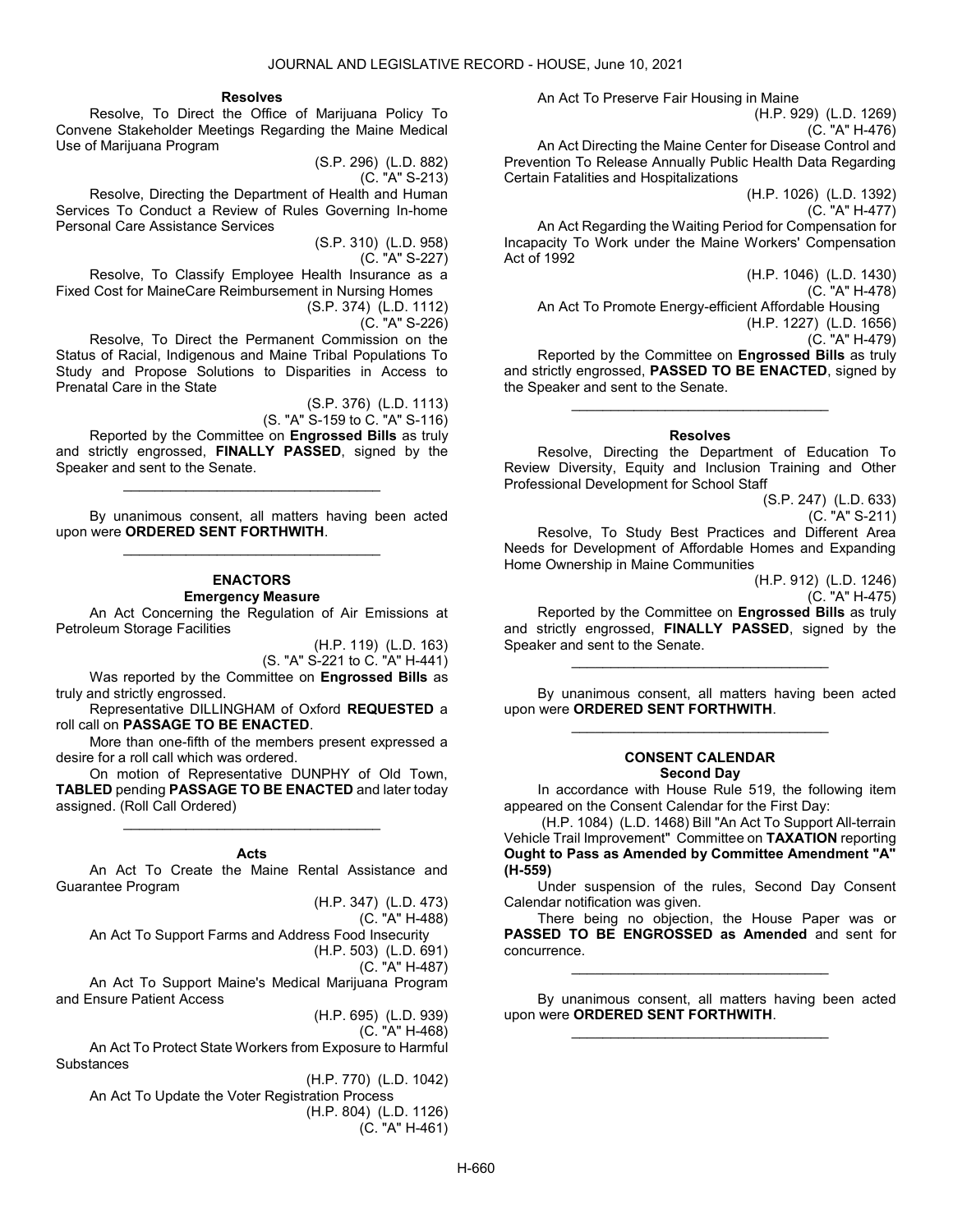### Resolves

Resolve, To Direct the Office of Marijuana Policy To Convene Stakeholder Meetings Regarding the Maine Medical Use of Marijuana Program

(S.P. 296) (L.D. 882)
(C. "A" S-213)

Resolve, Directing the Department of Health and Human Services To Conduct a Review of Rules Governing In-home Personal Care Assistance Services

(S.P. 310) (L.D. 958)
(C. "A" S-227)

Resolve, To Classify Employee Health Insurance as a Fixed Cost for MaineCare Reimbursement in Nursing Homes

(S.P. 374) (L.D. 1112)
(C. "A" S-226)

Resolve, To Direct the Permanent Commission on the Status of Racial, Indigenous and Maine Tribal Populations To Study and Propose Solutions to Disparities in Access to Prenatal Care in the State

(S.P. 376) (L.D. 1113)
(S. "A" S-159 to C. "A" S-116)

Reported by the Committee on **Engrossed Bills** as truly and strictly engrossed, **FINALLY PASSED**, signed by the Speaker and sent to the Senate.

_________________________________

By unanimous consent, all matters having been acted upon were **ORDERED SENT FORTHWITH**.

_________________________________

### ENACTORS
#### Emergency Measure

An Act Concerning the Regulation of Air Emissions at Petroleum Storage Facilities

(H.P. 119) (L.D. 163)
(S. "A" S-221 to C. "A" H-441)

Was reported by the Committee on **Engrossed Bills** as truly and strictly engrossed.

Representative DILLINGHAM of Oxford **REQUESTED** a roll call on **PASSAGE TO BE ENACTED**.

More than one-fifth of the members present expressed a desire for a roll call which was ordered.

On motion of Representative DUNPHY of Old Town, **TABLED** pending **PASSAGE TO BE ENACTED** and later today assigned. (Roll Call Ordered)

_________________________________

#### Acts

An Act To Create the Maine Rental Assistance and Guarantee Program

(H.P. 347) (L.D. 473)
(C. "A" H-488)

An Act To Support Farms and Address Food Insecurity

(H.P. 503) (L.D. 691)
(C. "A" H-487)

An Act To Support Maine's Medical Marijuana Program and Ensure Patient Access

(H.P. 695) (L.D. 939)
(C. "A" H-468)

An Act To Protect State Workers from Exposure to Harmful Substances

(H.P. 770) (L.D. 1042)

An Act To Update the Voter Registration Process

(H.P. 804) (L.D. 1126)
(C. "A" H-461)

An Act To Preserve Fair Housing in Maine

(H.P. 929) (L.D. 1269)
(C. "A" H-476)

An Act Directing the Maine Center for Disease Control and Prevention To Release Annually Public Health Data Regarding Certain Fatalities and Hospitalizations

(H.P. 1026) (L.D. 1392)
(C. "A" H-477)

An Act Regarding the Waiting Period for Compensation for Incapacity To Work under the Maine Workers' Compensation Act of 1992

(H.P. 1046) (L.D. 1430)
(C. "A" H-478)

An Act To Promote Energy-efficient Affordable Housing

(H.P. 1227) (L.D. 1656)
(C. "A" H-479)

Reported by the Committee on **Engrossed Bills** as truly and strictly engrossed, **PASSED TO BE ENACTED**, signed by the Speaker and sent to the Senate.

_________________________________

#### Resolves

Resolve, Directing the Department of Education To Review Diversity, Equity and Inclusion Training and Other Professional Development for School Staff

(S.P. 247) (L.D. 633)
(C. "A" S-211)

Resolve, To Study Best Practices and Different Area Needs for Development of Affordable Homes and Expanding Home Ownership in Maine Communities

(H.P. 912) (L.D. 1246)
(C. "A" H-475)

Reported by the Committee on **Engrossed Bills** as truly and strictly engrossed, **FINALLY PASSED**, signed by the Speaker and sent to the Senate.

_________________________________

By unanimous consent, all matters having been acted upon were **ORDERED SENT FORTHWITH**.

_________________________________

### CONSENT CALENDAR
#### Second Day

In accordance with House Rule 519, the following item appeared on the Consent Calendar for the First Day:

(H.P. 1084) (L.D. 1468) Bill "An Act To Support All-terrain Vehicle Trail Improvement" Committee on **TAXATION** reporting **Ought to Pass as Amended by Committee Amendment "A" (H-559)**

Under suspension of the rules, Second Day Consent Calendar notification was given.

There being no objection, the House Paper was or **PASSED TO BE ENGROSSED as Amended** and sent for concurrence.

_________________________________

By unanimous consent, all matters having been acted upon were **ORDERED SENT FORTHWITH**.

_________________________________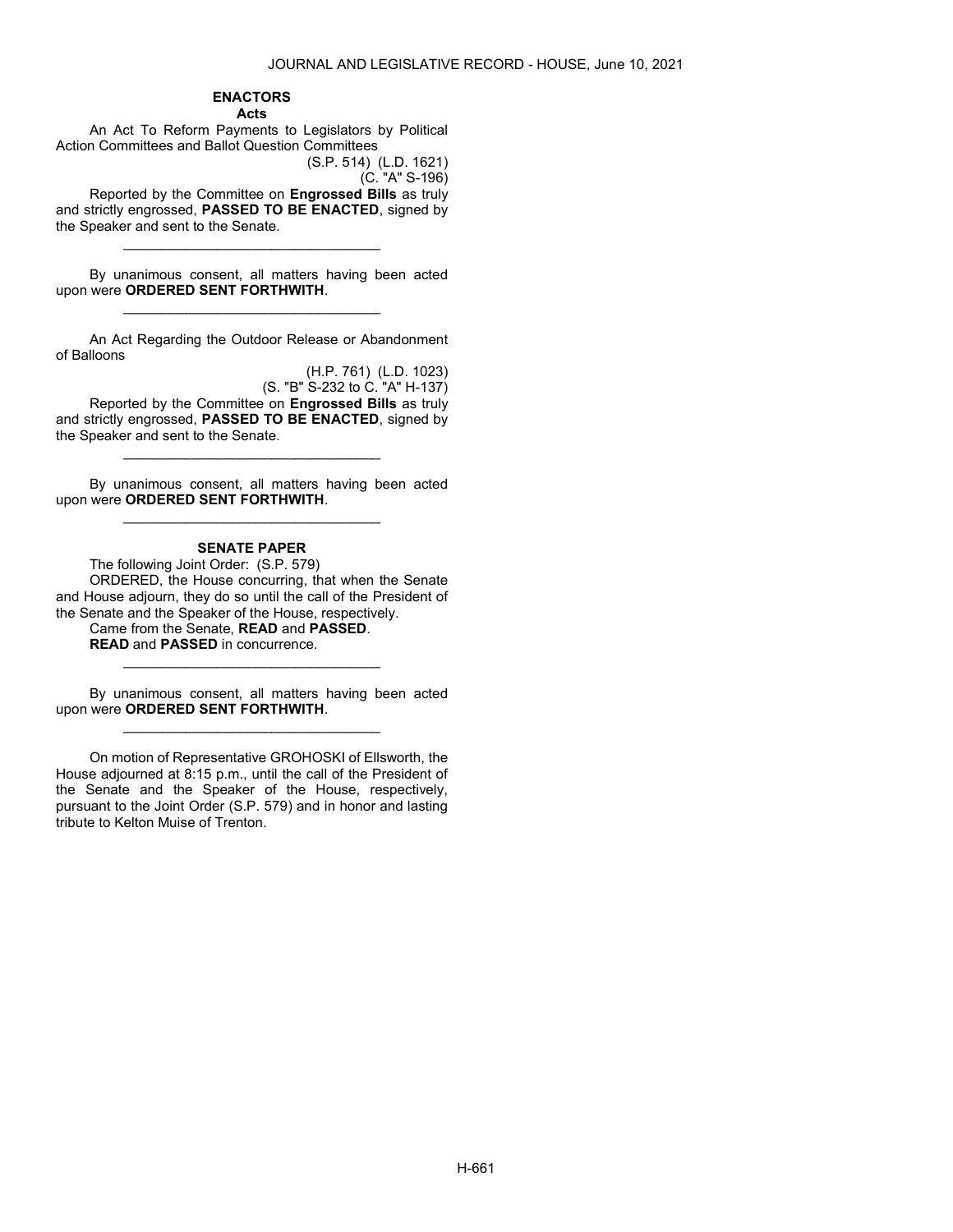## ENACTORS

### Acts

An Act To Reform Payments to Legislators by Political Action Committees and Ballot Question Committees

(S.P. 514) (L.D. 1621)
(C. "A" S-196)

Reported by the Committee on **Engrossed Bills** as truly and strictly engrossed, **PASSED TO BE ENACTED**, signed by the Speaker and sent to the Senate.

\_\_\_\_\_\_\_\_\_\_\_\_\_\_\_\_\_\_\_\_\_\_\_\_\_\_\_\_\_\_\_\_\_

By unanimous consent, all matters having been acted upon were **ORDERED SENT FORTHWITH**.

\_\_\_\_\_\_\_\_\_\_\_\_\_\_\_\_\_\_\_\_\_\_\_\_\_\_\_\_\_\_\_\_\_

An Act Regarding the Outdoor Release or Abandonment of Balloons

(H.P. 761) (L.D. 1023)
(S. "B" S-232 to C. "A" H-137)

Reported by the Committee on **Engrossed Bills** as truly and strictly engrossed, **PASSED TO BE ENACTED**, signed by the Speaker and sent to the Senate.

\_\_\_\_\_\_\_\_\_\_\_\_\_\_\_\_\_\_\_\_\_\_\_\_\_\_\_\_\_\_\_\_\_

By unanimous consent, all matters having been acted upon were **ORDERED SENT FORTHWITH**.

\_\_\_\_\_\_\_\_\_\_\_\_\_\_\_\_\_\_\_\_\_\_\_\_\_\_\_\_\_\_\_\_\_

## SENATE PAPER

The following Joint Order: (S.P. 579)

ORDERED, the House concurring, that when the Senate and House adjourn, they do so until the call of the President of the Senate and the Speaker of the House, respectively.

Came from the Senate, **READ** and **PASSED**.

**READ** and **PASSED** in concurrence.

\_\_\_\_\_\_\_\_\_\_\_\_\_\_\_\_\_\_\_\_\_\_\_\_\_\_\_\_\_\_\_\_\_

By unanimous consent, all matters having been acted upon were **ORDERED SENT FORTHWITH**.

\_\_\_\_\_\_\_\_\_\_\_\_\_\_\_\_\_\_\_\_\_\_\_\_\_\_\_\_\_\_\_\_\_

On motion of Representative GROHOSKI of Ellsworth, the House adjourned at 8:15 p.m., until the call of the President of the Senate and the Speaker of the House, respectively, pursuant to the Joint Order (S.P. 579) and in honor and lasting tribute to Kelton Muise of Trenton.